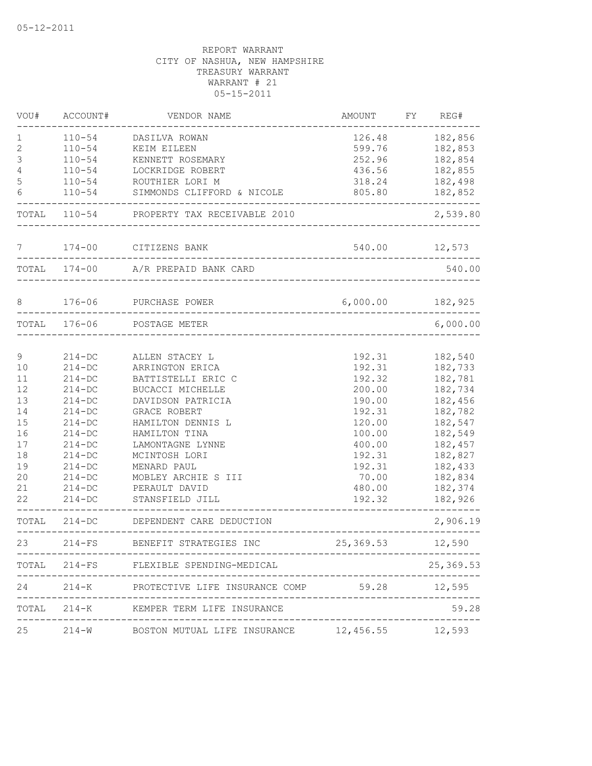05-12-2011

REPORT WARRANT
CITY OF NASHUA, NEW HAMPSHIRE
TREASURY WARRANT
WARRANT # 21
05-15-2011

| VOU# | ACCOUNT# | VENDOR NAME | AMOUNT | FY | REG# |
|---|---|---|---|---|---|
| 1 | 110-54 | DASILVA ROWAN | 126.48 | | 182,856 |
| 2 | 110-54 | KEIM EILEEN | 599.76 | | 182,853 |
| 3 | 110-54 | KENNETT ROSEMARY | 252.96 | | 182,854 |
| 4 | 110-54 | LOCKRIDGE ROBERT | 436.56 | | 182,855 |
| 5 | 110-54 | ROUTHIER LORI M | 318.24 | | 182,498 |
| 6 | 110-54 | SIMMONDS CLIFFORD & NICOLE | 805.80 | | 182,852 |
| TOTAL | 110-54 | PROPERTY TAX RECEIVABLE 2010 | | | 2,539.80 |
| 7 | 174-00 | CITIZENS BANK | 540.00 | | 12,573 |
| TOTAL | 174-00 | A/R PREPAID BANK CARD | | | 540.00 |
| 8 | 176-06 | PURCHASE POWER | 6,000.00 | | 182,925 |
| TOTAL | 176-06 | POSTAGE METER | | | 6,000.00 |
| 9 | 214-DC | ALLEN STACEY L | 192.31 | | 182,540 |
| 10 | 214-DC | ARRINGTON ERICA | 192.31 | | 182,733 |
| 11 | 214-DC | BATTISTELLI ERIC C | 192.32 | | 182,781 |
| 12 | 214-DC | BUCACCI MICHELLE | 200.00 | | 182,734 |
| 13 | 214-DC | DAVIDSON PATRICIA | 190.00 | | 182,456 |
| 14 | 214-DC | GRACE ROBERT | 192.31 | | 182,782 |
| 15 | 214-DC | HAMILTON DENNIS L | 120.00 | | 182,547 |
| 16 | 214-DC | HAMILTON TINA | 100.00 | | 182,549 |
| 17 | 214-DC | LAMONTAGNE LYNNE | 400.00 | | 182,457 |
| 18 | 214-DC | MCINTOSH LORI | 192.31 | | 182,827 |
| 19 | 214-DC | MENARD PAUL | 192.31 | | 182,433 |
| 20 | 214-DC | MOBLEY ARCHIE S III | 70.00 | | 182,834 |
| 21 | 214-DC | PERAULT DAVID | 480.00 | | 182,374 |
| 22 | 214-DC | STANSFIELD JILL | 192.32 | | 182,926 |
| TOTAL | 214-DC | DEPENDENT CARE DEDUCTION | | | 2,906.19 |
| 23 | 214-FS | BENEFIT STRATEGIES INC | 25,369.53 | | 12,590 |
| TOTAL | 214-FS | FLEXIBLE SPENDING-MEDICAL | | | 25,369.53 |
| 24 | 214-K | PROTECTIVE LIFE INSURANCE COMP | 59.28 | | 12,595 |
| TOTAL | 214-K | KEMPER TERM LIFE INSURANCE | | | 59.28 |
| 25 | 214-W | BOSTON MUTUAL LIFE INSURANCE | 12,456.55 | | 12,593 |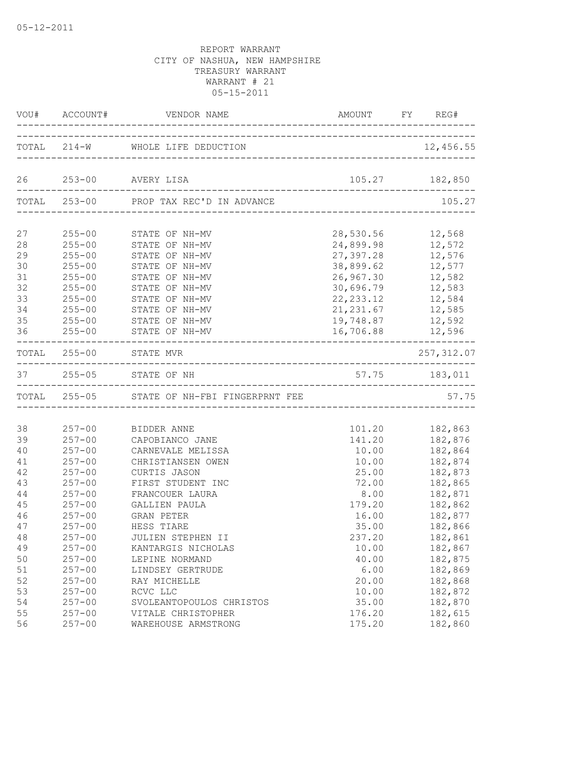05-12-2011

REPORT WARRANT
CITY OF NASHUA, NEW HAMPSHIRE
TREASURY WARRANT
WARRANT # 21
05-15-2011

| VOU# | ACCOUNT# | VENDOR NAME | AMOUNT | FY | REG# |
|---|---|---|---|---|---|
| TOTAL | 214-W | WHOLE LIFE DEDUCTION | | | 12,456.55 |
| 26 | 253-00 | AVERY LISA | 105.27 | | 182,850 |
| TOTAL | 253-00 | PROP TAX REC'D IN ADVANCE | | | 105.27 |
| 27 | 255-00 | STATE OF NH-MV | 28,530.56 | | 12,568 |
| 28 | 255-00 | STATE OF NH-MV | 24,899.98 | | 12,572 |
| 29 | 255-00 | STATE OF NH-MV | 27,397.28 | | 12,576 |
| 30 | 255-00 | STATE OF NH-MV | 38,899.62 | | 12,577 |
| 31 | 255-00 | STATE OF NH-MV | 26,967.30 | | 12,582 |
| 32 | 255-00 | STATE OF NH-MV | 30,696.79 | | 12,583 |
| 33 | 255-00 | STATE OF NH-MV | 22,233.12 | | 12,584 |
| 34 | 255-00 | STATE OF NH-MV | 21,231.67 | | 12,585 |
| 35 | 255-00 | STATE OF NH-MV | 19,748.87 | | 12,592 |
| 36 | 255-00 | STATE OF NH-MV | 16,706.88 | | 12,596 |
| TOTAL | 255-00 | STATE MVR | | | 257,312.07 |
| 37 | 255-05 | STATE OF NH | 57.75 | | 183,011 |
| TOTAL | 255-05 | STATE OF NH-FBI FINGERPRNT FEE | | | 57.75 |
| 38 | 257-00 | BIDDER ANNE | 101.20 | | 182,863 |
| 39 | 257-00 | CAPOBIANCO JANE | 141.20 | | 182,876 |
| 40 | 257-00 | CARNEVALE MELISSA | 10.00 | | 182,864 |
| 41 | 257-00 | CHRISTIANSEN OWEN | 10.00 | | 182,874 |
| 42 | 257-00 | CURTIS JASON | 25.00 | | 182,873 |
| 43 | 257-00 | FIRST STUDENT INC | 72.00 | | 182,865 |
| 44 | 257-00 | FRANCOUER LAURA | 8.00 | | 182,871 |
| 45 | 257-00 | GALLIEN PAULA | 179.20 | | 182,862 |
| 46 | 257-00 | GRAN PETER | 16.00 | | 182,877 |
| 47 | 257-00 | HESS TIARE | 35.00 | | 182,866 |
| 48 | 257-00 | JULIEN STEPHEN II | 237.20 | | 182,861 |
| 49 | 257-00 | KANTARGIS NICHOLAS | 10.00 | | 182,867 |
| 50 | 257-00 | LEPINE NORMAND | 40.00 | | 182,875 |
| 51 | 257-00 | LINDSEY GERTRUDE | 6.00 | | 182,869 |
| 52 | 257-00 | RAY MICHELLE | 20.00 | | 182,868 |
| 53 | 257-00 | RCVC LLC | 10.00 | | 182,872 |
| 54 | 257-00 | SVOLEANTOPOULOS CHRISTOS | 35.00 | | 182,870 |
| 55 | 257-00 | VITALE CHRISTOPHER | 176.20 | | 182,615 |
| 56 | 257-00 | WAREHOUSE ARMSTRONG | 175.20 | | 182,860 |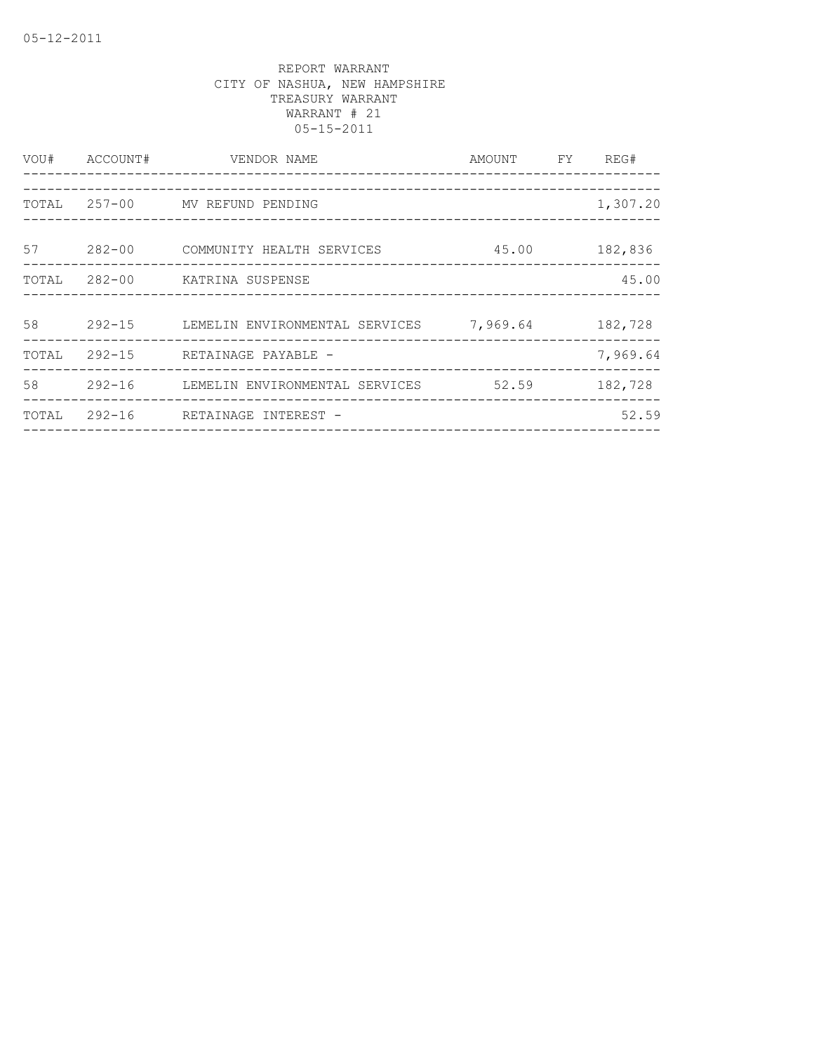REPORT WARRANT
CITY OF NASHUA, NEW HAMPSHIRE
TREASURY WARRANT
WARRANT # 21
05-15-2011

| VOU# | ACCOUNT# | VENDOR NAME | AMOUNT | FY | REG# |
|---|---|---|---|---|---|
| TOTAL | 257-00 | MV REFUND PENDING | | | 1,307.20 |
| 57 | 282-00 | COMMUNITY HEALTH SERVICES | 45.00 | | 182,836 |
| TOTAL | 282-00 | KATRINA SUSPENSE | | | 45.00 |
| 58 | 292-15 | LEMELIN ENVIRONMENTAL SERVICES | 7,969.64 | | 182,728 |
| TOTAL | 292-15 | RETAINAGE PAYABLE - | | | 7,969.64 |
| 58 | 292-16 | LEMELIN ENVIRONMENTAL SERVICES | 52.59 | | 182,728 |
| TOTAL | 292-16 | RETAINAGE INTEREST - | | | 52.59 |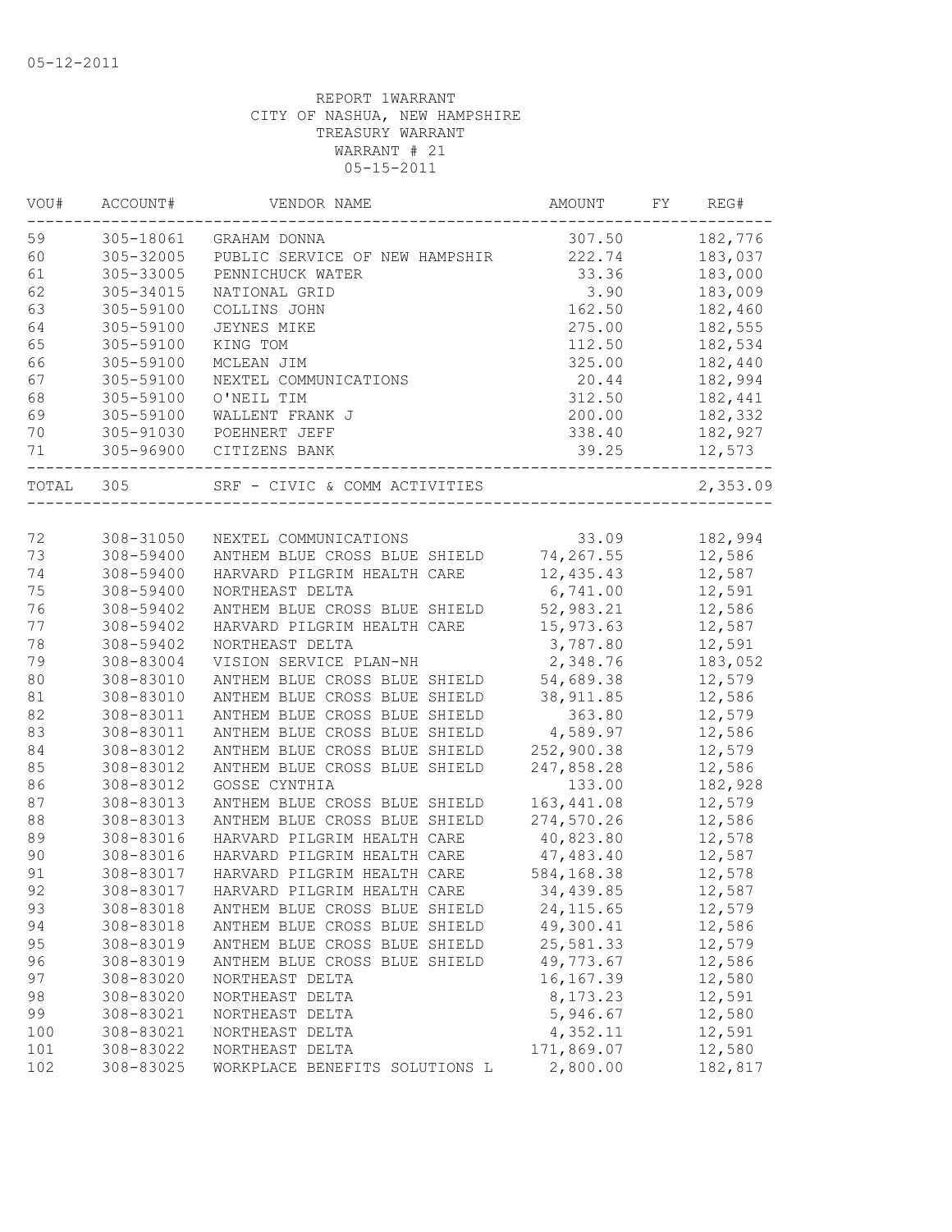05-12-2011

REPORT 1WARRANT
CITY OF NASHUA, NEW HAMPSHIRE
TREASURY WARRANT
WARRANT # 21
05-15-2011

| VOU# | ACCOUNT# | VENDOR NAME | AMOUNT | FY | REG# |
|---|---|---|---|---|---|
| 59 | 305-18061 | GRAHAM DONNA | 307.50 | | 182,776 |
| 60 | 305-32005 | PUBLIC SERVICE OF NEW HAMPSHIR | 222.74 | | 183,037 |
| 61 | 305-33005 | PENNICHUCK WATER | 33.36 | | 183,000 |
| 62 | 305-34015 | NATIONAL GRID | 3.90 | | 183,009 |
| 63 | 305-59100 | COLLINS JOHN | 162.50 | | 182,460 |
| 64 | 305-59100 | JEYNES MIKE | 275.00 | | 182,555 |
| 65 | 305-59100 | KING TOM | 112.50 | | 182,534 |
| 66 | 305-59100 | MCLEAN JIM | 325.00 | | 182,440 |
| 67 | 305-59100 | NEXTEL COMMUNICATIONS | 20.44 | | 182,994 |
| 68 | 305-59100 | O'NEIL TIM | 312.50 | | 182,441 |
| 69 | 305-59100 | WALLENT FRANK J | 200.00 | | 182,332 |
| 70 | 305-91030 | POEHNERT JEFF | 338.40 | | 182,927 |
| 71 | 305-96900 | CITIZENS BANK | 39.25 | | 12,573 |
| TOTAL | 305 | SRF - CIVIC & COMM ACTIVITIES | | | 2,353.09 |
| 72 | 308-31050 | NEXTEL COMMUNICATIONS | 33.09 | | 182,994 |
| 73 | 308-59400 | ANTHEM BLUE CROSS BLUE SHIELD | 74,267.55 | | 12,586 |
| 74 | 308-59400 | HARVARD PILGRIM HEALTH CARE | 12,435.43 | | 12,587 |
| 75 | 308-59400 | NORTHEAST DELTA | 6,741.00 | | 12,591 |
| 76 | 308-59402 | ANTHEM BLUE CROSS BLUE SHIELD | 52,983.21 | | 12,586 |
| 77 | 308-59402 | HARVARD PILGRIM HEALTH CARE | 15,973.63 | | 12,587 |
| 78 | 308-59402 | NORTHEAST DELTA | 3,787.80 | | 12,591 |
| 79 | 308-83004 | VISION SERVICE PLAN-NH | 2,348.76 | | 183,052 |
| 80 | 308-83010 | ANTHEM BLUE CROSS BLUE SHIELD | 54,689.38 | | 12,579 |
| 81 | 308-83010 | ANTHEM BLUE CROSS BLUE SHIELD | 38,911.85 | | 12,586 |
| 82 | 308-83011 | ANTHEM BLUE CROSS BLUE SHIELD | 363.80 | | 12,579 |
| 83 | 308-83011 | ANTHEM BLUE CROSS BLUE SHIELD | 4,589.97 | | 12,586 |
| 84 | 308-83012 | ANTHEM BLUE CROSS BLUE SHIELD | 252,900.38 | | 12,579 |
| 85 | 308-83012 | ANTHEM BLUE CROSS BLUE SHIELD | 247,858.28 | | 12,586 |
| 86 | 308-83012 | GOSSE CYNTHIA | 133.00 | | 182,928 |
| 87 | 308-83013 | ANTHEM BLUE CROSS BLUE SHIELD | 163,441.08 | | 12,579 |
| 88 | 308-83013 | ANTHEM BLUE CROSS BLUE SHIELD | 274,570.26 | | 12,586 |
| 89 | 308-83016 | HARVARD PILGRIM HEALTH CARE | 40,823.80 | | 12,578 |
| 90 | 308-83016 | HARVARD PILGRIM HEALTH CARE | 47,483.40 | | 12,587 |
| 91 | 308-83017 | HARVARD PILGRIM HEALTH CARE | 584,168.38 | | 12,578 |
| 92 | 308-83017 | HARVARD PILGRIM HEALTH CARE | 34,439.85 | | 12,587 |
| 93 | 308-83018 | ANTHEM BLUE CROSS BLUE SHIELD | 24,115.65 | | 12,579 |
| 94 | 308-83018 | ANTHEM BLUE CROSS BLUE SHIELD | 49,300.41 | | 12,586 |
| 95 | 308-83019 | ANTHEM BLUE CROSS BLUE SHIELD | 25,581.33 | | 12,579 |
| 96 | 308-83019 | ANTHEM BLUE CROSS BLUE SHIELD | 49,773.67 | | 12,586 |
| 97 | 308-83020 | NORTHEAST DELTA | 16,167.39 | | 12,580 |
| 98 | 308-83020 | NORTHEAST DELTA | 8,173.23 | | 12,591 |
| 99 | 308-83021 | NORTHEAST DELTA | 5,946.67 | | 12,580 |
| 100 | 308-83021 | NORTHEAST DELTA | 4,352.11 | | 12,591 |
| 101 | 308-83022 | NORTHEAST DELTA | 171,869.07 | | 12,580 |
| 102 | 308-83025 | WORKPLACE BENEFITS SOLUTIONS L | 2,800.00 | | 182,817 |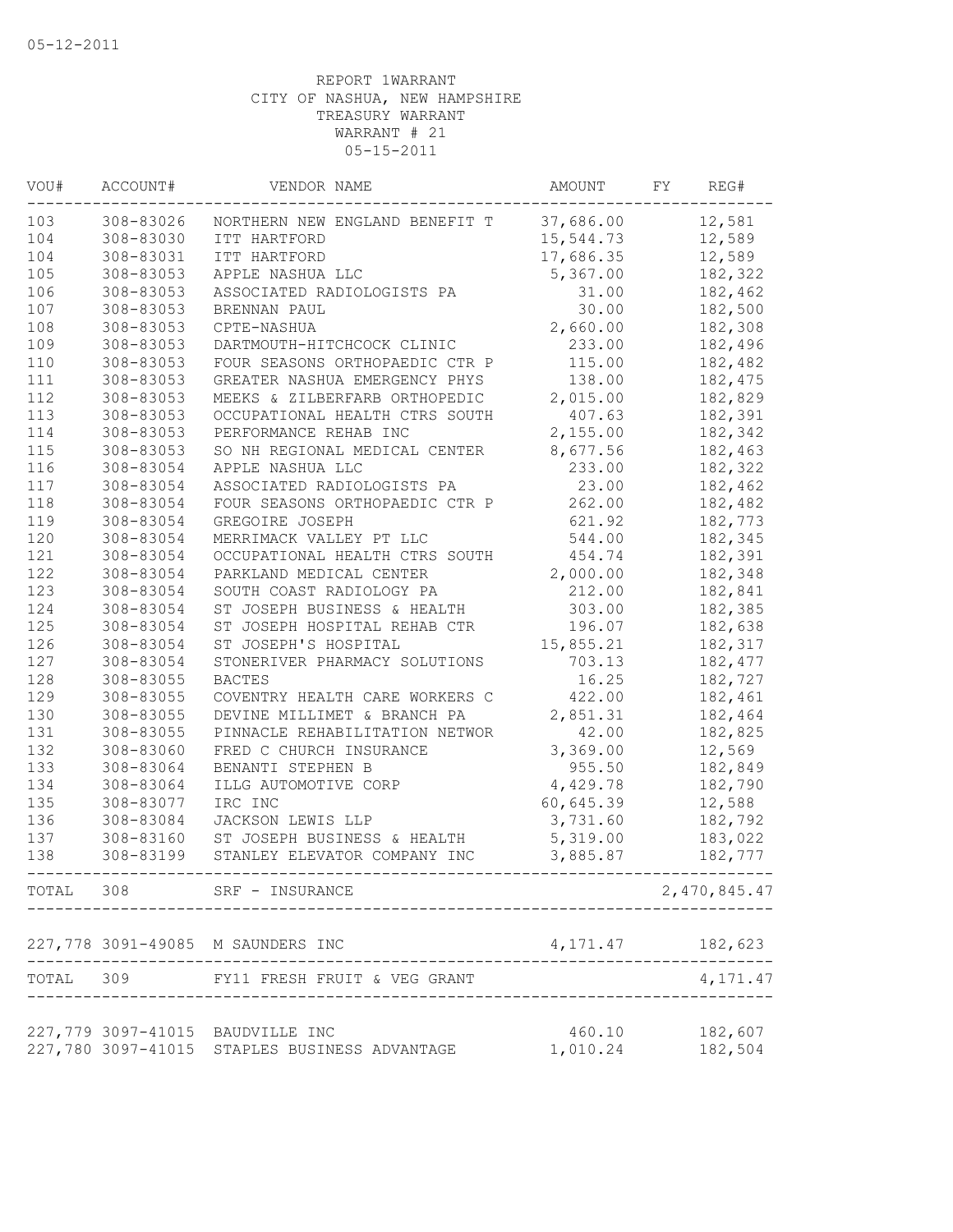05-12-2011

REPORT 1WARRANT
CITY OF NASHUA, NEW HAMPSHIRE
TREASURY WARRANT
WARRANT # 21
05-15-2011

| VOU# | ACCOUNT# | VENDOR NAME | AMOUNT | FY | REG# |
|---|---|---|---|---|---|
| 103 | 308-83026 | NORTHERN NEW ENGLAND BENEFIT T | 37,686.00 | | 12,581 |
| 104 | 308-83030 | ITT HARTFORD | 15,544.73 | | 12,589 |
| 104 | 308-83031 | ITT HARTFORD | 17,686.35 | | 12,589 |
| 105 | 308-83053 | APPLE NASHUA LLC | 5,367.00 | | 182,322 |
| 106 | 308-83053 | ASSOCIATED RADIOLOGISTS PA | 31.00 | | 182,462 |
| 107 | 308-83053 | BRENNAN PAUL | 30.00 | | 182,500 |
| 108 | 308-83053 | CPTE-NASHUA | 2,660.00 | | 182,308 |
| 109 | 308-83053 | DARTMOUTH-HITCHCOCK CLINIC | 233.00 | | 182,496 |
| 110 | 308-83053 | FOUR SEASONS ORTHOPAEDIC CTR P | 115.00 | | 182,482 |
| 111 | 308-83053 | GREATER NASHUA EMERGENCY PHYS | 138.00 | | 182,475 |
| 112 | 308-83053 | MEEKS & ZILBERFARB ORTHOPEDIC | 2,015.00 | | 182,829 |
| 113 | 308-83053 | OCCUPATIONAL HEALTH CTRS SOUTH | 407.63 | | 182,391 |
| 114 | 308-83053 | PERFORMANCE REHAB INC | 2,155.00 | | 182,342 |
| 115 | 308-83053 | SO NH REGIONAL MEDICAL CENTER | 8,677.56 | | 182,463 |
| 116 | 308-83054 | APPLE NASHUA LLC | 233.00 | | 182,322 |
| 117 | 308-83054 | ASSOCIATED RADIOLOGISTS PA | 23.00 | | 182,462 |
| 118 | 308-83054 | FOUR SEASONS ORTHOPAEDIC CTR P | 262.00 | | 182,482 |
| 119 | 308-83054 | GREGOIRE JOSEPH | 621.92 | | 182,773 |
| 120 | 308-83054 | MERRIMACK VALLEY PT LLC | 544.00 | | 182,345 |
| 121 | 308-83054 | OCCUPATIONAL HEALTH CTRS SOUTH | 454.74 | | 182,391 |
| 122 | 308-83054 | PARKLAND MEDICAL CENTER | 2,000.00 | | 182,348 |
| 123 | 308-83054 | SOUTH COAST RADIOLOGY PA | 212.00 | | 182,841 |
| 124 | 308-83054 | ST JOSEPH BUSINESS & HEALTH | 303.00 | | 182,385 |
| 125 | 308-83054 | ST JOSEPH HOSPITAL REHAB CTR | 196.07 | | 182,638 |
| 126 | 308-83054 | ST JOSEPH'S HOSPITAL | 15,855.21 | | 182,317 |
| 127 | 308-83054 | STONERIVER PHARMACY SOLUTIONS | 703.13 | | 182,477 |
| 128 | 308-83055 | BACTES | 16.25 | | 182,727 |
| 129 | 308-83055 | COVENTRY HEALTH CARE WORKERS C | 422.00 | | 182,461 |
| 130 | 308-83055 | DEVINE MILLIMET & BRANCH PA | 2,851.31 | | 182,464 |
| 131 | 308-83055 | PINNACLE REHABILITATION NETWOR | 42.00 | | 182,825 |
| 132 | 308-83060 | FRED C CHURCH INSURANCE | 3,369.00 | | 12,569 |
| 133 | 308-83064 | BENANTI STEPHEN B | 955.50 | | 182,849 |
| 134 | 308-83064 | ILLG AUTOMOTIVE CORP | 4,429.78 | | 182,790 |
| 135 | 308-83077 | IRC INC | 60,645.39 | | 12,588 |
| 136 | 308-83084 | JACKSON LEWIS LLP | 3,731.60 | | 182,792 |
| 137 | 308-83160 | ST JOSEPH BUSINESS & HEALTH | 5,319.00 | | 183,022 |
| 138 | 308-83199 | STANLEY ELEVATOR COMPANY INC | 3,885.87 | | 182,777 |
| TOTAL | 308 | SRF - INSURANCE | | | 2,470,845.47 |
| 227,778 | 3091-49085 | M SAUNDERS INC | 4,171.47 | | 182,623 |
| TOTAL | 309 | FY11 FRESH FRUIT & VEG GRANT | | | 4,171.47 |
| 227,779 | 3097-41015 | BAUDVILLE INC | 460.10 | | 182,607 |
| 227,780 | 3097-41015 | STAPLES BUSINESS ADVANTAGE | 1,010.24 | | 182,504 |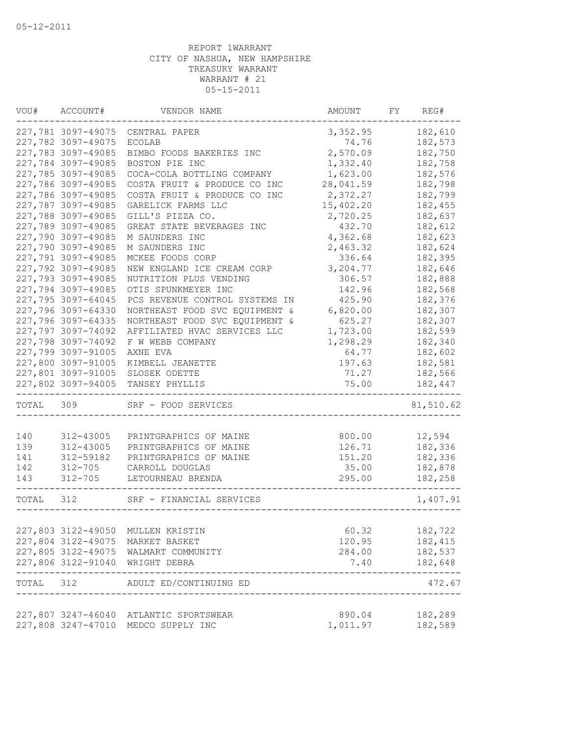05-12-2011

REPORT 1WARRANT
CITY OF NASHUA, NEW HAMPSHIRE
TREASURY WARRANT
WARRANT # 21
05-15-2011

| VOU# | ACCOUNT# | VENDOR NAME | AMOUNT | FY | REG# |
|---|---|---|---|---|---|
| 227,781 | 3097-49075 | CENTRAL PAPER | 3,352.95 | | 182,610 |
| 227,782 | 3097-49075 | ECOLAB | 74.76 | | 182,573 |
| 227,783 | 3097-49085 | BIMBO FOODS BAKERIES INC | 2,570.09 | | 182,750 |
| 227,784 | 3097-49085 | BOSTON PIE INC | 1,332.40 | | 182,758 |
| 227,785 | 3097-49085 | COCA-COLA BOTTLING COMPANY | 1,623.00 | | 182,576 |
| 227,786 | 3097-49085 | COSTA FRUIT & PRODUCE CO INC | 28,041.59 | | 182,798 |
| 227,786 | 3097-49085 | COSTA FRUIT & PRODUCE CO INC | 2,372.27 | | 182,799 |
| 227,787 | 3097-49085 | GARELICK FARMS LLC | 15,402.20 | | 182,455 |
| 227,788 | 3097-49085 | GILL'S PIZZA CO. | 2,720.25 | | 182,637 |
| 227,789 | 3097-49085 | GREAT STATE BEVERAGES INC | 432.70 | | 182,612 |
| 227,790 | 3097-49085 | M SAUNDERS INC | 4,362.68 | | 182,623 |
| 227,790 | 3097-49085 | M SAUNDERS INC | 2,463.32 | | 182,624 |
| 227,791 | 3097-49085 | MCKEE FOODS CORP | 336.64 | | 182,395 |
| 227,792 | 3097-49085 | NEW ENGLAND ICE CREAM CORP | 3,204.77 | | 182,646 |
| 227,793 | 3097-49085 | NUTRITION PLUS VENDING | 306.57 | | 182,888 |
| 227,794 | 3097-49085 | OTIS SPUNKMEYER INC | 142.96 | | 182,568 |
| 227,795 | 3097-64045 | PCS REVENUE CONTROL SYSTEMS IN | 425.90 | | 182,376 |
| 227,796 | 3097-64330 | NORTHEAST FOOD SVC EQUIPMENT & | 6,820.00 | | 182,307 |
| 227,796 | 3097-64335 | NORTHEAST FOOD SVC EQUIPMENT & | 625.27 | | 182,307 |
| 227,797 | 3097-74092 | AFFILIATED HVAC SERVICES LLC | 1,723.00 | | 182,599 |
| 227,798 | 3097-74092 | F W WEBB COMPANY | 1,298.29 | | 182,340 |
| 227,799 | 3097-91005 | AXNE EVA | 64.77 | | 182,602 |
| 227,800 | 3097-91005 | KIMBELL JEANETTE | 197.63 | | 182,581 |
| 227,801 | 3097-91005 | SLOSEK ODETTE | 71.27 | | 182,566 |
| 227,802 | 3097-94005 | TANSEY PHYLLIS | 75.00 | | 182,447 |
| TOTAL | 309 | SRF - FOOD SERVICES | | | 81,510.62 |
| 140 | 312-43005 | PRINTGRAPHICS OF MAINE | 800.00 | | 12,594 |
| 139 | 312-43005 | PRINTGRAPHICS OF MAINE | 126.71 | | 182,336 |
| 141 | 312-59182 | PRINTGRAPHICS OF MAINE | 151.20 | | 182,336 |
| 142 | 312-705 | CARROLL DOUGLAS | 35.00 | | 182,878 |
| 143 | 312-705 | LETOURNEAU BRENDA | 295.00 | | 182,258 |
| TOTAL | 312 | SRF - FINANCIAL SERVICES | | | 1,407.91 |
| 227,803 | 3122-49050 | MULLEN KRISTIN | 60.32 | | 182,722 |
| 227,804 | 3122-49075 | MARKET BASKET | 120.95 | | 182,415 |
| 227,805 | 3122-49075 | WALMART COMMUNITY | 284.00 | | 182,537 |
| 227,806 | 3122-91040 | WRIGHT DEBRA | 7.40 | | 182,648 |
| TOTAL | 312 | ADULT ED/CONTINUING ED | | | 472.67 |
| 227,807 | 3247-46040 | ATLANTIC SPORTSWEAR | 890.04 | | 182,289 |
| 227,808 | 3247-47010 | MEDCO SUPPLY INC | 1,011.97 | | 182,589 |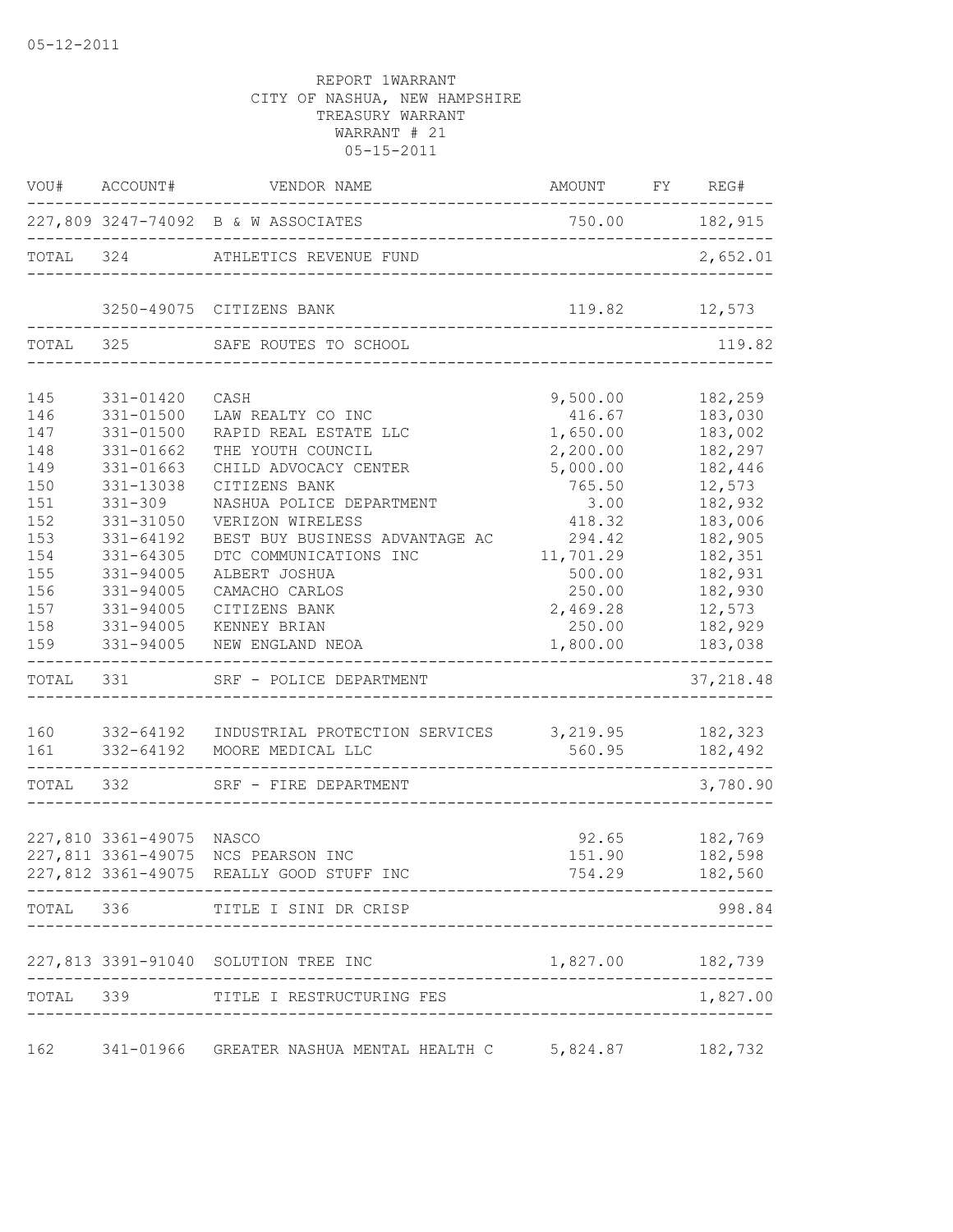05-12-2011

REPORT 1WARRANT
CITY OF NASHUA, NEW HAMPSHIRE
TREASURY WARRANT
WARRANT # 21
05-15-2011

| VOU# | ACCOUNT# | VENDOR NAME | AMOUNT | FY | REG# |
|---|---|---|---|---|---|
| 227,809 | 3247-74092 | B & W ASSOCIATES | 750.00 | | 182,915 |
| TOTAL | 324 | ATHLETICS REVENUE FUND | | | 2,652.01 |
| | 3250-49075 | CITIZENS BANK | 119.82 | | 12,573 |
| TOTAL | 325 | SAFE ROUTES TO SCHOOL | | | 119.82 |
| 145 | 331-01420 | CASH | 9,500.00 | | 182,259 |
| 146 | 331-01500 | LAW REALTY CO INC | 416.67 | | 183,030 |
| 147 | 331-01500 | RAPID REAL ESTATE LLC | 1,650.00 | | 183,002 |
| 148 | 331-01662 | THE YOUTH COUNCIL | 2,200.00 | | 182,297 |
| 149 | 331-01663 | CHILD ADVOCACY CENTER | 5,000.00 | | 182,446 |
| 150 | 331-13038 | CITIZENS BANK | 765.50 | | 12,573 |
| 151 | 331-309 | NASHUA POLICE DEPARTMENT | 3.00 | | 182,932 |
| 152 | 331-31050 | VERIZON WIRELESS | 418.32 | | 183,006 |
| 153 | 331-64192 | BEST BUY BUSINESS ADVANTAGE AC | 294.42 | | 182,905 |
| 154 | 331-64305 | DTC COMMUNICATIONS INC | 11,701.29 | | 182,351 |
| 155 | 331-94005 | ALBERT JOSHUA | 500.00 | | 182,931 |
| 156 | 331-94005 | CAMACHO CARLOS | 250.00 | | 182,930 |
| 157 | 331-94005 | CITIZENS BANK | 2,469.28 | | 12,573 |
| 158 | 331-94005 | KENNEY BRIAN | 250.00 | | 182,929 |
| 159 | 331-94005 | NEW ENGLAND NEOA | 1,800.00 | | 183,038 |
| TOTAL | 331 | SRF - POLICE DEPARTMENT | | | 37,218.48 |
| 160 | 332-64192 | INDUSTRIAL PROTECTION SERVICES | 3,219.95 | | 182,323 |
| 161 | 332-64192 | MOORE MEDICAL LLC | 560.95 | | 182,492 |
| TOTAL | 332 | SRF - FIRE DEPARTMENT | | | 3,780.90 |
| 227,810 | 3361-49075 | NASCO | 92.65 | | 182,769 |
| 227,811 | 3361-49075 | NCS PEARSON INC | 151.90 | | 182,598 |
| 227,812 | 3361-49075 | REALLY GOOD STUFF INC | 754.29 | | 182,560 |
| TOTAL | 336 | TITLE I SINI DR CRISP | | | 998.84 |
| 227,813 | 3391-91040 | SOLUTION TREE INC | 1,827.00 | | 182,739 |
| TOTAL | 339 | TITLE I RESTRUCTURING FES | | | 1,827.00 |
| 162 | 341-01966 | GREATER NASHUA MENTAL HEALTH C | 5,824.87 | | 182,732 |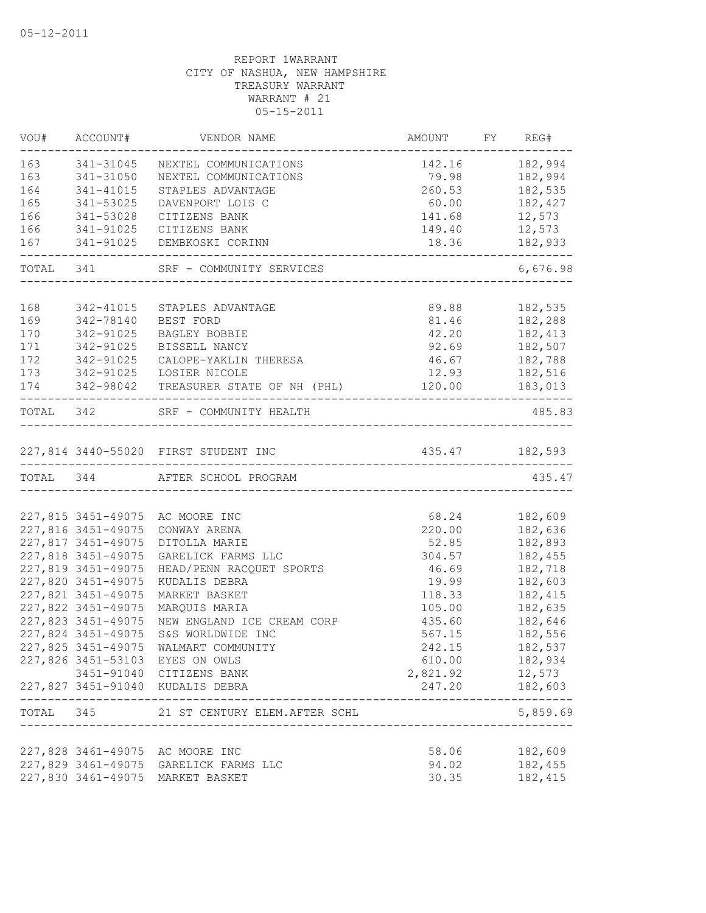05-12-2011

REPORT 1WARRANT
CITY OF NASHUA, NEW HAMPSHIRE
TREASURY WARRANT
WARRANT # 21
05-15-2011

| VOU# | ACCOUNT# | VENDOR NAME | AMOUNT | FY | REG# |
|---|---|---|---|---|---|
| 163 | 341-31045 | NEXTEL COMMUNICATIONS | 142.16 | | 182,994 |
| 163 | 341-31050 | NEXTEL COMMUNICATIONS | 79.98 | | 182,994 |
| 164 | 341-41015 | STAPLES ADVANTAGE | 260.53 | | 182,535 |
| 165 | 341-53025 | DAVENPORT LOIS C | 60.00 | | 182,427 |
| 166 | 341-53028 | CITIZENS BANK | 141.68 | | 12,573 |
| 166 | 341-91025 | CITIZENS BANK | 149.40 | | 12,573 |
| 167 | 341-91025 | DEMBKOSKI CORINN | 18.36 | | 182,933 |
| TOTAL | 341 | SRF - COMMUNITY SERVICES | | | 6,676.98 |
| 168 | 342-41015 | STAPLES ADVANTAGE | 89.88 | | 182,535 |
| 169 | 342-78140 | BEST FORD | 81.46 | | 182,288 |
| 170 | 342-91025 | BAGLEY BOBBIE | 42.20 | | 182,413 |
| 171 | 342-91025 | BISSELL NANCY | 92.69 | | 182,507 |
| 172 | 342-91025 | CALOPE-YAKLIN THERESA | 46.67 | | 182,788 |
| 173 | 342-91025 | LOSIER NICOLE | 12.93 | | 182,516 |
| 174 | 342-98042 | TREASURER STATE OF NH (PHL) | 120.00 | | 183,013 |
| TOTAL | 342 | SRF - COMMUNITY HEALTH | | | 485.83 |
| 227,814 | 3440-55020 | FIRST STUDENT INC | 435.47 | | 182,593 |
| TOTAL | 344 | AFTER SCHOOL PROGRAM | | | 435.47 |
| 227,815 | 3451-49075 | AC MOORE INC | 68.24 | | 182,609 |
| 227,816 | 3451-49075 | CONWAY ARENA | 220.00 | | 182,636 |
| 227,817 | 3451-49075 | DITOLLA MARIE | 52.85 | | 182,893 |
| 227,818 | 3451-49075 | GARELICK FARMS LLC | 304.57 | | 182,455 |
| 227,819 | 3451-49075 | HEAD/PENN RACQUET SPORTS | 46.69 | | 182,718 |
| 227,820 | 3451-49075 | KUDALIS DEBRA | 19.99 | | 182,603 |
| 227,821 | 3451-49075 | MARKET BASKET | 118.33 | | 182,415 |
| 227,822 | 3451-49075 | MARQUIS MARIA | 105.00 | | 182,635 |
| 227,823 | 3451-49075 | NEW ENGLAND ICE CREAM CORP | 435.60 | | 182,646 |
| 227,824 | 3451-49075 | S&S WORLDWIDE INC | 567.15 | | 182,556 |
| 227,825 | 3451-49075 | WALMART COMMUNITY | 242.15 | | 182,537 |
| 227,826 | 3451-53103 | EYES ON OWLS | 610.00 | | 182,934 |
| | 3451-91040 | CITIZENS BANK | 2,821.92 | | 12,573 |
| 227,827 | 3451-91040 | KUDALIS DEBRA | 247.20 | | 182,603 |
| TOTAL | 345 | 21 ST CENTURY ELEM.AFTER SCHL | | | 5,859.69 |
| 227,828 | 3461-49075 | AC MOORE INC | 58.06 | | 182,609 |
| 227,829 | 3461-49075 | GARELICK FARMS LLC | 94.02 | | 182,455 |
| 227,830 | 3461-49075 | MARKET BASKET | 30.35 | | 182,415 |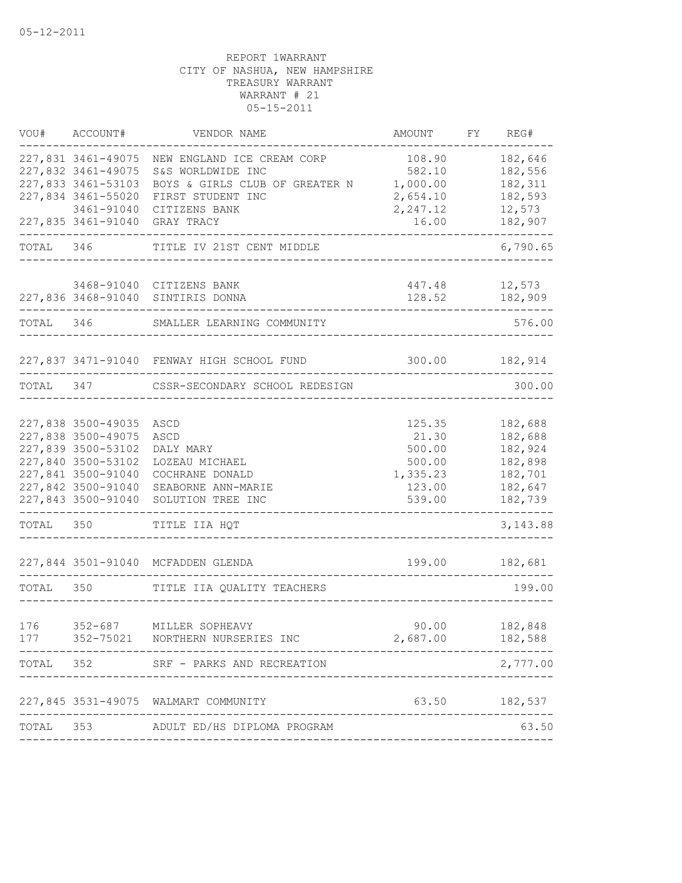05-12-2011

REPORT 1WARRANT
CITY OF NASHUA, NEW HAMPSHIRE
TREASURY WARRANT
WARRANT # 21
05-15-2011

| VOU# | ACCOUNT# | VENDOR NAME | AMOUNT | FY | REG# |
|---|---|---|---|---|---|
| 227,831 | 3461-49075 | NEW ENGLAND ICE CREAM CORP | 108.90 | | 182,646 |
| 227,832 | 3461-49075 | S&S WORLDWIDE INC | 582.10 | | 182,556 |
| 227,833 | 3461-53103 | BOYS & GIRLS CLUB OF GREATER N | 1,000.00 | | 182,311 |
| 227,834 | 3461-55020 | FIRST STUDENT INC | 2,654.10 | | 182,593 |
| | 3461-91040 | CITIZENS BANK | 2,247.12 | | 12,573 |
| 227,835 | 3461-91040 | GRAY TRACY | 16.00 | | 182,907 |
| TOTAL | 346 | TITLE IV 21ST CENT MIDDLE | | | 6,790.65 |
| | 3468-91040 | CITIZENS BANK | 447.48 | | 12,573 |
| 227,836 | 3468-91040 | SINTIRIS DONNA | 128.52 | | 182,909 |
| TOTAL | 346 | SMALLER LEARNING COMMUNITY | | | 576.00 |
| 227,837 | 3471-91040 | FENWAY HIGH SCHOOL FUND | 300.00 | | 182,914 |
| TOTAL | 347 | CSSR-SECONDARY SCHOOL REDESIGN | | | 300.00 |
| 227,838 | 3500-49035 | ASCD | 125.35 | | 182,688 |
| 227,838 | 3500-49075 | ASCD | 21.30 | | 182,688 |
| 227,839 | 3500-53102 | DALY MARY | 500.00 | | 182,924 |
| 227,840 | 3500-53102 | LOZEAU MICHAEL | 500.00 | | 182,898 |
| 227,841 | 3500-91040 | COCHRANE DONALD | 1,335.23 | | 182,701 |
| 227,842 | 3500-91040 | SEABORNE ANN-MARIE | 123.00 | | 182,647 |
| 227,843 | 3500-91040 | SOLUTION TREE INC | 539.00 | | 182,739 |
| TOTAL | 350 | TITLE IIA HQT | | | 3,143.88 |
| 227,844 | 3501-91040 | MCFADDEN GLENDA | 199.00 | | 182,681 |
| TOTAL | 350 | TITLE IIA QUALITY TEACHERS | | | 199.00 |
| 176 | 352-687 | MILLER SOPHEAVY | 90.00 | | 182,848 |
| 177 | 352-75021 | NORTHERN NURSERIES INC | 2,687.00 | | 182,588 |
| TOTAL | 352 | SRF - PARKS AND RECREATION | | | 2,777.00 |
| 227,845 | 3531-49075 | WALMART COMMUNITY | 63.50 | | 182,537 |
| TOTAL | 353 | ADULT ED/HS DIPLOMA PROGRAM | | | 63.50 |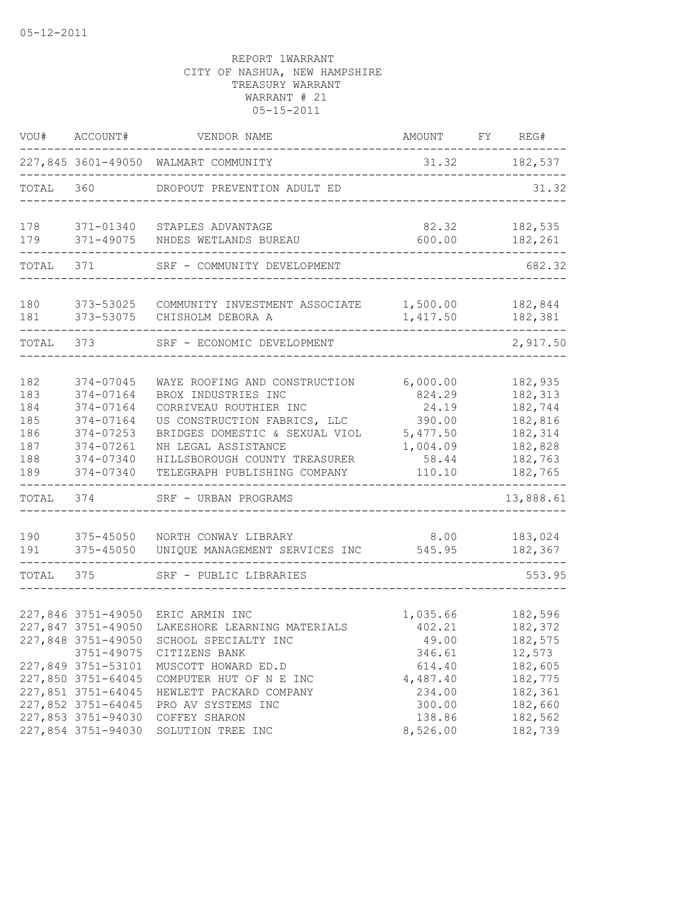05-12-2011

REPORT 1WARRANT
CITY OF NASHUA, NEW HAMPSHIRE
TREASURY WARRANT
WARRANT # 21
05-15-2011

| VOU# | ACCOUNT# | VENDOR NAME | AMOUNT | FY | REG# |
|---|---|---|---|---|---|
| 227,845 | 3601-49050 | WALMART COMMUNITY | 31.32 | | 182,537 |
| TOTAL | 360 | DROPOUT PREVENTION ADULT ED | | | 31.32 |
| 178 | 371-01340 | STAPLES ADVANTAGE | 82.32 | | 182,535 |
| 179 | 371-49075 | NHDES WETLANDS BUREAU | 600.00 | | 182,261 |
| TOTAL | 371 | SRF - COMMUNITY DEVELOPMENT | | | 682.32 |
| 180 | 373-53025 | COMMUNITY INVESTMENT ASSOCIATE | 1,500.00 | | 182,844 |
| 181 | 373-53075 | CHISHOLM DEBORA A | 1,417.50 | | 182,381 |
| TOTAL | 373 | SRF - ECONOMIC DEVELOPMENT | | | 2,917.50 |
| 182 | 374-07045 | WAYE ROOFING AND CONSTRUCTION | 6,000.00 | | 182,935 |
| 183 | 374-07164 | BROX INDUSTRIES INC | 824.29 | | 182,313 |
| 184 | 374-07164 | CORRIVEAU ROUTHIER INC | 24.19 | | 182,744 |
| 185 | 374-07164 | US CONSTRUCTION FABRICS, LLC | 390.00 | | 182,816 |
| 186 | 374-07253 | BRIDGES DOMESTIC & SEXUAL VIOL | 5,477.50 | | 182,314 |
| 187 | 374-07261 | NH LEGAL ASSISTANCE | 1,004.09 | | 182,828 |
| 188 | 374-07340 | HILLSBOROUGH COUNTY TREASURER | 58.44 | | 182,763 |
| 189 | 374-07340 | TELEGRAPH PUBLISHING COMPANY | 110.10 | | 182,765 |
| TOTAL | 374 | SRF - URBAN PROGRAMS | | | 13,888.61 |
| 190 | 375-45050 | NORTH CONWAY LIBRARY | 8.00 | | 183,024 |
| 191 | 375-45050 | UNIQUE MANAGEMENT SERVICES INC | 545.95 | | 182,367 |
| TOTAL | 375 | SRF - PUBLIC LIBRARIES | | | 553.95 |
| 227,846 | 3751-49050 | ERIC ARMIN INC | 1,035.66 | | 182,596 |
| 227,847 | 3751-49050 | LAKESHORE LEARNING MATERIALS | 402.21 | | 182,372 |
| 227,848 | 3751-49050 | SCHOOL SPECIALTY INC | 49.00 | | 182,575 |
| | 3751-49075 | CITIZENS BANK | 346.61 | | 12,573 |
| 227,849 | 3751-53101 | MUSCOTT HOWARD ED.D | 614.40 | | 182,605 |
| 227,850 | 3751-64045 | COMPUTER HUT OF N E INC | 4,487.40 | | 182,775 |
| 227,851 | 3751-64045 | HEWLETT PACKARD COMPANY | 234.00 | | 182,361 |
| 227,852 | 3751-64045 | PRO AV SYSTEMS INC | 300.00 | | 182,660 |
| 227,853 | 3751-94030 | COFFEY SHARON | 138.86 | | 182,562 |
| 227,854 | 3751-94030 | SOLUTION TREE INC | 8,526.00 | | 182,739 |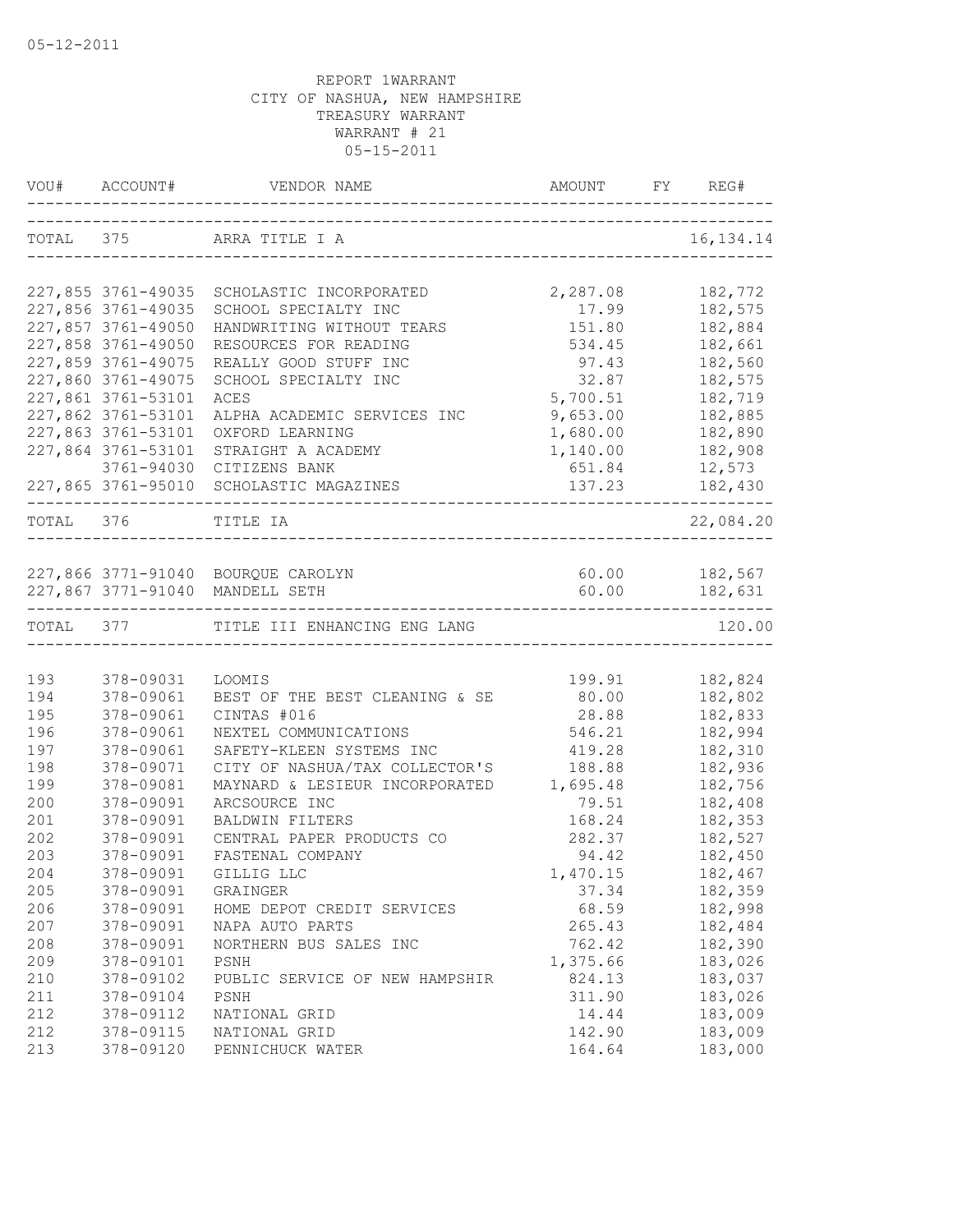05-12-2011

REPORT 1WARRANT
CITY OF NASHUA, NEW HAMPSHIRE
TREASURY WARRANT
WARRANT # 21
05-15-2011

| VOU# | ACCOUNT# | VENDOR NAME | AMOUNT | FY | REG# |
|---|---|---|---|---|---|
| TOTAL | 375 | ARRA TITLE I A | | | 16,134.14 |
| 227,855 | 3761-49035 | SCHOLASTIC INCORPORATED | 2,287.08 | | 182,772 |
| 227,856 | 3761-49035 | SCHOOL SPECIALTY INC | 17.99 | | 182,575 |
| 227,857 | 3761-49050 | HANDWRITING WITHOUT TEARS | 151.80 | | 182,884 |
| 227,858 | 3761-49050 | RESOURCES FOR READING | 534.45 | | 182,661 |
| 227,859 | 3761-49075 | REALLY GOOD STUFF INC | 97.43 | | 182,560 |
| 227,860 | 3761-49075 | SCHOOL SPECIALTY INC | 32.87 | | 182,575 |
| 227,861 | 3761-53101 | ACES | 5,700.51 | | 182,719 |
| 227,862 | 3761-53101 | ALPHA ACADEMIC SERVICES INC | 9,653.00 | | 182,885 |
| 227,863 | 3761-53101 | OXFORD LEARNING | 1,680.00 | | 182,890 |
| 227,864 | 3761-53101 | STRAIGHT A ACADEMY | 1,140.00 | | 182,908 |
| | 3761-94030 | CITIZENS BANK | 651.84 | | 12,573 |
| 227,865 | 3761-95010 | SCHOLASTIC MAGAZINES | 137.23 | | 182,430 |
| TOTAL | 376 | TITLE IA | | | 22,084.20 |
| 227,866 | 3771-91040 | BOURQUE CAROLYN | 60.00 | | 182,567 |
| 227,867 | 3771-91040 | MANDELL SETH | 60.00 | | 182,631 |
| TOTAL | 377 | TITLE III ENHANCING ENG LANG | | | 120.00 |
| 193 | 378-09031 | LOOMIS | 199.91 | | 182,824 |
| 194 | 378-09061 | BEST OF THE BEST CLEANING & SE | 80.00 | | 182,802 |
| 195 | 378-09061 | CINTAS #016 | 28.88 | | 182,833 |
| 196 | 378-09061 | NEXTEL COMMUNICATIONS | 546.21 | | 182,994 |
| 197 | 378-09061 | SAFETY-KLEEN SYSTEMS INC | 419.28 | | 182,310 |
| 198 | 378-09071 | CITY OF NASHUA/TAX COLLECTOR'S | 188.88 | | 182,936 |
| 199 | 378-09081 | MAYNARD & LESIEUR INCORPORATED | 1,695.48 | | 182,756 |
| 200 | 378-09091 | ARCSOURCE INC | 79.51 | | 182,408 |
| 201 | 378-09091 | BALDWIN FILTERS | 168.24 | | 182,353 |
| 202 | 378-09091 | CENTRAL PAPER PRODUCTS CO | 282.37 | | 182,527 |
| 203 | 378-09091 | FASTENAL COMPANY | 94.42 | | 182,450 |
| 204 | 378-09091 | GILLIG LLC | 1,470.15 | | 182,467 |
| 205 | 378-09091 | GRAINGER | 37.34 | | 182,359 |
| 206 | 378-09091 | HOME DEPOT CREDIT SERVICES | 68.59 | | 182,998 |
| 207 | 378-09091 | NAPA AUTO PARTS | 265.43 | | 182,484 |
| 208 | 378-09091 | NORTHERN BUS SALES INC | 762.42 | | 182,390 |
| 209 | 378-09101 | PSNH | 1,375.66 | | 183,026 |
| 210 | 378-09102 | PUBLIC SERVICE OF NEW HAMPSHIR | 824.13 | | 183,037 |
| 211 | 378-09104 | PSNH | 311.90 | | 183,026 |
| 212 | 378-09112 | NATIONAL GRID | 14.44 | | 183,009 |
| 212 | 378-09115 | NATIONAL GRID | 142.90 | | 183,009 |
| 213 | 378-09120 | PENNICHUCK WATER | 164.64 | | 183,000 |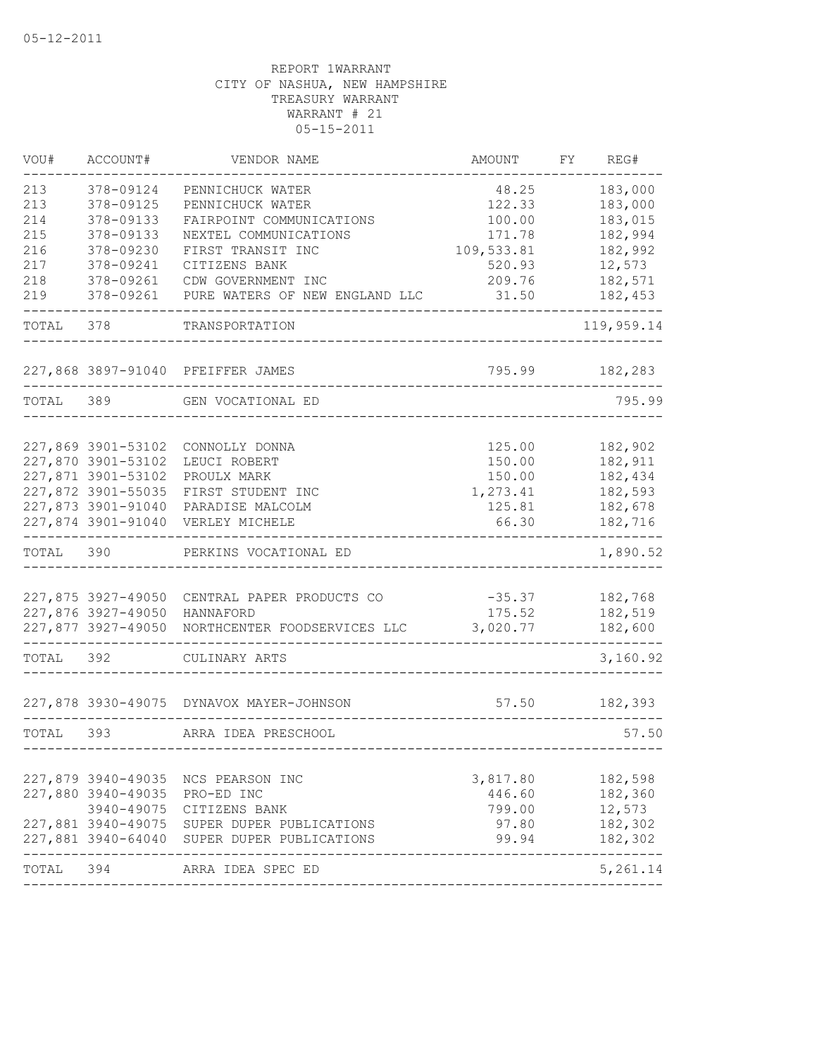05-12-2011

REPORT 1WARRANT
CITY OF NASHUA, NEW HAMPSHIRE
TREASURY WARRANT
WARRANT # 21
05-15-2011

| VOU# | ACCOUNT# | VENDOR NAME | AMOUNT | FY | REG# |
|---|---|---|---|---|---|
| 213 | 378-09124 | PENNICHUCK WATER | 48.25 | | 183,000 |
| 213 | 378-09125 | PENNICHUCK WATER | 122.33 | | 183,000 |
| 214 | 378-09133 | FAIRPOINT COMMUNICATIONS | 100.00 | | 183,015 |
| 215 | 378-09133 | NEXTEL COMMUNICATIONS | 171.78 | | 182,994 |
| 216 | 378-09230 | FIRST TRANSIT INC | 109,533.81 | | 182,992 |
| 217 | 378-09241 | CITIZENS BANK | 520.93 | | 12,573 |
| 218 | 378-09261 | CDW GOVERNMENT INC | 209.76 | | 182,571 |
| 219 | 378-09261 | PURE WATERS OF NEW ENGLAND LLC | 31.50 | | 182,453 |
| TOTAL | 378 | TRANSPORTATION | | | 119,959.14 |
| 227,868 | 3897-91040 | PFEIFFER JAMES | 795.99 | | 182,283 |
| TOTAL | 389 | GEN VOCATIONAL ED | | | 795.99 |
| 227,869 | 3901-53102 | CONNOLLY DONNA | 125.00 | | 182,902 |
| 227,870 | 3901-53102 | LEUCI ROBERT | 150.00 | | 182,911 |
| 227,871 | 3901-53102 | PROULX MARK | 150.00 | | 182,434 |
| 227,872 | 3901-55035 | FIRST STUDENT INC | 1,273.41 | | 182,593 |
| 227,873 | 3901-91040 | PARADISE MALCOLM | 125.81 | | 182,678 |
| 227,874 | 3901-91040 | VERLEY MICHELE | 66.30 | | 182,716 |
| TOTAL | 390 | PERKINS VOCATIONAL ED | | | 1,890.52 |
| 227,875 | 3927-49050 | CENTRAL PAPER PRODUCTS CO | -35.37 | | 182,768 |
| 227,876 | 3927-49050 | HANNAFORD | 175.52 | | 182,519 |
| 227,877 | 3927-49050 | NORTHCENTER FOODSERVICES LLC | 3,020.77 | | 182,600 |
| TOTAL | 392 | CULINARY ARTS | | | 3,160.92 |
| 227,878 | 3930-49075 | DYNAVOX MAYER-JOHNSON | 57.50 | | 182,393 |
| TOTAL | 393 | ARRA IDEA PRESCHOOL | | | 57.50 |
| 227,879 | 3940-49035 | NCS PEARSON INC | 3,817.80 | | 182,598 |
| 227,880 | 3940-49035 | PRO-ED INC | 446.60 | | 182,360 |
| | 3940-49075 | CITIZENS BANK | 799.00 | | 12,573 |
| 227,881 | 3940-49075 | SUPER DUPER PUBLICATIONS | 97.80 | | 182,302 |
| 227,881 | 3940-64040 | SUPER DUPER PUBLICATIONS | 99.94 | | 182,302 |
| TOTAL | 394 | ARRA IDEA SPEC ED | | | 5,261.14 |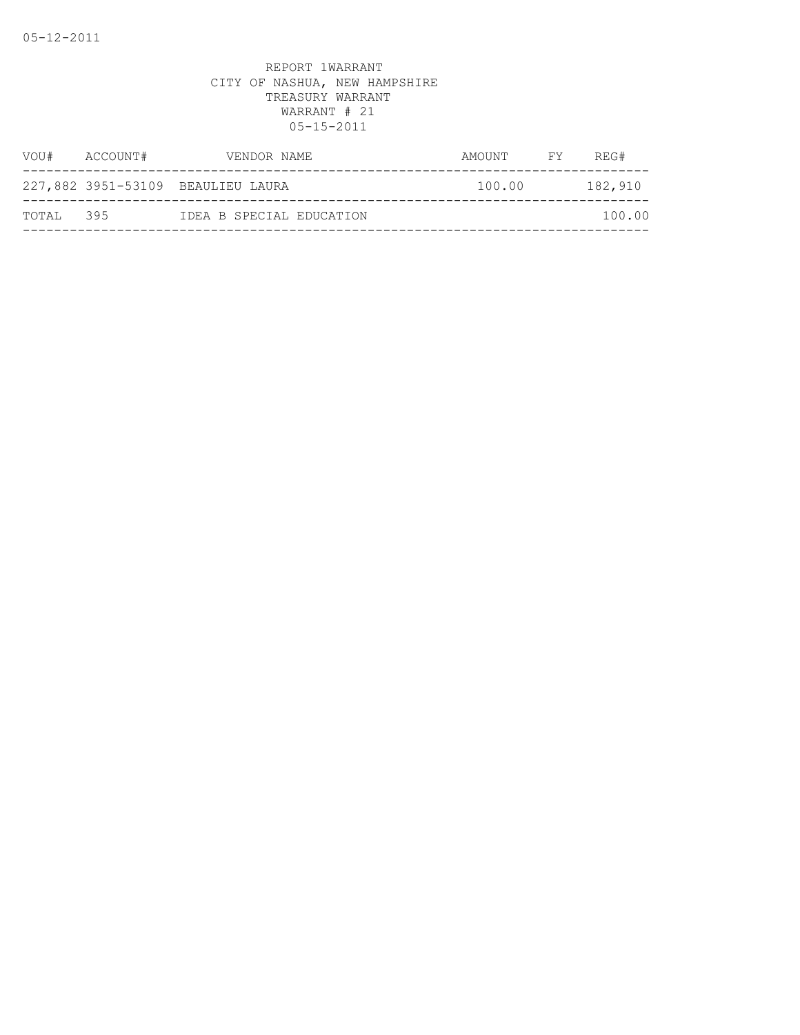05-12-2011

REPORT 1WARRANT
CITY OF NASHUA, NEW HAMPSHIRE
TREASURY WARRANT
WARRANT # 21
05-15-2011

| VOU# | ACCOUNT# | VENDOR NAME | AMOUNT | FY | REG# |
|---|---|---|---|---|---|
| 227,882 | 3951-53109 | BEAULIEU LAURA | 100.00 | | 182,910 |
| TOTAL | 395 | IDEA B SPECIAL EDUCATION | | | 100.00 |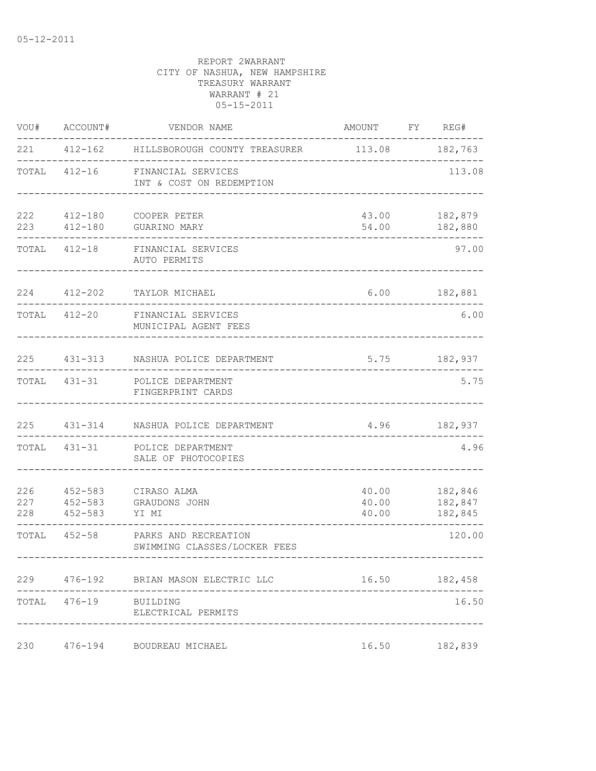05-12-2011

REPORT 2WARRANT
CITY OF NASHUA, NEW HAMPSHIRE
TREASURY WARRANT
WARRANT # 21
05-15-2011

| VOU# | ACCOUNT# | VENDOR NAME | AMOUNT | FY | REG# |
|---|---|---|---|---|---|
| 221 | 412-162 | HILLSBOROUGH COUNTY TREASURER | 113.08 | | 182,763 |
| TOTAL | 412-16 | FINANCIAL SERVICES<br>INT & COST ON REDEMPTION | | | 113.08 |
| 222 | 412-180 | COOPER PETER | 43.00 | | 182,879 |
| 223 | 412-180 | GUARINO MARY | 54.00 | | 182,880 |
| TOTAL | 412-18 | FINANCIAL SERVICES<br>AUTO PERMITS | | | 97.00 |
| 224 | 412-202 | TAYLOR MICHAEL | 6.00 | | 182,881 |
| TOTAL | 412-20 | FINANCIAL SERVICES<br>MUNICIPAL AGENT FEES | | | 6.00 |
| 225 | 431-313 | NASHUA POLICE DEPARTMENT | 5.75 | | 182,937 |
| TOTAL | 431-31 | POLICE DEPARTMENT<br>FINGERPRINT CARDS | | | 5.75 |
| 225 | 431-314 | NASHUA POLICE DEPARTMENT | 4.96 | | 182,937 |
| TOTAL | 431-31 | POLICE DEPARTMENT<br>SALE OF PHOTOCOPIES | | | 4.96 |
| 226 | 452-583 | CIRASO ALMA | 40.00 | | 182,846 |
| 227 | 452-583 | GRAUDONS JOHN | 40.00 | | 182,847 |
| 228 | 452-583 | YI MI | 40.00 | | 182,845 |
| TOTAL | 452-58 | PARKS AND RECREATION<br>SWIMMING CLASSES/LOCKER FEES | | | 120.00 |
| 229 | 476-192 | BRIAN MASON ELECTRIC LLC | 16.50 | | 182,458 |
| TOTAL | 476-19 | BUILDING<br>ELECTRICAL PERMITS | | | 16.50 |
| 230 | 476-194 | BOUDREAU MICHAEL | 16.50 | | 182,839 |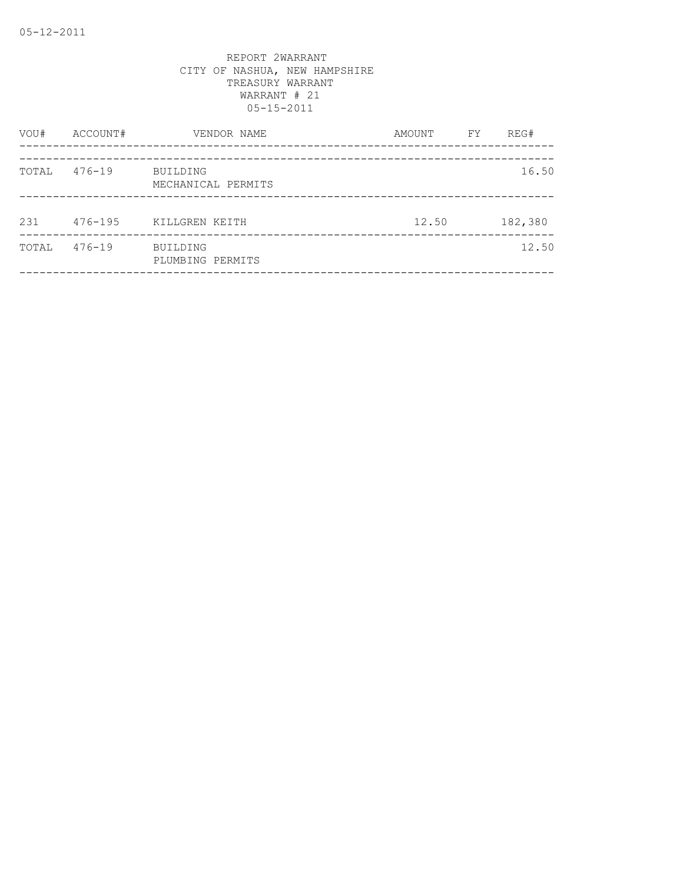05-12-2011

REPORT 2WARRANT
CITY OF NASHUA, NEW HAMPSHIRE
TREASURY WARRANT
WARRANT # 21
05-15-2011

| VOU# | ACCOUNT# | VENDOR NAME | AMOUNT | FY | REG# |
|---|---|---|---|---|---|
| TOTAL | 476-19 | BUILDING<br>MECHANICAL PERMITS | | | 16.50 |
| 231 | 476-195 | KILLGREN KEITH | 12.50 | | 182,380 |
| TOTAL | 476-19 | BUILDING<br>PLUMBING PERMITS | | | 12.50 |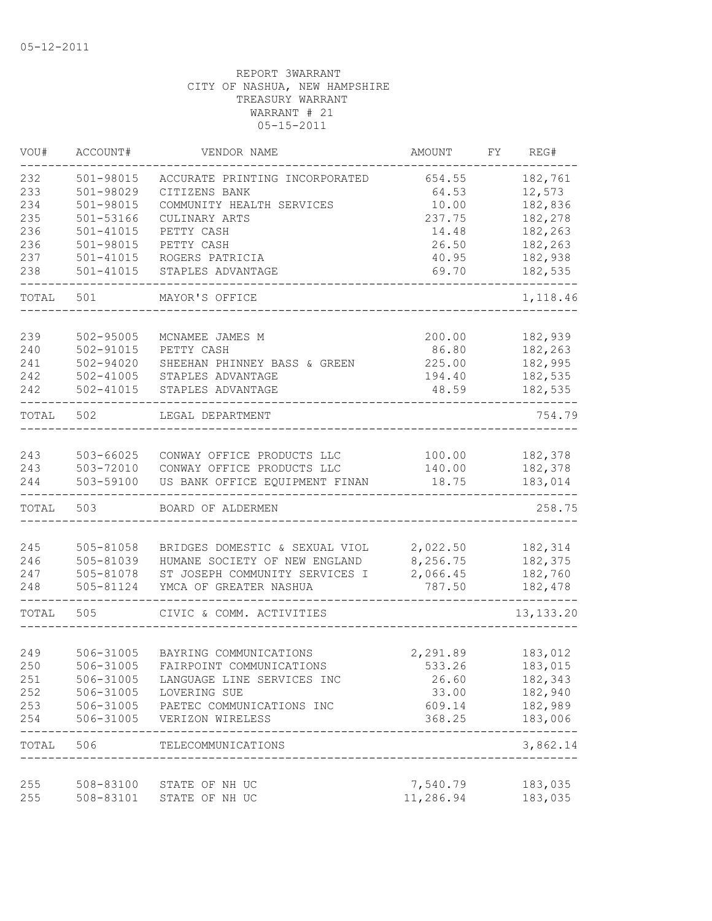05-12-2011

REPORT 3WARRANT
CITY OF NASHUA, NEW HAMPSHIRE
TREASURY WARRANT
WARRANT # 21
05-15-2011

| VOU# | ACCOUNT# | VENDOR NAME | AMOUNT | FY | REG# |
|---|---|---|---|---|---|
| 232 | 501-98015 | ACCURATE PRINTING INCORPORATED | 654.55 | | 182,761 |
| 233 | 501-98029 | CITIZENS BANK | 64.53 | | 12,573 |
| 234 | 501-98015 | COMMUNITY HEALTH SERVICES | 10.00 | | 182,836 |
| 235 | 501-53166 | CULINARY ARTS | 237.75 | | 182,278 |
| 236 | 501-41015 | PETTY CASH | 14.48 | | 182,263 |
| 236 | 501-98015 | PETTY CASH | 26.50 | | 182,263 |
| 237 | 501-41015 | ROGERS PATRICIA | 40.95 | | 182,938 |
| 238 | 501-41015 | STAPLES ADVANTAGE | 69.70 | | 182,535 |
| TOTAL | 501 | MAYOR'S OFFICE | | | 1,118.46 |
| 239 | 502-95005 | MCNAMEE JAMES M | 200.00 | | 182,939 |
| 240 | 502-91015 | PETTY CASH | 86.80 | | 182,263 |
| 241 | 502-94020 | SHEEHAN PHINNEY BASS & GREEN | 225.00 | | 182,995 |
| 242 | 502-41005 | STAPLES ADVANTAGE | 194.40 | | 182,535 |
| 242 | 502-41015 | STAPLES ADVANTAGE | 48.59 | | 182,535 |
| TOTAL | 502 | LEGAL DEPARTMENT | | | 754.79 |
| 243 | 503-66025 | CONWAY OFFICE PRODUCTS LLC | 100.00 | | 182,378 |
| 243 | 503-72010 | CONWAY OFFICE PRODUCTS LLC | 140.00 | | 182,378 |
| 244 | 503-59100 | US BANK OFFICE EQUIPMENT FINAN | 18.75 | | 183,014 |
| TOTAL | 503 | BOARD OF ALDERMEN | | | 258.75 |
| 245 | 505-81058 | BRIDGES DOMESTIC & SEXUAL VIOL | 2,022.50 | | 182,314 |
| 246 | 505-81039 | HUMANE SOCIETY OF NEW ENGLAND | 8,256.75 | | 182,375 |
| 247 | 505-81078 | ST JOSEPH COMMUNITY SERVICES I | 2,066.45 | | 182,760 |
| 248 | 505-81124 | YMCA OF GREATER NASHUA | 787.50 | | 182,478 |
| TOTAL | 505 | CIVIC & COMM. ACTIVITIES | | | 13,133.20 |
| 249 | 506-31005 | BAYRING COMMUNICATIONS | 2,291.89 | | 183,012 |
| 250 | 506-31005 | FAIRPOINT COMMUNICATIONS | 533.26 | | 183,015 |
| 251 | 506-31005 | LANGUAGE LINE SERVICES INC | 26.60 | | 182,343 |
| 252 | 506-31005 | LOVERING SUE | 33.00 | | 182,940 |
| 253 | 506-31005 | PAETEC COMMUNICATIONS INC | 609.14 | | 182,989 |
| 254 | 506-31005 | VERIZON WIRELESS | 368.25 | | 183,006 |
| TOTAL | 506 | TELECOMMUNICATIONS | | | 3,862.14 |
| 255 | 508-83100 | STATE OF NH UC | 7,540.79 | | 183,035 |
| 255 | 508-83101 | STATE OF NH UC | 11,286.94 | | 183,035 |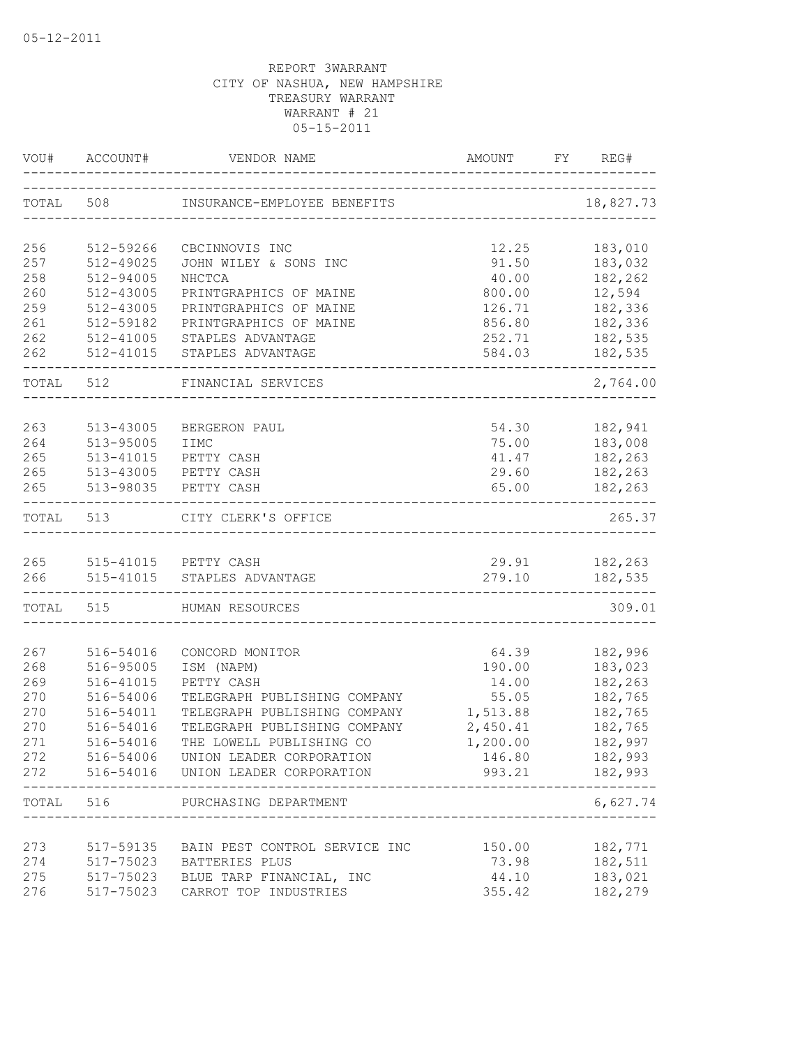05-12-2011

REPORT 3WARRANT
CITY OF NASHUA, NEW HAMPSHIRE
TREASURY WARRANT
WARRANT # 21
05-15-2011

| VOU# | ACCOUNT# | VENDOR NAME | AMOUNT | FY | REG# |
|---|---|---|---|---|---|
| TOTAL | 508 | INSURANCE-EMPLOYEE BENEFITS | | | 18,827.73 |
| 256 | 512-59266 | CBCINNOVIS INC | 12.25 | | 183,010 |
| 257 | 512-49025 | JOHN WILEY & SONS INC | 91.50 | | 183,032 |
| 258 | 512-94005 | NHCTCA | 40.00 | | 182,262 |
| 260 | 512-43005 | PRINTGRAPHICS OF MAINE | 800.00 | | 12,594 |
| 259 | 512-43005 | PRINTGRAPHICS OF MAINE | 126.71 | | 182,336 |
| 261 | 512-59182 | PRINTGRAPHICS OF MAINE | 856.80 | | 182,336 |
| 262 | 512-41005 | STAPLES ADVANTAGE | 252.71 | | 182,535 |
| 262 | 512-41015 | STAPLES ADVANTAGE | 584.03 | | 182,535 |
| TOTAL | 512 | FINANCIAL SERVICES | | | 2,764.00 |
| 263 | 513-43005 | BERGERON PAUL | 54.30 | | 182,941 |
| 264 | 513-95005 | IIMC | 75.00 | | 183,008 |
| 265 | 513-41015 | PETTY CASH | 41.47 | | 182,263 |
| 265 | 513-43005 | PETTY CASH | 29.60 | | 182,263 |
| 265 | 513-98035 | PETTY CASH | 65.00 | | 182,263 |
| TOTAL | 513 | CITY CLERK'S OFFICE | | | 265.37 |
| 265 | 515-41015 | PETTY CASH | 29.91 | | 182,263 |
| 266 | 515-41015 | STAPLES ADVANTAGE | 279.10 | | 182,535 |
| TOTAL | 515 | HUMAN RESOURCES | | | 309.01 |
| 267 | 516-54016 | CONCORD MONITOR | 64.39 | | 182,996 |
| 268 | 516-95005 | ISM (NAPM) | 190.00 | | 183,023 |
| 269 | 516-41015 | PETTY CASH | 14.00 | | 182,263 |
| 270 | 516-54006 | TELEGRAPH PUBLISHING COMPANY | 55.05 | | 182,765 |
| 270 | 516-54011 | TELEGRAPH PUBLISHING COMPANY | 1,513.88 | | 182,765 |
| 270 | 516-54016 | TELEGRAPH PUBLISHING COMPANY | 2,450.41 | | 182,765 |
| 271 | 516-54016 | THE LOWELL PUBLISHING CO | 1,200.00 | | 182,997 |
| 272 | 516-54006 | UNION LEADER CORPORATION | 146.80 | | 182,993 |
| 272 | 516-54016 | UNION LEADER CORPORATION | 993.21 | | 182,993 |
| TOTAL | 516 | PURCHASING DEPARTMENT | | | 6,627.74 |
| 273 | 517-59135 | BAIN PEST CONTROL SERVICE INC | 150.00 | | 182,771 |
| 274 | 517-75023 | BATTERIES PLUS | 73.98 | | 182,511 |
| 275 | 517-75023 | BLUE TARP FINANCIAL, INC | 44.10 | | 183,021 |
| 276 | 517-75023 | CARROT TOP INDUSTRIES | 355.42 | | 182,279 |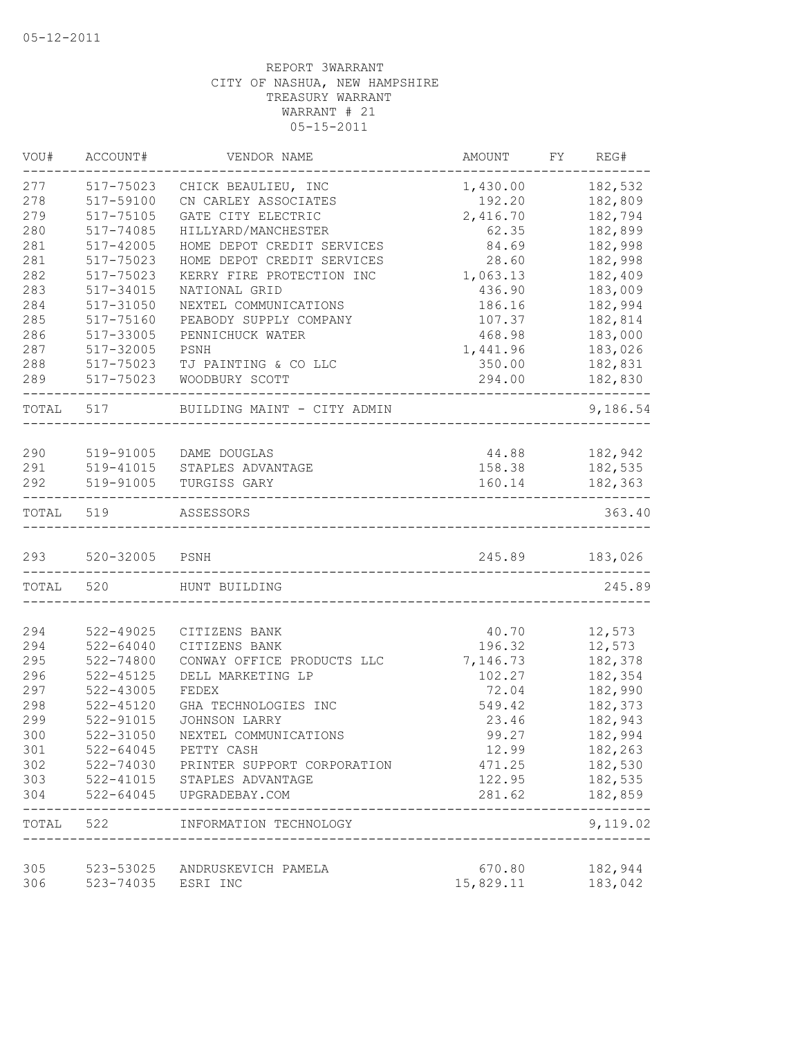05-12-2011

REPORT 3WARRANT
CITY OF NASHUA, NEW HAMPSHIRE
TREASURY WARRANT
WARRANT # 21
05-15-2011

| VOU# | ACCOUNT# | VENDOR NAME | AMOUNT | FY | REG# |
|---|---|---|---|---|---|
| 277 | 517-75023 | CHICK BEAULIEU, INC | 1,430.00 | | 182,532 |
| 278 | 517-59100 | CN CARLEY ASSOCIATES | 192.20 | | 182,809 |
| 279 | 517-75105 | GATE CITY ELECTRIC | 2,416.70 | | 182,794 |
| 280 | 517-74085 | HILLYARD/MANCHESTER | 62.35 | | 182,899 |
| 281 | 517-42005 | HOME DEPOT CREDIT SERVICES | 84.69 | | 182,998 |
| 281 | 517-75023 | HOME DEPOT CREDIT SERVICES | 28.60 | | 182,998 |
| 282 | 517-75023 | KERRY FIRE PROTECTION INC | 1,063.13 | | 182,409 |
| 283 | 517-34015 | NATIONAL GRID | 436.90 | | 183,009 |
| 284 | 517-31050 | NEXTEL COMMUNICATIONS | 186.16 | | 182,994 |
| 285 | 517-75160 | PEABODY SUPPLY COMPANY | 107.37 | | 182,814 |
| 286 | 517-33005 | PENNICHUCK WATER | 468.98 | | 183,000 |
| 287 | 517-32005 | PSNH | 1,441.96 | | 183,026 |
| 288 | 517-75023 | TJ PAINTING & CO LLC | 350.00 | | 182,831 |
| 289 | 517-75023 | WOODBURY SCOTT | 294.00 | | 182,830 |
| TOTAL | 517 | BUILDING MAINT - CITY ADMIN | | | 9,186.54 |
| 290 | 519-91005 | DAME DOUGLAS | 44.88 | | 182,942 |
| 291 | 519-41015 | STAPLES ADVANTAGE | 158.38 | | 182,535 |
| 292 | 519-91005 | TURGISS GARY | 160.14 | | 182,363 |
| TOTAL | 519 | ASSESSORS | | | 363.40 |
| 293 | 520-32005 | PSNH | 245.89 | | 183,026 |
| TOTAL | 520 | HUNT BUILDING | | | 245.89 |
| 294 | 522-49025 | CITIZENS BANK | 40.70 | | 12,573 |
| 294 | 522-64040 | CITIZENS BANK | 196.32 | | 12,573 |
| 295 | 522-74800 | CONWAY OFFICE PRODUCTS LLC | 7,146.73 | | 182,378 |
| 296 | 522-45125 | DELL MARKETING LP | 102.27 | | 182,354 |
| 297 | 522-43005 | FEDEX | 72.04 | | 182,990 |
| 298 | 522-45120 | GHA TECHNOLOGIES INC | 549.42 | | 182,373 |
| 299 | 522-91015 | JOHNSON LARRY | 23.46 | | 182,943 |
| 300 | 522-31050 | NEXTEL COMMUNICATIONS | 99.27 | | 182,994 |
| 301 | 522-64045 | PETTY CASH | 12.99 | | 182,263 |
| 302 | 522-74030 | PRINTER SUPPORT CORPORATION | 471.25 | | 182,530 |
| 303 | 522-41015 | STAPLES ADVANTAGE | 122.95 | | 182,535 |
| 304 | 522-64045 | UPGRADEBAY.COM | 281.62 | | 182,859 |
| TOTAL | 522 | INFORMATION TECHNOLOGY | | | 9,119.02 |
| 305 | 523-53025 | ANDRUSKEVICH PAMELA | 670.80 | | 182,944 |
| 306 | 523-74035 | ESRI INC | 15,829.11 | | 183,042 |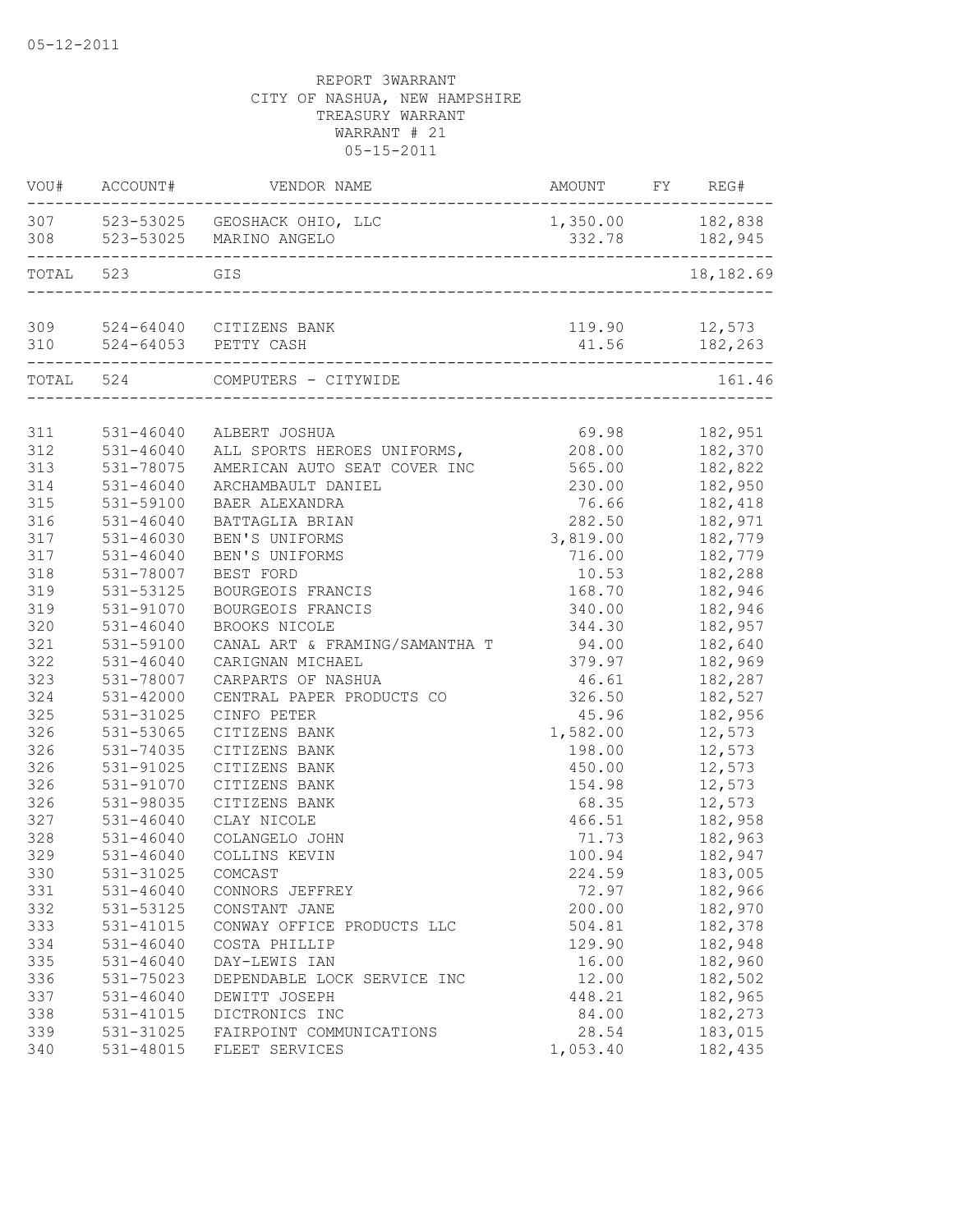05-12-2011

REPORT 3WARRANT
CITY OF NASHUA, NEW HAMPSHIRE
TREASURY WARRANT
WARRANT # 21
05-15-2011

| VOU# | ACCOUNT# | VENDOR NAME | AMOUNT | FY | REG# |
|---|---|---|---|---|---|
| 307 | 523-53025 | GEOSHACK OHIO, LLC | 1,350.00 | | 182,838 |
| 308 | 523-53025 | MARINO ANGELO | 332.78 | | 182,945 |
| TOTAL | 523 | GIS | | | 18,182.69 |
| 309 | 524-64040 | CITIZENS BANK | 119.90 | | 12,573 |
| 310 | 524-64053 | PETTY CASH | 41.56 | | 182,263 |
| TOTAL | 524 | COMPUTERS - CITYWIDE | | | 161.46 |
| 311 | 531-46040 | ALBERT JOSHUA | 69.98 | | 182,951 |
| 312 | 531-46040 | ALL SPORTS HEROES UNIFORMS, | 208.00 | | 182,370 |
| 313 | 531-78075 | AMERICAN AUTO SEAT COVER INC | 565.00 | | 182,822 |
| 314 | 531-46040 | ARCHAMBAULT DANIEL | 230.00 | | 182,950 |
| 315 | 531-59100 | BAER ALEXANDRA | 76.66 | | 182,418 |
| 316 | 531-46040 | BATTAGLIA BRIAN | 282.50 | | 182,971 |
| 317 | 531-46030 | BEN'S UNIFORMS | 3,819.00 | | 182,779 |
| 317 | 531-46040 | BEN'S UNIFORMS | 716.00 | | 182,779 |
| 318 | 531-78007 | BEST FORD | 10.53 | | 182,288 |
| 319 | 531-53125 | BOURGEOIS FRANCIS | 168.70 | | 182,946 |
| 319 | 531-91070 | BOURGEOIS FRANCIS | 340.00 | | 182,946 |
| 320 | 531-46040 | BROOKS NICOLE | 344.30 | | 182,957 |
| 321 | 531-59100 | CANAL ART & FRAMING/SAMANTHA T | 94.00 | | 182,640 |
| 322 | 531-46040 | CARIGNAN MICHAEL | 379.97 | | 182,969 |
| 323 | 531-78007 | CARPARTS OF NASHUA | 46.61 | | 182,287 |
| 324 | 531-42000 | CENTRAL PAPER PRODUCTS CO | 326.50 | | 182,527 |
| 325 | 531-31025 | CINFO PETER | 45.96 | | 182,956 |
| 326 | 531-53065 | CITIZENS BANK | 1,582.00 | | 12,573 |
| 326 | 531-74035 | CITIZENS BANK | 198.00 | | 12,573 |
| 326 | 531-91025 | CITIZENS BANK | 450.00 | | 12,573 |
| 326 | 531-91070 | CITIZENS BANK | 154.98 | | 12,573 |
| 326 | 531-98035 | CITIZENS BANK | 68.35 | | 12,573 |
| 327 | 531-46040 | CLAY NICOLE | 466.51 | | 182,958 |
| 328 | 531-46040 | COLANGELO JOHN | 71.73 | | 182,963 |
| 329 | 531-46040 | COLLINS KEVIN | 100.94 | | 182,947 |
| 330 | 531-31025 | COMCAST | 224.59 | | 183,005 |
| 331 | 531-46040 | CONNORS JEFFREY | 72.97 | | 182,966 |
| 332 | 531-53125 | CONSTANT JANE | 200.00 | | 182,970 |
| 333 | 531-41015 | CONWAY OFFICE PRODUCTS LLC | 504.81 | | 182,378 |
| 334 | 531-46040 | COSTA PHILLIP | 129.90 | | 182,948 |
| 335 | 531-46040 | DAY-LEWIS IAN | 16.00 | | 182,960 |
| 336 | 531-75023 | DEPENDABLE LOCK SERVICE INC | 12.00 | | 182,502 |
| 337 | 531-46040 | DEWITT JOSEPH | 448.21 | | 182,965 |
| 338 | 531-41015 | DICTRONICS INC | 84.00 | | 182,273 |
| 339 | 531-31025 | FAIRPOINT COMMUNICATIONS | 28.54 | | 183,015 |
| 340 | 531-48015 | FLEET SERVICES | 1,053.40 | | 182,435 |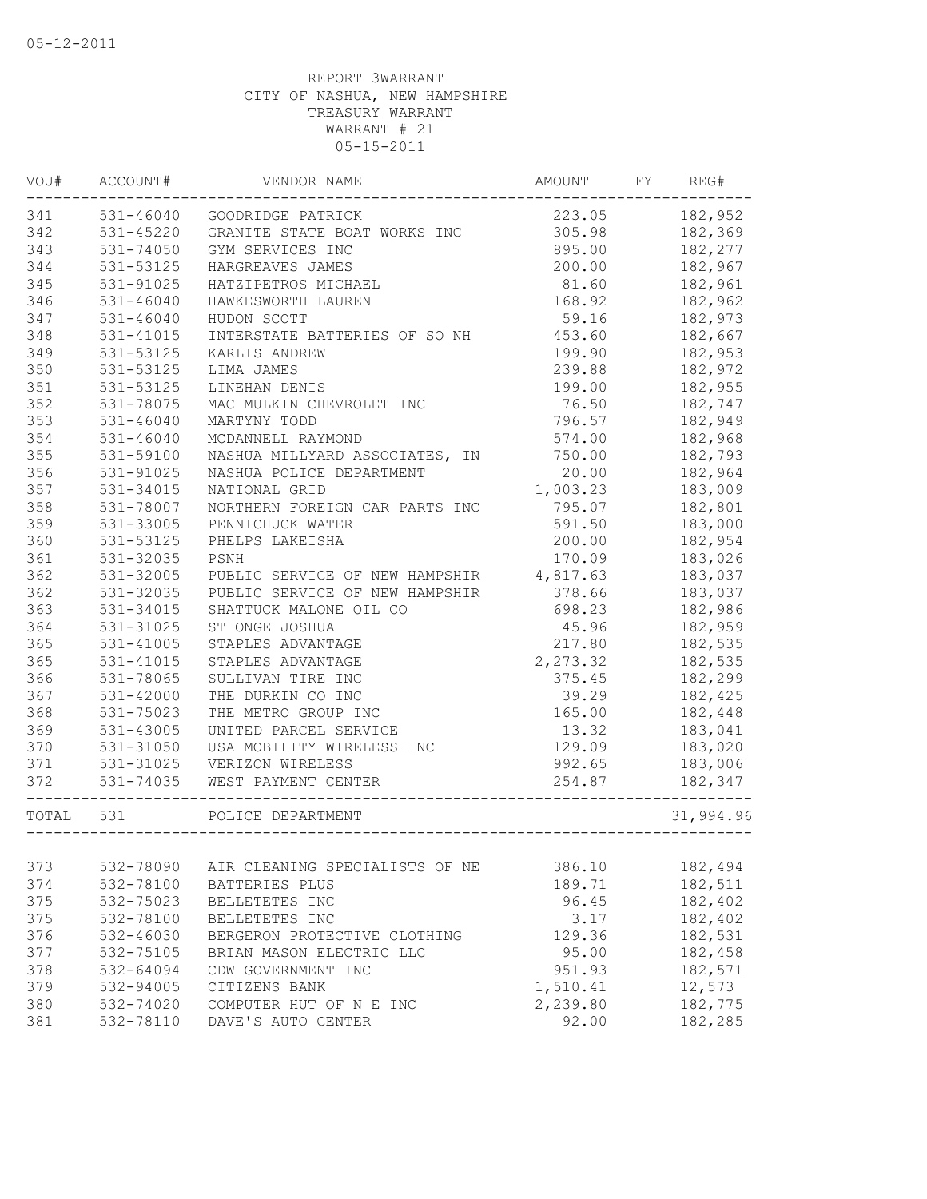05-12-2011

REPORT 3WARRANT
CITY OF NASHUA, NEW HAMPSHIRE
TREASURY WARRANT
WARRANT # 21
05-15-2011

| VOU# | ACCOUNT# | VENDOR NAME | AMOUNT | FY | REG# |
|---|---|---|---|---|---|
| 341 | 531-46040 | GOODRIDGE PATRICK | 223.05 | | 182,952 |
| 342 | 531-45220 | GRANITE STATE BOAT WORKS INC | 305.98 | | 182,369 |
| 343 | 531-74050 | GYM SERVICES INC | 895.00 | | 182,277 |
| 344 | 531-53125 | HARGREAVES JAMES | 200.00 | | 182,967 |
| 345 | 531-91025 | HATZIPETROS MICHAEL | 81.60 | | 182,961 |
| 346 | 531-46040 | HAWKESWORTH LAUREN | 168.92 | | 182,962 |
| 347 | 531-46040 | HUDON SCOTT | 59.16 | | 182,973 |
| 348 | 531-41015 | INTERSTATE BATTERIES OF SO NH | 453.60 | | 182,667 |
| 349 | 531-53125 | KARLIS ANDREW | 199.90 | | 182,953 |
| 350 | 531-53125 | LIMA JAMES | 239.88 | | 182,972 |
| 351 | 531-53125 | LINEHAN DENIS | 199.00 | | 182,955 |
| 352 | 531-78075 | MAC MULKIN CHEVROLET INC | 76.50 | | 182,747 |
| 353 | 531-46040 | MARTYNY TODD | 796.57 | | 182,949 |
| 354 | 531-46040 | MCDANNELL RAYMOND | 574.00 | | 182,968 |
| 355 | 531-59100 | NASHUA MILLYARD ASSOCIATES, IN | 750.00 | | 182,793 |
| 356 | 531-91025 | NASHUA POLICE DEPARTMENT | 20.00 | | 182,964 |
| 357 | 531-34015 | NATIONAL GRID | 1,003.23 | | 183,009 |
| 358 | 531-78007 | NORTHERN FOREIGN CAR PARTS INC | 795.07 | | 182,801 |
| 359 | 531-33005 | PENNICHUCK WATER | 591.50 | | 183,000 |
| 360 | 531-53125 | PHELPS LAKEISHA | 200.00 | | 182,954 |
| 361 | 531-32035 | PSNH | 170.09 | | 183,026 |
| 362 | 531-32005 | PUBLIC SERVICE OF NEW HAMPSHIR | 4,817.63 | | 183,037 |
| 362 | 531-32035 | PUBLIC SERVICE OF NEW HAMPSHIR | 378.66 | | 183,037 |
| 363 | 531-34015 | SHATTUCK MALONE OIL CO | 698.23 | | 182,986 |
| 364 | 531-31025 | ST ONGE JOSHUA | 45.96 | | 182,959 |
| 365 | 531-41005 | STAPLES ADVANTAGE | 217.80 | | 182,535 |
| 365 | 531-41015 | STAPLES ADVANTAGE | 2,273.32 | | 182,535 |
| 366 | 531-78065 | SULLIVAN TIRE INC | 375.45 | | 182,299 |
| 367 | 531-42000 | THE DURKIN CO INC | 39.29 | | 182,425 |
| 368 | 531-75023 | THE METRO GROUP INC | 165.00 | | 182,448 |
| 369 | 531-43005 | UNITED PARCEL SERVICE | 13.32 | | 183,041 |
| 370 | 531-31050 | USA MOBILITY WIRELESS INC | 129.09 | | 183,020 |
| 371 | 531-31025 | VERIZON WIRELESS | 992.65 | | 183,006 |
| 372 | 531-74035 | WEST PAYMENT CENTER | 254.87 | | 182,347 |
| TOTAL | 531 | POLICE DEPARTMENT | | | 31,994.96 |
| 373 | 532-78090 | AIR CLEANING SPECIALISTS OF NE | 386.10 | | 182,494 |
| 374 | 532-78100 | BATTERIES PLUS | 189.71 | | 182,511 |
| 375 | 532-75023 | BELLETETES INC | 96.45 | | 182,402 |
| 375 | 532-78100 | BELLETETES INC | 3.17 | | 182,402 |
| 376 | 532-46030 | BERGERON PROTECTIVE CLOTHING | 129.36 | | 182,531 |
| 377 | 532-75105 | BRIAN MASON ELECTRIC LLC | 95.00 | | 182,458 |
| 378 | 532-64094 | CDW GOVERNMENT INC | 951.93 | | 182,571 |
| 379 | 532-94005 | CITIZENS BANK | 1,510.41 | | 12,573 |
| 380 | 532-74020 | COMPUTER HUT OF N E INC | 2,239.80 | | 182,775 |
| 381 | 532-78110 | DAVE'S AUTO CENTER | 92.00 | | 182,285 |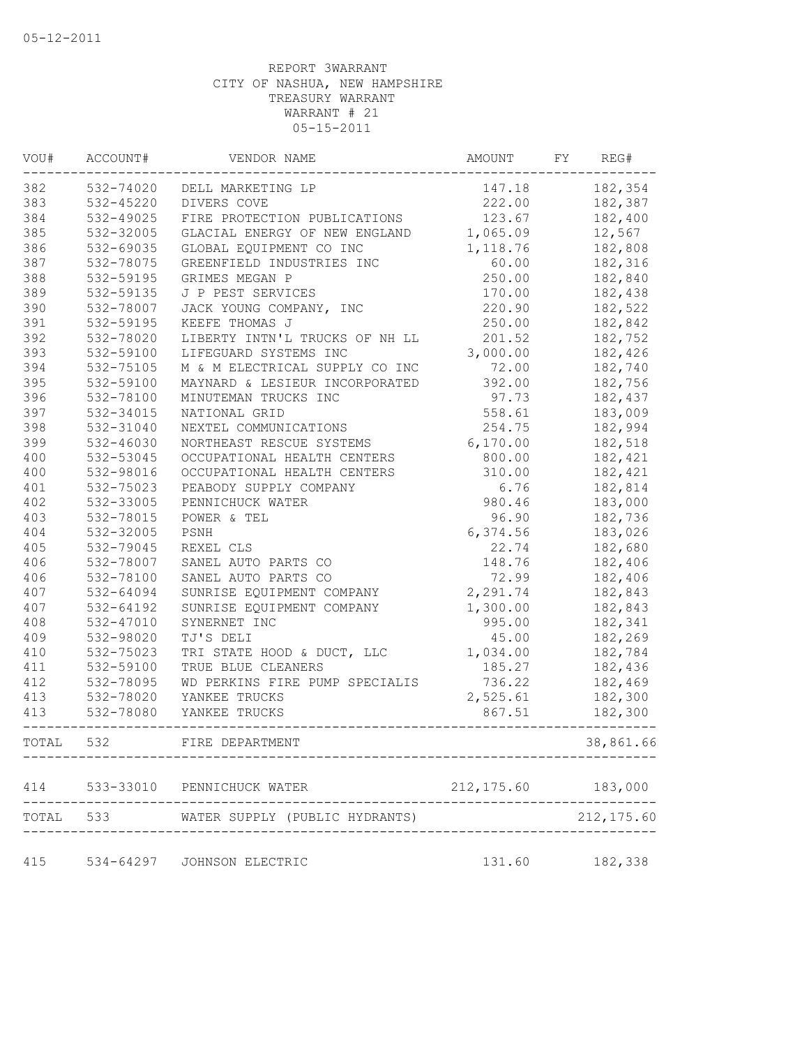05-12-2011

REPORT 3WARRANT
CITY OF NASHUA, NEW HAMPSHIRE
TREASURY WARRANT
WARRANT # 21
05-15-2011

| VOU# | ACCOUNT# | VENDOR NAME | AMOUNT | FY | REG# |
|---|---|---|---|---|---|
| 382 | 532-74020 | DELL MARKETING LP | 147.18 | | 182,354 |
| 383 | 532-45220 | DIVERS COVE | 222.00 | | 182,387 |
| 384 | 532-49025 | FIRE PROTECTION PUBLICATIONS | 123.67 | | 182,400 |
| 385 | 532-32005 | GLACIAL ENERGY OF NEW ENGLAND | 1,065.09 | | 12,567 |
| 386 | 532-69035 | GLOBAL EQUIPMENT CO INC | 1,118.76 | | 182,808 |
| 387 | 532-78075 | GREENFIELD INDUSTRIES INC | 60.00 | | 182,316 |
| 388 | 532-59195 | GRIMES MEGAN P | 250.00 | | 182,840 |
| 389 | 532-59135 | J P PEST SERVICES | 170.00 | | 182,438 |
| 390 | 532-78007 | JACK YOUNG COMPANY, INC | 220.90 | | 182,522 |
| 391 | 532-59195 | KEEFE THOMAS J | 250.00 | | 182,842 |
| 392 | 532-78020 | LIBERTY INTN'L TRUCKS OF NH LL | 201.52 | | 182,752 |
| 393 | 532-59100 | LIFEGUARD SYSTEMS INC | 3,000.00 | | 182,426 |
| 394 | 532-75105 | M & M ELECTRICAL SUPPLY CO INC | 72.00 | | 182,740 |
| 395 | 532-59100 | MAYNARD & LESIEUR INCORPORATED | 392.00 | | 182,756 |
| 396 | 532-78100 | MINUTEMAN TRUCKS INC | 97.73 | | 182,437 |
| 397 | 532-34015 | NATIONAL GRID | 558.61 | | 183,009 |
| 398 | 532-31040 | NEXTEL COMMUNICATIONS | 254.75 | | 182,994 |
| 399 | 532-46030 | NORTHEAST RESCUE SYSTEMS | 6,170.00 | | 182,518 |
| 400 | 532-53045 | OCCUPATIONAL HEALTH CENTERS | 800.00 | | 182,421 |
| 400 | 532-98016 | OCCUPATIONAL HEALTH CENTERS | 310.00 | | 182,421 |
| 401 | 532-75023 | PEABODY SUPPLY COMPANY | 6.76 | | 182,814 |
| 402 | 532-33005 | PENNICHUCK WATER | 980.46 | | 183,000 |
| 403 | 532-78015 | POWER & TEL | 96.90 | | 182,736 |
| 404 | 532-32005 | PSNH | 6,374.56 | | 183,026 |
| 405 | 532-79045 | REXEL CLS | 22.74 | | 182,680 |
| 406 | 532-78007 | SANEL AUTO PARTS CO | 148.76 | | 182,406 |
| 406 | 532-78100 | SANEL AUTO PARTS CO | 72.99 | | 182,406 |
| 407 | 532-64094 | SUNRISE EQUIPMENT COMPANY | 2,291.74 | | 182,843 |
| 407 | 532-64192 | SUNRISE EQUIPMENT COMPANY | 1,300.00 | | 182,843 |
| 408 | 532-47010 | SYNERNET INC | 995.00 | | 182,341 |
| 409 | 532-98020 | TJ'S DELI | 45.00 | | 182,269 |
| 410 | 532-75023 | TRI STATE HOOD & DUCT, LLC | 1,034.00 | | 182,784 |
| 411 | 532-59100 | TRUE BLUE CLEANERS | 185.27 | | 182,436 |
| 412 | 532-78095 | WD PERKINS FIRE PUMP SPECIALIS | 736.22 | | 182,469 |
| 413 | 532-78020 | YANKEE TRUCKS | 2,525.61 | | 182,300 |
| 413 | 532-78080 | YANKEE TRUCKS | 867.51 | | 182,300 |
| TOTAL | 532 | FIRE DEPARTMENT | | | 38,861.66 |
| 414 | 533-33010 | PENNICHUCK WATER | 212,175.60 | | 183,000 |
| TOTAL | 533 | WATER SUPPLY (PUBLIC HYDRANTS) | | | 212,175.60 |
| 415 | 534-64297 | JOHNSON ELECTRIC | 131.60 | | 182,338 |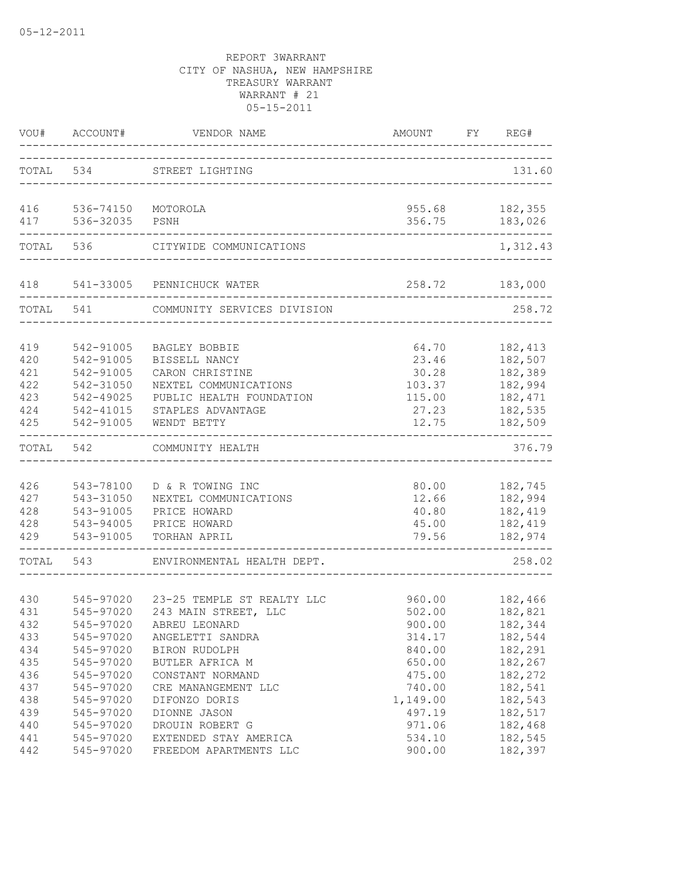05-12-2011

REPORT 3WARRANT
CITY OF NASHUA, NEW HAMPSHIRE
TREASURY WARRANT
WARRANT # 21
05-15-2011

| VOU# | ACCOUNT# | VENDOR NAME | AMOUNT | FY | REG# |
|---|---|---|---|---|---|
| TOTAL | 534 | STREET LIGHTING | | | 131.60 |
| 416 | 536-74150 | MOTOROLA | 955.68 | | 182,355 |
| 417 | 536-32035 | PSNH | 356.75 | | 183,026 |
| TOTAL | 536 | CITYWIDE COMMUNICATIONS | | | 1,312.43 |
| 418 | 541-33005 | PENNICHUCK WATER | 258.72 | | 183,000 |
| TOTAL | 541 | COMMUNITY SERVICES DIVISION | | | 258.72 |
| 419 | 542-91005 | BAGLEY BOBBIE | 64.70 | | 182,413 |
| 420 | 542-91005 | BISSELL NANCY | 23.46 | | 182,507 |
| 421 | 542-91005 | CARON CHRISTINE | 30.28 | | 182,389 |
| 422 | 542-31050 | NEXTEL COMMUNICATIONS | 103.37 | | 182,994 |
| 423 | 542-49025 | PUBLIC HEALTH FOUNDATION | 115.00 | | 182,471 |
| 424 | 542-41015 | STAPLES ADVANTAGE | 27.23 | | 182,535 |
| 425 | 542-91005 | WENDT BETTY | 12.75 | | 182,509 |
| TOTAL | 542 | COMMUNITY HEALTH | | | 376.79 |
| 426 | 543-78100 | D & R TOWING INC | 80.00 | | 182,745 |
| 427 | 543-31050 | NEXTEL COMMUNICATIONS | 12.66 | | 182,994 |
| 428 | 543-91005 | PRICE HOWARD | 40.80 | | 182,419 |
| 428 | 543-94005 | PRICE HOWARD | 45.00 | | 182,419 |
| 429 | 543-91005 | TORHAN APRIL | 79.56 | | 182,974 |
| TOTAL | 543 | ENVIRONMENTAL HEALTH DEPT. | | | 258.02 |
| 430 | 545-97020 | 23-25 TEMPLE ST REALTY LLC | 960.00 | | 182,466 |
| 431 | 545-97020 | 243 MAIN STREET, LLC | 502.00 | | 182,821 |
| 432 | 545-97020 | ABREU LEONARD | 900.00 | | 182,344 |
| 433 | 545-97020 | ANGELETTI SANDRA | 314.17 | | 182,544 |
| 434 | 545-97020 | BIRON RUDOLPH | 840.00 | | 182,291 |
| 435 | 545-97020 | BUTLER AFRICA M | 650.00 | | 182,267 |
| 436 | 545-97020 | CONSTANT NORMAND | 475.00 | | 182,272 |
| 437 | 545-97020 | CRE MANANGEMENT LLC | 740.00 | | 182,541 |
| 438 | 545-97020 | DIFONZO DORIS | 1,149.00 | | 182,543 |
| 439 | 545-97020 | DIONNE JASON | 497.19 | | 182,517 |
| 440 | 545-97020 | DROUIN ROBERT G | 971.06 | | 182,468 |
| 441 | 545-97020 | EXTENDED STAY AMERICA | 534.10 | | 182,545 |
| 442 | 545-97020 | FREEDOM APARTMENTS LLC | 900.00 | | 182,397 |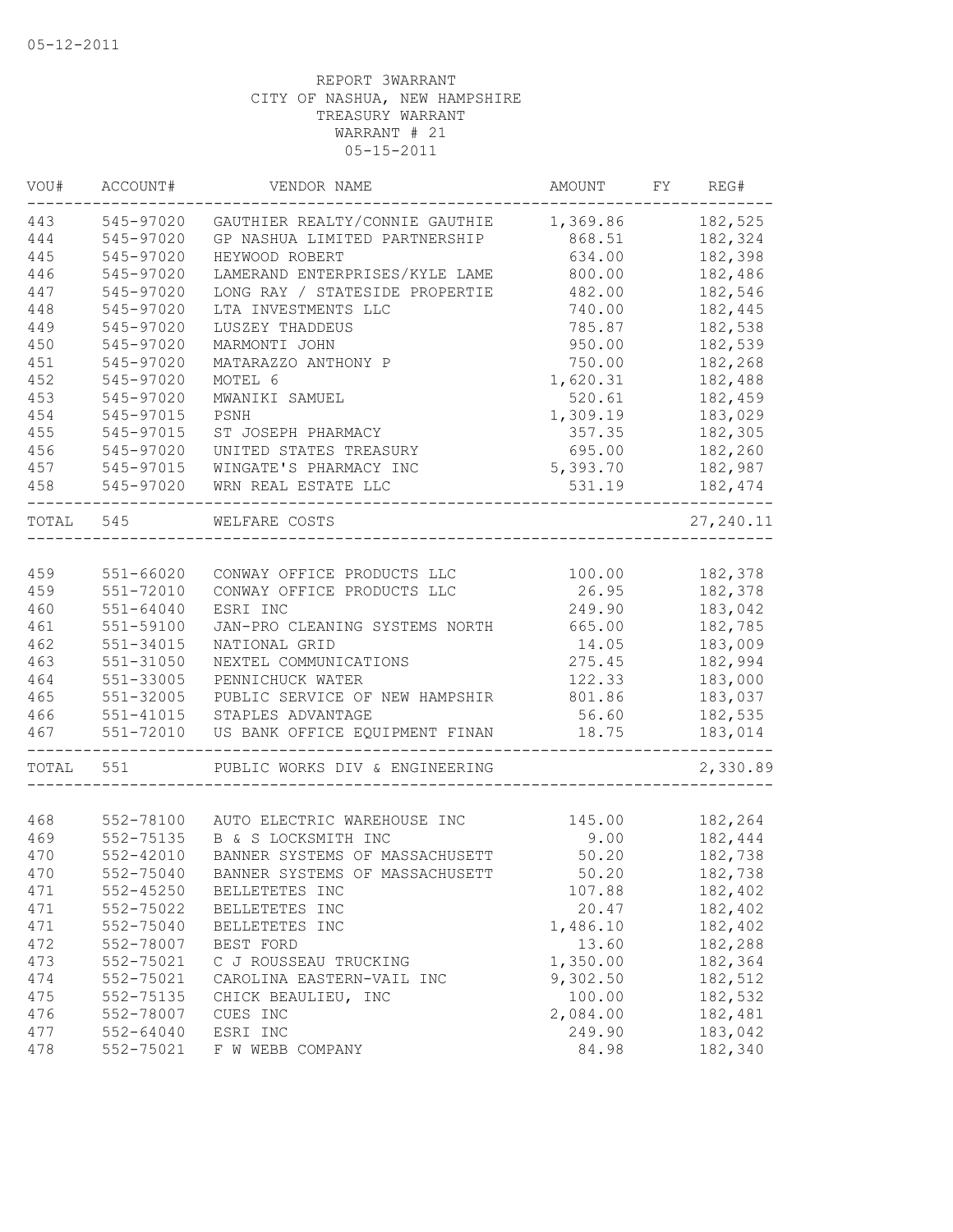05-12-2011

REPORT 3WARRANT
CITY OF NASHUA, NEW HAMPSHIRE
TREASURY WARRANT
WARRANT # 21
05-15-2011

| VOU# | ACCOUNT# | VENDOR NAME | AMOUNT | FY | REG# |
|---|---|---|---|---|---|
| 443 | 545-97020 | GAUTHIER REALTY/CONNIE GAUTHIE | 1,369.86 | | 182,525 |
| 444 | 545-97020 | GP NASHUA LIMITED PARTNERSHIP | 868.51 | | 182,324 |
| 445 | 545-97020 | HEYWOOD ROBERT | 634.00 | | 182,398 |
| 446 | 545-97020 | LAMERAND ENTERPRISES/KYLE LAME | 800.00 | | 182,486 |
| 447 | 545-97020 | LONG RAY / STATESIDE PROPERTIE | 482.00 | | 182,546 |
| 448 | 545-97020 | LTA INVESTMENTS LLC | 740.00 | | 182,445 |
| 449 | 545-97020 | LUSZEY THADDEUS | 785.87 | | 182,538 |
| 450 | 545-97020 | MARMONTI JOHN | 950.00 | | 182,539 |
| 451 | 545-97020 | MATARAZZO ANTHONY P | 750.00 | | 182,268 |
| 452 | 545-97020 | MOTEL 6 | 1,620.31 | | 182,488 |
| 453 | 545-97020 | MWANIKI SAMUEL | 520.61 | | 182,459 |
| 454 | 545-97015 | PSNH | 1,309.19 | | 183,029 |
| 455 | 545-97015 | ST JOSEPH PHARMACY | 357.35 | | 182,305 |
| 456 | 545-97020 | UNITED STATES TREASURY | 695.00 | | 182,260 |
| 457 | 545-97015 | WINGATE'S PHARMACY INC | 5,393.70 | | 182,987 |
| 458 | 545-97020 | WRN REAL ESTATE LLC | 531.19 | | 182,474 |
| TOTAL | 545 | WELFARE COSTS | | | 27,240.11 |
| 459 | 551-66020 | CONWAY OFFICE PRODUCTS LLC | 100.00 | | 182,378 |
| 459 | 551-72010 | CONWAY OFFICE PRODUCTS LLC | 26.95 | | 182,378 |
| 460 | 551-64040 | ESRI INC | 249.90 | | 183,042 |
| 461 | 551-59100 | JAN-PRO CLEANING SYSTEMS NORTH | 665.00 | | 182,785 |
| 462 | 551-34015 | NATIONAL GRID | 14.05 | | 183,009 |
| 463 | 551-31050 | NEXTEL COMMUNICATIONS | 275.45 | | 182,994 |
| 464 | 551-33005 | PENNICHUCK WATER | 122.33 | | 183,000 |
| 465 | 551-32005 | PUBLIC SERVICE OF NEW HAMPSHIR | 801.86 | | 183,037 |
| 466 | 551-41015 | STAPLES ADVANTAGE | 56.60 | | 182,535 |
| 467 | 551-72010 | US BANK OFFICE EQUIPMENT FINAN | 18.75 | | 183,014 |
| TOTAL | 551 | PUBLIC WORKS DIV & ENGINEERING | | | 2,330.89 |
| 468 | 552-78100 | AUTO ELECTRIC WAREHOUSE INC | 145.00 | | 182,264 |
| 469 | 552-75135 | B & S LOCKSMITH INC | 9.00 | | 182,444 |
| 470 | 552-42010 | BANNER SYSTEMS OF MASSACHUSETT | 50.20 | | 182,738 |
| 470 | 552-75040 | BANNER SYSTEMS OF MASSACHUSETT | 50.20 | | 182,738 |
| 471 | 552-45250 | BELLETETES INC | 107.88 | | 182,402 |
| 471 | 552-75022 | BELLETETES INC | 20.47 | | 182,402 |
| 471 | 552-75040 | BELLETETES INC | 1,486.10 | | 182,402 |
| 472 | 552-78007 | BEST FORD | 13.60 | | 182,288 |
| 473 | 552-75021 | C J ROUSSEAU TRUCKING | 1,350.00 | | 182,364 |
| 474 | 552-75021 | CAROLINA EASTERN-VAIL INC | 9,302.50 | | 182,512 |
| 475 | 552-75135 | CHICK BEAULIEU, INC | 100.00 | | 182,532 |
| 476 | 552-78007 | CUES INC | 2,084.00 | | 182,481 |
| 477 | 552-64040 | ESRI INC | 249.90 | | 183,042 |
| 478 | 552-75021 | F W WEBB COMPANY | 84.98 | | 182,340 |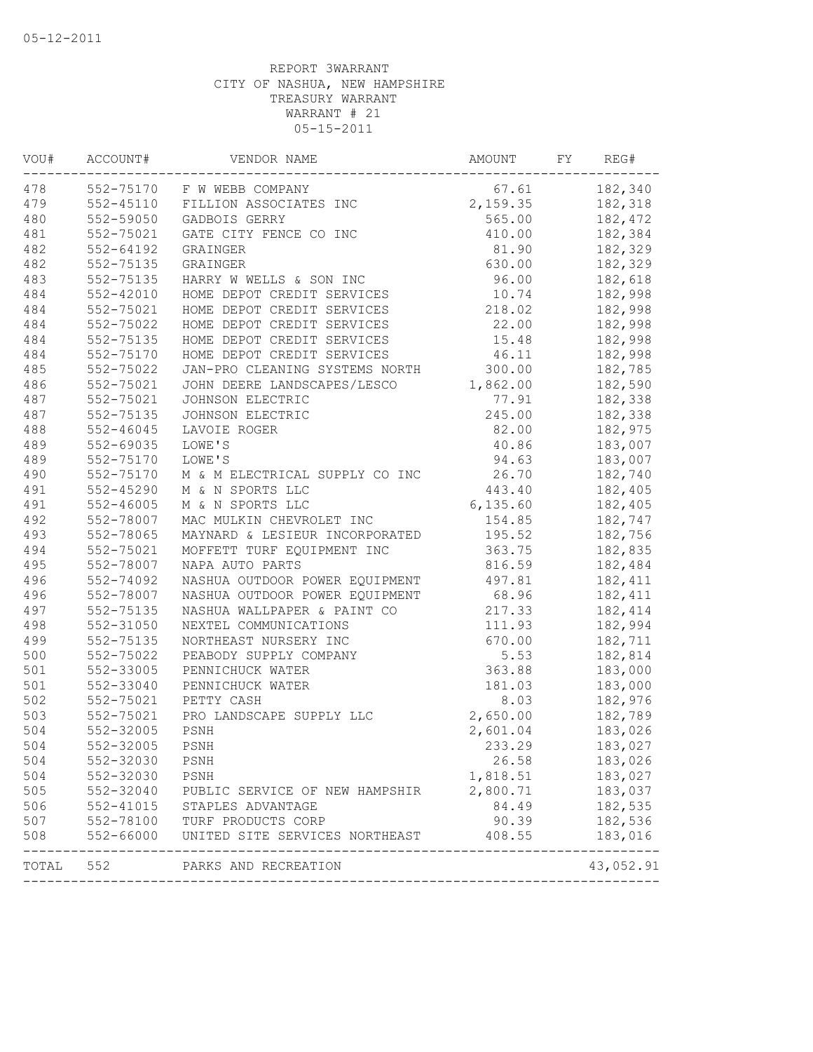05-12-2011

REPORT 3WARRANT
CITY OF NASHUA, NEW HAMPSHIRE
TREASURY WARRANT
WARRANT # 21
05-15-2011

| VOU# | ACCOUNT# | VENDOR NAME | AMOUNT | FY | REG# |
|---|---|---|---|---|---|
| 478 | 552-75170 | F W WEBB COMPANY | 67.61 | | 182,340 |
| 479 | 552-45110 | FILLION ASSOCIATES INC | 2,159.35 | | 182,318 |
| 480 | 552-59050 | GADBOIS GERRY | 565.00 | | 182,472 |
| 481 | 552-75021 | GATE CITY FENCE CO INC | 410.00 | | 182,384 |
| 482 | 552-64192 | GRAINGER | 81.90 | | 182,329 |
| 482 | 552-75135 | GRAINGER | 630.00 | | 182,329 |
| 483 | 552-75135 | HARRY W WELLS & SON INC | 96.00 | | 182,618 |
| 484 | 552-42010 | HOME DEPOT CREDIT SERVICES | 10.74 | | 182,998 |
| 484 | 552-75021 | HOME DEPOT CREDIT SERVICES | 218.02 | | 182,998 |
| 484 | 552-75022 | HOME DEPOT CREDIT SERVICES | 22.00 | | 182,998 |
| 484 | 552-75135 | HOME DEPOT CREDIT SERVICES | 15.48 | | 182,998 |
| 484 | 552-75170 | HOME DEPOT CREDIT SERVICES | 46.11 | | 182,998 |
| 485 | 552-75022 | JAN-PRO CLEANING SYSTEMS NORTH | 300.00 | | 182,785 |
| 486 | 552-75021 | JOHN DEERE LANDSCAPES/LESCO | 1,862.00 | | 182,590 |
| 487 | 552-75021 | JOHNSON ELECTRIC | 77.91 | | 182,338 |
| 487 | 552-75135 | JOHNSON ELECTRIC | 245.00 | | 182,338 |
| 488 | 552-46045 | LAVOIE ROGER | 82.00 | | 182,975 |
| 489 | 552-69035 | LOWE'S | 40.86 | | 183,007 |
| 489 | 552-75170 | LOWE'S | 94.63 | | 183,007 |
| 490 | 552-75170 | M & M ELECTRICAL SUPPLY CO INC | 26.70 | | 182,740 |
| 491 | 552-45290 | M & N SPORTS LLC | 443.40 | | 182,405 |
| 491 | 552-46005 | M & N SPORTS LLC | 6,135.60 | | 182,405 |
| 492 | 552-78007 | MAC MULKIN CHEVROLET INC | 154.85 | | 182,747 |
| 493 | 552-78065 | MAYNARD & LESIEUR INCORPORATED | 195.52 | | 182,756 |
| 494 | 552-75021 | MOFFETT TURF EQUIPMENT INC | 363.75 | | 182,835 |
| 495 | 552-78007 | NAPA AUTO PARTS | 816.59 | | 182,484 |
| 496 | 552-74092 | NASHUA OUTDOOR POWER EQUIPMENT | 497.81 | | 182,411 |
| 496 | 552-78007 | NASHUA OUTDOOR POWER EQUIPMENT | 68.96 | | 182,411 |
| 497 | 552-75135 | NASHUA WALLPAPER & PAINT CO | 217.33 | | 182,414 |
| 498 | 552-31050 | NEXTEL COMMUNICATIONS | 111.93 | | 182,994 |
| 499 | 552-75135 | NORTHEAST NURSERY INC | 670.00 | | 182,711 |
| 500 | 552-75022 | PEABODY SUPPLY COMPANY | 5.53 | | 182,814 |
| 501 | 552-33005 | PENNICHUCK WATER | 363.88 | | 183,000 |
| 501 | 552-33040 | PENNICHUCK WATER | 181.03 | | 183,000 |
| 502 | 552-75021 | PETTY CASH | 8.03 | | 182,976 |
| 503 | 552-75021 | PRO LANDSCAPE SUPPLY LLC | 2,650.00 | | 182,789 |
| 504 | 552-32005 | PSNH | 2,601.04 | | 183,026 |
| 504 | 552-32005 | PSNH | 233.29 | | 183,027 |
| 504 | 552-32030 | PSNH | 26.58 | | 183,026 |
| 504 | 552-32030 | PSNH | 1,818.51 | | 183,027 |
| 505 | 552-32040 | PUBLIC SERVICE OF NEW HAMPSHIR | 2,800.71 | | 183,037 |
| 506 | 552-41015 | STAPLES ADVANTAGE | 84.49 | | 182,535 |
| 507 | 552-78100 | TURF PRODUCTS CORP | 90.39 | | 182,536 |
| 508 | 552-66000 | UNITED SITE SERVICES NORTHEAST | 408.55 | | 183,016 |
| TOTAL | 552 | PARKS AND RECREATION | | | 43,052.91 |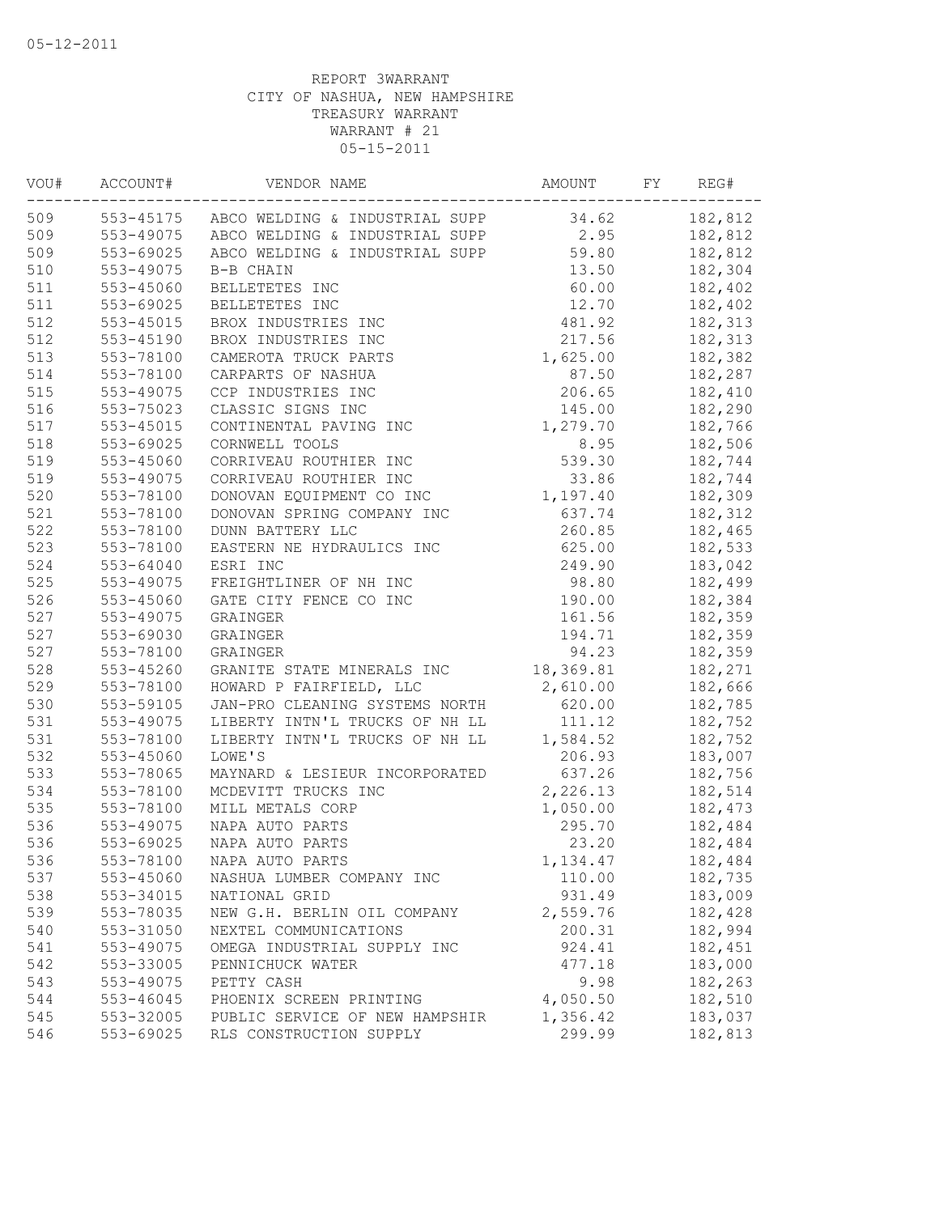05-12-2011

REPORT 3WARRANT
CITY OF NASHUA, NEW HAMPSHIRE
TREASURY WARRANT
WARRANT # 21
05-15-2011

| VOU# | ACCOUNT# | VENDOR NAME | AMOUNT | FY | REG# |
|---|---|---|---|---|---|
| 509 | 553-45175 | ABCO WELDING & INDUSTRIAL SUPP | 34.62 | | 182,812 |
| 509 | 553-49075 | ABCO WELDING & INDUSTRIAL SUPP | 2.95 | | 182,812 |
| 509 | 553-69025 | ABCO WELDING & INDUSTRIAL SUPP | 59.80 | | 182,812 |
| 510 | 553-49075 | B-B CHAIN | 13.50 | | 182,304 |
| 511 | 553-45060 | BELLETETES INC | 60.00 | | 182,402 |
| 511 | 553-69025 | BELLETETES INC | 12.70 | | 182,402 |
| 512 | 553-45015 | BROX INDUSTRIES INC | 481.92 | | 182,313 |
| 512 | 553-45190 | BROX INDUSTRIES INC | 217.56 | | 182,313 |
| 513 | 553-78100 | CAMEROTA TRUCK PARTS | 1,625.00 | | 182,382 |
| 514 | 553-78100 | CARPARTS OF NASHUA | 87.50 | | 182,287 |
| 515 | 553-49075 | CCP INDUSTRIES INC | 206.65 | | 182,410 |
| 516 | 553-75023 | CLASSIC SIGNS INC | 145.00 | | 182,290 |
| 517 | 553-45015 | CONTINENTAL PAVING INC | 1,279.70 | | 182,766 |
| 518 | 553-69025 | CORNWELL TOOLS | 8.95 | | 182,506 |
| 519 | 553-45060 | CORRIVEAU ROUTHIER INC | 539.30 | | 182,744 |
| 519 | 553-49075 | CORRIVEAU ROUTHIER INC | 33.86 | | 182,744 |
| 520 | 553-78100 | DONOVAN EQUIPMENT CO INC | 1,197.40 | | 182,309 |
| 521 | 553-78100 | DONOVAN SPRING COMPANY INC | 637.74 | | 182,312 |
| 522 | 553-78100 | DUNN BATTERY LLC | 260.85 | | 182,465 |
| 523 | 553-78100 | EASTERN NE HYDRAULICS INC | 625.00 | | 182,533 |
| 524 | 553-64040 | ESRI INC | 249.90 | | 183,042 |
| 525 | 553-49075 | FREIGHTLINER OF NH INC | 98.80 | | 182,499 |
| 526 | 553-45060 | GATE CITY FENCE CO INC | 190.00 | | 182,384 |
| 527 | 553-49075 | GRAINGER | 161.56 | | 182,359 |
| 527 | 553-69030 | GRAINGER | 194.71 | | 182,359 |
| 527 | 553-78100 | GRAINGER | 94.23 | | 182,359 |
| 528 | 553-45260 | GRANITE STATE MINERALS INC | 18,369.81 | | 182,271 |
| 529 | 553-78100 | HOWARD P FAIRFIELD, LLC | 2,610.00 | | 182,666 |
| 530 | 553-59105 | JAN-PRO CLEANING SYSTEMS NORTH | 620.00 | | 182,785 |
| 531 | 553-49075 | LIBERTY INTN'L TRUCKS OF NH LL | 111.12 | | 182,752 |
| 531 | 553-78100 | LIBERTY INTN'L TRUCKS OF NH LL | 1,584.52 | | 182,752 |
| 532 | 553-45060 | LOWE'S | 206.93 | | 183,007 |
| 533 | 553-78065 | MAYNARD & LESIEUR INCORPORATED | 637.26 | | 182,756 |
| 534 | 553-78100 | MCDEVITT TRUCKS INC | 2,226.13 | | 182,514 |
| 535 | 553-78100 | MILL METALS CORP | 1,050.00 | | 182,473 |
| 536 | 553-49075 | NAPA AUTO PARTS | 295.70 | | 182,484 |
| 536 | 553-69025 | NAPA AUTO PARTS | 23.20 | | 182,484 |
| 536 | 553-78100 | NAPA AUTO PARTS | 1,134.47 | | 182,484 |
| 537 | 553-45060 | NASHUA LUMBER COMPANY INC | 110.00 | | 182,735 |
| 538 | 553-34015 | NATIONAL GRID | 931.49 | | 183,009 |
| 539 | 553-78035 | NEW G.H. BERLIN OIL COMPANY | 2,559.76 | | 182,428 |
| 540 | 553-31050 | NEXTEL COMMUNICATIONS | 200.31 | | 182,994 |
| 541 | 553-49075 | OMEGA INDUSTRIAL SUPPLY INC | 924.41 | | 182,451 |
| 542 | 553-33005 | PENNICHUCK WATER | 477.18 | | 183,000 |
| 543 | 553-49075 | PETTY CASH | 9.98 | | 182,263 |
| 544 | 553-46045 | PHOENIX SCREEN PRINTING | 4,050.50 | | 182,510 |
| 545 | 553-32005 | PUBLIC SERVICE OF NEW HAMPSHIR | 1,356.42 | | 183,037 |
| 546 | 553-69025 | RLS CONSTRUCTION SUPPLY | 299.99 | | 182,813 |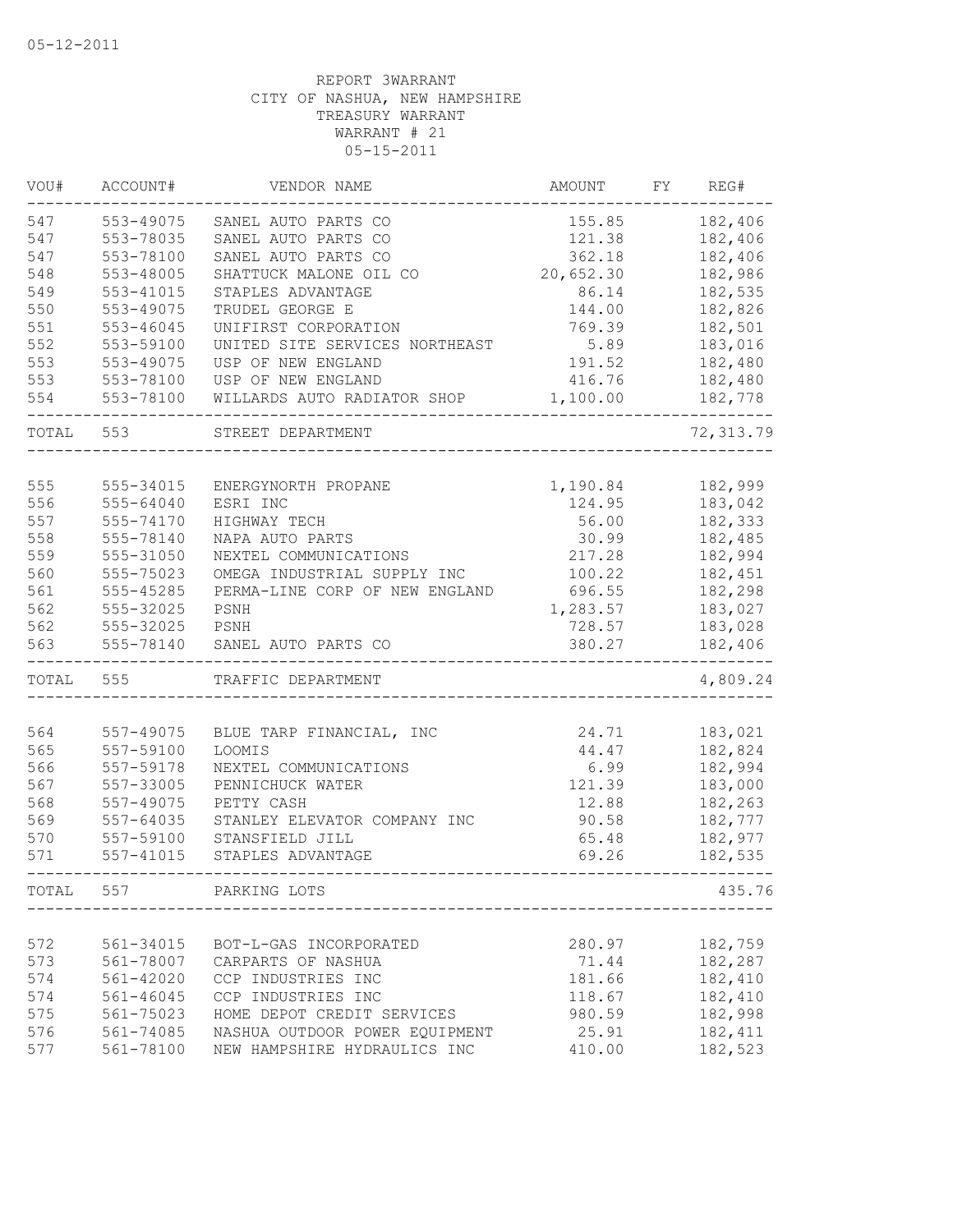05-12-2011

REPORT 3WARRANT
CITY OF NASHUA, NEW HAMPSHIRE
TREASURY WARRANT
WARRANT # 21
05-15-2011

| VOU# | ACCOUNT# | VENDOR NAME | AMOUNT | FY | REG# |
|---|---|---|---|---|---|
| 547 | 553-49075 | SANEL AUTO PARTS CO | 155.85 | | 182,406 |
| 547 | 553-78035 | SANEL AUTO PARTS CO | 121.38 | | 182,406 |
| 547 | 553-78100 | SANEL AUTO PARTS CO | 362.18 | | 182,406 |
| 548 | 553-48005 | SHATTUCK MALONE OIL CO | 20,652.30 | | 182,986 |
| 549 | 553-41015 | STAPLES ADVANTAGE | 86.14 | | 182,535 |
| 550 | 553-49075 | TRUDEL GEORGE E | 144.00 | | 182,826 |
| 551 | 553-46045 | UNIFIRST CORPORATION | 769.39 | | 182,501 |
| 552 | 553-59100 | UNITED SITE SERVICES NORTHEAST | 5.89 | | 183,016 |
| 553 | 553-49075 | USP OF NEW ENGLAND | 191.52 | | 182,480 |
| 553 | 553-78100 | USP OF NEW ENGLAND | 416.76 | | 182,480 |
| 554 | 553-78100 | WILLARDS AUTO RADIATOR SHOP | 1,100.00 | | 182,778 |
| TOTAL | 553 | STREET DEPARTMENT | | | 72,313.79 |
| 555 | 555-34015 | ENERGYNORTH PROPANE | 1,190.84 | | 182,999 |
| 556 | 555-64040 | ESRI INC | 124.95 | | 183,042 |
| 557 | 555-74170 | HIGHWAY TECH | 56.00 | | 182,333 |
| 558 | 555-78140 | NAPA AUTO PARTS | 30.99 | | 182,485 |
| 559 | 555-31050 | NEXTEL COMMUNICATIONS | 217.28 | | 182,994 |
| 560 | 555-75023 | OMEGA INDUSTRIAL SUPPLY INC | 100.22 | | 182,451 |
| 561 | 555-45285 | PERMA-LINE CORP OF NEW ENGLAND | 696.55 | | 182,298 |
| 562 | 555-32025 | PSNH | 1,283.57 | | 183,027 |
| 562 | 555-32025 | PSNH | 728.57 | | 183,028 |
| 563 | 555-78140 | SANEL AUTO PARTS CO | 380.27 | | 182,406 |
| TOTAL | 555 | TRAFFIC DEPARTMENT | | | 4,809.24 |
| 564 | 557-49075 | BLUE TARP FINANCIAL, INC | 24.71 | | 183,021 |
| 565 | 557-59100 | LOOMIS | 44.47 | | 182,824 |
| 566 | 557-59178 | NEXTEL COMMUNICATIONS | 6.99 | | 182,994 |
| 567 | 557-33005 | PENNICHUCK WATER | 121.39 | | 183,000 |
| 568 | 557-49075 | PETTY CASH | 12.88 | | 182,263 |
| 569 | 557-64035 | STANLEY ELEVATOR COMPANY INC | 90.58 | | 182,777 |
| 570 | 557-59100 | STANSFIELD JILL | 65.48 | | 182,977 |
| 571 | 557-41015 | STAPLES ADVANTAGE | 69.26 | | 182,535 |
| TOTAL | 557 | PARKING LOTS | | | 435.76 |
| 572 | 561-34015 | BOT-L-GAS INCORPORATED | 280.97 | | 182,759 |
| 573 | 561-78007 | CARPARTS OF NASHUA | 71.44 | | 182,287 |
| 574 | 561-42020 | CCP INDUSTRIES INC | 181.66 | | 182,410 |
| 574 | 561-46045 | CCP INDUSTRIES INC | 118.67 | | 182,410 |
| 575 | 561-75023 | HOME DEPOT CREDIT SERVICES | 980.59 | | 182,998 |
| 576 | 561-74085 | NASHUA OUTDOOR POWER EQUIPMENT | 25.91 | | 182,411 |
| 577 | 561-78100 | NEW HAMPSHIRE HYDRAULICS INC | 410.00 | | 182,523 |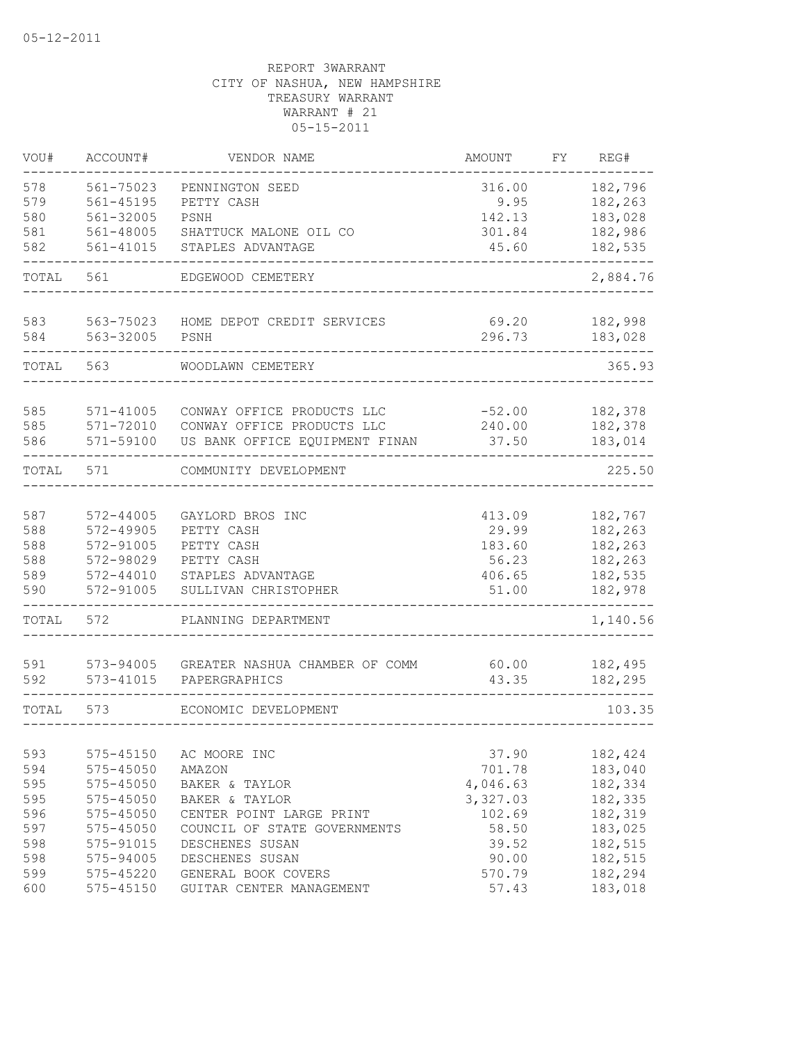05-12-2011

REPORT 3WARRANT
CITY OF NASHUA, NEW HAMPSHIRE
TREASURY WARRANT
WARRANT # 21
05-15-2011

| VOU# | ACCOUNT# | VENDOR NAME | AMOUNT | FY | REG# |
|---|---|---|---|---|---|
| 578 | 561-75023 | PENNINGTON SEED | 316.00 | | 182,796 |
| 579 | 561-45195 | PETTY CASH | 9.95 | | 182,263 |
| 580 | 561-32005 | PSNH | 142.13 | | 183,028 |
| 581 | 561-48005 | SHATTUCK MALONE OIL CO | 301.84 | | 182,986 |
| 582 | 561-41015 | STAPLES ADVANTAGE | 45.60 | | 182,535 |
| TOTAL | 561 | EDGEWOOD CEMETERY | | | 2,884.76 |
| 583 | 563-75023 | HOME DEPOT CREDIT SERVICES | 69.20 | | 182,998 |
| 584 | 563-32005 | PSNH | 296.73 | | 183,028 |
| TOTAL | 563 | WOODLAWN CEMETERY | | | 365.93 |
| 585 | 571-41005 | CONWAY OFFICE PRODUCTS LLC | -52.00 | | 182,378 |
| 585 | 571-72010 | CONWAY OFFICE PRODUCTS LLC | 240.00 | | 182,378 |
| 586 | 571-59100 | US BANK OFFICE EQUIPMENT FINAN | 37.50 | | 183,014 |
| TOTAL | 571 | COMMUNITY DEVELOPMENT | | | 225.50 |
| 587 | 572-44005 | GAYLORD BROS INC | 413.09 | | 182,767 |
| 588 | 572-49905 | PETTY CASH | 29.99 | | 182,263 |
| 588 | 572-91005 | PETTY CASH | 183.60 | | 182,263 |
| 588 | 572-98029 | PETTY CASH | 56.23 | | 182,263 |
| 589 | 572-44010 | STAPLES ADVANTAGE | 406.65 | | 182,535 |
| 590 | 572-91005 | SULLIVAN CHRISTOPHER | 51.00 | | 182,978 |
| TOTAL | 572 | PLANNING DEPARTMENT | | | 1,140.56 |
| 591 | 573-94005 | GREATER NASHUA CHAMBER OF COMM | 60.00 | | 182,495 |
| 592 | 573-41015 | PAPERGRAPHICS | 43.35 | | 182,295 |
| TOTAL | 573 | ECONOMIC DEVELOPMENT | | | 103.35 |
| 593 | 575-45150 | AC MOORE INC | 37.90 | | 182,424 |
| 594 | 575-45050 | AMAZON | 701.78 | | 183,040 |
| 595 | 575-45050 | BAKER & TAYLOR | 4,046.63 | | 182,334 |
| 595 | 575-45050 | BAKER & TAYLOR | 3,327.03 | | 182,335 |
| 596 | 575-45050 | CENTER POINT LARGE PRINT | 102.69 | | 182,319 |
| 597 | 575-45050 | COUNCIL OF STATE GOVERNMENTS | 58.50 | | 183,025 |
| 598 | 575-91015 | DESCHENES SUSAN | 39.52 | | 182,515 |
| 598 | 575-94005 | DESCHENES SUSAN | 90.00 | | 182,515 |
| 599 | 575-45220 | GENERAL BOOK COVERS | 570.79 | | 182,294 |
| 600 | 575-45150 | GUITAR CENTER MANAGEMENT | 57.43 | | 183,018 |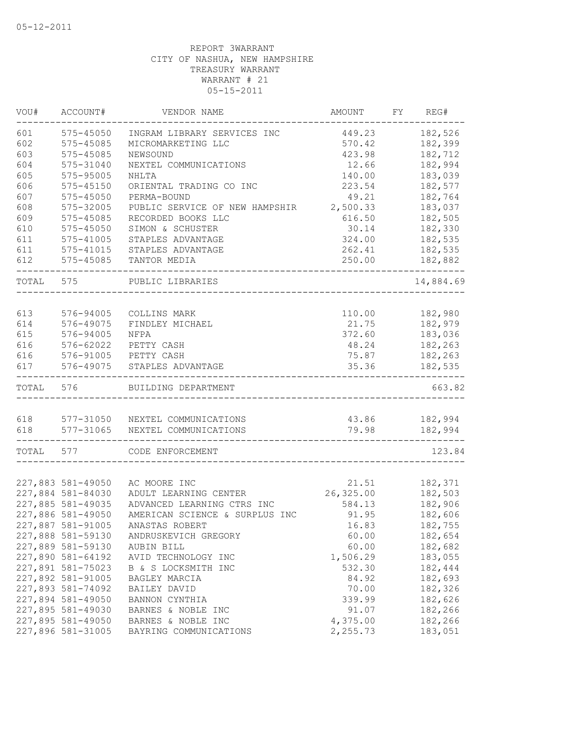05-12-2011

REPORT 3WARRANT
CITY OF NASHUA, NEW HAMPSHIRE
TREASURY WARRANT
WARRANT # 21
05-15-2011

| VOU# | ACCOUNT# | VENDOR NAME | AMOUNT | FY | REG# |
|---|---|---|---|---|---|
| 601 | 575-45050 | INGRAM LIBRARY SERVICES INC | 449.23 | | 182,526 |
| 602 | 575-45085 | MICROMARKETING LLC | 570.42 | | 182,399 |
| 603 | 575-45085 | NEWSOUND | 423.98 | | 182,712 |
| 604 | 575-31040 | NEXTEL COMMUNICATIONS | 12.66 | | 182,994 |
| 605 | 575-95005 | NHLTA | 140.00 | | 183,039 |
| 606 | 575-45150 | ORIENTAL TRADING CO INC | 223.54 | | 182,577 |
| 607 | 575-45050 | PERMA-BOUND | 49.21 | | 182,764 |
| 608 | 575-32005 | PUBLIC SERVICE OF NEW HAMPSHIR | 2,500.33 | | 183,037 |
| 609 | 575-45085 | RECORDED BOOKS LLC | 616.50 | | 182,505 |
| 610 | 575-45050 | SIMON & SCHUSTER | 30.14 | | 182,330 |
| 611 | 575-41005 | STAPLES ADVANTAGE | 324.00 | | 182,535 |
| 611 | 575-41015 | STAPLES ADVANTAGE | 262.41 | | 182,535 |
| 612 | 575-45085 | TANTOR MEDIA | 250.00 | | 182,882 |
| TOTAL | 575 | PUBLIC LIBRARIES | | | 14,884.69 |
| 613 | 576-94005 | COLLINS MARK | 110.00 | | 182,980 |
| 614 | 576-49075 | FINDLEY MICHAEL | 21.75 | | 182,979 |
| 615 | 576-94005 | NFPA | 372.60 | | 183,036 |
| 616 | 576-62022 | PETTY CASH | 48.24 | | 182,263 |
| 616 | 576-91005 | PETTY CASH | 75.87 | | 182,263 |
| 617 | 576-49075 | STAPLES ADVANTAGE | 35.36 | | 182,535 |
| TOTAL | 576 | BUILDING DEPARTMENT | | | 663.82 |
| 618 | 577-31050 | NEXTEL COMMUNICATIONS | 43.86 | | 182,994 |
| 618 | 577-31065 | NEXTEL COMMUNICATIONS | 79.98 | | 182,994 |
| TOTAL | 577 | CODE ENFORCEMENT | | | 123.84 |
| 227,883 | 581-49050 | AC MOORE INC | 21.51 | | 182,371 |
| 227,884 | 581-84030 | ADULT LEARNING CENTER | 26,325.00 | | 182,503 |
| 227,885 | 581-49035 | ADVANCED LEARNING CTRS INC | 584.13 | | 182,906 |
| 227,886 | 581-49050 | AMERICAN SCIENCE & SURPLUS INC | 91.95 | | 182,606 |
| 227,887 | 581-91005 | ANASTAS ROBERT | 16.83 | | 182,755 |
| 227,888 | 581-59130 | ANDRUSKEVICH GREGORY | 60.00 | | 182,654 |
| 227,889 | 581-59130 | AUBIN BILL | 60.00 | | 182,682 |
| 227,890 | 581-64192 | AVID TECHNOLOGY INC | 1,506.29 | | 183,055 |
| 227,891 | 581-75023 | B & S LOCKSMITH INC | 532.30 | | 182,444 |
| 227,892 | 581-91005 | BAGLEY MARCIA | 84.92 | | 182,693 |
| 227,893 | 581-74092 | BAILEY DAVID | 70.00 | | 182,326 |
| 227,894 | 581-49050 | BANNON CYNTHIA | 339.99 | | 182,626 |
| 227,895 | 581-49030 | BARNES & NOBLE INC | 91.07 | | 182,266 |
| 227,895 | 581-49050 | BARNES & NOBLE INC | 4,375.00 | | 182,266 |
| 227,896 | 581-31005 | BAYRING COMMUNICATIONS | 2,255.73 | | 183,051 |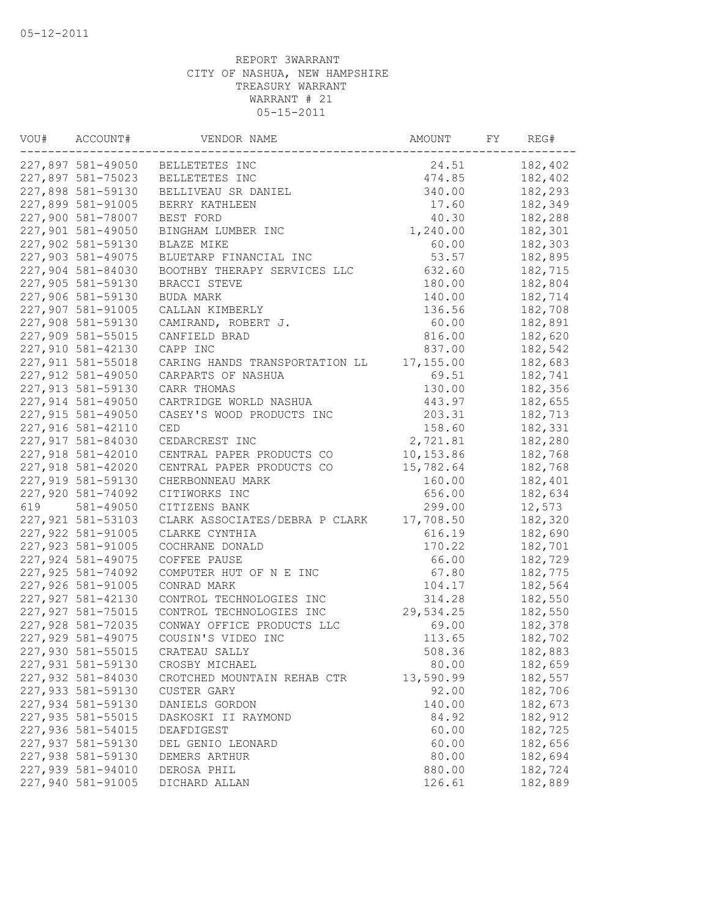05-12-2011

REPORT 3WARRANT
CITY OF NASHUA, NEW HAMPSHIRE
TREASURY WARRANT
WARRANT # 21
05-15-2011

| VOU# | ACCOUNT# | VENDOR NAME | AMOUNT | FY | REG# |
|---|---|---|---|---|---|
| 227,897 | 581-49050 | BELLETETES INC | 24.51 | | 182,402 |
| 227,897 | 581-75023 | BELLETETES INC | 474.85 | | 182,402 |
| 227,898 | 581-59130 | BELLIVEAU SR DANIEL | 340.00 | | 182,293 |
| 227,899 | 581-91005 | BERRY KATHLEEN | 17.60 | | 182,349 |
| 227,900 | 581-78007 | BEST FORD | 40.30 | | 182,288 |
| 227,901 | 581-49050 | BINGHAM LUMBER INC | 1,240.00 | | 182,301 |
| 227,902 | 581-59130 | BLAZE MIKE | 60.00 | | 182,303 |
| 227,903 | 581-49075 | BLUETARP FINANCIAL INC | 53.57 | | 182,895 |
| 227,904 | 581-84030 | BOOTHBY THERAPY SERVICES LLC | 632.60 | | 182,715 |
| 227,905 | 581-59130 | BRACCI STEVE | 180.00 | | 182,804 |
| 227,906 | 581-59130 | BUDA MARK | 140.00 | | 182,714 |
| 227,907 | 581-91005 | CALLAN KIMBERLY | 136.56 | | 182,708 |
| 227,908 | 581-59130 | CAMIRAND, ROBERT J. | 60.00 | | 182,891 |
| 227,909 | 581-55015 | CANFIELD BRAD | 816.00 | | 182,620 |
| 227,910 | 581-42130 | CAPP INC | 837.00 | | 182,542 |
| 227,911 | 581-55018 | CARING HANDS TRANSPORTATION LL | 17,155.00 | | 182,683 |
| 227,912 | 581-49050 | CARPARTS OF NASHUA | 69.51 | | 182,741 |
| 227,913 | 581-59130 | CARR THOMAS | 130.00 | | 182,356 |
| 227,914 | 581-49050 | CARTRIDGE WORLD NASHUA | 443.97 | | 182,655 |
| 227,915 | 581-49050 | CASEY'S WOOD PRODUCTS INC | 203.31 | | 182,713 |
| 227,916 | 581-42110 | CED | 158.60 | | 182,331 |
| 227,917 | 581-84030 | CEDARCREST INC | 2,721.81 | | 182,280 |
| 227,918 | 581-42010 | CENTRAL PAPER PRODUCTS CO | 10,153.86 | | 182,768 |
| 227,918 | 581-42020 | CENTRAL PAPER PRODUCTS CO | 15,782.64 | | 182,768 |
| 227,919 | 581-59130 | CHERBONNEAU MARK | 160.00 | | 182,401 |
| 227,920 | 581-74092 | CITIWORKS INC | 656.00 | | 182,634 |
| 619 | 581-49050 | CITIZENS BANK | 299.00 | | 12,573 |
| 227,921 | 581-53103 | CLARK ASSOCIATES/DEBRA P CLARK | 17,708.50 | | 182,320 |
| 227,922 | 581-91005 | CLARKE CYNTHIA | 616.19 | | 182,690 |
| 227,923 | 581-91005 | COCHRANE DONALD | 170.22 | | 182,701 |
| 227,924 | 581-49075 | COFFEE PAUSE | 66.00 | | 182,729 |
| 227,925 | 581-74092 | COMPUTER HUT OF N E INC | 67.80 | | 182,775 |
| 227,926 | 581-91005 | CONRAD MARK | 104.17 | | 182,564 |
| 227,927 | 581-42130 | CONTROL TECHNOLOGIES INC | 314.28 | | 182,550 |
| 227,927 | 581-75015 | CONTROL TECHNOLOGIES INC | 29,534.25 | | 182,550 |
| 227,928 | 581-72035 | CONWAY OFFICE PRODUCTS LLC | 69.00 | | 182,378 |
| 227,929 | 581-49075 | COUSIN'S VIDEO INC | 113.65 | | 182,702 |
| 227,930 | 581-55015 | CRATEAU SALLY | 508.36 | | 182,883 |
| 227,931 | 581-59130 | CROSBY MICHAEL | 80.00 | | 182,659 |
| 227,932 | 581-84030 | CROTCHED MOUNTAIN REHAB CTR | 13,590.99 | | 182,557 |
| 227,933 | 581-59130 | CUSTER GARY | 92.00 | | 182,706 |
| 227,934 | 581-59130 | DANIELS GORDON | 140.00 | | 182,673 |
| 227,935 | 581-55015 | DASKOSKI II RAYMOND | 84.92 | | 182,912 |
| 227,936 | 581-54015 | DEAFDIGEST | 60.00 | | 182,725 |
| 227,937 | 581-59130 | DEL GENIO LEONARD | 60.00 | | 182,656 |
| 227,938 | 581-59130 | DEMERS ARTHUR | 80.00 | | 182,694 |
| 227,939 | 581-94010 | DEROSA PHIL | 880.00 | | 182,724 |
| 227,940 | 581-91005 | DICHARD ALLAN | 126.61 | | 182,889 |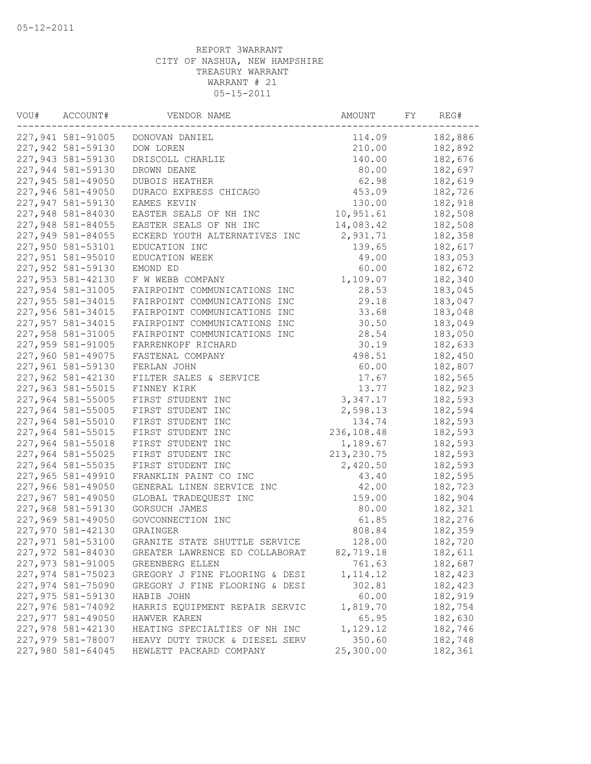05-12-2011

REPORT 3WARRANT
CITY OF NASHUA, NEW HAMPSHIRE
TREASURY WARRANT
WARRANT # 21
05-15-2011

| VOU# | ACCOUNT# | VENDOR NAME | AMOUNT | FY | REG# |
|---|---|---|---|---|---|
| 227,941 | 581-91005 | DONOVAN DANIEL | 114.09 | | 182,886 |
| 227,942 | 581-59130 | DOW LOREN | 210.00 | | 182,892 |
| 227,943 | 581-59130 | DRISCOLL CHARLIE | 140.00 | | 182,676 |
| 227,944 | 581-59130 | DROWN DEANE | 80.00 | | 182,697 |
| 227,945 | 581-49050 | DUBOIS HEATHER | 62.98 | | 182,619 |
| 227,946 | 581-49050 | DURACO EXPRESS CHICAGO | 453.09 | | 182,726 |
| 227,947 | 581-59130 | EAMES KEVIN | 130.00 | | 182,918 |
| 227,948 | 581-84030 | EASTER SEALS OF NH INC | 10,951.61 | | 182,508 |
| 227,948 | 581-84055 | EASTER SEALS OF NH INC | 14,083.42 | | 182,508 |
| 227,949 | 581-84055 | ECKERD YOUTH ALTERNATIVES INC | 2,931.71 | | 182,358 |
| 227,950 | 581-53101 | EDUCATION INC | 139.65 | | 182,617 |
| 227,951 | 581-95010 | EDUCATION WEEK | 49.00 | | 183,053 |
| 227,952 | 581-59130 | EMOND ED | 60.00 | | 182,672 |
| 227,953 | 581-42130 | F W WEBB COMPANY | 1,109.07 | | 182,340 |
| 227,954 | 581-31005 | FAIRPOINT COMMUNICATIONS INC | 28.53 | | 183,045 |
| 227,955 | 581-34015 | FAIRPOINT COMMUNICATIONS INC | 29.18 | | 183,047 |
| 227,956 | 581-34015 | FAIRPOINT COMMUNICATIONS INC | 33.68 | | 183,048 |
| 227,957 | 581-34015 | FAIRPOINT COMMUNICATIONS INC | 30.50 | | 183,049 |
| 227,958 | 581-31005 | FAIRPOINT COMMUNICATIONS INC | 28.54 | | 183,050 |
| 227,959 | 581-91005 | FARRENKOPF RICHARD | 30.19 | | 182,633 |
| 227,960 | 581-49075 | FASTENAL COMPANY | 498.51 | | 182,450 |
| 227,961 | 581-59130 | FERLAN JOHN | 60.00 | | 182,807 |
| 227,962 | 581-42130 | FILTER SALES & SERVICE | 17.67 | | 182,565 |
| 227,963 | 581-55015 | FINNEY KIRK | 13.77 | | 182,923 |
| 227,964 | 581-55005 | FIRST STUDENT INC | 3,347.17 | | 182,593 |
| 227,964 | 581-55005 | FIRST STUDENT INC | 2,598.13 | | 182,594 |
| 227,964 | 581-55010 | FIRST STUDENT INC | 134.74 | | 182,593 |
| 227,964 | 581-55015 | FIRST STUDENT INC | 236,108.48 | | 182,593 |
| 227,964 | 581-55018 | FIRST STUDENT INC | 1,189.67 | | 182,593 |
| 227,964 | 581-55025 | FIRST STUDENT INC | 213,230.75 | | 182,593 |
| 227,964 | 581-55035 | FIRST STUDENT INC | 2,420.50 | | 182,593 |
| 227,965 | 581-49910 | FRANKLIN PAINT CO INC | 43.40 | | 182,595 |
| 227,966 | 581-49050 | GENERAL LINEN SERVICE INC | 42.00 | | 182,723 |
| 227,967 | 581-49050 | GLOBAL TRADEQUEST INC | 159.00 | | 182,904 |
| 227,968 | 581-59130 | GORSUCH JAMES | 80.00 | | 182,321 |
| 227,969 | 581-49050 | GOVCONNECTION INC | 61.85 | | 182,276 |
| 227,970 | 581-42130 | GRAINGER | 808.84 | | 182,359 |
| 227,971 | 581-53100 | GRANITE STATE SHUTTLE SERVICE | 128.00 | | 182,720 |
| 227,972 | 581-84030 | GREATER LAWRENCE ED COLLABORAT | 82,719.18 | | 182,611 |
| 227,973 | 581-91005 | GREENBERG ELLEN | 761.63 | | 182,687 |
| 227,974 | 581-75023 | GREGORY J FINE FLOORING & DESI | 1,114.12 | | 182,423 |
| 227,974 | 581-75090 | GREGORY J FINE FLOORING & DESI | 302.81 | | 182,423 |
| 227,975 | 581-59130 | HABIB JOHN | 60.00 | | 182,919 |
| 227,976 | 581-74092 | HARRIS EQUIPMENT REPAIR SERVIC | 1,819.70 | | 182,754 |
| 227,977 | 581-49050 | HAWVER KAREN | 65.95 | | 182,630 |
| 227,978 | 581-42130 | HEATING SPECIALTIES OF NH INC | 1,129.12 | | 182,746 |
| 227,979 | 581-78007 | HEAVY DUTY TRUCK & DIESEL SERV | 350.60 | | 182,748 |
| 227,980 | 581-64045 | HEWLETT PACKARD COMPANY | 25,300.00 | | 182,361 |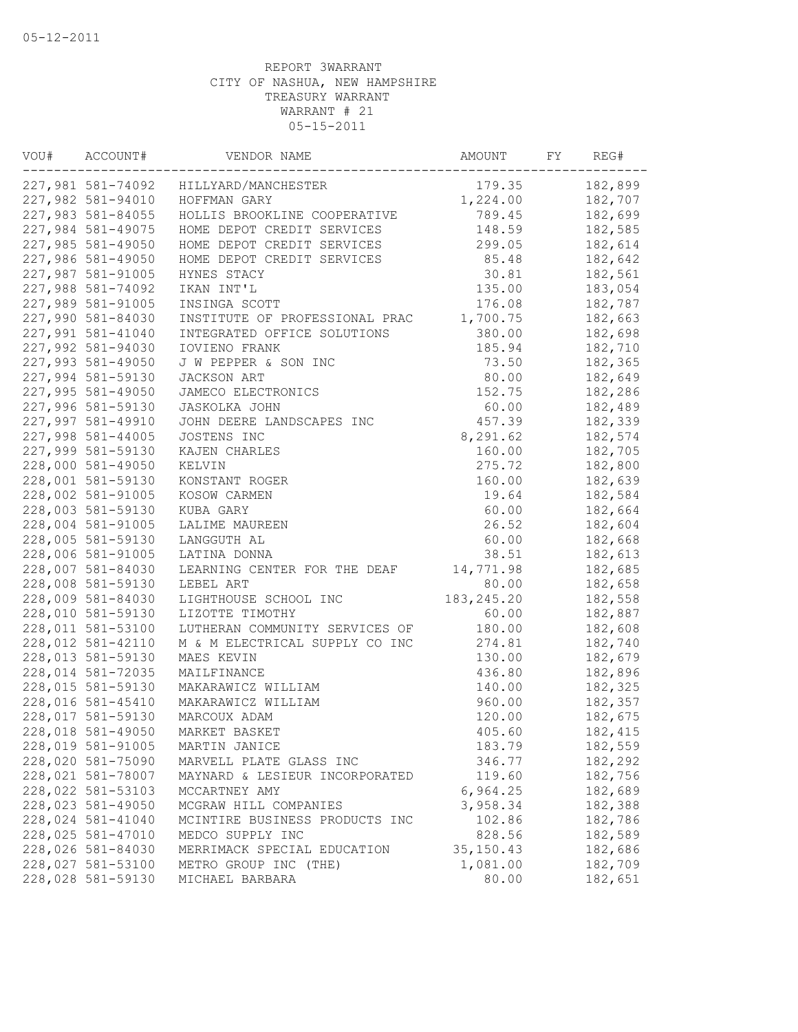05-12-2011

REPORT 3WARRANT
CITY OF NASHUA, NEW HAMPSHIRE
TREASURY WARRANT
WARRANT # 21
05-15-2011

| VOU# | ACCOUNT# | VENDOR NAME | AMOUNT | FY | REG# |
|---|---|---|---|---|---|
| 227,981 | 581-74092 | HILLYARD/MANCHESTER | 179.35 | | 182,899 |
| 227,982 | 581-94010 | HOFFMAN GARY | 1,224.00 | | 182,707 |
| 227,983 | 581-84055 | HOLLIS BROOKLINE COOPERATIVE | 789.45 | | 182,699 |
| 227,984 | 581-49075 | HOME DEPOT CREDIT SERVICES | 148.59 | | 182,585 |
| 227,985 | 581-49050 | HOME DEPOT CREDIT SERVICES | 299.05 | | 182,614 |
| 227,986 | 581-49050 | HOME DEPOT CREDIT SERVICES | 85.48 | | 182,642 |
| 227,987 | 581-91005 | HYNES STACY | 30.81 | | 182,561 |
| 227,988 | 581-74092 | IKAN INT'L | 135.00 | | 183,054 |
| 227,989 | 581-91005 | INSINGA SCOTT | 176.08 | | 182,787 |
| 227,990 | 581-84030 | INSTITUTE OF PROFESSIONAL PRAC | 1,700.75 | | 182,663 |
| 227,991 | 581-41040 | INTEGRATED OFFICE SOLUTIONS | 380.00 | | 182,698 |
| 227,992 | 581-94030 | IOVIENO FRANK | 185.94 | | 182,710 |
| 227,993 | 581-49050 | J W PEPPER & SON INC | 73.50 | | 182,365 |
| 227,994 | 581-59130 | JACKSON ART | 80.00 | | 182,649 |
| 227,995 | 581-49050 | JAMECO ELECTRONICS | 152.75 | | 182,286 |
| 227,996 | 581-59130 | JASKOLKA JOHN | 60.00 | | 182,489 |
| 227,997 | 581-49910 | JOHN DEERE LANDSCAPES INC | 457.39 | | 182,339 |
| 227,998 | 581-44005 | JOSTENS INC | 8,291.62 | | 182,574 |
| 227,999 | 581-59130 | KAJEN CHARLES | 160.00 | | 182,705 |
| 228,000 | 581-49050 | KELVIN | 275.72 | | 182,800 |
| 228,001 | 581-59130 | KONSTANT ROGER | 160.00 | | 182,639 |
| 228,002 | 581-91005 | KOSOW CARMEN | 19.64 | | 182,584 |
| 228,003 | 581-59130 | KUBA GARY | 60.00 | | 182,664 |
| 228,004 | 581-91005 | LALIME MAUREEN | 26.52 | | 182,604 |
| 228,005 | 581-59130 | LANGGUTH AL | 60.00 | | 182,668 |
| 228,006 | 581-91005 | LATINA DONNA | 38.51 | | 182,613 |
| 228,007 | 581-84030 | LEARNING CENTER FOR THE DEAF | 14,771.98 | | 182,685 |
| 228,008 | 581-59130 | LEBEL ART | 80.00 | | 182,658 |
| 228,009 | 581-84030 | LIGHTHOUSE SCHOOL INC | 183,245.20 | | 182,558 |
| 228,010 | 581-59130 | LIZOTTE TIMOTHY | 60.00 | | 182,887 |
| 228,011 | 581-53100 | LUTHERAN COMMUNITY SERVICES OF | 180.00 | | 182,608 |
| 228,012 | 581-42110 | M & M ELECTRICAL SUPPLY CO INC | 274.81 | | 182,740 |
| 228,013 | 581-59130 | MAES KEVIN | 130.00 | | 182,679 |
| 228,014 | 581-72035 | MAILFINANCE | 436.80 | | 182,896 |
| 228,015 | 581-59130 | MAKARAWICZ WILLIAM | 140.00 | | 182,325 |
| 228,016 | 581-45410 | MAKARAWICZ WILLIAM | 960.00 | | 182,357 |
| 228,017 | 581-59130 | MARCOUX ADAM | 120.00 | | 182,675 |
| 228,018 | 581-49050 | MARKET BASKET | 405.60 | | 182,415 |
| 228,019 | 581-91005 | MARTIN JANICE | 183.79 | | 182,559 |
| 228,020 | 581-75090 | MARVELL PLATE GLASS INC | 346.77 | | 182,292 |
| 228,021 | 581-78007 | MAYNARD & LESIEUR INCORPORATED | 119.60 | | 182,756 |
| 228,022 | 581-53103 | MCCARTNEY AMY | 6,964.25 | | 182,689 |
| 228,023 | 581-49050 | MCGRAW HILL COMPANIES | 3,958.34 | | 182,388 |
| 228,024 | 581-41040 | MCINTIRE BUSINESS PRODUCTS INC | 102.86 | | 182,786 |
| 228,025 | 581-47010 | MEDCO SUPPLY INC | 828.56 | | 182,589 |
| 228,026 | 581-84030 | MERRIMACK SPECIAL EDUCATION | 35,150.43 | | 182,686 |
| 228,027 | 581-53100 | METRO GROUP INC (THE) | 1,081.00 | | 182,709 |
| 228,028 | 581-59130 | MICHAEL BARBARA | 80.00 | | 182,651 |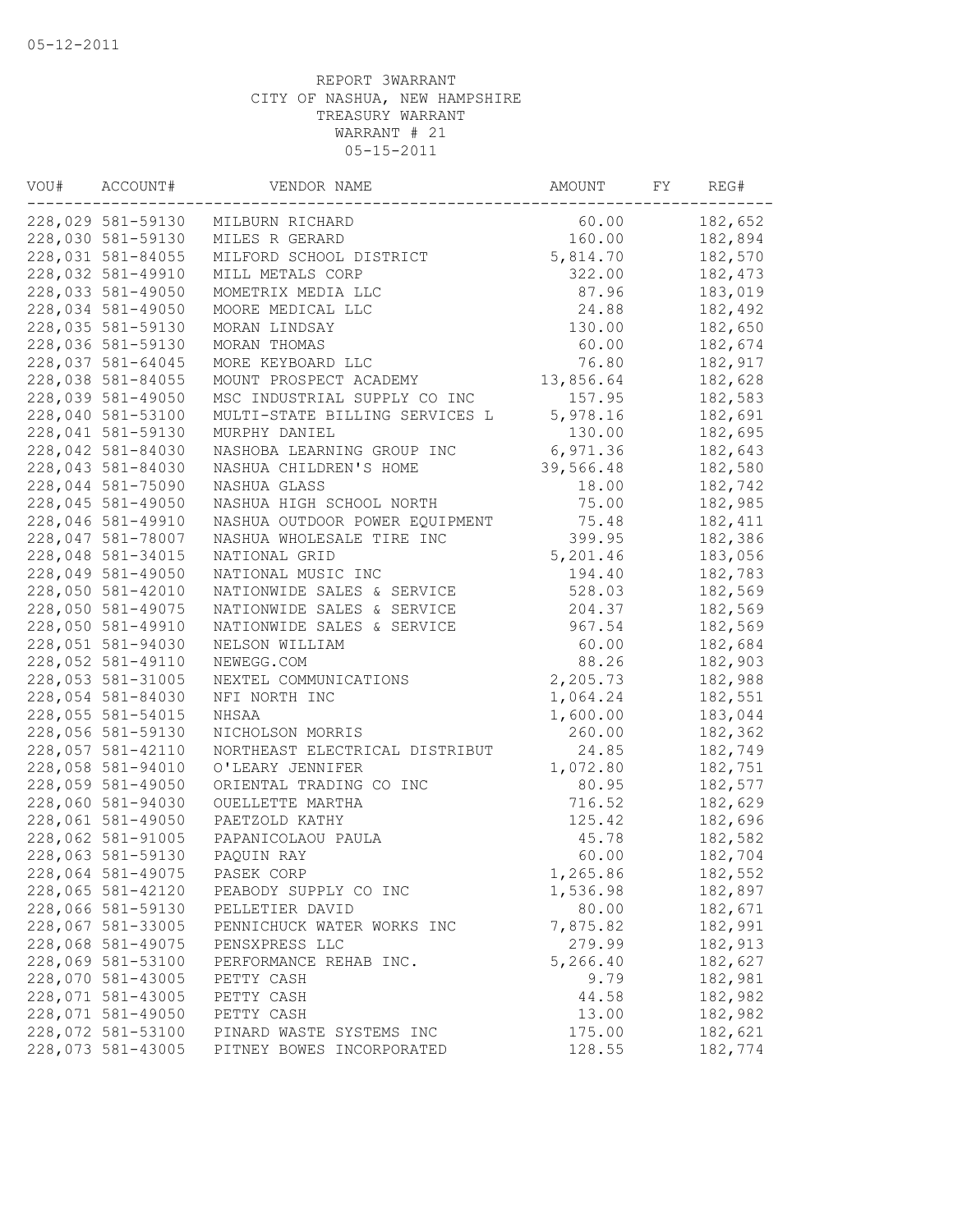REPORT 3WARRANT
CITY OF NASHUA, NEW HAMPSHIRE
TREASURY WARRANT
WARRANT # 21
05-15-2011

| VOU# | ACCOUNT# | VENDOR NAME | AMOUNT | FY | REG# |
|---|---|---|---|---|---|
| 228,029 | 581-59130 | MILBURN RICHARD | 60.00 | | 182,652 |
| 228,030 | 581-59130 | MILES R GERARD | 160.00 | | 182,894 |
| 228,031 | 581-84055 | MILFORD SCHOOL DISTRICT | 5,814.70 | | 182,570 |
| 228,032 | 581-49910 | MILL METALS CORP | 322.00 | | 182,473 |
| 228,033 | 581-49050 | MOMETRIX MEDIA LLC | 87.96 | | 183,019 |
| 228,034 | 581-49050 | MOORE MEDICAL LLC | 24.88 | | 182,492 |
| 228,035 | 581-59130 | MORAN LINDSAY | 130.00 | | 182,650 |
| 228,036 | 581-59130 | MORAN THOMAS | 60.00 | | 182,674 |
| 228,037 | 581-64045 | MORE KEYBOARD LLC | 76.80 | | 182,917 |
| 228,038 | 581-84055 | MOUNT PROSPECT ACADEMY | 13,856.64 | | 182,628 |
| 228,039 | 581-49050 | MSC INDUSTRIAL SUPPLY CO INC | 157.95 | | 182,583 |
| 228,040 | 581-53100 | MULTI-STATE BILLING SERVICES L | 5,978.16 | | 182,691 |
| 228,041 | 581-59130 | MURPHY DANIEL | 130.00 | | 182,695 |
| 228,042 | 581-84030 | NASHOBA LEARNING GROUP INC | 6,971.36 | | 182,643 |
| 228,043 | 581-84030 | NASHUA CHILDREN'S HOME | 39,566.48 | | 182,580 |
| 228,044 | 581-75090 | NASHUA GLASS | 18.00 | | 182,742 |
| 228,045 | 581-49050 | NASHUA HIGH SCHOOL NORTH | 75.00 | | 182,985 |
| 228,046 | 581-49910 | NASHUA OUTDOOR POWER EQUIPMENT | 75.48 | | 182,411 |
| 228,047 | 581-78007 | NASHUA WHOLESALE TIRE INC | 399.95 | | 182,386 |
| 228,048 | 581-34015 | NATIONAL GRID | 5,201.46 | | 183,056 |
| 228,049 | 581-49050 | NATIONAL MUSIC INC | 194.40 | | 182,783 |
| 228,050 | 581-42010 | NATIONWIDE SALES & SERVICE | 528.03 | | 182,569 |
| 228,050 | 581-49075 | NATIONWIDE SALES & SERVICE | 204.37 | | 182,569 |
| 228,050 | 581-49910 | NATIONWIDE SALES & SERVICE | 967.54 | | 182,569 |
| 228,051 | 581-94030 | NELSON WILLIAM | 60.00 | | 182,684 |
| 228,052 | 581-49110 | NEWEGG.COM | 88.26 | | 182,903 |
| 228,053 | 581-31005 | NEXTEL COMMUNICATIONS | 2,205.73 | | 182,988 |
| 228,054 | 581-84030 | NFI NORTH INC | 1,064.24 | | 182,551 |
| 228,055 | 581-54015 | NHSAA | 1,600.00 | | 183,044 |
| 228,056 | 581-59130 | NICHOLSON MORRIS | 260.00 | | 182,362 |
| 228,057 | 581-42110 | NORTHEAST ELECTRICAL DISTRIBUT | 24.85 | | 182,749 |
| 228,058 | 581-94010 | O'LEARY JENNIFER | 1,072.80 | | 182,751 |
| 228,059 | 581-49050 | ORIENTAL TRADING CO INC | 80.95 | | 182,577 |
| 228,060 | 581-94030 | OUELLETTE MARTHA | 716.52 | | 182,629 |
| 228,061 | 581-49050 | PAETZOLD KATHY | 125.42 | | 182,696 |
| 228,062 | 581-91005 | PAPANICOLAOU PAULA | 45.78 | | 182,582 |
| 228,063 | 581-59130 | PAQUIN RAY | 60.00 | | 182,704 |
| 228,064 | 581-49075 | PASEK CORP | 1,265.86 | | 182,552 |
| 228,065 | 581-42120 | PEABODY SUPPLY CO INC | 1,536.98 | | 182,897 |
| 228,066 | 581-59130 | PELLETIER DAVID | 80.00 | | 182,671 |
| 228,067 | 581-33005 | PENNICHUCK WATER WORKS INC | 7,875.82 | | 182,991 |
| 228,068 | 581-49075 | PENSXPRESS LLC | 279.99 | | 182,913 |
| 228,069 | 581-53100 | PERFORMANCE REHAB INC. | 5,266.40 | | 182,627 |
| 228,070 | 581-43005 | PETTY CASH | 9.79 | | 182,981 |
| 228,071 | 581-43005 | PETTY CASH | 44.58 | | 182,982 |
| 228,071 | 581-49050 | PETTY CASH | 13.00 | | 182,982 |
| 228,072 | 581-53100 | PINARD WASTE SYSTEMS INC | 175.00 | | 182,621 |
| 228,073 | 581-43005 | PITNEY BOWES INCORPORATED | 128.55 | | 182,774 |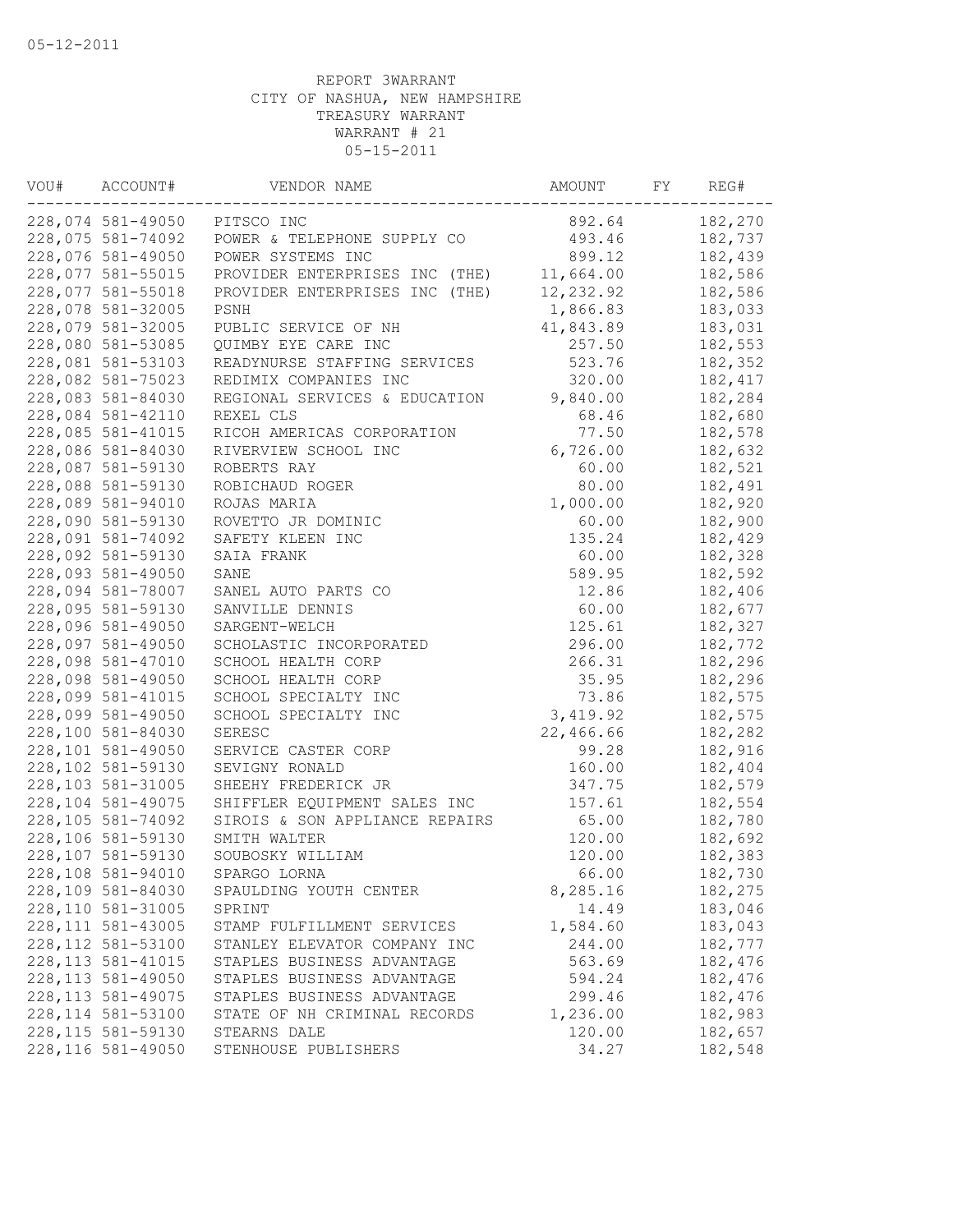05-12-2011

REPORT 3WARRANT
CITY OF NASHUA, NEW HAMPSHIRE
TREASURY WARRANT
WARRANT # 21
05-15-2011

| VOU# | ACCOUNT# | VENDOR NAME | AMOUNT | FY | REG# |
|---|---|---|---|---|---|
| 228,074 | 581-49050 | PITSCO INC | 892.64 | | 182,270 |
| 228,075 | 581-74092 | POWER & TELEPHONE SUPPLY CO | 493.46 | | 182,737 |
| 228,076 | 581-49050 | POWER SYSTEMS INC | 899.12 | | 182,439 |
| 228,077 | 581-55015 | PROVIDER ENTERPRISES INC (THE) | 11,664.00 | | 182,586 |
| 228,077 | 581-55018 | PROVIDER ENTERPRISES INC (THE) | 12,232.92 | | 182,586 |
| 228,078 | 581-32005 | PSNH | 1,866.83 | | 183,033 |
| 228,079 | 581-32005 | PUBLIC SERVICE OF NH | 41,843.89 | | 183,031 |
| 228,080 | 581-53085 | QUIMBY EYE CARE INC | 257.50 | | 182,553 |
| 228,081 | 581-53103 | READYNURSE STAFFING SERVICES | 523.76 | | 182,352 |
| 228,082 | 581-75023 | REDIMIX COMPANIES INC | 320.00 | | 182,417 |
| 228,083 | 581-84030 | REGIONAL SERVICES & EDUCATION | 9,840.00 | | 182,284 |
| 228,084 | 581-42110 | REXEL CLS | 68.46 | | 182,680 |
| 228,085 | 581-41015 | RICOH AMERICAS CORPORATION | 77.50 | | 182,578 |
| 228,086 | 581-84030 | RIVERVIEW SCHOOL INC | 6,726.00 | | 182,632 |
| 228,087 | 581-59130 | ROBERTS RAY | 60.00 | | 182,521 |
| 228,088 | 581-59130 | ROBICHAUD ROGER | 80.00 | | 182,491 |
| 228,089 | 581-94010 | ROJAS MARIA | 1,000.00 | | 182,920 |
| 228,090 | 581-59130 | ROVETTO JR DOMINIC | 60.00 | | 182,900 |
| 228,091 | 581-74092 | SAFETY KLEEN INC | 135.24 | | 182,429 |
| 228,092 | 581-59130 | SAIA FRANK | 60.00 | | 182,328 |
| 228,093 | 581-49050 | SANE | 589.95 | | 182,592 |
| 228,094 | 581-78007 | SANEL AUTO PARTS CO | 12.86 | | 182,406 |
| 228,095 | 581-59130 | SANVILLE DENNIS | 60.00 | | 182,677 |
| 228,096 | 581-49050 | SARGENT-WELCH | 125.61 | | 182,327 |
| 228,097 | 581-49050 | SCHOLASTIC INCORPORATED | 296.00 | | 182,772 |
| 228,098 | 581-47010 | SCHOOL HEALTH CORP | 266.31 | | 182,296 |
| 228,098 | 581-49050 | SCHOOL HEALTH CORP | 35.95 | | 182,296 |
| 228,099 | 581-41015 | SCHOOL SPECIALTY INC | 73.86 | | 182,575 |
| 228,099 | 581-49050 | SCHOOL SPECIALTY INC | 3,419.92 | | 182,575 |
| 228,100 | 581-84030 | SERESC | 22,466.66 | | 182,282 |
| 228,101 | 581-49050 | SERVICE CASTER CORP | 99.28 | | 182,916 |
| 228,102 | 581-59130 | SEVIGNY RONALD | 160.00 | | 182,404 |
| 228,103 | 581-31005 | SHEEHY FREDERICK JR | 347.75 | | 182,579 |
| 228,104 | 581-49075 | SHIFFLER EQUIPMENT SALES INC | 157.61 | | 182,554 |
| 228,105 | 581-74092 | SIROIS & SON APPLIANCE REPAIRS | 65.00 | | 182,780 |
| 228,106 | 581-59130 | SMITH WALTER | 120.00 | | 182,692 |
| 228,107 | 581-59130 | SOUBOSKY WILLIAM | 120.00 | | 182,383 |
| 228,108 | 581-94010 | SPARGO LORNA | 66.00 | | 182,730 |
| 228,109 | 581-84030 | SPAULDING YOUTH CENTER | 8,285.16 | | 182,275 |
| 228,110 | 581-31005 | SPRINT | 14.49 | | 183,046 |
| 228,111 | 581-43005 | STAMP FULFILLMENT SERVICES | 1,584.60 | | 183,043 |
| 228,112 | 581-53100 | STANLEY ELEVATOR COMPANY INC | 244.00 | | 182,777 |
| 228,113 | 581-41015 | STAPLES BUSINESS ADVANTAGE | 563.69 | | 182,476 |
| 228,113 | 581-49050 | STAPLES BUSINESS ADVANTAGE | 594.24 | | 182,476 |
| 228,113 | 581-49075 | STAPLES BUSINESS ADVANTAGE | 299.46 | | 182,476 |
| 228,114 | 581-53100 | STATE OF NH CRIMINAL RECORDS | 1,236.00 | | 182,983 |
| 228,115 | 581-59130 | STEARNS DALE | 120.00 | | 182,657 |
| 228,116 | 581-49050 | STENHOUSE PUBLISHERS | 34.27 | | 182,548 |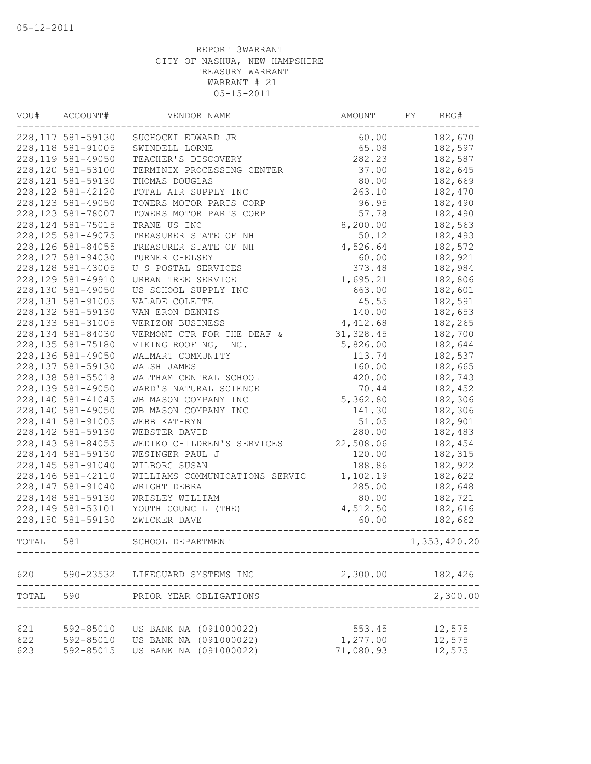05-12-2011

REPORT 3WARRANT
CITY OF NASHUA, NEW HAMPSHIRE
TREASURY WARRANT
WARRANT # 21
05-15-2011

| VOU# | ACCOUNT# | VENDOR NAME | AMOUNT | FY | REG# |
|---|---|---|---|---|---|
| 228,117 | 581-59130 | SUCHOCKI EDWARD JR | 60.00 | | 182,670 |
| 228,118 | 581-91005 | SWINDELL LORNE | 65.08 | | 182,597 |
| 228,119 | 581-49050 | TEACHER'S DISCOVERY | 282.23 | | 182,587 |
| 228,120 | 581-53100 | TERMINIX PROCESSING CENTER | 37.00 | | 182,645 |
| 228,121 | 581-59130 | THOMAS DOUGLAS | 80.00 | | 182,669 |
| 228,122 | 581-42120 | TOTAL AIR SUPPLY INC | 263.10 | | 182,470 |
| 228,123 | 581-49050 | TOWERS MOTOR PARTS CORP | 96.95 | | 182,490 |
| 228,123 | 581-78007 | TOWERS MOTOR PARTS CORP | 57.78 | | 182,490 |
| 228,124 | 581-75015 | TRANE US INC | 8,200.00 | | 182,563 |
| 228,125 | 581-49075 | TREASURER STATE OF NH | 50.12 | | 182,493 |
| 228,126 | 581-84055 | TREASURER STATE OF NH | 4,526.64 | | 182,572 |
| 228,127 | 581-94030 | TURNER CHELSEY | 60.00 | | 182,921 |
| 228,128 | 581-43005 | U S POSTAL SERVICES | 373.48 | | 182,984 |
| 228,129 | 581-49910 | URBAN TREE SERVICE | 1,695.21 | | 182,806 |
| 228,130 | 581-49050 | US SCHOOL SUPPLY INC | 663.00 | | 182,601 |
| 228,131 | 581-91005 | VALADE COLETTE | 45.55 | | 182,591 |
| 228,132 | 581-59130 | VAN ERON DENNIS | 140.00 | | 182,653 |
| 228,133 | 581-31005 | VERIZON BUSINESS | 4,412.68 | | 182,265 |
| 228,134 | 581-84030 | VERMONT CTR FOR THE DEAF & | 31,328.45 | | 182,700 |
| 228,135 | 581-75180 | VIKING ROOFING, INC. | 5,826.00 | | 182,644 |
| 228,136 | 581-49050 | WALMART COMMUNITY | 113.74 | | 182,537 |
| 228,137 | 581-59130 | WALSH JAMES | 160.00 | | 182,665 |
| 228,138 | 581-55018 | WALTHAM CENTRAL SCHOOL | 420.00 | | 182,743 |
| 228,139 | 581-49050 | WARD'S NATURAL SCIENCE | 70.44 | | 182,452 |
| 228,140 | 581-41045 | WB MASON COMPANY INC | 5,362.80 | | 182,306 |
| 228,140 | 581-49050 | WB MASON COMPANY INC | 141.30 | | 182,306 |
| 228,141 | 581-91005 | WEBB KATHRYN | 51.05 | | 182,901 |
| 228,142 | 581-59130 | WEBSTER DAVID | 280.00 | | 182,483 |
| 228,143 | 581-84055 | WEDIKO CHILDREN'S SERVICES | 22,508.06 | | 182,454 |
| 228,144 | 581-59130 | WESINGER PAUL J | 120.00 | | 182,315 |
| 228,145 | 581-91040 | WILBORG SUSAN | 188.86 | | 182,922 |
| 228,146 | 581-42110 | WILLIAMS COMMUNICATIONS SERVIC | 1,102.19 | | 182,622 |
| 228,147 | 581-91040 | WRIGHT DEBRA | 285.00 | | 182,648 |
| 228,148 | 581-59130 | WRISLEY WILLIAM | 80.00 | | 182,721 |
| 228,149 | 581-53101 | YOUTH COUNCIL (THE) | 4,512.50 | | 182,616 |
| 228,150 | 581-59130 | ZWICKER DAVE | 60.00 | | 182,662 |
| TOTAL | 581 | SCHOOL DEPARTMENT | | | 1,353,420.20 |
| 620 | 590-23532 | LIFEGUARD SYSTEMS INC | 2,300.00 | | 182,426 |
| TOTAL | 590 | PRIOR YEAR OBLIGATIONS | | | 2,300.00 |
| 621 | 592-85010 | US BANK NA (091000022) | 553.45 | | 12,575 |
| 622 | 592-85010 | US BANK NA (091000022) | 1,277.00 | | 12,575 |
| 623 | 592-85015 | US BANK NA (091000022) | 71,080.93 | | 12,575 |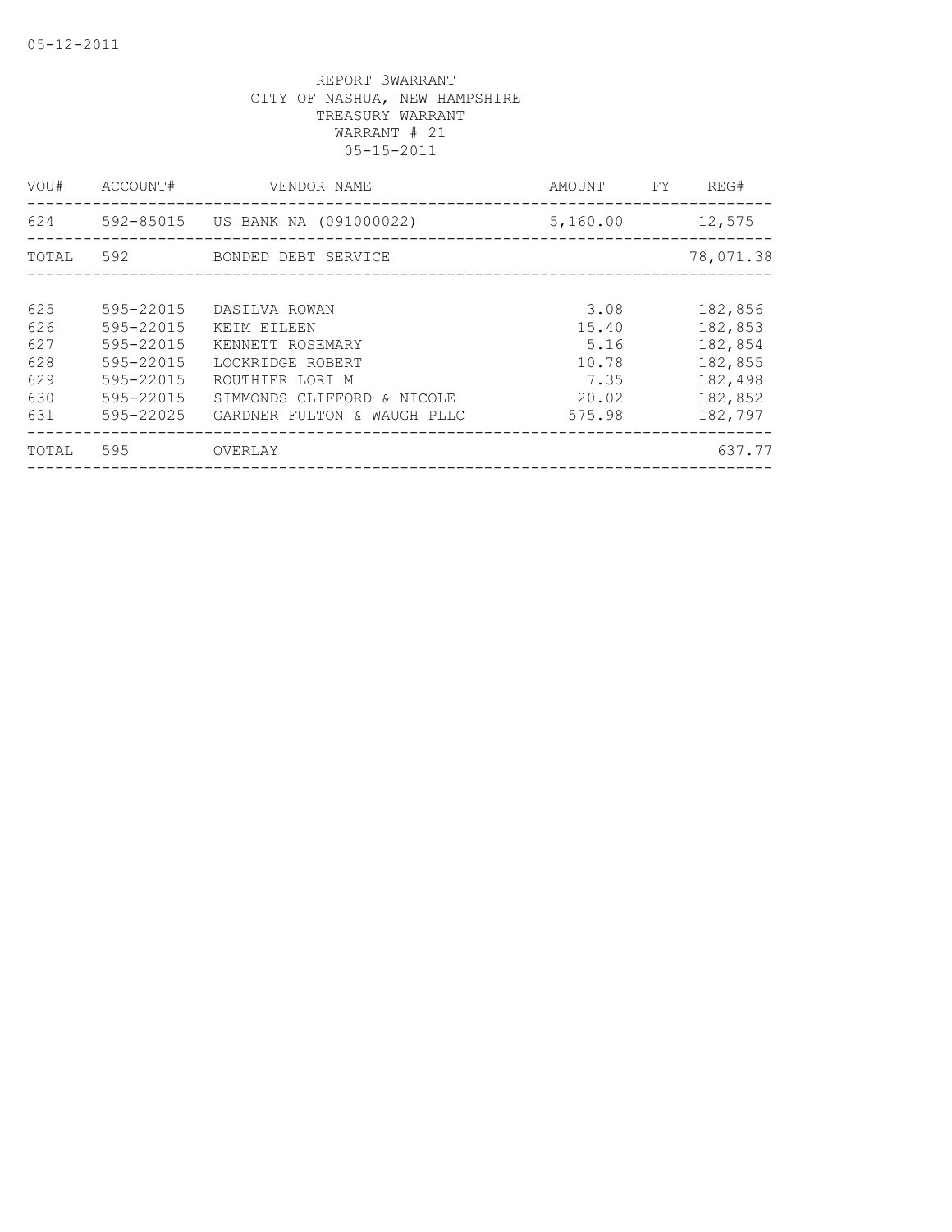REPORT 3WARRANT
CITY OF NASHUA, NEW HAMPSHIRE
TREASURY WARRANT
WARRANT # 21
05-15-2011

| VOU# | ACCOUNT# | VENDOR NAME | AMOUNT | FY | REG# |
|---|---|---|---|---|---|
| 624 | 592-85015 | US BANK NA (091000022) | 5,160.00 | | 12,575 |
| TOTAL | 592 | BONDED DEBT SERVICE | | | 78,071.38 |
| 625 | 595-22015 | DASILVA ROWAN | 3.08 | | 182,856 |
| 626 | 595-22015 | KEIM EILEEN | 15.40 | | 182,853 |
| 627 | 595-22015 | KENNETT ROSEMARY | 5.16 | | 182,854 |
| 628 | 595-22015 | LOCKRIDGE ROBERT | 10.78 | | 182,855 |
| 629 | 595-22015 | ROUTHIER LORI M | 7.35 | | 182,498 |
| 630 | 595-22015 | SIMMONDS CLIFFORD & NICOLE | 20.02 | | 182,852 |
| 631 | 595-22025 | GARDNER FULTON & WAUGH PLLC | 575.98 | | 182,797 |
| TOTAL | 595 | OVERLAY | | | 637.77 |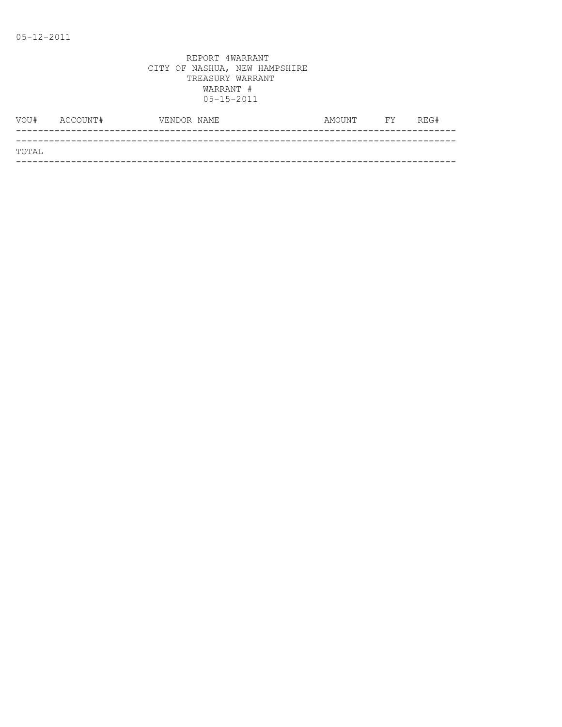05-12-2011

REPORT 4WARRANT
CITY OF NASHUA, NEW HAMPSHIRE
TREASURY WARRANT
WARRANT #
05-15-2011

| VOU# | ACCOUNT# | VENDOR NAME | AMOUNT | FY | REG# |
|---|---|---|---|---|---|
| TOTAL | | | | | |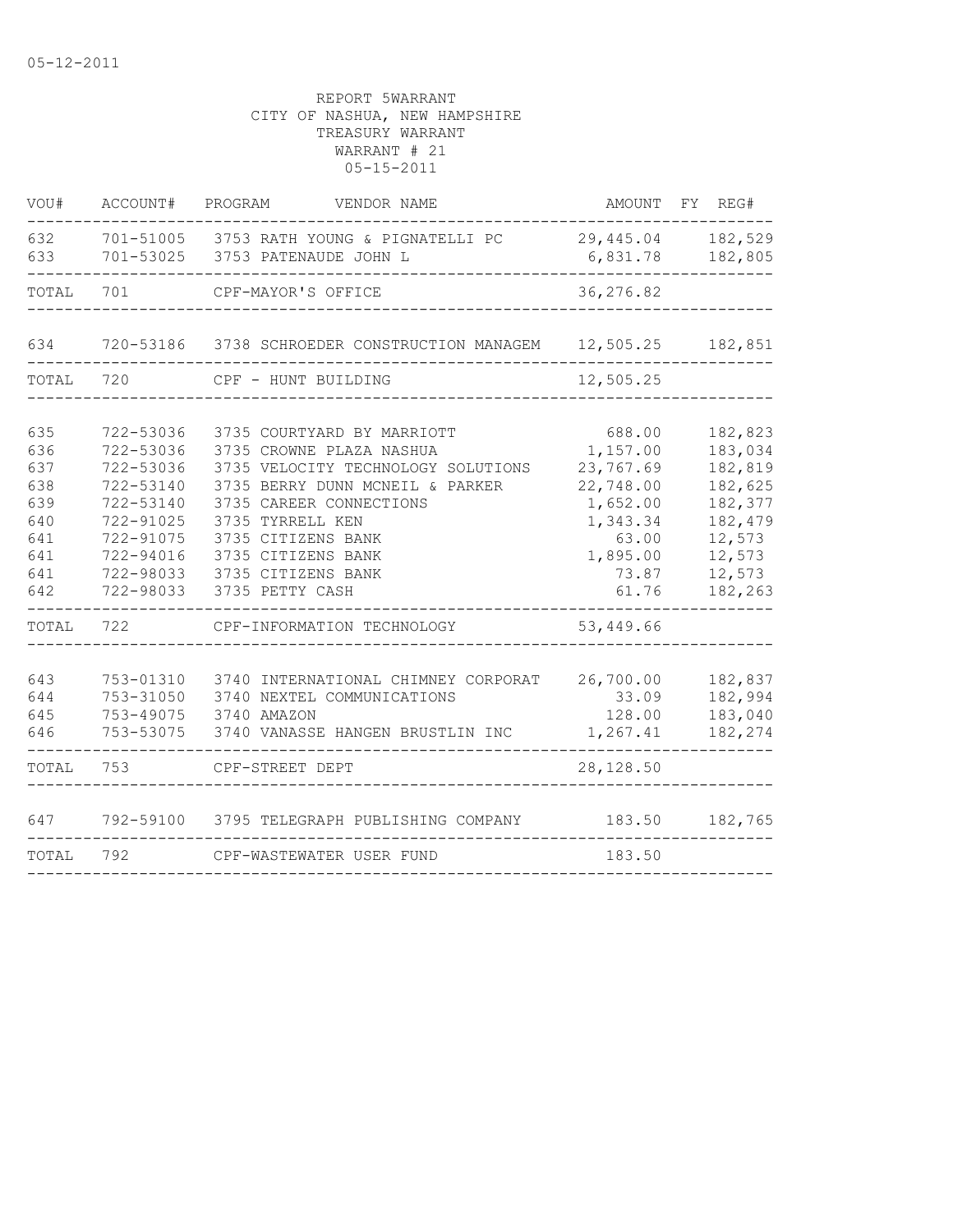05-12-2011

REPORT 5WARRANT
CITY OF NASHUA, NEW HAMPSHIRE
TREASURY WARRANT
WARRANT # 21
05-15-2011

| VOU# | ACCOUNT# | PROGRAM | VENDOR NAME | AMOUNT | FY | REG# |
|---|---|---|---|---|---|---|
| 632 | 701-51005 | 3753 | RATH YOUNG & PIGNATELLI PC | 29,445.04 | | 182,529 |
| 633 | 701-53025 | 3753 | PATENAUDE JOHN L | 6,831.78 | | 182,805 |
| TOTAL | 701 | | CPF-MAYOR'S OFFICE | 36,276.82 | | |
| 634 | 720-53186 | 3738 | SCHROEDER CONSTRUCTION MANAGEM | 12,505.25 | | 182,851 |
| TOTAL | 720 | | CPF - HUNT BUILDING | 12,505.25 | | |
| 635 | 722-53036 | 3735 | COURTYARD BY MARRIOTT | 688.00 | | 182,823 |
| 636 | 722-53036 | 3735 | CROWNE PLAZA NASHUA | 1,157.00 | | 183,034 |
| 637 | 722-53036 | 3735 | VELOCITY TECHNOLOGY SOLUTIONS | 23,767.69 | | 182,819 |
| 638 | 722-53140 | 3735 | BERRY DUNN MCNEIL & PARKER | 22,748.00 | | 182,625 |
| 639 | 722-53140 | 3735 | CAREER CONNECTIONS | 1,652.00 | | 182,377 |
| 640 | 722-91025 | 3735 | TYRRELL KEN | 1,343.34 | | 182,479 |
| 641 | 722-91075 | 3735 | CITIZENS BANK | 63.00 | | 12,573 |
| 641 | 722-94016 | 3735 | CITIZENS BANK | 1,895.00 | | 12,573 |
| 641 | 722-98033 | 3735 | CITIZENS BANK | 73.87 | | 12,573 |
| 642 | 722-98033 | 3735 | PETTY CASH | 61.76 | | 182,263 |
| TOTAL | 722 | | CPF-INFORMATION TECHNOLOGY | 53,449.66 | | |
| 643 | 753-01310 | 3740 | INTERNATIONAL CHIMNEY CORPORAT | 26,700.00 | | 182,837 |
| 644 | 753-31050 | 3740 | NEXTEL COMMUNICATIONS | 33.09 | | 182,994 |
| 645 | 753-49075 | 3740 | AMAZON | 128.00 | | 183,040 |
| 646 | 753-53075 | 3740 | VANASSE HANGEN BRUSTLIN INC | 1,267.41 | | 182,274 |
| TOTAL | 753 | | CPF-STREET DEPT | 28,128.50 | | |
| 647 | 792-59100 | 3795 | TELEGRAPH PUBLISHING COMPANY | 183.50 | | 182,765 |
| TOTAL | 792 | | CPF-WASTEWATER USER FUND | 183.50 | | |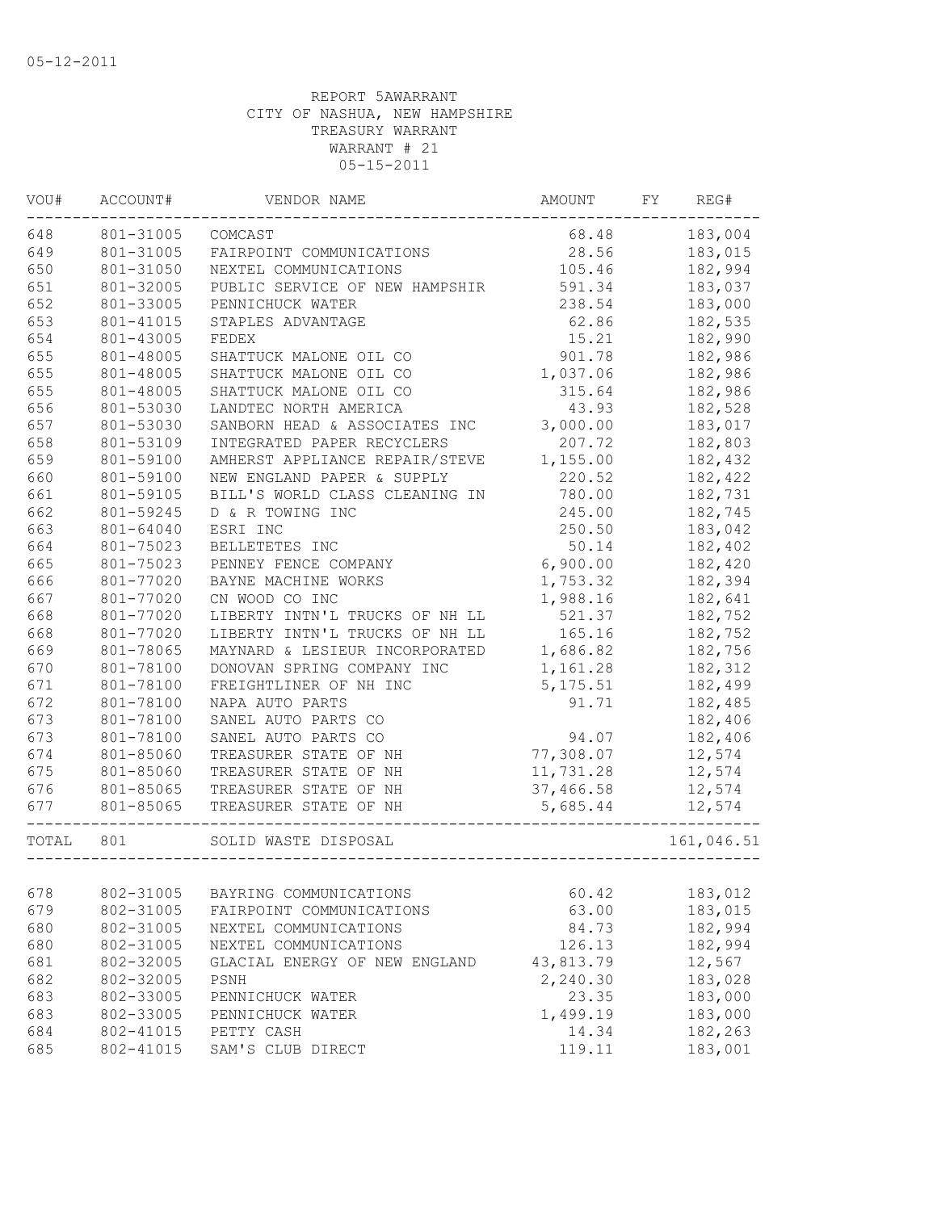05-12-2011

REPORT 5AWARRANT
CITY OF NASHUA, NEW HAMPSHIRE
TREASURY WARRANT
WARRANT # 21
05-15-2011

| VOU# | ACCOUNT# | VENDOR NAME | AMOUNT | FY | REG# |
|---|---|---|---|---|---|
| 648 | 801-31005 | COMCAST | 68.48 | | 183,004 |
| 649 | 801-31005 | FAIRPOINT COMMUNICATIONS | 28.56 | | 183,015 |
| 650 | 801-31050 | NEXTEL COMMUNICATIONS | 105.46 | | 182,994 |
| 651 | 801-32005 | PUBLIC SERVICE OF NEW HAMPSHIR | 591.34 | | 183,037 |
| 652 | 801-33005 | PENNICHUCK WATER | 238.54 | | 183,000 |
| 653 | 801-41015 | STAPLES ADVANTAGE | 62.86 | | 182,535 |
| 654 | 801-43005 | FEDEX | 15.21 | | 182,990 |
| 655 | 801-48005 | SHATTUCK MALONE OIL CO | 901.78 | | 182,986 |
| 655 | 801-48005 | SHATTUCK MALONE OIL CO | 1,037.06 | | 182,986 |
| 655 | 801-48005 | SHATTUCK MALONE OIL CO | 315.64 | | 182,986 |
| 656 | 801-53030 | LANDTEC NORTH AMERICA | 43.93 | | 182,528 |
| 657 | 801-53030 | SANBORN HEAD & ASSOCIATES INC | 3,000.00 | | 183,017 |
| 658 | 801-53109 | INTEGRATED PAPER RECYCLERS | 207.72 | | 182,803 |
| 659 | 801-59100 | AMHERST APPLIANCE REPAIR/STEVE | 1,155.00 | | 182,432 |
| 660 | 801-59100 | NEW ENGLAND PAPER & SUPPLY | 220.52 | | 182,422 |
| 661 | 801-59105 | BILL'S WORLD CLASS CLEANING IN | 780.00 | | 182,731 |
| 662 | 801-59245 | D & R TOWING INC | 245.00 | | 182,745 |
| 663 | 801-64040 | ESRI INC | 250.50 | | 183,042 |
| 664 | 801-75023 | BELLETETES INC | 50.14 | | 182,402 |
| 665 | 801-75023 | PENNEY FENCE COMPANY | 6,900.00 | | 182,420 |
| 666 | 801-77020 | BAYNE MACHINE WORKS | 1,753.32 | | 182,394 |
| 667 | 801-77020 | CN WOOD CO INC | 1,988.16 | | 182,641 |
| 668 | 801-77020 | LIBERTY INTN'L TRUCKS OF NH LL | 521.37 | | 182,752 |
| 668 | 801-77020 | LIBERTY INTN'L TRUCKS OF NH LL | 165.16 | | 182,752 |
| 669 | 801-78065 | MAYNARD & LESIEUR INCORPORATED | 1,686.82 | | 182,756 |
| 670 | 801-78100 | DONOVAN SPRING COMPANY INC | 1,161.28 | | 182,312 |
| 671 | 801-78100 | FREIGHTLINER OF NH INC | 5,175.51 | | 182,499 |
| 672 | 801-78100 | NAPA AUTO PARTS | 91.71 | | 182,485 |
| 673 | 801-78100 | SANEL AUTO PARTS CO | | | 182,406 |
| 673 | 801-78100 | SANEL AUTO PARTS CO | 94.07 | | 182,406 |
| 674 | 801-85060 | TREASURER STATE OF NH | 77,308.07 | | 12,574 |
| 675 | 801-85060 | TREASURER STATE OF NH | 11,731.28 | | 12,574 |
| 676 | 801-85065 | TREASURER STATE OF NH | 37,466.58 | | 12,574 |
| 677 | 801-85065 | TREASURER STATE OF NH | 5,685.44 | | 12,574 |
| TOTAL | 801 | SOLID WASTE DISPOSAL | | | 161,046.51 |
| 678 | 802-31005 | BAYRING COMMUNICATIONS | 60.42 | | 183,012 |
| 679 | 802-31005 | FAIRPOINT COMMUNICATIONS | 63.00 | | 183,015 |
| 680 | 802-31005 | NEXTEL COMMUNICATIONS | 84.73 | | 182,994 |
| 680 | 802-31005 | NEXTEL COMMUNICATIONS | 126.13 | | 182,994 |
| 681 | 802-32005 | GLACIAL ENERGY OF NEW ENGLAND | 43,813.79 | | 12,567 |
| 682 | 802-32005 | PSNH | 2,240.30 | | 183,028 |
| 683 | 802-33005 | PENNICHUCK WATER | 23.35 | | 183,000 |
| 683 | 802-33005 | PENNICHUCK WATER | 1,499.19 | | 183,000 |
| 684 | 802-41015 | PETTY CASH | 14.34 | | 182,263 |
| 685 | 802-41015 | SAM'S CLUB DIRECT | 119.11 | | 183,001 |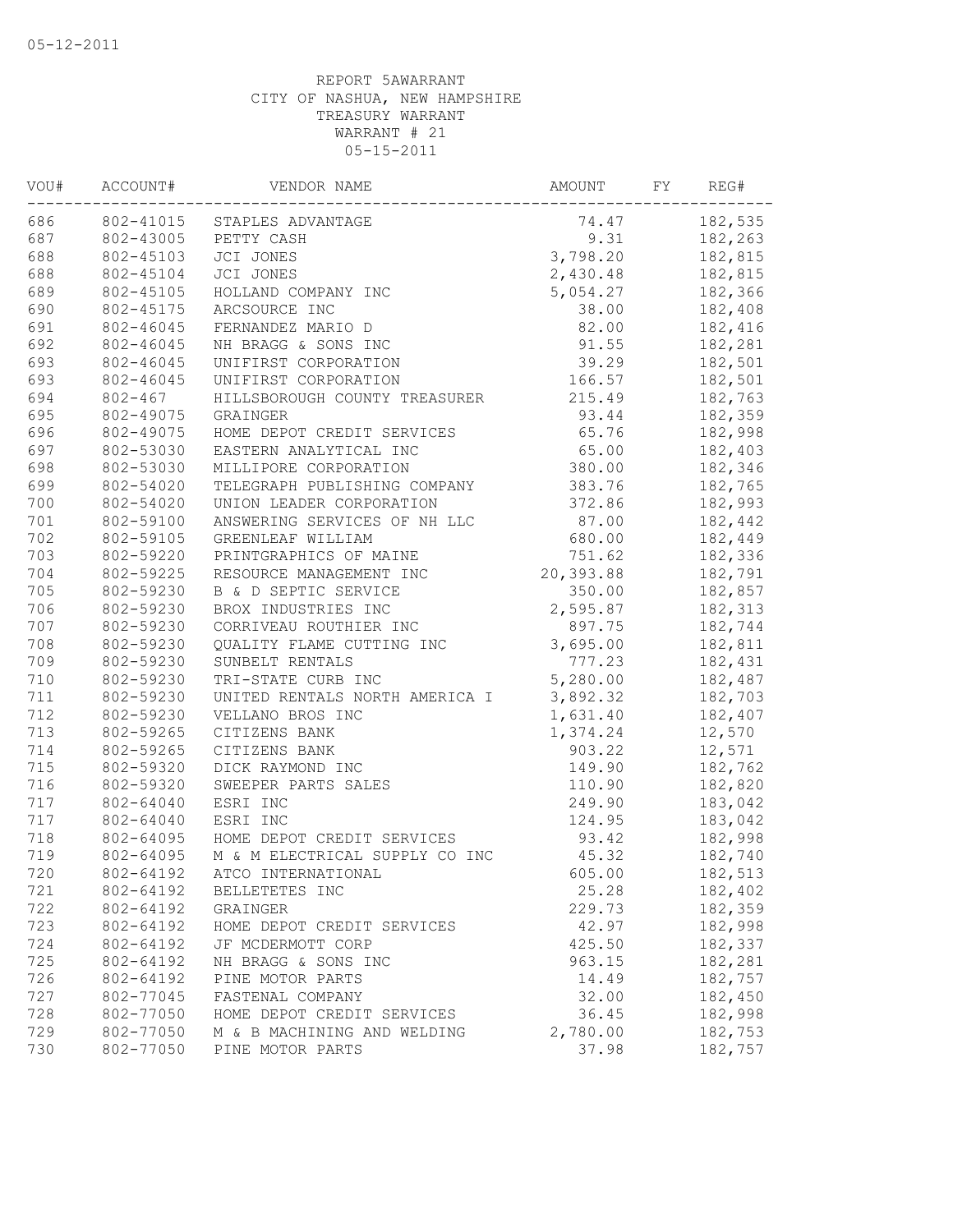05-12-2011

REPORT 5AWARRANT
CITY OF NASHUA, NEW HAMPSHIRE
TREASURY WARRANT
WARRANT # 21
05-15-2011

| VOU# | ACCOUNT# | VENDOR NAME | AMOUNT | FY | REG# |
|---|---|---|---|---|---|
| 686 | 802-41015 | STAPLES ADVANTAGE | 74.47 | | 182,535 |
| 687 | 802-43005 | PETTY CASH | 9.31 | | 182,263 |
| 688 | 802-45103 | JCI JONES | 3,798.20 | | 182,815 |
| 688 | 802-45104 | JCI JONES | 2,430.48 | | 182,815 |
| 689 | 802-45105 | HOLLAND COMPANY INC | 5,054.27 | | 182,366 |
| 690 | 802-45175 | ARCSOURCE INC | 38.00 | | 182,408 |
| 691 | 802-46045 | FERNANDEZ MARIO D | 82.00 | | 182,416 |
| 692 | 802-46045 | NH BRAGG & SONS INC | 91.55 | | 182,281 |
| 693 | 802-46045 | UNIFIRST CORPORATION | 39.29 | | 182,501 |
| 693 | 802-46045 | UNIFIRST CORPORATION | 166.57 | | 182,501 |
| 694 | 802-467 | HILLSBOROUGH COUNTY TREASURER | 215.49 | | 182,763 |
| 695 | 802-49075 | GRAINGER | 93.44 | | 182,359 |
| 696 | 802-49075 | HOME DEPOT CREDIT SERVICES | 65.76 | | 182,998 |
| 697 | 802-53030 | EASTERN ANALYTICAL INC | 65.00 | | 182,403 |
| 698 | 802-53030 | MILLIPORE CORPORATION | 380.00 | | 182,346 |
| 699 | 802-54020 | TELEGRAPH PUBLISHING COMPANY | 383.76 | | 182,765 |
| 700 | 802-54020 | UNION LEADER CORPORATION | 372.86 | | 182,993 |
| 701 | 802-59100 | ANSWERING SERVICES OF NH LLC | 87.00 | | 182,442 |
| 702 | 802-59105 | GREENLEAF WILLIAM | 680.00 | | 182,449 |
| 703 | 802-59220 | PRINTGRAPHICS OF MAINE | 751.62 | | 182,336 |
| 704 | 802-59225 | RESOURCE MANAGEMENT INC | 20,393.88 | | 182,791 |
| 705 | 802-59230 | B & D SEPTIC SERVICE | 350.00 | | 182,857 |
| 706 | 802-59230 | BROX INDUSTRIES INC | 2,595.87 | | 182,313 |
| 707 | 802-59230 | CORRIVEAU ROUTHIER INC | 897.75 | | 182,744 |
| 708 | 802-59230 | QUALITY FLAME CUTTING INC | 3,695.00 | | 182,811 |
| 709 | 802-59230 | SUNBELT RENTALS | 777.23 | | 182,431 |
| 710 | 802-59230 | TRI-STATE CURB INC | 5,280.00 | | 182,487 |
| 711 | 802-59230 | UNITED RENTALS NORTH AMERICA I | 3,892.32 | | 182,703 |
| 712 | 802-59230 | VELLANO BROS INC | 1,631.40 | | 182,407 |
| 713 | 802-59265 | CITIZENS BANK | 1,374.24 | | 12,570 |
| 714 | 802-59265 | CITIZENS BANK | 903.22 | | 12,571 |
| 715 | 802-59320 | DICK RAYMOND INC | 149.90 | | 182,762 |
| 716 | 802-59320 | SWEEPER PARTS SALES | 110.90 | | 182,820 |
| 717 | 802-64040 | ESRI INC | 249.90 | | 183,042 |
| 717 | 802-64040 | ESRI INC | 124.95 | | 183,042 |
| 718 | 802-64095 | HOME DEPOT CREDIT SERVICES | 93.42 | | 182,998 |
| 719 | 802-64095 | M & M ELECTRICAL SUPPLY CO INC | 45.32 | | 182,740 |
| 720 | 802-64192 | ATCO INTERNATIONAL | 605.00 | | 182,513 |
| 721 | 802-64192 | BELLETETES INC | 25.28 | | 182,402 |
| 722 | 802-64192 | GRAINGER | 229.73 | | 182,359 |
| 723 | 802-64192 | HOME DEPOT CREDIT SERVICES | 42.97 | | 182,998 |
| 724 | 802-64192 | JF MCDERMOTT CORP | 425.50 | | 182,337 |
| 725 | 802-64192 | NH BRAGG & SONS INC | 963.15 | | 182,281 |
| 726 | 802-64192 | PINE MOTOR PARTS | 14.49 | | 182,757 |
| 727 | 802-77045 | FASTENAL COMPANY | 32.00 | | 182,450 |
| 728 | 802-77050 | HOME DEPOT CREDIT SERVICES | 36.45 | | 182,998 |
| 729 | 802-77050 | M & B MACHINING AND WELDING | 2,780.00 | | 182,753 |
| 730 | 802-77050 | PINE MOTOR PARTS | 37.98 | | 182,757 |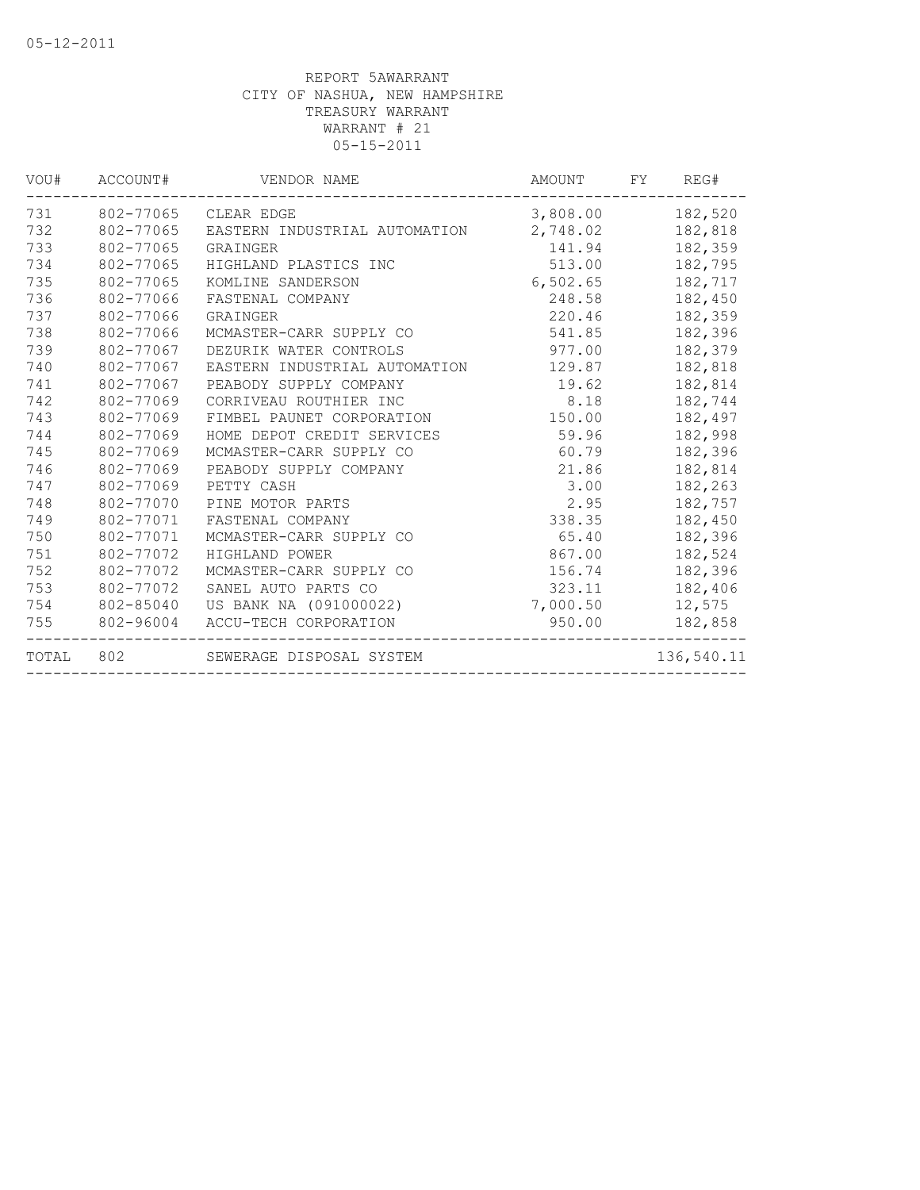05-12-2011

REPORT 5AWARRANT
CITY OF NASHUA, NEW HAMPSHIRE
TREASURY WARRANT
WARRANT # 21
05-15-2011

| VOU# | ACCOUNT# | VENDOR NAME | AMOUNT | FY | REG# |
|---|---|---|---|---|---|
| 731 | 802-77065 | CLEAR EDGE | 3,808.00 | | 182,520 |
| 732 | 802-77065 | EASTERN INDUSTRIAL AUTOMATION | 2,748.02 | | 182,818 |
| 733 | 802-77065 | GRAINGER | 141.94 | | 182,359 |
| 734 | 802-77065 | HIGHLAND PLASTICS INC | 513.00 | | 182,795 |
| 735 | 802-77065 | KOMLINE SANDERSON | 6,502.65 | | 182,717 |
| 736 | 802-77066 | FASTENAL COMPANY | 248.58 | | 182,450 |
| 737 | 802-77066 | GRAINGER | 220.46 | | 182,359 |
| 738 | 802-77066 | MCMASTER-CARR SUPPLY CO | 541.85 | | 182,396 |
| 739 | 802-77067 | DEZURIK WATER CONTROLS | 977.00 | | 182,379 |
| 740 | 802-77067 | EASTERN INDUSTRIAL AUTOMATION | 129.87 | | 182,818 |
| 741 | 802-77067 | PEABODY SUPPLY COMPANY | 19.62 | | 182,814 |
| 742 | 802-77069 | CORRIVEAU ROUTHIER INC | 8.18 | | 182,744 |
| 743 | 802-77069 | FIMBEL PAUNET CORPORATION | 150.00 | | 182,497 |
| 744 | 802-77069 | HOME DEPOT CREDIT SERVICES | 59.96 | | 182,998 |
| 745 | 802-77069 | MCMASTER-CARR SUPPLY CO | 60.79 | | 182,396 |
| 746 | 802-77069 | PEABODY SUPPLY COMPANY | 21.86 | | 182,814 |
| 747 | 802-77069 | PETTY CASH | 3.00 | | 182,263 |
| 748 | 802-77070 | PINE MOTOR PARTS | 2.95 | | 182,757 |
| 749 | 802-77071 | FASTENAL COMPANY | 338.35 | | 182,450 |
| 750 | 802-77071 | MCMASTER-CARR SUPPLY CO | 65.40 | | 182,396 |
| 751 | 802-77072 | HIGHLAND POWER | 867.00 | | 182,524 |
| 752 | 802-77072 | MCMASTER-CARR SUPPLY CO | 156.74 | | 182,396 |
| 753 | 802-77072 | SANEL AUTO PARTS CO | 323.11 | | 182,406 |
| 754 | 802-85040 | US BANK NA (091000022) | 7,000.50 | | 12,575 |
| 755 | 802-96004 | ACCU-TECH CORPORATION | 950.00 | | 182,858 |
| TOTAL | 802 | SEWERAGE DISPOSAL SYSTEM | | | 136,540.11 |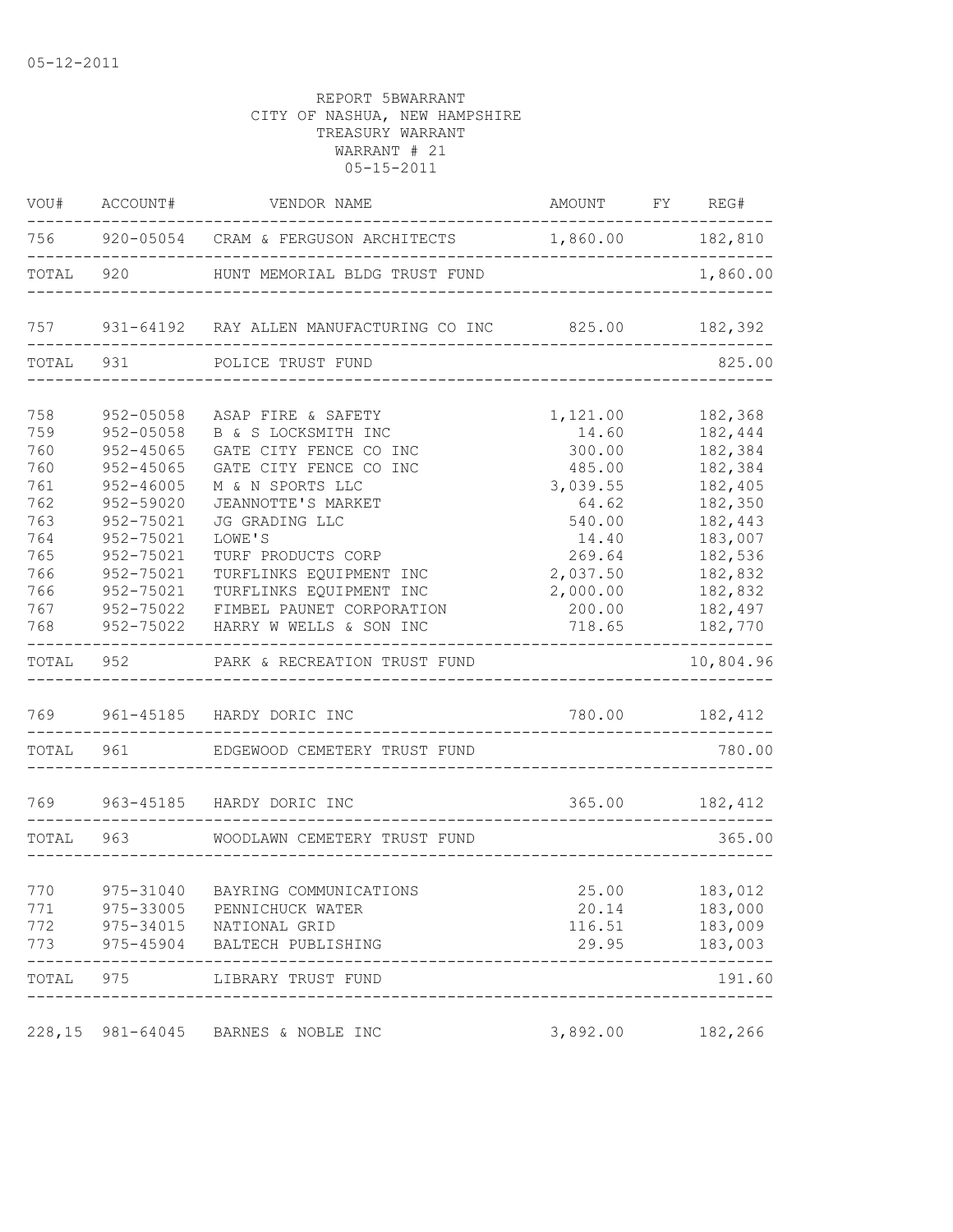05-12-2011

REPORT 5BWARRANT
CITY OF NASHUA, NEW HAMPSHIRE
TREASURY WARRANT
WARRANT # 21
05-15-2011

| VOU# | ACCOUNT# | VENDOR NAME | AMOUNT | FY | REG# |
|---|---|---|---|---|---|
| 756 | 920-05054 | CRAM & FERGUSON ARCHITECTS | 1,860.00 | | 182,810 |
| TOTAL | 920 | HUNT MEMORIAL BLDG TRUST FUND | | | 1,860.00 |
| 757 | 931-64192 | RAY ALLEN MANUFACTURING CO INC | 825.00 | | 182,392 |
| TOTAL | 931 | POLICE TRUST FUND | | | 825.00 |
| 758 | 952-05058 | ASAP FIRE & SAFETY | 1,121.00 | | 182,368 |
| 759 | 952-05058 | B & S LOCKSMITH INC | 14.60 | | 182,444 |
| 760 | 952-45065 | GATE CITY FENCE CO INC | 300.00 | | 182,384 |
| 760 | 952-45065 | GATE CITY FENCE CO INC | 485.00 | | 182,384 |
| 761 | 952-46005 | M & N SPORTS LLC | 3,039.55 | | 182,405 |
| 762 | 952-59020 | JEANNOTTE'S MARKET | 64.62 | | 182,350 |
| 763 | 952-75021 | JG GRADING LLC | 540.00 | | 182,443 |
| 764 | 952-75021 | LOWE'S | 14.40 | | 183,007 |
| 765 | 952-75021 | TURF PRODUCTS CORP | 269.64 | | 182,536 |
| 766 | 952-75021 | TURFLINKS EQUIPMENT INC | 2,037.50 | | 182,832 |
| 766 | 952-75021 | TURFLINKS EQUIPMENT INC | 2,000.00 | | 182,832 |
| 767 | 952-75022 | FIMBEL PAUNET CORPORATION | 200.00 | | 182,497 |
| 768 | 952-75022 | HARRY W WELLS & SON INC | 718.65 | | 182,770 |
| TOTAL | 952 | PARK & RECREATION TRUST FUND | | | 10,804.96 |
| 769 | 961-45185 | HARDY DORIC INC | 780.00 | | 182,412 |
| TOTAL | 961 | EDGEWOOD CEMETERY TRUST FUND | | | 780.00 |
| 769 | 963-45185 | HARDY DORIC INC | 365.00 | | 182,412 |
| TOTAL | 963 | WOODLAWN CEMETERY TRUST FUND | | | 365.00 |
| 770 | 975-31040 | BAYRING COMMUNICATIONS | 25.00 | | 183,012 |
| 771 | 975-33005 | PENNICHUCK WATER | 20.14 | | 183,000 |
| 772 | 975-34015 | NATIONAL GRID | 116.51 | | 183,009 |
| 773 | 975-45904 | BALTECH PUBLISHING | 29.95 | | 183,003 |
| TOTAL | 975 | LIBRARY TRUST FUND | | | 191.60 |
| 228,15 | 981-64045 | BARNES & NOBLE INC | 3,892.00 | | 182,266 |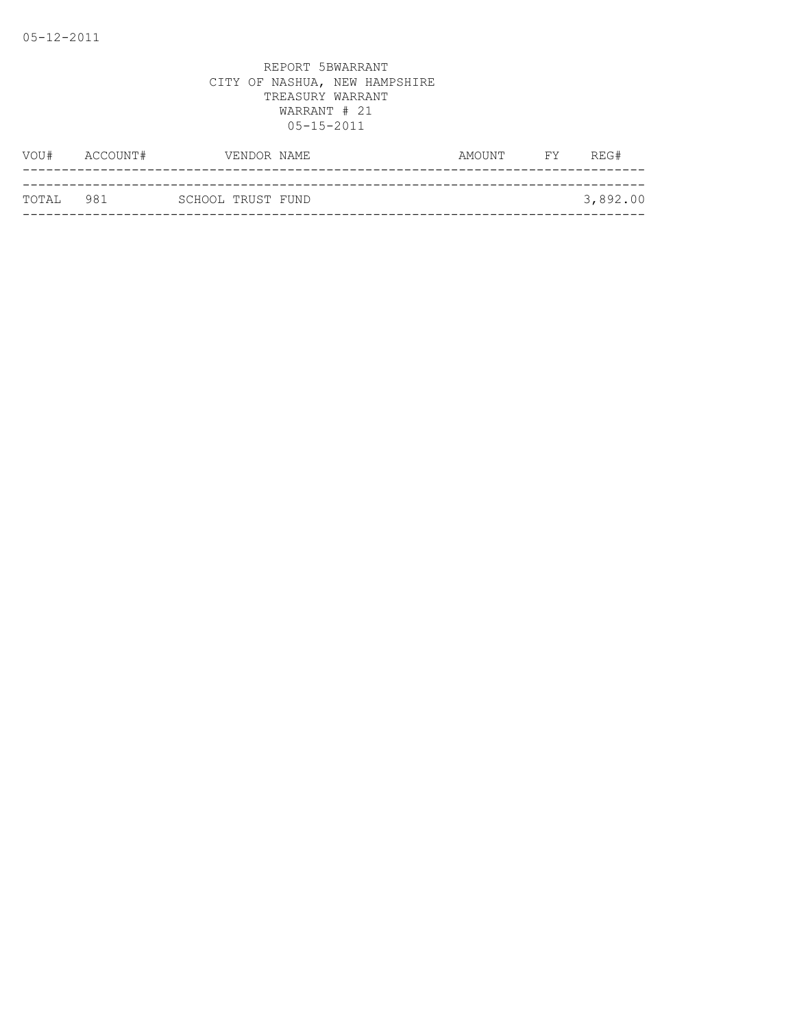REPORT 5BWARRANT
CITY OF NASHUA, NEW HAMPSHIRE
TREASURY WARRANT
WARRANT # 21
05-15-2011

| VOU# | ACCOUNT# | VENDOR NAME | AMOUNT | FY | REG# |
|---|---|---|---|---|---|
| TOTAL | 981 | SCHOOL TRUST FUND | | | 3,892.00 |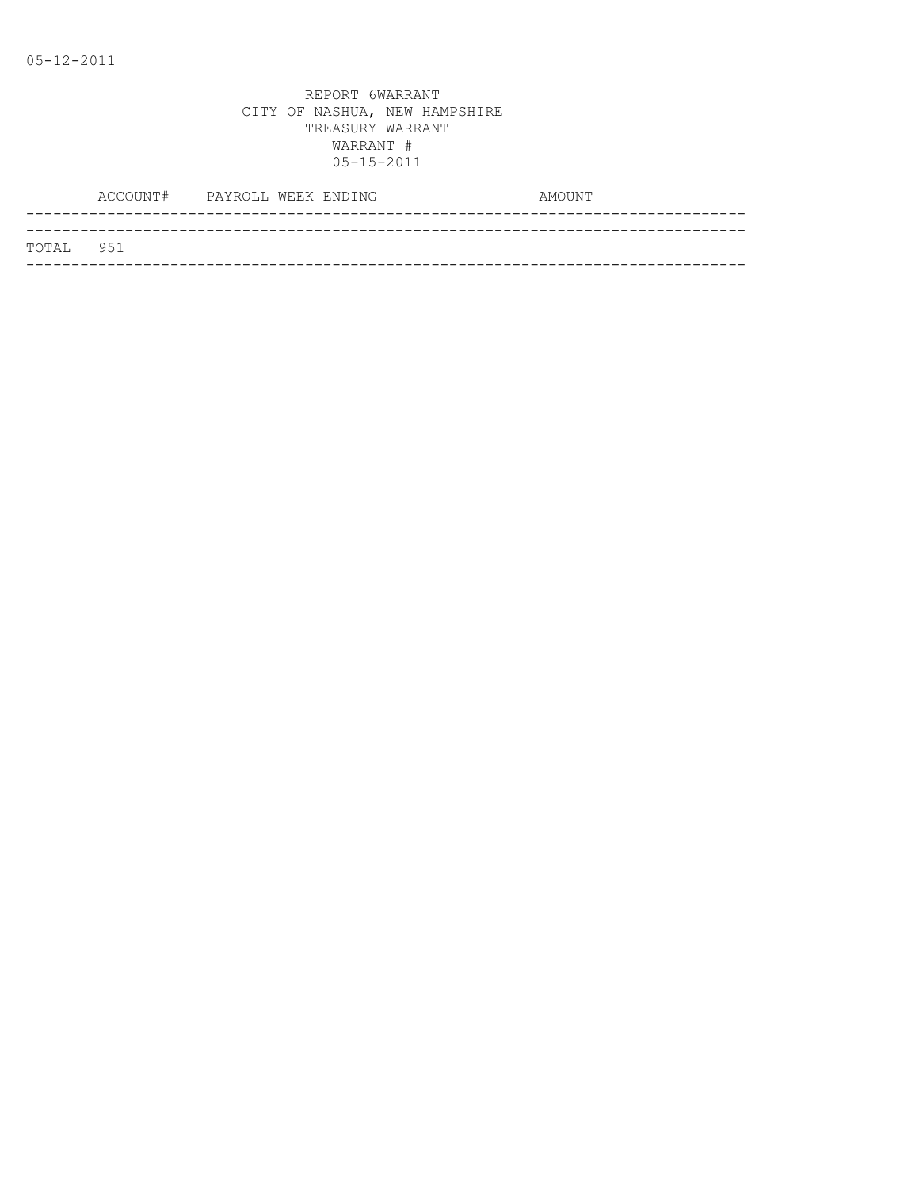05-12-2011

REPORT 6WARRANT
CITY OF NASHUA, NEW HAMPSHIRE
TREASURY WARRANT
WARRANT #
05-15-2011

| ACCOUNT# | PAYROLL WEEK ENDING | AMOUNT |
|---|---|---|
| TOTAL 951 | | |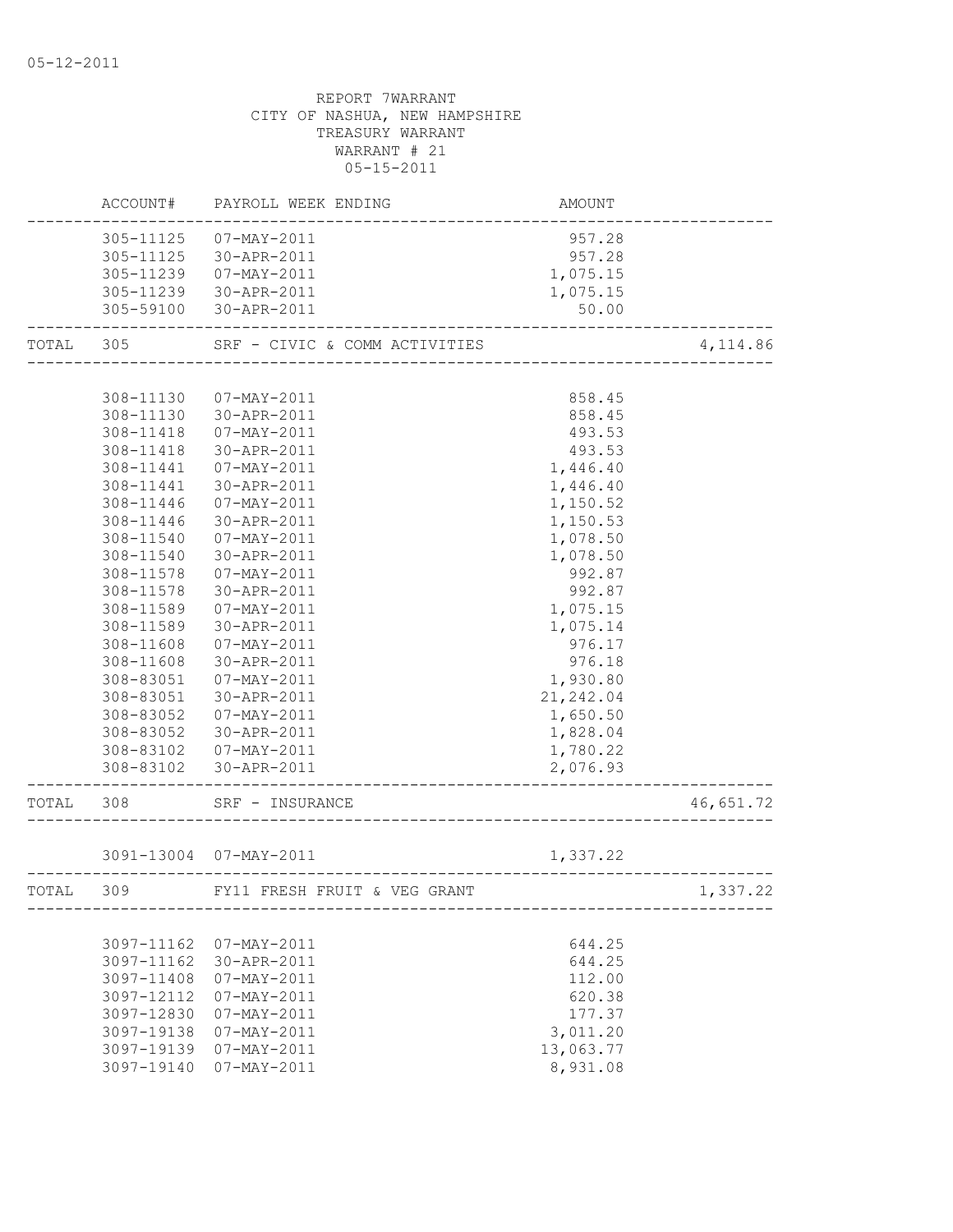05-12-2011

REPORT 7WARRANT
CITY OF NASHUA, NEW HAMPSHIRE
TREASURY WARRANT
WARRANT # 21
05-15-2011

| | ACCOUNT# | PAYROLL WEEK ENDING | AMOUNT | |
|---|---|---|---|---|
| | 305-11125 | 07-MAY-2011 | 957.28 | |
| | 305-11125 | 30-APR-2011 | 957.28 | |
| | 305-11239 | 07-MAY-2011 | 1,075.15 | |
| | 305-11239 | 30-APR-2011 | 1,075.15 | |
| | 305-59100 | 30-APR-2011 | 50.00 | |
| TOTAL | 305 | SRF - CIVIC & COMM ACTIVITIES | | 4,114.86 |
| | 308-11130 | 07-MAY-2011 | 858.45 | |
| | 308-11130 | 30-APR-2011 | 858.45 | |
| | 308-11418 | 07-MAY-2011 | 493.53 | |
| | 308-11418 | 30-APR-2011 | 493.53 | |
| | 308-11441 | 07-MAY-2011 | 1,446.40 | |
| | 308-11441 | 30-APR-2011 | 1,446.40 | |
| | 308-11446 | 07-MAY-2011 | 1,150.52 | |
| | 308-11446 | 30-APR-2011 | 1,150.53 | |
| | 308-11540 | 07-MAY-2011 | 1,078.50 | |
| | 308-11540 | 30-APR-2011 | 1,078.50 | |
| | 308-11578 | 07-MAY-2011 | 992.87 | |
| | 308-11578 | 30-APR-2011 | 992.87 | |
| | 308-11589 | 07-MAY-2011 | 1,075.15 | |
| | 308-11589 | 30-APR-2011 | 1,075.14 | |
| | 308-11608 | 07-MAY-2011 | 976.17 | |
| | 308-11608 | 30-APR-2011 | 976.18 | |
| | 308-83051 | 07-MAY-2011 | 1,930.80 | |
| | 308-83051 | 30-APR-2011 | 21,242.04 | |
| | 308-83052 | 07-MAY-2011 | 1,650.50 | |
| | 308-83052 | 30-APR-2011 | 1,828.04 | |
| | 308-83102 | 07-MAY-2011 | 1,780.22 | |
| | 308-83102 | 30-APR-2011 | 2,076.93 | |
| TOTAL | 308 | SRF - INSURANCE | | 46,651.72 |
| | 3091-13004 | 07-MAY-2011 | 1,337.22 | |
| TOTAL | 309 | FY11 FRESH FRUIT & VEG GRANT | | 1,337.22 |
| | 3097-11162 | 07-MAY-2011 | 644.25 | |
| | 3097-11162 | 30-APR-2011 | 644.25 | |
| | 3097-11408 | 07-MAY-2011 | 112.00 | |
| | 3097-12112 | 07-MAY-2011 | 620.38 | |
| | 3097-12830 | 07-MAY-2011 | 177.37 | |
| | 3097-19138 | 07-MAY-2011 | 3,011.20 | |
| | 3097-19139 | 07-MAY-2011 | 13,063.77 | |
| | 3097-19140 | 07-MAY-2011 | 8,931.08 | |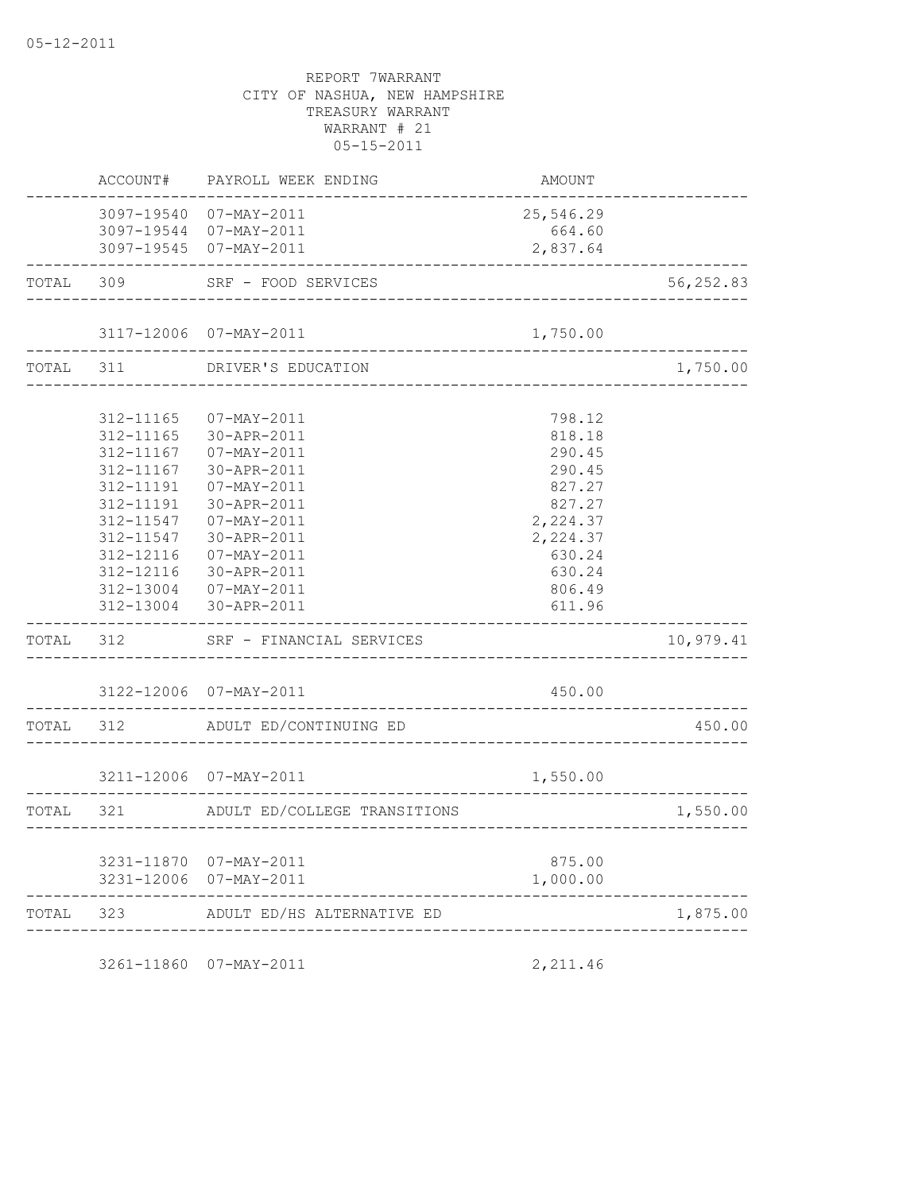05-12-2011

REPORT 7WARRANT
CITY OF NASHUA, NEW HAMPSHIRE
TREASURY WARRANT
WARRANT # 21
05-15-2011

| | ACCOUNT# | PAYROLL WEEK ENDING | AMOUNT | |
|---|---|---|---|---|
| | 3097-19540 | 07-MAY-2011 | 25,546.29 | |
| | 3097-19544 | 07-MAY-2011 | 664.60 | |
| | 3097-19545 | 07-MAY-2011 | 2,837.64 | |
| TOTAL | 309 | SRF - FOOD SERVICES | | 56,252.83 |
| | 3117-12006 | 07-MAY-2011 | 1,750.00 | |
| TOTAL | 311 | DRIVER'S EDUCATION | | 1,750.00 |
| | 312-11165 | 07-MAY-2011 | 798.12 | |
| | 312-11165 | 30-APR-2011 | 818.18 | |
| | 312-11167 | 07-MAY-2011 | 290.45 | |
| | 312-11167 | 30-APR-2011 | 290.45 | |
| | 312-11191 | 07-MAY-2011 | 827.27 | |
| | 312-11191 | 30-APR-2011 | 827.27 | |
| | 312-11547 | 07-MAY-2011 | 2,224.37 | |
| | 312-11547 | 30-APR-2011 | 2,224.37 | |
| | 312-12116 | 07-MAY-2011 | 630.24 | |
| | 312-12116 | 30-APR-2011 | 630.24 | |
| | 312-13004 | 07-MAY-2011 | 806.49 | |
| | 312-13004 | 30-APR-2011 | 611.96 | |
| TOTAL | 312 | SRF - FINANCIAL SERVICES | | 10,979.41 |
| | 3122-12006 | 07-MAY-2011 | 450.00 | |
| TOTAL | 312 | ADULT ED/CONTINUING ED | | 450.00 |
| | 3211-12006 | 07-MAY-2011 | 1,550.00 | |
| TOTAL | 321 | ADULT ED/COLLEGE TRANSITIONS | | 1,550.00 |
| | 3231-11870 | 07-MAY-2011 | 875.00 | |
| | 3231-12006 | 07-MAY-2011 | 1,000.00 | |
| TOTAL | 323 | ADULT ED/HS ALTERNATIVE ED | | 1,875.00 |
| | 3261-11860 | 07-MAY-2011 | 2,211.46 | |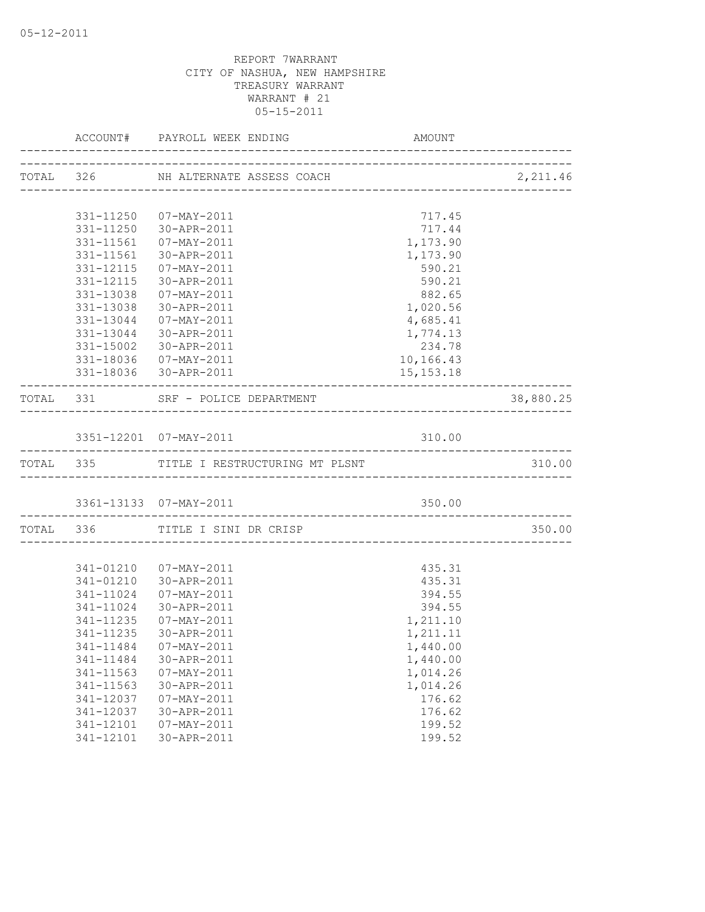05-12-2011

REPORT 7WARRANT
CITY OF NASHUA, NEW HAMPSHIRE
TREASURY WARRANT
WARRANT # 21
05-15-2011

| | ACCOUNT# | PAYROLL WEEK ENDING | AMOUNT | |
|---|---|---|---|---|
| TOTAL | 326 | NH ALTERNATE ASSESS COACH | | 2,211.46 |
| | 331-11250 | 07-MAY-2011 | 717.45 | |
| | 331-11250 | 30-APR-2011 | 717.44 | |
| | 331-11561 | 07-MAY-2011 | 1,173.90 | |
| | 331-11561 | 30-APR-2011 | 1,173.90 | |
| | 331-12115 | 07-MAY-2011 | 590.21 | |
| | 331-12115 | 30-APR-2011 | 590.21 | |
| | 331-13038 | 07-MAY-2011 | 882.65 | |
| | 331-13038 | 30-APR-2011 | 1,020.56 | |
| | 331-13044 | 07-MAY-2011 | 4,685.41 | |
| | 331-13044 | 30-APR-2011 | 1,774.13 | |
| | 331-15002 | 30-APR-2011 | 234.78 | |
| | 331-18036 | 07-MAY-2011 | 10,166.43 | |
| | 331-18036 | 30-APR-2011 | 15,153.18 | |
| TOTAL | 331 | SRF - POLICE DEPARTMENT | | 38,880.25 |
| | 3351-12201 | 07-MAY-2011 | 310.00 | |
| TOTAL | 335 | TITLE I RESTRUCTURING MT PLSNT | | 310.00 |
| | 3361-13133 | 07-MAY-2011 | 350.00 | |
| TOTAL | 336 | TITLE I SINI DR CRISP | | 350.00 |
| | 341-01210 | 07-MAY-2011 | 435.31 | |
| | 341-01210 | 30-APR-2011 | 435.31 | |
| | 341-11024 | 07-MAY-2011 | 394.55 | |
| | 341-11024 | 30-APR-2011 | 394.55 | |
| | 341-11235 | 07-MAY-2011 | 1,211.10 | |
| | 341-11235 | 30-APR-2011 | 1,211.11 | |
| | 341-11484 | 07-MAY-2011 | 1,440.00 | |
| | 341-11484 | 30-APR-2011 | 1,440.00 | |
| | 341-11563 | 07-MAY-2011 | 1,014.26 | |
| | 341-11563 | 30-APR-2011 | 1,014.26 | |
| | 341-12037 | 07-MAY-2011 | 176.62 | |
| | 341-12037 | 30-APR-2011 | 176.62 | |
| | 341-12101 | 07-MAY-2011 | 199.52 | |
| | 341-12101 | 30-APR-2011 | 199.52 | |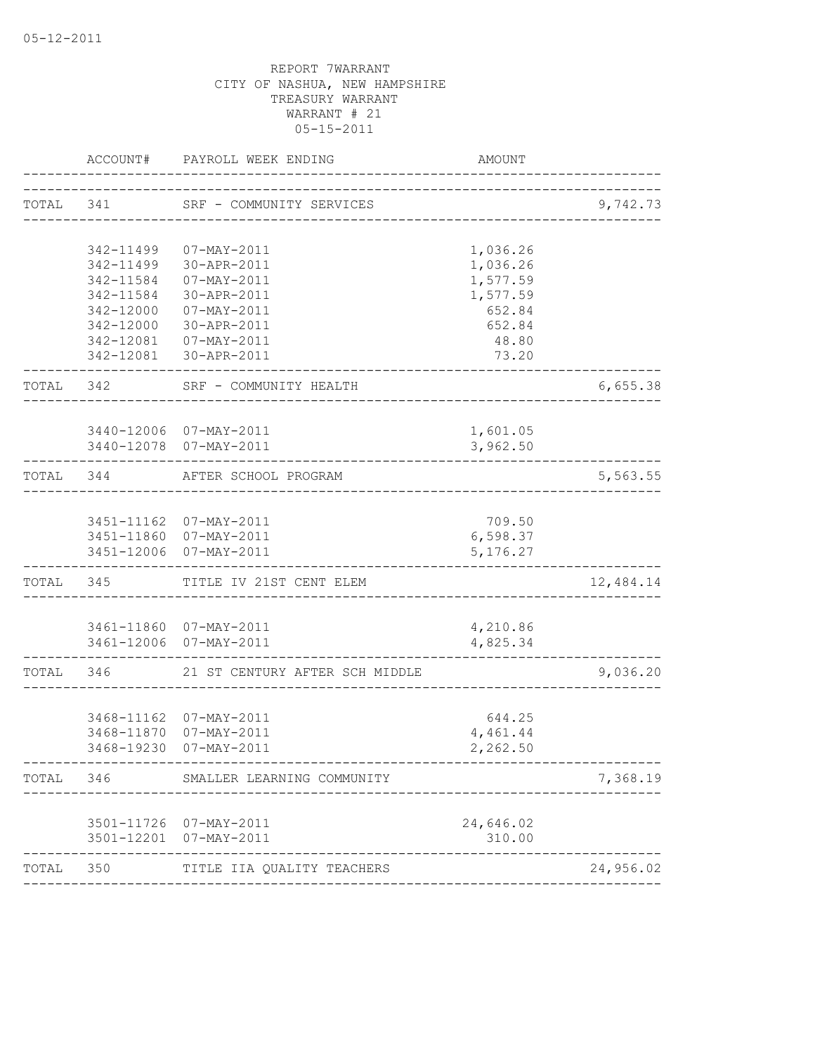05-12-2011

REPORT 7WARRANT
CITY OF NASHUA, NEW HAMPSHIRE
TREASURY WARRANT
WARRANT # 21
05-15-2011

| | ACCOUNT# | PAYROLL WEEK ENDING | AMOUNT | |
|---|---|---|---|---|
| TOTAL | 341 | SRF - COMMUNITY SERVICES | | 9,742.73 |
| | 342-11499 | 07-MAY-2011 | 1,036.26 | |
| | 342-11499 | 30-APR-2011 | 1,036.26 | |
| | 342-11584 | 07-MAY-2011 | 1,577.59 | |
| | 342-11584 | 30-APR-2011 | 1,577.59 | |
| | 342-12000 | 07-MAY-2011 | 652.84 | |
| | 342-12000 | 30-APR-2011 | 652.84 | |
| | 342-12081 | 07-MAY-2011 | 48.80 | |
| | 342-12081 | 30-APR-2011 | 73.20 | |
| TOTAL | 342 | SRF - COMMUNITY HEALTH | | 6,655.38 |
| | 3440-12006 | 07-MAY-2011 | 1,601.05 | |
| | 3440-12078 | 07-MAY-2011 | 3,962.50 | |
| TOTAL | 344 | AFTER SCHOOL PROGRAM | | 5,563.55 |
| | 3451-11162 | 07-MAY-2011 | 709.50 | |
| | 3451-11860 | 07-MAY-2011 | 6,598.37 | |
| | 3451-12006 | 07-MAY-2011 | 5,176.27 | |
| TOTAL | 345 | TITLE IV 21ST CENT ELEM | | 12,484.14 |
| | 3461-11860 | 07-MAY-2011 | 4,210.86 | |
| | 3461-12006 | 07-MAY-2011 | 4,825.34 | |
| TOTAL | 346 | 21 ST CENTURY AFTER SCH MIDDLE | | 9,036.20 |
| | 3468-11162 | 07-MAY-2011 | 644.25 | |
| | 3468-11870 | 07-MAY-2011 | 4,461.44 | |
| | 3468-19230 | 07-MAY-2011 | 2,262.50 | |
| TOTAL | 346 | SMALLER LEARNING COMMUNITY | | 7,368.19 |
| | 3501-11726 | 07-MAY-2011 | 24,646.02 | |
| | 3501-12201 | 07-MAY-2011 | 310.00 | |
| TOTAL | 350 | TITLE IIA QUALITY TEACHERS | | 24,956.02 |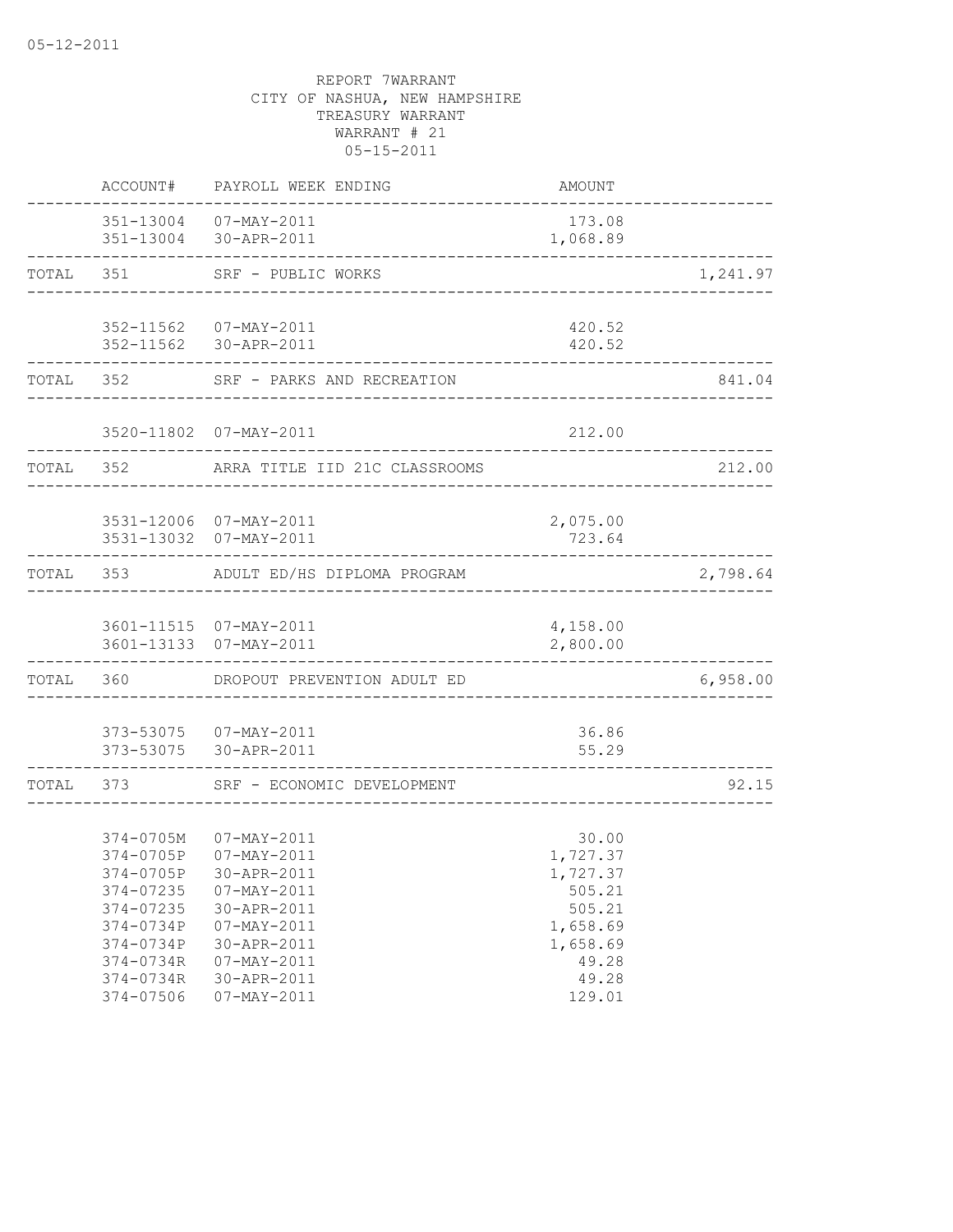REPORT 7WARRANT
CITY OF NASHUA, NEW HAMPSHIRE
TREASURY WARRANT
WARRANT # 21
05-15-2011

| | ACCOUNT# | PAYROLL WEEK ENDING | AMOUNT | |
|---|---|---|---|---|
| | 351-13004 | 07-MAY-2011 | 173.08 | |
| | 351-13004 | 30-APR-2011 | 1,068.89 | |
| TOTAL | 351 | SRF - PUBLIC WORKS | | 1,241.97 |
| | 352-11562 | 07-MAY-2011 | 420.52 | |
| | 352-11562 | 30-APR-2011 | 420.52 | |
| TOTAL | 352 | SRF - PARKS AND RECREATION | | 841.04 |
| | 3520-11802 | 07-MAY-2011 | 212.00 | |
| TOTAL | 352 | ARRA TITLE IID 21C CLASSROOMS | | 212.00 |
| | 3531-12006 | 07-MAY-2011 | 2,075.00 | |
| | 3531-13032 | 07-MAY-2011 | 723.64 | |
| TOTAL | 353 | ADULT ED/HS DIPLOMA PROGRAM | | 2,798.64 |
| | 3601-11515 | 07-MAY-2011 | 4,158.00 | |
| | 3601-13133 | 07-MAY-2011 | 2,800.00 | |
| TOTAL | 360 | DROPOUT PREVENTION ADULT ED | | 6,958.00 |
| | 373-53075 | 07-MAY-2011 | 36.86 | |
| | 373-53075 | 30-APR-2011 | 55.29 | |
| TOTAL | 373 | SRF - ECONOMIC DEVELOPMENT | | 92.15 |
| | 374-0705M | 07-MAY-2011 | 30.00 | |
| | 374-0705P | 07-MAY-2011 | 1,727.37 | |
| | 374-0705P | 30-APR-2011 | 1,727.37 | |
| | 374-07235 | 07-MAY-2011 | 505.21 | |
| | 374-07235 | 30-APR-2011 | 505.21 | |
| | 374-0734P | 07-MAY-2011 | 1,658.69 | |
| | 374-0734P | 30-APR-2011 | 1,658.69 | |
| | 374-0734R | 07-MAY-2011 | 49.28 | |
| | 374-0734R | 30-APR-2011 | 49.28 | |
| | 374-07506 | 07-MAY-2011 | 129.01 | |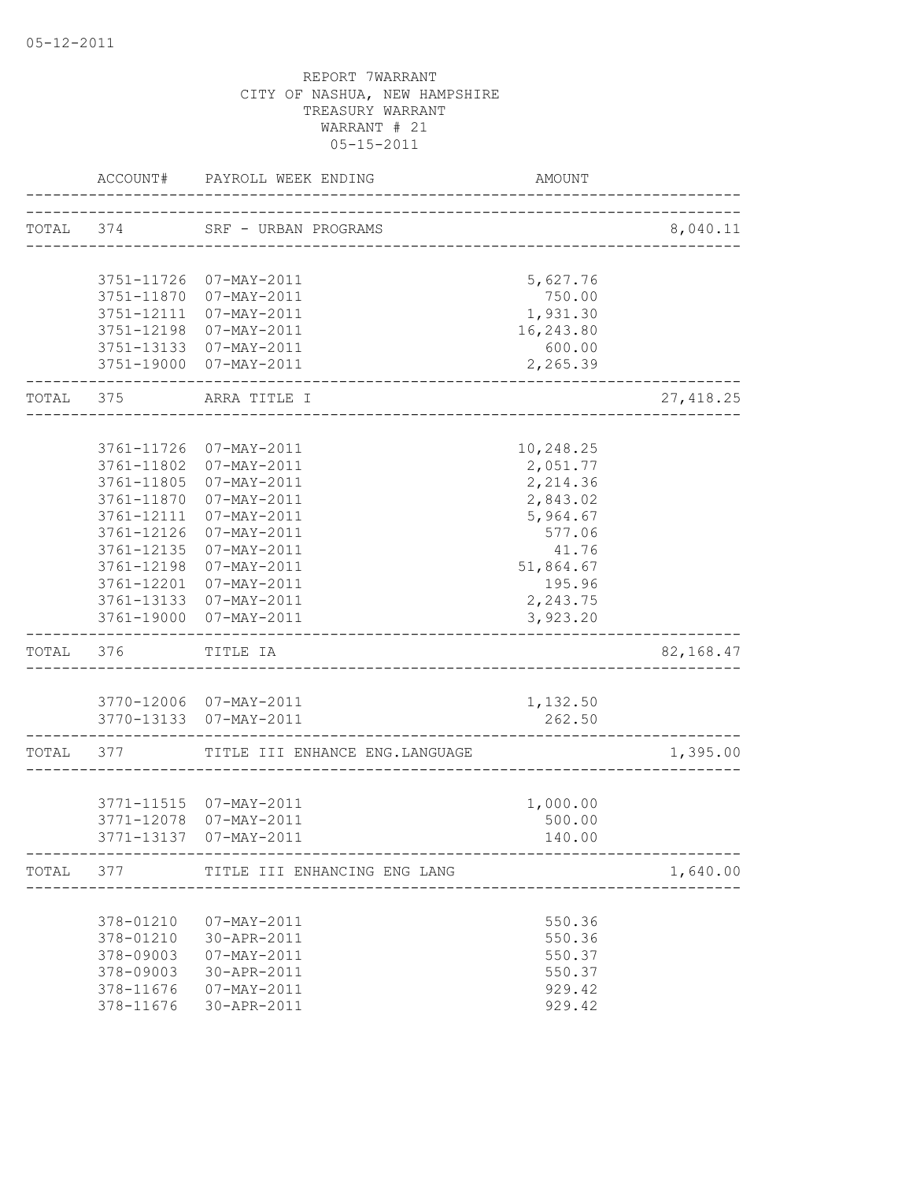05-12-2011

REPORT 7WARRANT
CITY OF NASHUA, NEW HAMPSHIRE
TREASURY WARRANT
WARRANT # 21
05-15-2011

| | ACCOUNT# | PAYROLL WEEK ENDING | AMOUNT | |
|---|---|---|---|---|
| TOTAL | 374 | SRF - URBAN PROGRAMS | | 8,040.11 |
| | 3751-11726 | 07-MAY-2011 | 5,627.76 | |
| | 3751-11870 | 07-MAY-2011 | 750.00 | |
| | 3751-12111 | 07-MAY-2011 | 1,931.30 | |
| | 3751-12198 | 07-MAY-2011 | 16,243.80 | |
| | 3751-13133 | 07-MAY-2011 | 600.00 | |
| | 3751-19000 | 07-MAY-2011 | 2,265.39 | |
| TOTAL | 375 | ARRA TITLE I | | 27,418.25 |
| | 3761-11726 | 07-MAY-2011 | 10,248.25 | |
| | 3761-11802 | 07-MAY-2011 | 2,051.77 | |
| | 3761-11805 | 07-MAY-2011 | 2,214.36 | |
| | 3761-11870 | 07-MAY-2011 | 2,843.02 | |
| | 3761-12111 | 07-MAY-2011 | 5,964.67 | |
| | 3761-12126 | 07-MAY-2011 | 577.06 | |
| | 3761-12135 | 07-MAY-2011 | 41.76 | |
| | 3761-12198 | 07-MAY-2011 | 51,864.67 | |
| | 3761-12201 | 07-MAY-2011 | 195.96 | |
| | 3761-13133 | 07-MAY-2011 | 2,243.75 | |
| | 3761-19000 | 07-MAY-2011 | 3,923.20 | |
| TOTAL | 376 | TITLE IA | | 82,168.47 |
| | 3770-12006 | 07-MAY-2011 | 1,132.50 | |
| | 3770-13133 | 07-MAY-2011 | 262.50 | |
| TOTAL | 377 | TITLE III ENHANCE ENG.LANGUAGE | | 1,395.00 |
| | 3771-11515 | 07-MAY-2011 | 1,000.00 | |
| | 3771-12078 | 07-MAY-2011 | 500.00 | |
| | 3771-13137 | 07-MAY-2011 | 140.00 | |
| TOTAL | 377 | TITLE III ENHANCING ENG LANG | | 1,640.00 |
| | 378-01210 | 07-MAY-2011 | 550.36 | |
| | 378-01210 | 30-APR-2011 | 550.36 | |
| | 378-09003 | 07-MAY-2011 | 550.37 | |
| | 378-09003 | 30-APR-2011 | 550.37 | |
| | 378-11676 | 07-MAY-2011 | 929.42 | |
| | 378-11676 | 30-APR-2011 | 929.42 | |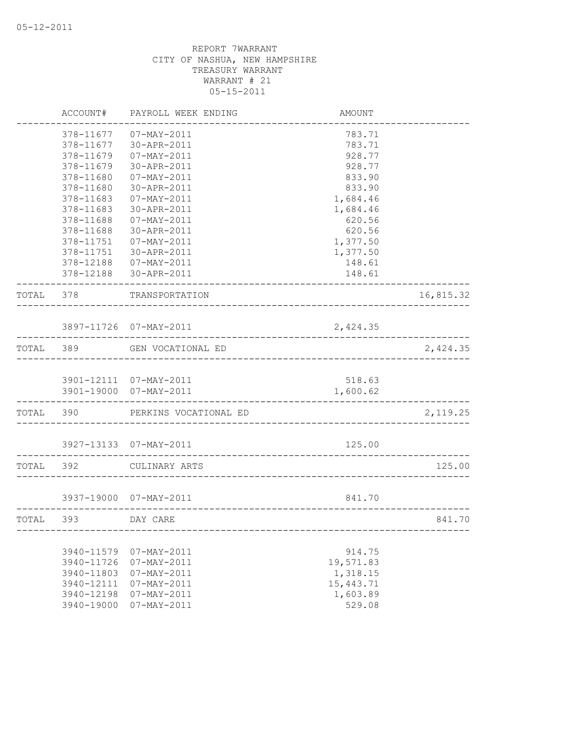05-12-2011

REPORT 7WARRANT
CITY OF NASHUA, NEW HAMPSHIRE
TREASURY WARRANT
WARRANT # 21
05-15-2011

| | ACCOUNT# | PAYROLL WEEK ENDING | AMOUNT | |
|---|---|---|---|---|
| | 378-11677 | 07-MAY-2011 | 783.71 | |
| | 378-11677 | 30-APR-2011 | 783.71 | |
| | 378-11679 | 07-MAY-2011 | 928.77 | |
| | 378-11679 | 30-APR-2011 | 928.77 | |
| | 378-11680 | 07-MAY-2011 | 833.90 | |
| | 378-11680 | 30-APR-2011 | 833.90 | |
| | 378-11683 | 07-MAY-2011 | 1,684.46 | |
| | 378-11683 | 30-APR-2011 | 1,684.46 | |
| | 378-11688 | 07-MAY-2011 | 620.56 | |
| | 378-11688 | 30-APR-2011 | 620.56 | |
| | 378-11751 | 07-MAY-2011 | 1,377.50 | |
| | 378-11751 | 30-APR-2011 | 1,377.50 | |
| | 378-12188 | 07-MAY-2011 | 148.61 | |
| | 378-12188 | 30-APR-2011 | 148.61 | |
| TOTAL | 378 | TRANSPORTATION | | 16,815.32 |
| | 3897-11726 | 07-MAY-2011 | 2,424.35 | |
| TOTAL | 389 | GEN VOCATIONAL ED | | 2,424.35 |
| | 3901-12111 | 07-MAY-2011 | 518.63 | |
| | 3901-19000 | 07-MAY-2011 | 1,600.62 | |
| TOTAL | 390 | PERKINS VOCATIONAL ED | | 2,119.25 |
| | 3927-13133 | 07-MAY-2011 | 125.00 | |
| TOTAL | 392 | CULINARY ARTS | | 125.00 |
| | 3937-19000 | 07-MAY-2011 | 841.70 | |
| TOTAL | 393 | DAY CARE | | 841.70 |
| | 3940-11579 | 07-MAY-2011 | 914.75 | |
| | 3940-11726 | 07-MAY-2011 | 19,571.83 | |
| | 3940-11803 | 07-MAY-2011 | 1,318.15 | |
| | 3940-12111 | 07-MAY-2011 | 15,443.71 | |
| | 3940-12198 | 07-MAY-2011 | 1,603.89 | |
| | 3940-19000 | 07-MAY-2011 | 529.08 | |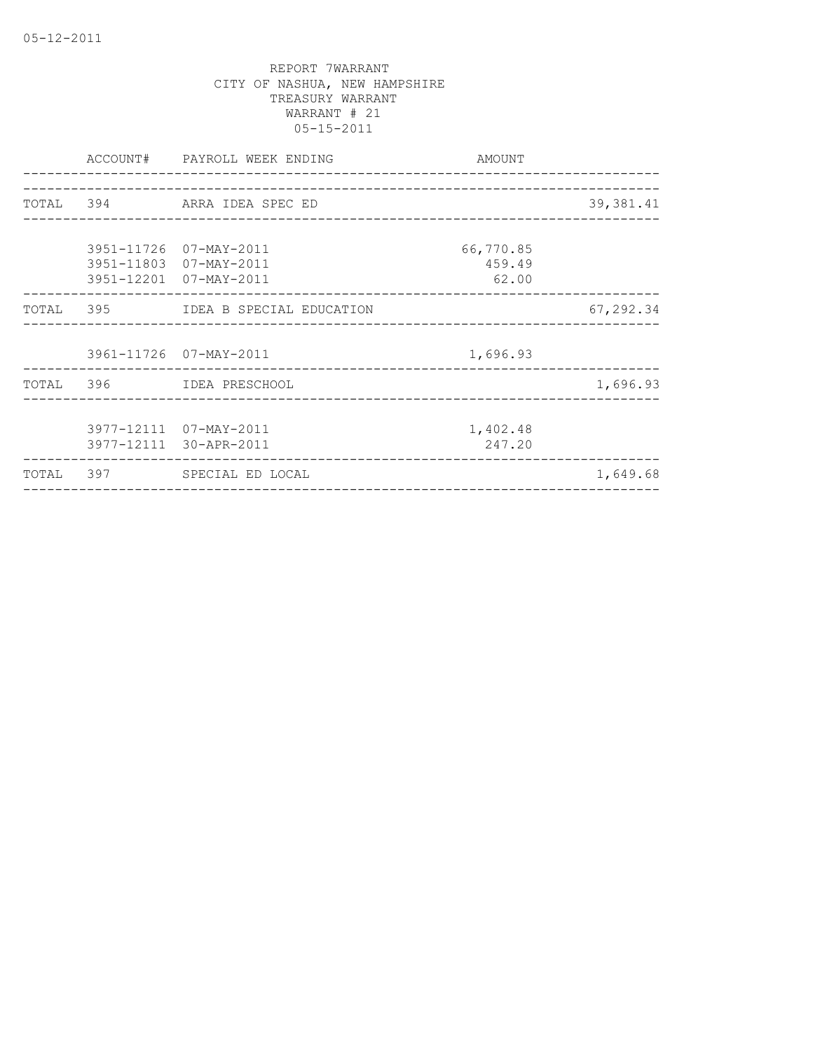05-12-2011

REPORT 7WARRANT
CITY OF NASHUA, NEW HAMPSHIRE
TREASURY WARRANT
WARRANT # 21
05-15-2011

| | ACCOUNT# | PAYROLL WEEK ENDING | AMOUNT | |
|---|---|---|---|---|
| TOTAL | 394 | ARRA IDEA SPEC ED | | 39,381.41 |
| | 3951-11726 | 07-MAY-2011 | 66,770.85 | |
| | 3951-11803 | 07-MAY-2011 | 459.49 | |
| | 3951-12201 | 07-MAY-2011 | 62.00 | |
| TOTAL | 395 | IDEA B SPECIAL EDUCATION | | 67,292.34 |
| | 3961-11726 | 07-MAY-2011 | 1,696.93 | |
| TOTAL | 396 | IDEA PRESCHOOL | | 1,696.93 |
| | 3977-12111 | 07-MAY-2011 | 1,402.48 | |
| | 3977-12111 | 30-APR-2011 | 247.20 | |
| TOTAL | 397 | SPECIAL ED LOCAL | | 1,649.68 |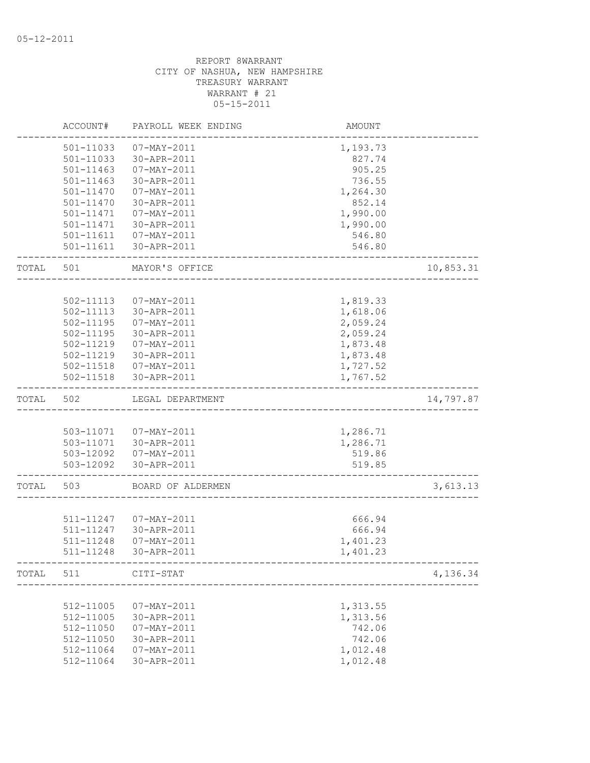05-12-2011

REPORT 8WARRANT
CITY OF NASHUA, NEW HAMPSHIRE
TREASURY WARRANT
WARRANT # 21
05-15-2011

| | ACCOUNT# | PAYROLL WEEK ENDING | AMOUNT | |
|---|---|---|---|---|
| | 501-11033 | 07-MAY-2011 | 1,193.73 | |
| | 501-11033 | 30-APR-2011 | 827.74 | |
| | 501-11463 | 07-MAY-2011 | 905.25 | |
| | 501-11463 | 30-APR-2011 | 736.55 | |
| | 501-11470 | 07-MAY-2011 | 1,264.30 | |
| | 501-11470 | 30-APR-2011 | 852.14 | |
| | 501-11471 | 07-MAY-2011 | 1,990.00 | |
| | 501-11471 | 30-APR-2011 | 1,990.00 | |
| | 501-11611 | 07-MAY-2011 | 546.80 | |
| | 501-11611 | 30-APR-2011 | 546.80 | |
| TOTAL | 501 | MAYOR'S OFFICE | | 10,853.31 |
| | 502-11113 | 07-MAY-2011 | 1,819.33 | |
| | 502-11113 | 30-APR-2011 | 1,618.06 | |
| | 502-11195 | 07-MAY-2011 | 2,059.24 | |
| | 502-11195 | 30-APR-2011 | 2,059.24 | |
| | 502-11219 | 07-MAY-2011 | 1,873.48 | |
| | 502-11219 | 30-APR-2011 | 1,873.48 | |
| | 502-11518 | 07-MAY-2011 | 1,727.52 | |
| | 502-11518 | 30-APR-2011 | 1,767.52 | |
| TOTAL | 502 | LEGAL DEPARTMENT | | 14,797.87 |
| | 503-11071 | 07-MAY-2011 | 1,286.71 | |
| | 503-11071 | 30-APR-2011 | 1,286.71 | |
| | 503-12092 | 07-MAY-2011 | 519.86 | |
| | 503-12092 | 30-APR-2011 | 519.85 | |
| TOTAL | 503 | BOARD OF ALDERMEN | | 3,613.13 |
| | 511-11247 | 07-MAY-2011 | 666.94 | |
| | 511-11247 | 30-APR-2011 | 666.94 | |
| | 511-11248 | 07-MAY-2011 | 1,401.23 | |
| | 511-11248 | 30-APR-2011 | 1,401.23 | |
| TOTAL | 511 | CITI-STAT | | 4,136.34 |
| | 512-11005 | 07-MAY-2011 | 1,313.55 | |
| | 512-11005 | 30-APR-2011 | 1,313.56 | |
| | 512-11050 | 07-MAY-2011 | 742.06 | |
| | 512-11050 | 30-APR-2011 | 742.06 | |
| | 512-11064 | 07-MAY-2011 | 1,012.48 | |
| | 512-11064 | 30-APR-2011 | 1,012.48 | |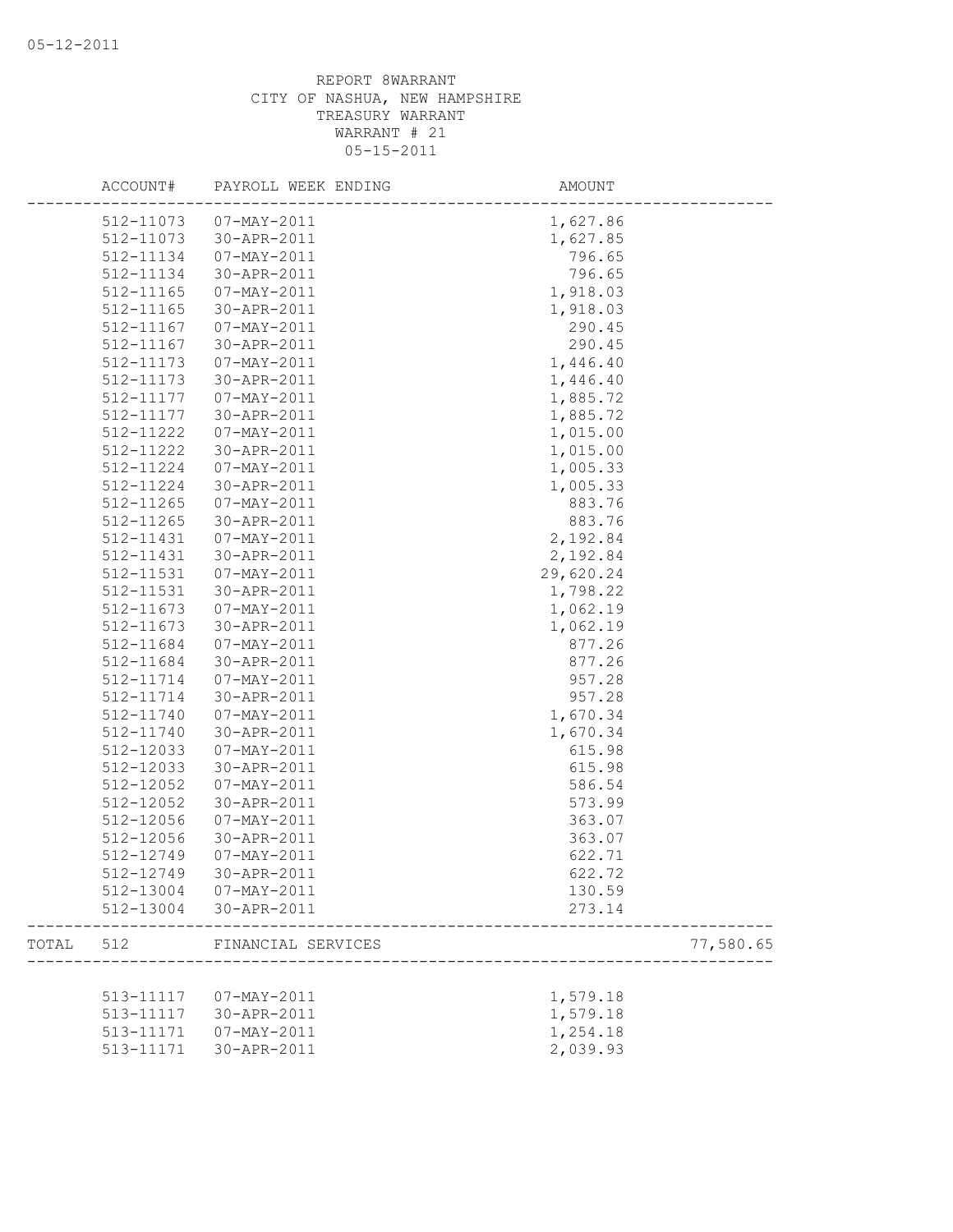REPORT 8WARRANT
CITY OF NASHUA, NEW HAMPSHIRE
TREASURY WARRANT
WARRANT # 21
05-15-2011

| | ACCOUNT# | PAYROLL WEEK ENDING | AMOUNT | |
|---|---|---|---|---|
| | 512-11073 | 07-MAY-2011 | 1,627.86 | |
| | 512-11073 | 30-APR-2011 | 1,627.85 | |
| | 512-11134 | 07-MAY-2011 | 796.65 | |
| | 512-11134 | 30-APR-2011 | 796.65 | |
| | 512-11165 | 07-MAY-2011 | 1,918.03 | |
| | 512-11165 | 30-APR-2011 | 1,918.03 | |
| | 512-11167 | 07-MAY-2011 | 290.45 | |
| | 512-11167 | 30-APR-2011 | 290.45 | |
| | 512-11173 | 07-MAY-2011 | 1,446.40 | |
| | 512-11173 | 30-APR-2011 | 1,446.40 | |
| | 512-11177 | 07-MAY-2011 | 1,885.72 | |
| | 512-11177 | 30-APR-2011 | 1,885.72 | |
| | 512-11222 | 07-MAY-2011 | 1,015.00 | |
| | 512-11222 | 30-APR-2011 | 1,015.00 | |
| | 512-11224 | 07-MAY-2011 | 1,005.33 | |
| | 512-11224 | 30-APR-2011 | 1,005.33 | |
| | 512-11265 | 07-MAY-2011 | 883.76 | |
| | 512-11265 | 30-APR-2011 | 883.76 | |
| | 512-11431 | 07-MAY-2011 | 2,192.84 | |
| | 512-11431 | 30-APR-2011 | 2,192.84 | |
| | 512-11531 | 07-MAY-2011 | 29,620.24 | |
| | 512-11531 | 30-APR-2011 | 1,798.22 | |
| | 512-11673 | 07-MAY-2011 | 1,062.19 | |
| | 512-11673 | 30-APR-2011 | 1,062.19 | |
| | 512-11684 | 07-MAY-2011 | 877.26 | |
| | 512-11684 | 30-APR-2011 | 877.26 | |
| | 512-11714 | 07-MAY-2011 | 957.28 | |
| | 512-11714 | 30-APR-2011 | 957.28 | |
| | 512-11740 | 07-MAY-2011 | 1,670.34 | |
| | 512-11740 | 30-APR-2011 | 1,670.34 | |
| | 512-12033 | 07-MAY-2011 | 615.98 | |
| | 512-12033 | 30-APR-2011 | 615.98 | |
| | 512-12052 | 07-MAY-2011 | 586.54 | |
| | 512-12052 | 30-APR-2011 | 573.99 | |
| | 512-12056 | 07-MAY-2011 | 363.07 | |
| | 512-12056 | 30-APR-2011 | 363.07 | |
| | 512-12749 | 07-MAY-2011 | 622.71 | |
| | 512-12749 | 30-APR-2011 | 622.72 | |
| | 512-13004 | 07-MAY-2011 | 130.59 | |
| | 512-13004 | 30-APR-2011 | 273.14 | |
| TOTAL | 512 | FINANCIAL SERVICES | | 77,580.65 |
| | 513-11117 | 07-MAY-2011 | 1,579.18 | |
| | 513-11117 | 30-APR-2011 | 1,579.18 | |
| | 513-11171 | 07-MAY-2011 | 1,254.18 | |
| | 513-11171 | 30-APR-2011 | 2,039.93 | |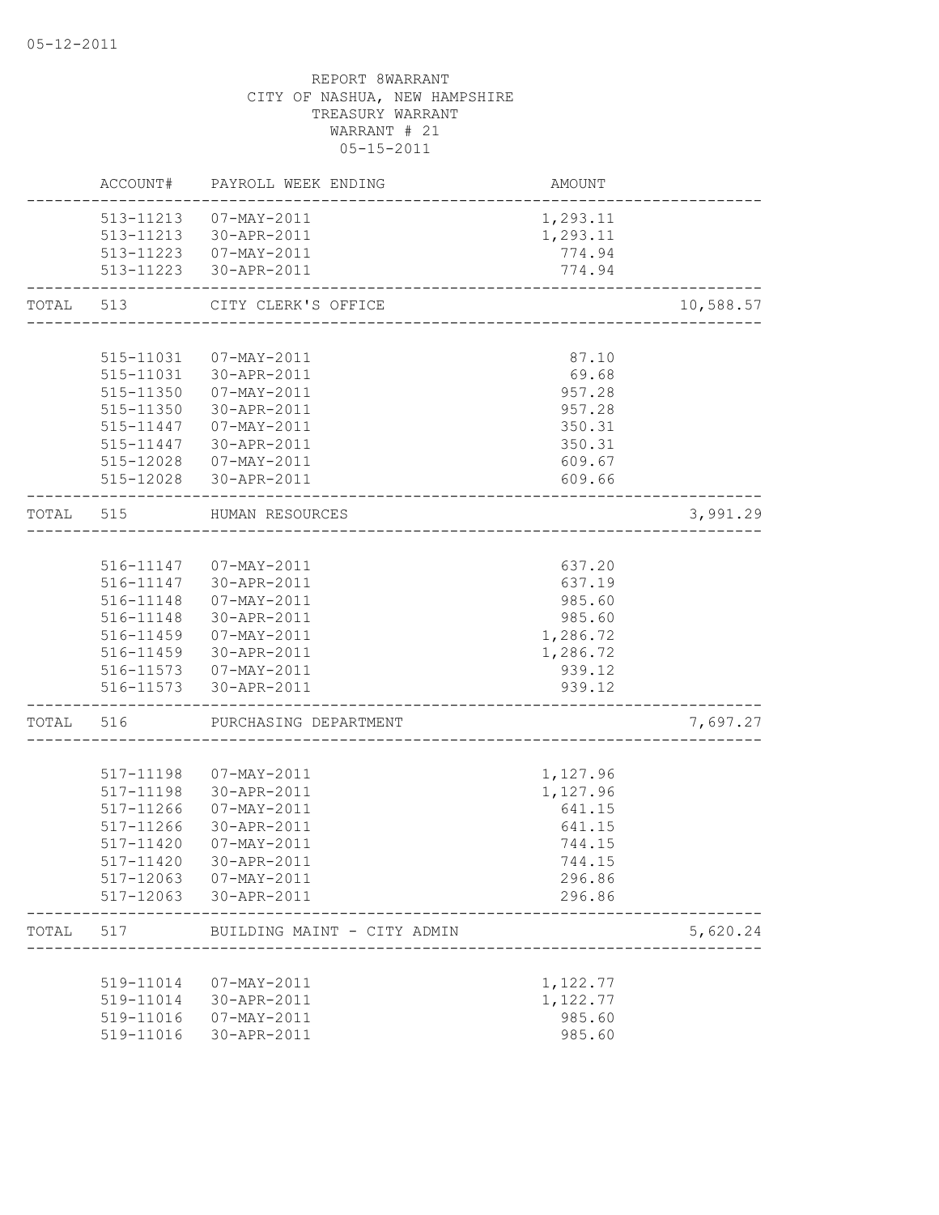05-12-2011

REPORT 8WARRANT
CITY OF NASHUA, NEW HAMPSHIRE
TREASURY WARRANT
WARRANT # 21
05-15-2011

| ACCOUNT# | PAYROLL WEEK ENDING | AMOUNT | |
|---|---|---|---|
| 513-11213 | 07-MAY-2011 | 1,293.11 | |
| 513-11213 | 30-APR-2011 | 1,293.11 | |
| 513-11223 | 07-MAY-2011 | 774.94 | |
| 513-11223 | 30-APR-2011 | 774.94 | |
| TOTAL 513 | CITY CLERK'S OFFICE | | 10,588.57 |
| 515-11031 | 07-MAY-2011 | 87.10 | |
| 515-11031 | 30-APR-2011 | 69.68 | |
| 515-11350 | 07-MAY-2011 | 957.28 | |
| 515-11350 | 30-APR-2011 | 957.28 | |
| 515-11447 | 07-MAY-2011 | 350.31 | |
| 515-11447 | 30-APR-2011 | 350.31 | |
| 515-12028 | 07-MAY-2011 | 609.67 | |
| 515-12028 | 30-APR-2011 | 609.66 | |
| TOTAL 515 | HUMAN RESOURCES | | 3,991.29 |
| 516-11147 | 07-MAY-2011 | 637.20 | |
| 516-11147 | 30-APR-2011 | 637.19 | |
| 516-11148 | 07-MAY-2011 | 985.60 | |
| 516-11148 | 30-APR-2011 | 985.60 | |
| 516-11459 | 07-MAY-2011 | 1,286.72 | |
| 516-11459 | 30-APR-2011 | 1,286.72 | |
| 516-11573 | 07-MAY-2011 | 939.12 | |
| 516-11573 | 30-APR-2011 | 939.12 | |
| TOTAL 516 | PURCHASING DEPARTMENT | | 7,697.27 |
| 517-11198 | 07-MAY-2011 | 1,127.96 | |
| 517-11198 | 30-APR-2011 | 1,127.96 | |
| 517-11266 | 07-MAY-2011 | 641.15 | |
| 517-11266 | 30-APR-2011 | 641.15 | |
| 517-11420 | 07-MAY-2011 | 744.15 | |
| 517-11420 | 30-APR-2011 | 744.15 | |
| 517-12063 | 07-MAY-2011 | 296.86 | |
| 517-12063 | 30-APR-2011 | 296.86 | |
| TOTAL 517 | BUILDING MAINT - CITY ADMIN | | 5,620.24 |
| 519-11014 | 07-MAY-2011 | 1,122.77 | |
| 519-11014 | 30-APR-2011 | 1,122.77 | |
| 519-11016 | 07-MAY-2011 | 985.60 | |
| 519-11016 | 30-APR-2011 | 985.60 | |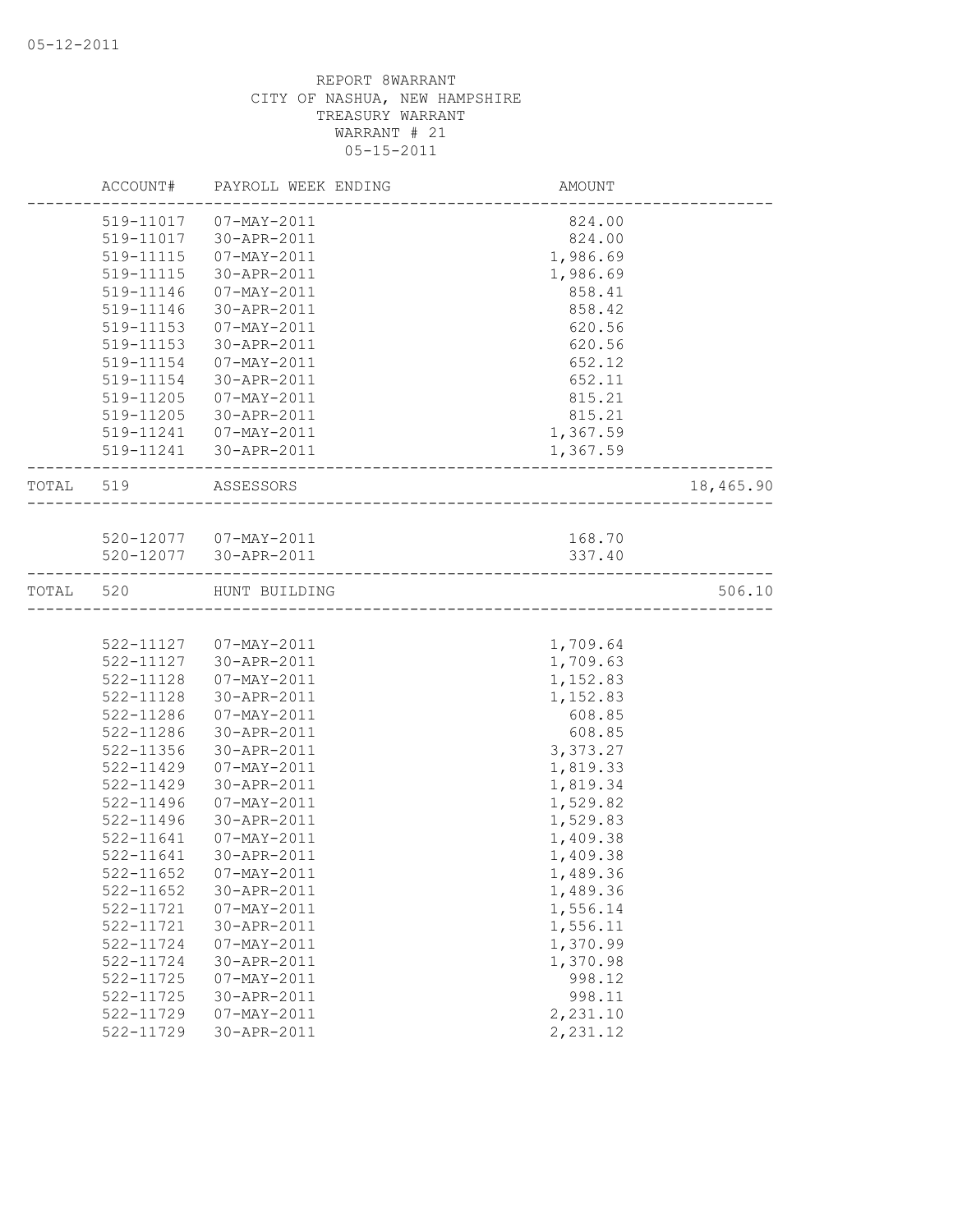REPORT 8WARRANT
CITY OF NASHUA, NEW HAMPSHIRE
TREASURY WARRANT
WARRANT # 21
05-15-2011

| ACCOUNT# | PAYROLL WEEK ENDING | AMOUNT | |
|---|---|---|---|
| 519-11017 | 07-MAY-2011 | 824.00 | |
| 519-11017 | 30-APR-2011 | 824.00 | |
| 519-11115 | 07-MAY-2011 | 1,986.69 | |
| 519-11115 | 30-APR-2011 | 1,986.69 | |
| 519-11146 | 07-MAY-2011 | 858.41 | |
| 519-11146 | 30-APR-2011 | 858.42 | |
| 519-11153 | 07-MAY-2011 | 620.56 | |
| 519-11153 | 30-APR-2011 | 620.56 | |
| 519-11154 | 07-MAY-2011 | 652.12 | |
| 519-11154 | 30-APR-2011 | 652.11 | |
| 519-11205 | 07-MAY-2011 | 815.21 | |
| 519-11205 | 30-APR-2011 | 815.21 | |
| 519-11241 | 07-MAY-2011 | 1,367.59 | |
| 519-11241 | 30-APR-2011 | 1,367.59 | |
| TOTAL 519 | ASSESSORS | | 18,465.90 |
| 520-12077 | 07-MAY-2011 | 168.70 | |
| 520-12077 | 30-APR-2011 | 337.40 | |
| TOTAL 520 | HUNT BUILDING | | 506.10 |
| 522-11127 | 07-MAY-2011 | 1,709.64 | |
| 522-11127 | 30-APR-2011 | 1,709.63 | |
| 522-11128 | 07-MAY-2011 | 1,152.83 | |
| 522-11128 | 30-APR-2011 | 1,152.83 | |
| 522-11286 | 07-MAY-2011 | 608.85 | |
| 522-11286 | 30-APR-2011 | 608.85 | |
| 522-11356 | 30-APR-2011 | 3,373.27 | |
| 522-11429 | 07-MAY-2011 | 1,819.33 | |
| 522-11429 | 30-APR-2011 | 1,819.34 | |
| 522-11496 | 07-MAY-2011 | 1,529.82 | |
| 522-11496 | 30-APR-2011 | 1,529.83 | |
| 522-11641 | 07-MAY-2011 | 1,409.38 | |
| 522-11641 | 30-APR-2011 | 1,409.38 | |
| 522-11652 | 07-MAY-2011 | 1,489.36 | |
| 522-11652 | 30-APR-2011 | 1,489.36 | |
| 522-11721 | 07-MAY-2011 | 1,556.14 | |
| 522-11721 | 30-APR-2011 | 1,556.11 | |
| 522-11724 | 07-MAY-2011 | 1,370.99 | |
| 522-11724 | 30-APR-2011 | 1,370.98 | |
| 522-11725 | 07-MAY-2011 | 998.12 | |
| 522-11725 | 30-APR-2011 | 998.11 | |
| 522-11729 | 07-MAY-2011 | 2,231.10 | |
| 522-11729 | 30-APR-2011 | 2,231.12 | |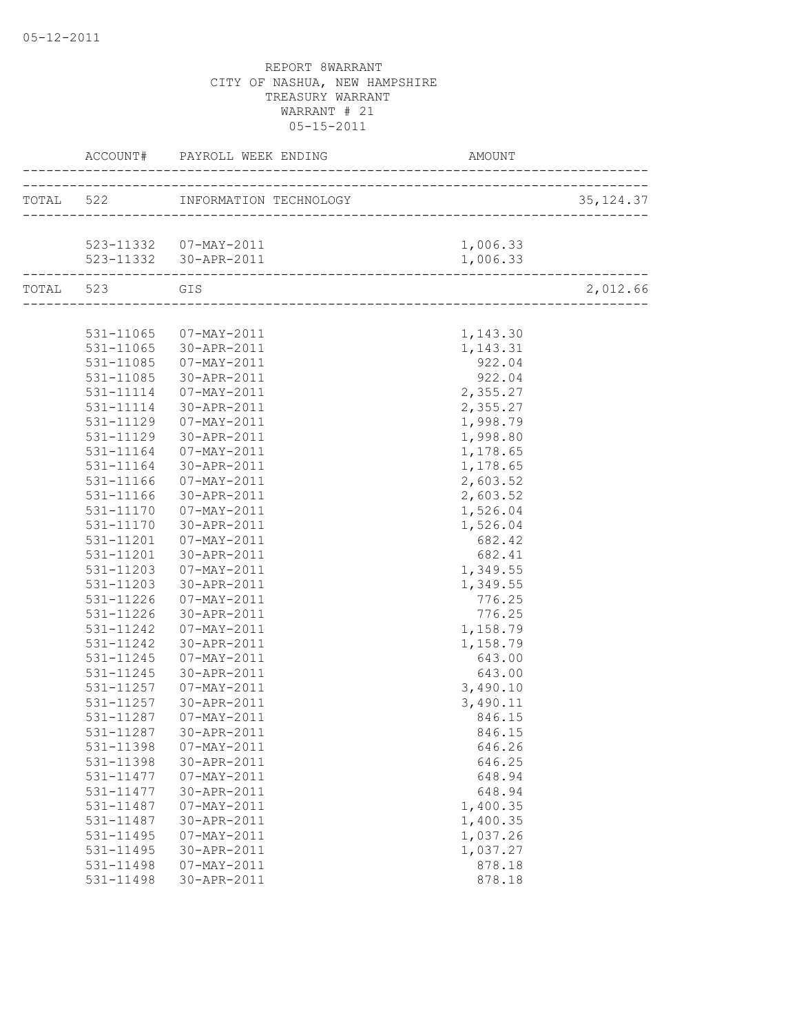REPORT 8WARRANT
CITY OF NASHUA, NEW HAMPSHIRE
TREASURY WARRANT
WARRANT # 21
05-15-2011

| | ACCOUNT# | PAYROLL WEEK ENDING | AMOUNT | |
|---|---|---|---|---|
| TOTAL | 522 | INFORMATION TECHNOLOGY | | 35,124.37 |
| | 523-11332 | 07-MAY-2011 | 1,006.33 | |
| | 523-11332 | 30-APR-2011 | 1,006.33 | |
| TOTAL | 523 | GIS | | 2,012.66 |
| | 531-11065 | 07-MAY-2011 | 1,143.30 | |
| | 531-11065 | 30-APR-2011 | 1,143.31 | |
| | 531-11085 | 07-MAY-2011 | 922.04 | |
| | 531-11085 | 30-APR-2011 | 922.04 | |
| | 531-11114 | 07-MAY-2011 | 2,355.27 | |
| | 531-11114 | 30-APR-2011 | 2,355.27 | |
| | 531-11129 | 07-MAY-2011 | 1,998.79 | |
| | 531-11129 | 30-APR-2011 | 1,998.80 | |
| | 531-11164 | 07-MAY-2011 | 1,178.65 | |
| | 531-11164 | 30-APR-2011 | 1,178.65 | |
| | 531-11166 | 07-MAY-2011 | 2,603.52 | |
| | 531-11166 | 30-APR-2011 | 2,603.52 | |
| | 531-11170 | 07-MAY-2011 | 1,526.04 | |
| | 531-11170 | 30-APR-2011 | 1,526.04 | |
| | 531-11201 | 07-MAY-2011 | 682.42 | |
| | 531-11201 | 30-APR-2011 | 682.41 | |
| | 531-11203 | 07-MAY-2011 | 1,349.55 | |
| | 531-11203 | 30-APR-2011 | 1,349.55 | |
| | 531-11226 | 07-MAY-2011 | 776.25 | |
| | 531-11226 | 30-APR-2011 | 776.25 | |
| | 531-11242 | 07-MAY-2011 | 1,158.79 | |
| | 531-11242 | 30-APR-2011 | 1,158.79 | |
| | 531-11245 | 07-MAY-2011 | 643.00 | |
| | 531-11245 | 30-APR-2011 | 643.00 | |
| | 531-11257 | 07-MAY-2011 | 3,490.10 | |
| | 531-11257 | 30-APR-2011 | 3,490.11 | |
| | 531-11287 | 07-MAY-2011 | 846.15 | |
| | 531-11287 | 30-APR-2011 | 846.15 | |
| | 531-11398 | 07-MAY-2011 | 646.26 | |
| | 531-11398 | 30-APR-2011 | 646.25 | |
| | 531-11477 | 07-MAY-2011 | 648.94 | |
| | 531-11477 | 30-APR-2011 | 648.94 | |
| | 531-11487 | 07-MAY-2011 | 1,400.35 | |
| | 531-11487 | 30-APR-2011 | 1,400.35 | |
| | 531-11495 | 07-MAY-2011 | 1,037.26 | |
| | 531-11495 | 30-APR-2011 | 1,037.27 | |
| | 531-11498 | 07-MAY-2011 | 878.18 | |
| | 531-11498 | 30-APR-2011 | 878.18 | |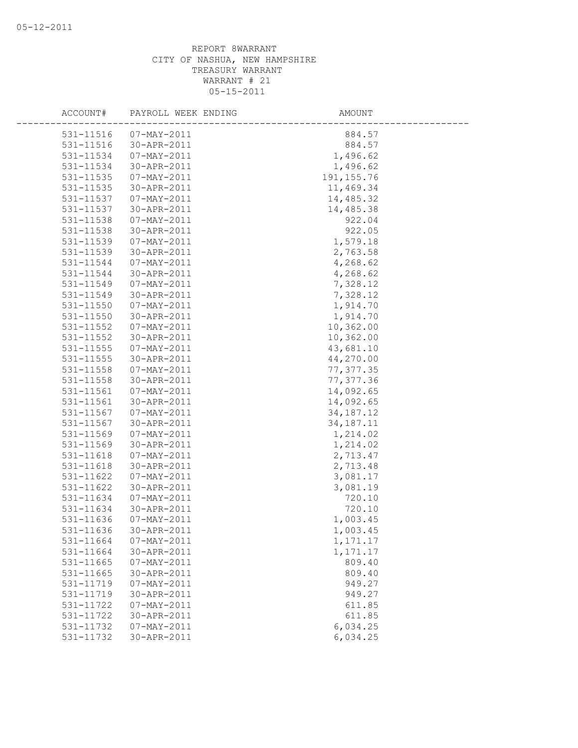REPORT 8WARRANT
CITY OF NASHUA, NEW HAMPSHIRE
TREASURY WARRANT
WARRANT # 21
05-15-2011

| ACCOUNT# | PAYROLL WEEK ENDING | AMOUNT |
|---|---|---|
| 531-11516 | 07-MAY-2011 | 884.57 |
| 531-11516 | 30-APR-2011 | 884.57 |
| 531-11534 | 07-MAY-2011 | 1,496.62 |
| 531-11534 | 30-APR-2011 | 1,496.62 |
| 531-11535 | 07-MAY-2011 | 191,155.76 |
| 531-11535 | 30-APR-2011 | 11,469.34 |
| 531-11537 | 07-MAY-2011 | 14,485.32 |
| 531-11537 | 30-APR-2011 | 14,485.38 |
| 531-11538 | 07-MAY-2011 | 922.04 |
| 531-11538 | 30-APR-2011 | 922.05 |
| 531-11539 | 07-MAY-2011 | 1,579.18 |
| 531-11539 | 30-APR-2011 | 2,763.58 |
| 531-11544 | 07-MAY-2011 | 4,268.62 |
| 531-11544 | 30-APR-2011 | 4,268.62 |
| 531-11549 | 07-MAY-2011 | 7,328.12 |
| 531-11549 | 30-APR-2011 | 7,328.12 |
| 531-11550 | 07-MAY-2011 | 1,914.70 |
| 531-11550 | 30-APR-2011 | 1,914.70 |
| 531-11552 | 07-MAY-2011 | 10,362.00 |
| 531-11552 | 30-APR-2011 | 10,362.00 |
| 531-11555 | 07-MAY-2011 | 43,681.10 |
| 531-11555 | 30-APR-2011 | 44,270.00 |
| 531-11558 | 07-MAY-2011 | 77,377.35 |
| 531-11558 | 30-APR-2011 | 77,377.36 |
| 531-11561 | 07-MAY-2011 | 14,092.65 |
| 531-11561 | 30-APR-2011 | 14,092.65 |
| 531-11567 | 07-MAY-2011 | 34,187.12 |
| 531-11567 | 30-APR-2011 | 34,187.11 |
| 531-11569 | 07-MAY-2011 | 1,214.02 |
| 531-11569 | 30-APR-2011 | 1,214.02 |
| 531-11618 | 07-MAY-2011 | 2,713.47 |
| 531-11618 | 30-APR-2011 | 2,713.48 |
| 531-11622 | 07-MAY-2011 | 3,081.17 |
| 531-11622 | 30-APR-2011 | 3,081.19 |
| 531-11634 | 07-MAY-2011 | 720.10 |
| 531-11634 | 30-APR-2011 | 720.10 |
| 531-11636 | 07-MAY-2011 | 1,003.45 |
| 531-11636 | 30-APR-2011 | 1,003.45 |
| 531-11664 | 07-MAY-2011 | 1,171.17 |
| 531-11664 | 30-APR-2011 | 1,171.17 |
| 531-11665 | 07-MAY-2011 | 809.40 |
| 531-11665 | 30-APR-2011 | 809.40 |
| 531-11719 | 07-MAY-2011 | 949.27 |
| 531-11719 | 30-APR-2011 | 949.27 |
| 531-11722 | 07-MAY-2011 | 611.85 |
| 531-11722 | 30-APR-2011 | 611.85 |
| 531-11732 | 07-MAY-2011 | 6,034.25 |
| 531-11732 | 30-APR-2011 | 6,034.25 |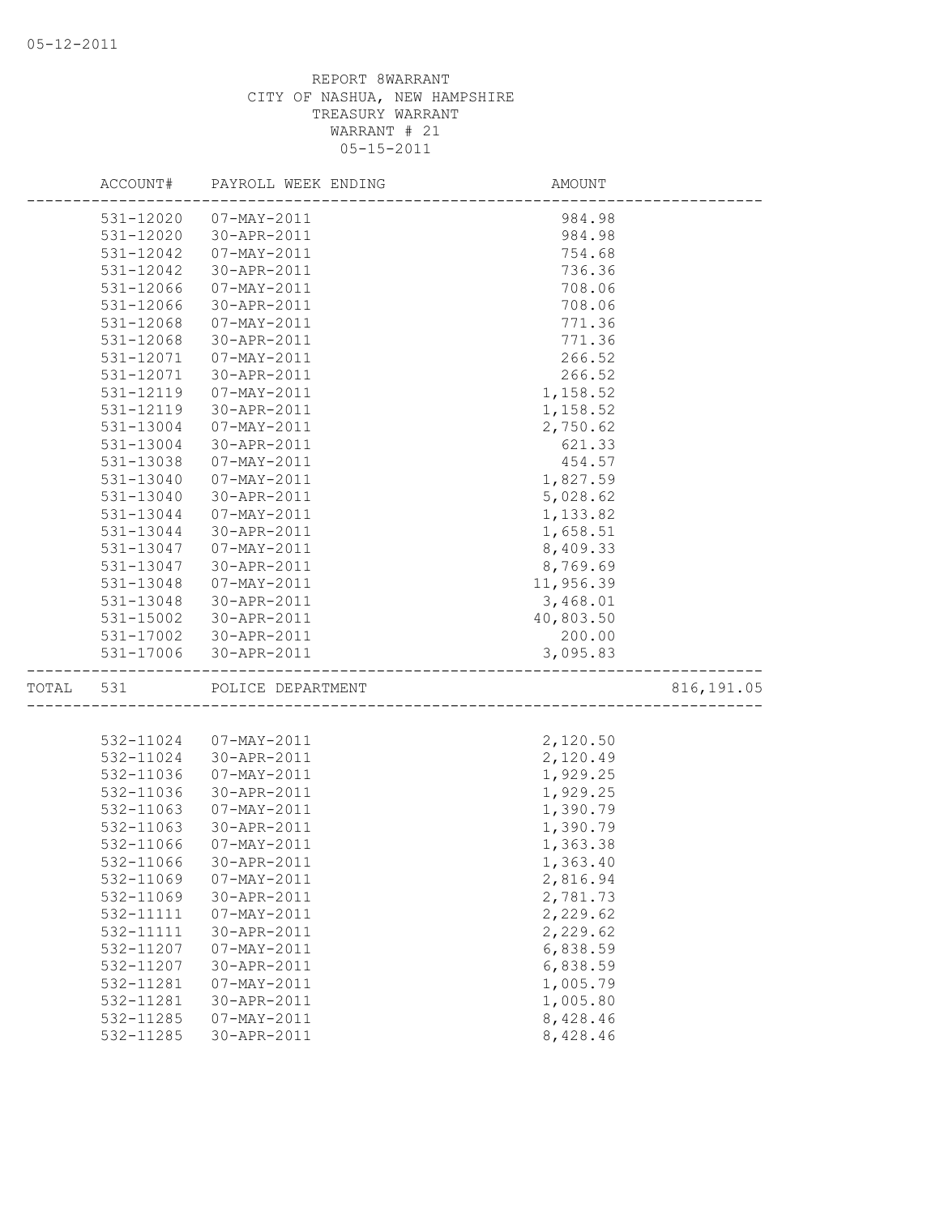REPORT 8WARRANT
CITY OF NASHUA, NEW HAMPSHIRE
TREASURY WARRANT
WARRANT # 21
05-15-2011

| | ACCOUNT# | PAYROLL WEEK ENDING | AMOUNT | |
|---|---|---|---|---|
| | 531-12020 | 07-MAY-2011 | 984.98 | |
| | 531-12020 | 30-APR-2011 | 984.98 | |
| | 531-12042 | 07-MAY-2011 | 754.68 | |
| | 531-12042 | 30-APR-2011 | 736.36 | |
| | 531-12066 | 07-MAY-2011 | 708.06 | |
| | 531-12066 | 30-APR-2011 | 708.06 | |
| | 531-12068 | 07-MAY-2011 | 771.36 | |
| | 531-12068 | 30-APR-2011 | 771.36 | |
| | 531-12071 | 07-MAY-2011 | 266.52 | |
| | 531-12071 | 30-APR-2011 | 266.52 | |
| | 531-12119 | 07-MAY-2011 | 1,158.52 | |
| | 531-12119 | 30-APR-2011 | 1,158.52 | |
| | 531-13004 | 07-MAY-2011 | 2,750.62 | |
| | 531-13004 | 30-APR-2011 | 621.33 | |
| | 531-13038 | 07-MAY-2011 | 454.57 | |
| | 531-13040 | 07-MAY-2011 | 1,827.59 | |
| | 531-13040 | 30-APR-2011 | 5,028.62 | |
| | 531-13044 | 07-MAY-2011 | 1,133.82 | |
| | 531-13044 | 30-APR-2011 | 1,658.51 | |
| | 531-13047 | 07-MAY-2011 | 8,409.33 | |
| | 531-13047 | 30-APR-2011 | 8,769.69 | |
| | 531-13048 | 07-MAY-2011 | 11,956.39 | |
| | 531-13048 | 30-APR-2011 | 3,468.01 | |
| | 531-15002 | 30-APR-2011 | 40,803.50 | |
| | 531-17002 | 30-APR-2011 | 200.00 | |
| | 531-17006 | 30-APR-2011 | 3,095.83 | |
| TOTAL | 531 | POLICE DEPARTMENT | | 816,191.05 |
| | 532-11024 | 07-MAY-2011 | 2,120.50 | |
| | 532-11024 | 30-APR-2011 | 2,120.49 | |
| | 532-11036 | 07-MAY-2011 | 1,929.25 | |
| | 532-11036 | 30-APR-2011 | 1,929.25 | |
| | 532-11063 | 07-MAY-2011 | 1,390.79 | |
| | 532-11063 | 30-APR-2011 | 1,390.79 | |
| | 532-11066 | 07-MAY-2011 | 1,363.38 | |
| | 532-11066 | 30-APR-2011 | 1,363.40 | |
| | 532-11069 | 07-MAY-2011 | 2,816.94 | |
| | 532-11069 | 30-APR-2011 | 2,781.73 | |
| | 532-11111 | 07-MAY-2011 | 2,229.62 | |
| | 532-11111 | 30-APR-2011 | 2,229.62 | |
| | 532-11207 | 07-MAY-2011 | 6,838.59 | |
| | 532-11207 | 30-APR-2011 | 6,838.59 | |
| | 532-11281 | 07-MAY-2011 | 1,005.79 | |
| | 532-11281 | 30-APR-2011 | 1,005.80 | |
| | 532-11285 | 07-MAY-2011 | 8,428.46 | |
| | 532-11285 | 30-APR-2011 | 8,428.46 | |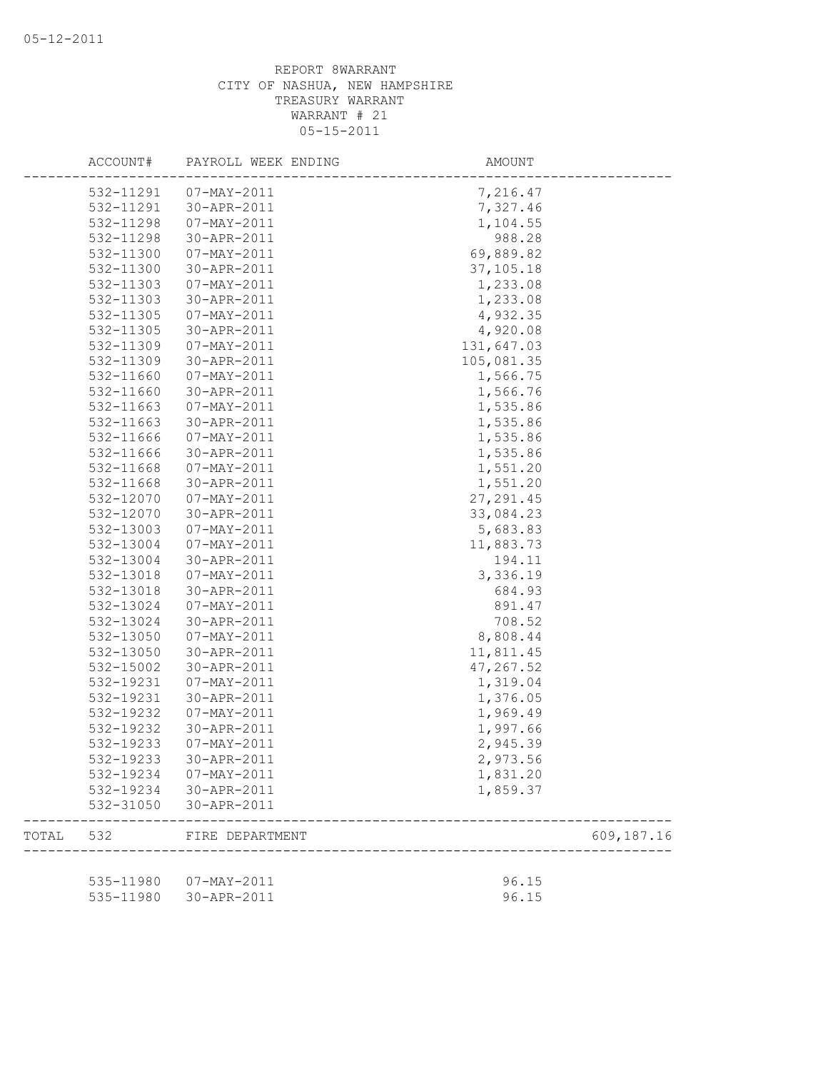REPORT 8WARRANT
CITY OF NASHUA, NEW HAMPSHIRE
TREASURY WARRANT
WARRANT # 21
05-15-2011

| | ACCOUNT# | PAYROLL WEEK ENDING | AMOUNT | |
|---|---|---|---|---|
| | 532-11291 | 07-MAY-2011 | 7,216.47 | |
| | 532-11291 | 30-APR-2011 | 7,327.46 | |
| | 532-11298 | 07-MAY-2011 | 1,104.55 | |
| | 532-11298 | 30-APR-2011 | 988.28 | |
| | 532-11300 | 07-MAY-2011 | 69,889.82 | |
| | 532-11300 | 30-APR-2011 | 37,105.18 | |
| | 532-11303 | 07-MAY-2011 | 1,233.08 | |
| | 532-11303 | 30-APR-2011 | 1,233.08 | |
| | 532-11305 | 07-MAY-2011 | 4,932.35 | |
| | 532-11305 | 30-APR-2011 | 4,920.08 | |
| | 532-11309 | 07-MAY-2011 | 131,647.03 | |
| | 532-11309 | 30-APR-2011 | 105,081.35 | |
| | 532-11660 | 07-MAY-2011 | 1,566.75 | |
| | 532-11660 | 30-APR-2011 | 1,566.76 | |
| | 532-11663 | 07-MAY-2011 | 1,535.86 | |
| | 532-11663 | 30-APR-2011 | 1,535.86 | |
| | 532-11666 | 07-MAY-2011 | 1,535.86 | |
| | 532-11666 | 30-APR-2011 | 1,535.86 | |
| | 532-11668 | 07-MAY-2011 | 1,551.20 | |
| | 532-11668 | 30-APR-2011 | 1,551.20 | |
| | 532-12070 | 07-MAY-2011 | 27,291.45 | |
| | 532-12070 | 30-APR-2011 | 33,084.23 | |
| | 532-13003 | 07-MAY-2011 | 5,683.83 | |
| | 532-13004 | 07-MAY-2011 | 11,883.73 | |
| | 532-13004 | 30-APR-2011 | 194.11 | |
| | 532-13018 | 07-MAY-2011 | 3,336.19 | |
| | 532-13018 | 30-APR-2011 | 684.93 | |
| | 532-13024 | 07-MAY-2011 | 891.47 | |
| | 532-13024 | 30-APR-2011 | 708.52 | |
| | 532-13050 | 07-MAY-2011 | 8,808.44 | |
| | 532-13050 | 30-APR-2011 | 11,811.45 | |
| | 532-15002 | 30-APR-2011 | 47,267.52 | |
| | 532-19231 | 07-MAY-2011 | 1,319.04 | |
| | 532-19231 | 30-APR-2011 | 1,376.05 | |
| | 532-19232 | 07-MAY-2011 | 1,969.49 | |
| | 532-19232 | 30-APR-2011 | 1,997.66 | |
| | 532-19233 | 07-MAY-2011 | 2,945.39 | |
| | 532-19233 | 30-APR-2011 | 2,973.56 | |
| | 532-19234 | 07-MAY-2011 | 1,831.20 | |
| | 532-19234 | 30-APR-2011 | 1,859.37 | |
| | 532-31050 | 30-APR-2011 | | |
| TOTAL | 532 | FIRE DEPARTMENT | | 609,187.16 |
| | 535-11980 | 07-MAY-2011 | 96.15 | |
| | 535-11980 | 30-APR-2011 | 96.15 | |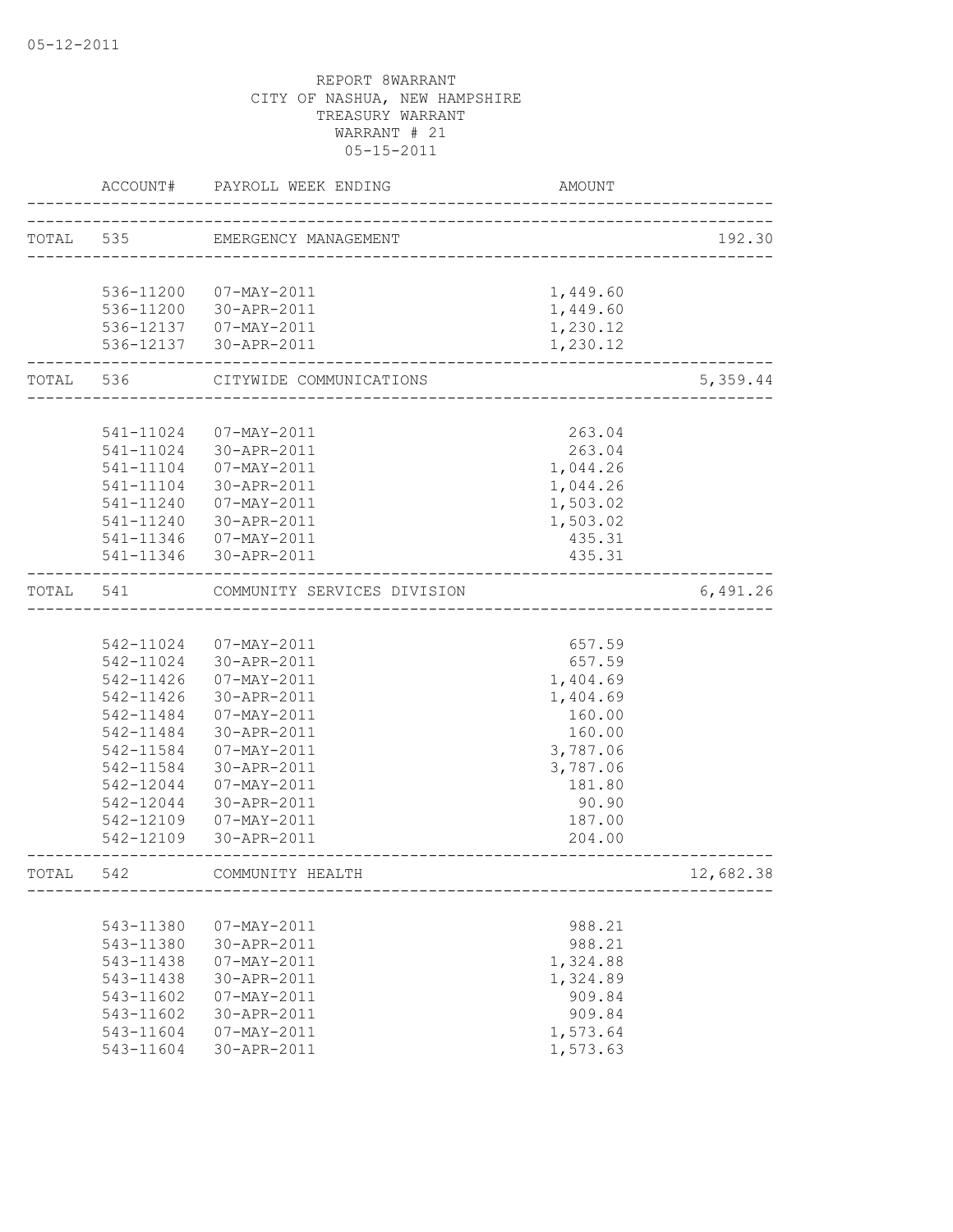05-12-2011

REPORT 8WARRANT
CITY OF NASHUA, NEW HAMPSHIRE
TREASURY WARRANT
WARRANT # 21
05-15-2011

| ACCOUNT# | PAYROLL WEEK ENDING | AMOUNT | |
|---|---|---|---|
| TOTAL 535 | EMERGENCY MANAGEMENT | | 192.30 |
| 536-11200 | 07-MAY-2011 | 1,449.60 | |
| 536-11200 | 30-APR-2011 | 1,449.60 | |
| 536-12137 | 07-MAY-2011 | 1,230.12 | |
| 536-12137 | 30-APR-2011 | 1,230.12 | |
| TOTAL 536 | CITYWIDE COMMUNICATIONS | | 5,359.44 |
| 541-11024 | 07-MAY-2011 | 263.04 | |
| 541-11024 | 30-APR-2011 | 263.04 | |
| 541-11104 | 07-MAY-2011 | 1,044.26 | |
| 541-11104 | 30-APR-2011 | 1,044.26 | |
| 541-11240 | 07-MAY-2011 | 1,503.02 | |
| 541-11240 | 30-APR-2011 | 1,503.02 | |
| 541-11346 | 07-MAY-2011 | 435.31 | |
| 541-11346 | 30-APR-2011 | 435.31 | |
| TOTAL 541 | COMMUNITY SERVICES DIVISION | | 6,491.26 |
| 542-11024 | 07-MAY-2011 | 657.59 | |
| 542-11024 | 30-APR-2011 | 657.59 | |
| 542-11426 | 07-MAY-2011 | 1,404.69 | |
| 542-11426 | 30-APR-2011 | 1,404.69 | |
| 542-11484 | 07-MAY-2011 | 160.00 | |
| 542-11484 | 30-APR-2011 | 160.00 | |
| 542-11584 | 07-MAY-2011 | 3,787.06 | |
| 542-11584 | 30-APR-2011 | 3,787.06 | |
| 542-12044 | 07-MAY-2011 | 181.80 | |
| 542-12044 | 30-APR-2011 | 90.90 | |
| 542-12109 | 07-MAY-2011 | 187.00 | |
| 542-12109 | 30-APR-2011 | 204.00 | |
| TOTAL 542 | COMMUNITY HEALTH | | 12,682.38 |
| 543-11380 | 07-MAY-2011 | 988.21 | |
| 543-11380 | 30-APR-2011 | 988.21 | |
| 543-11438 | 07-MAY-2011 | 1,324.88 | |
| 543-11438 | 30-APR-2011 | 1,324.89 | |
| 543-11602 | 07-MAY-2011 | 909.84 | |
| 543-11602 | 30-APR-2011 | 909.84 | |
| 543-11604 | 07-MAY-2011 | 1,573.64 | |
| 543-11604 | 30-APR-2011 | 1,573.63 | |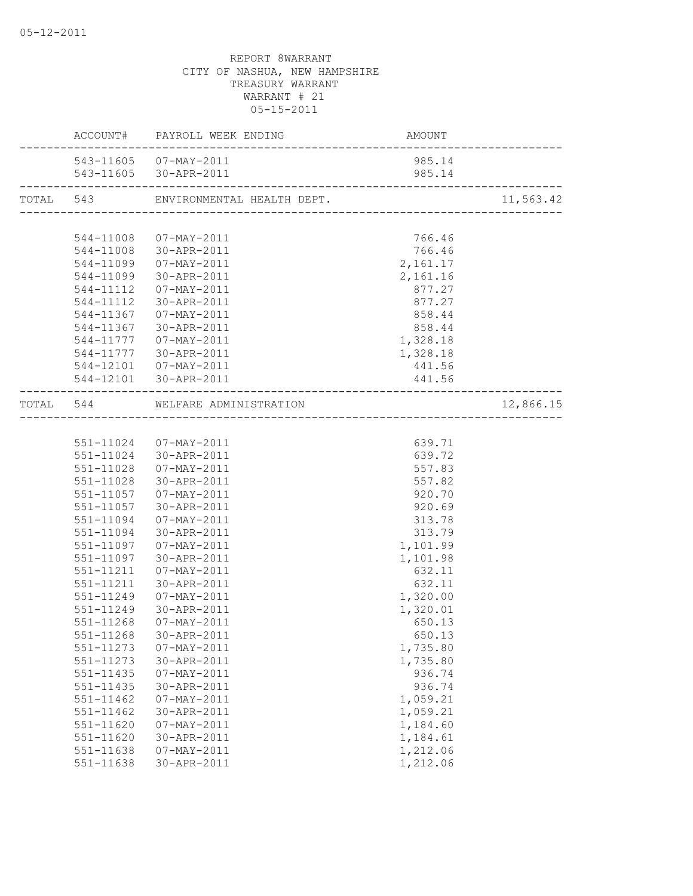05-12-2011

REPORT 8WARRANT
CITY OF NASHUA, NEW HAMPSHIRE
TREASURY WARRANT
WARRANT # 21
05-15-2011

| | ACCOUNT# | PAYROLL WEEK ENDING | AMOUNT | |
|---|---|---|---|---|
| | 543-11605 | 07-MAY-2011 | 985.14 | |
| | 543-11605 | 30-APR-2011 | 985.14 | |
| TOTAL | 543 | ENVIRONMENTAL HEALTH DEPT. | | 11,563.42 |
| | 544-11008 | 07-MAY-2011 | 766.46 | |
| | 544-11008 | 30-APR-2011 | 766.46 | |
| | 544-11099 | 07-MAY-2011 | 2,161.17 | |
| | 544-11099 | 30-APR-2011 | 2,161.16 | |
| | 544-11112 | 07-MAY-2011 | 877.27 | |
| | 544-11112 | 30-APR-2011 | 877.27 | |
| | 544-11367 | 07-MAY-2011 | 858.44 | |
| | 544-11367 | 30-APR-2011 | 858.44 | |
| | 544-11777 | 07-MAY-2011 | 1,328.18 | |
| | 544-11777 | 30-APR-2011 | 1,328.18 | |
| | 544-12101 | 07-MAY-2011 | 441.56 | |
| | 544-12101 | 30-APR-2011 | 441.56 | |
| TOTAL | 544 | WELFARE ADMINISTRATION | | 12,866.15 |
| | 551-11024 | 07-MAY-2011 | 639.71 | |
| | 551-11024 | 30-APR-2011 | 639.72 | |
| | 551-11028 | 07-MAY-2011 | 557.83 | |
| | 551-11028 | 30-APR-2011 | 557.82 | |
| | 551-11057 | 07-MAY-2011 | 920.70 | |
| | 551-11057 | 30-APR-2011 | 920.69 | |
| | 551-11094 | 07-MAY-2011 | 313.78 | |
| | 551-11094 | 30-APR-2011 | 313.79 | |
| | 551-11097 | 07-MAY-2011 | 1,101.99 | |
| | 551-11097 | 30-APR-2011 | 1,101.98 | |
| | 551-11211 | 07-MAY-2011 | 632.11 | |
| | 551-11211 | 30-APR-2011 | 632.11 | |
| | 551-11249 | 07-MAY-2011 | 1,320.00 | |
| | 551-11249 | 30-APR-2011 | 1,320.01 | |
| | 551-11268 | 07-MAY-2011 | 650.13 | |
| | 551-11268 | 30-APR-2011 | 650.13 | |
| | 551-11273 | 07-MAY-2011 | 1,735.80 | |
| | 551-11273 | 30-APR-2011 | 1,735.80 | |
| | 551-11435 | 07-MAY-2011 | 936.74 | |
| | 551-11435 | 30-APR-2011 | 936.74 | |
| | 551-11462 | 07-MAY-2011 | 1,059.21 | |
| | 551-11462 | 30-APR-2011 | 1,059.21 | |
| | 551-11620 | 07-MAY-2011 | 1,184.60 | |
| | 551-11620 | 30-APR-2011 | 1,184.61 | |
| | 551-11638 | 07-MAY-2011 | 1,212.06 | |
| | 551-11638 | 30-APR-2011 | 1,212.06 | |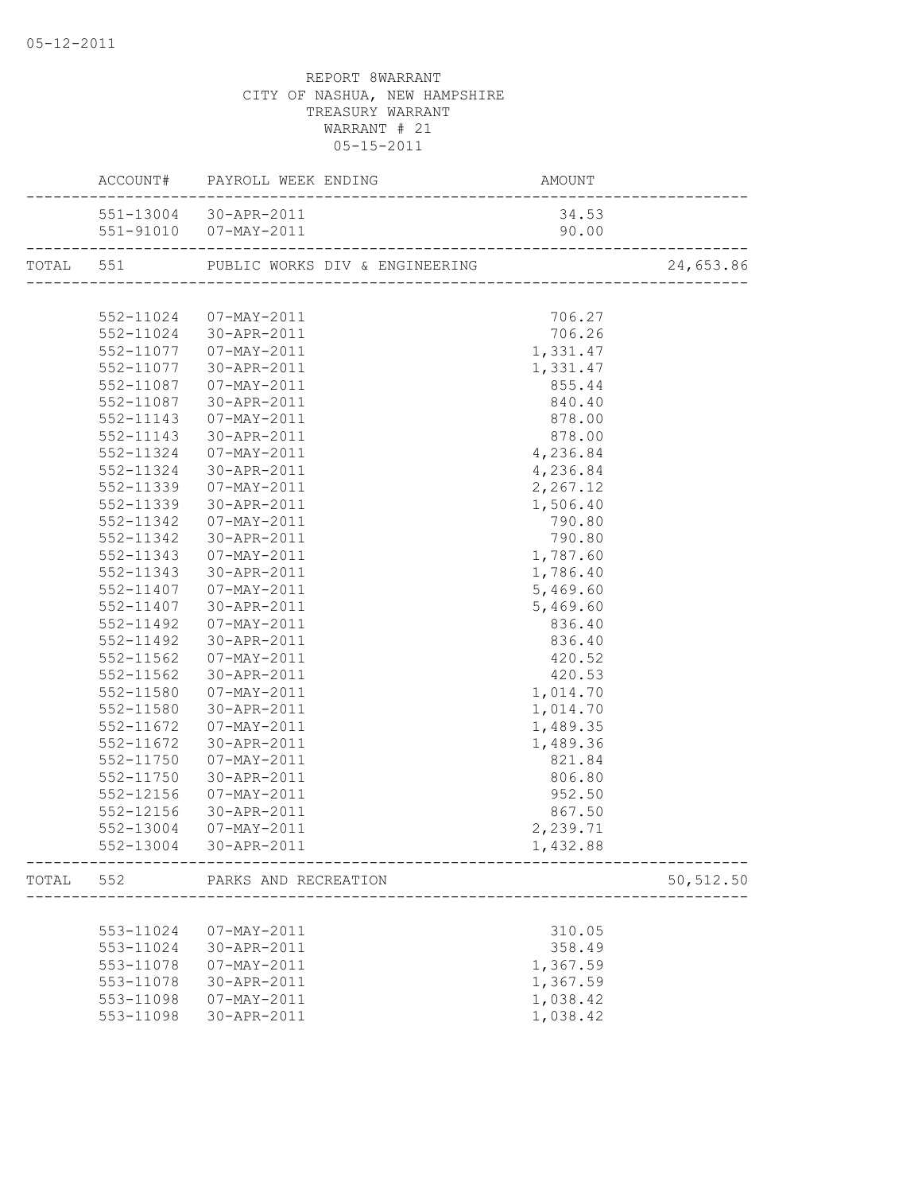05-12-2011

REPORT 8WARRANT
CITY OF NASHUA, NEW HAMPSHIRE
TREASURY WARRANT
WARRANT # 21
05-15-2011

| | ACCOUNT# | PAYROLL WEEK ENDING | AMOUNT | |
|---|---|---|---|---|
| | 551-13004 | 30-APR-2011 | 34.53 | |
| | 551-91010 | 07-MAY-2011 | 90.00 | |
| TOTAL | 551 | PUBLIC WORKS DIV & ENGINEERING | | 24,653.86 |
| | 552-11024 | 07-MAY-2011 | 706.27 | |
| | 552-11024 | 30-APR-2011 | 706.26 | |
| | 552-11077 | 07-MAY-2011 | 1,331.47 | |
| | 552-11077 | 30-APR-2011 | 1,331.47 | |
| | 552-11087 | 07-MAY-2011 | 855.44 | |
| | 552-11087 | 30-APR-2011 | 840.40 | |
| | 552-11143 | 07-MAY-2011 | 878.00 | |
| | 552-11143 | 30-APR-2011 | 878.00 | |
| | 552-11324 | 07-MAY-2011 | 4,236.84 | |
| | 552-11324 | 30-APR-2011 | 4,236.84 | |
| | 552-11339 | 07-MAY-2011 | 2,267.12 | |
| | 552-11339 | 30-APR-2011 | 1,506.40 | |
| | 552-11342 | 07-MAY-2011 | 790.80 | |
| | 552-11342 | 30-APR-2011 | 790.80 | |
| | 552-11343 | 07-MAY-2011 | 1,787.60 | |
| | 552-11343 | 30-APR-2011 | 1,786.40 | |
| | 552-11407 | 07-MAY-2011 | 5,469.60 | |
| | 552-11407 | 30-APR-2011 | 5,469.60 | |
| | 552-11492 | 07-MAY-2011 | 836.40 | |
| | 552-11492 | 30-APR-2011 | 836.40 | |
| | 552-11562 | 07-MAY-2011 | 420.52 | |
| | 552-11562 | 30-APR-2011 | 420.53 | |
| | 552-11580 | 07-MAY-2011 | 1,014.70 | |
| | 552-11580 | 30-APR-2011 | 1,014.70 | |
| | 552-11672 | 07-MAY-2011 | 1,489.35 | |
| | 552-11672 | 30-APR-2011 | 1,489.36 | |
| | 552-11750 | 07-MAY-2011 | 821.84 | |
| | 552-11750 | 30-APR-2011 | 806.80 | |
| | 552-12156 | 07-MAY-2011 | 952.50 | |
| | 552-12156 | 30-APR-2011 | 867.50 | |
| | 552-13004 | 07-MAY-2011 | 2,239.71 | |
| | 552-13004 | 30-APR-2011 | 1,432.88 | |
| TOTAL | 552 | PARKS AND RECREATION | | 50,512.50 |
| | 553-11024 | 07-MAY-2011 | 310.05 | |
| | 553-11024 | 30-APR-2011 | 358.49 | |
| | 553-11078 | 07-MAY-2011 | 1,367.59 | |
| | 553-11078 | 30-APR-2011 | 1,367.59 | |
| | 553-11098 | 07-MAY-2011 | 1,038.42 | |
| | 553-11098 | 30-APR-2011 | 1,038.42 | |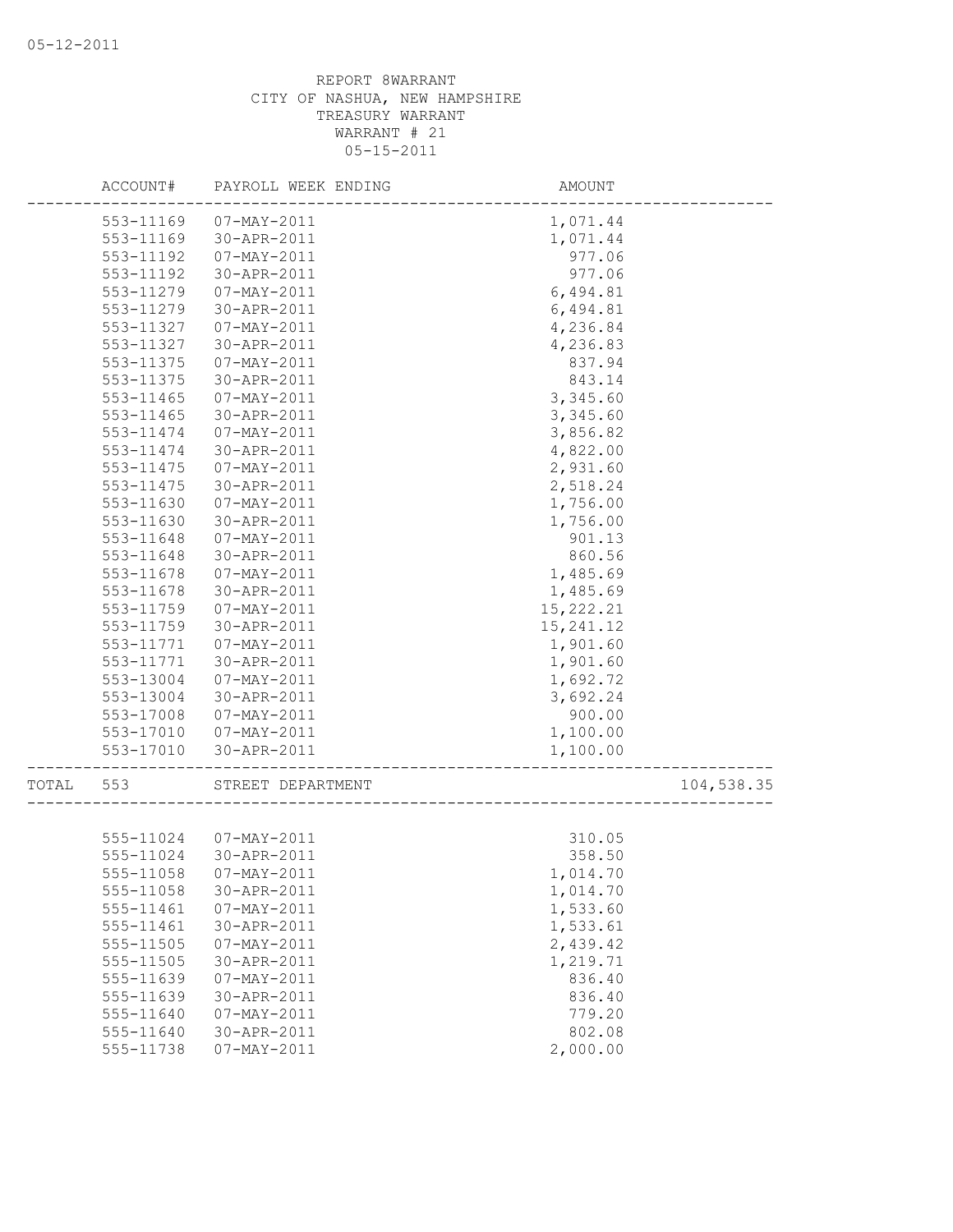REPORT 8WARRANT
CITY OF NASHUA, NEW HAMPSHIRE
TREASURY WARRANT
WARRANT # 21
05-15-2011

| | ACCOUNT# | PAYROLL WEEK ENDING | AMOUNT | |
|---|---|---|---|---|
| | 553-11169 | 07-MAY-2011 | 1,071.44 | |
| | 553-11169 | 30-APR-2011 | 1,071.44 | |
| | 553-11192 | 07-MAY-2011 | 977.06 | |
| | 553-11192 | 30-APR-2011 | 977.06 | |
| | 553-11279 | 07-MAY-2011 | 6,494.81 | |
| | 553-11279 | 30-APR-2011 | 6,494.81 | |
| | 553-11327 | 07-MAY-2011 | 4,236.84 | |
| | 553-11327 | 30-APR-2011 | 4,236.83 | |
| | 553-11375 | 07-MAY-2011 | 837.94 | |
| | 553-11375 | 30-APR-2011 | 843.14 | |
| | 553-11465 | 07-MAY-2011 | 3,345.60 | |
| | 553-11465 | 30-APR-2011 | 3,345.60 | |
| | 553-11474 | 07-MAY-2011 | 3,856.82 | |
| | 553-11474 | 30-APR-2011 | 4,822.00 | |
| | 553-11475 | 07-MAY-2011 | 2,931.60 | |
| | 553-11475 | 30-APR-2011 | 2,518.24 | |
| | 553-11630 | 07-MAY-2011 | 1,756.00 | |
| | 553-11630 | 30-APR-2011 | 1,756.00 | |
| | 553-11648 | 07-MAY-2011 | 901.13 | |
| | 553-11648 | 30-APR-2011 | 860.56 | |
| | 553-11678 | 07-MAY-2011 | 1,485.69 | |
| | 553-11678 | 30-APR-2011 | 1,485.69 | |
| | 553-11759 | 07-MAY-2011 | 15,222.21 | |
| | 553-11759 | 30-APR-2011 | 15,241.12 | |
| | 553-11771 | 07-MAY-2011 | 1,901.60 | |
| | 553-11771 | 30-APR-2011 | 1,901.60 | |
| | 553-13004 | 07-MAY-2011 | 1,692.72 | |
| | 553-13004 | 30-APR-2011 | 3,692.24 | |
| | 553-17008 | 07-MAY-2011 | 900.00 | |
| | 553-17010 | 07-MAY-2011 | 1,100.00 | |
| | 553-17010 | 30-APR-2011 | 1,100.00 | |
| TOTAL | 553 | STREET DEPARTMENT | | 104,538.35 |
| | 555-11024 | 07-MAY-2011 | 310.05 | |
| | 555-11024 | 30-APR-2011 | 358.50 | |
| | 555-11058 | 07-MAY-2011 | 1,014.70 | |
| | 555-11058 | 30-APR-2011 | 1,014.70 | |
| | 555-11461 | 07-MAY-2011 | 1,533.60 | |
| | 555-11461 | 30-APR-2011 | 1,533.61 | |
| | 555-11505 | 07-MAY-2011 | 2,439.42 | |
| | 555-11505 | 30-APR-2011 | 1,219.71 | |
| | 555-11639 | 07-MAY-2011 | 836.40 | |
| | 555-11639 | 30-APR-2011 | 836.40 | |
| | 555-11640 | 07-MAY-2011 | 779.20 | |
| | 555-11640 | 30-APR-2011 | 802.08 | |
| | 555-11738 | 07-MAY-2011 | 2,000.00 | |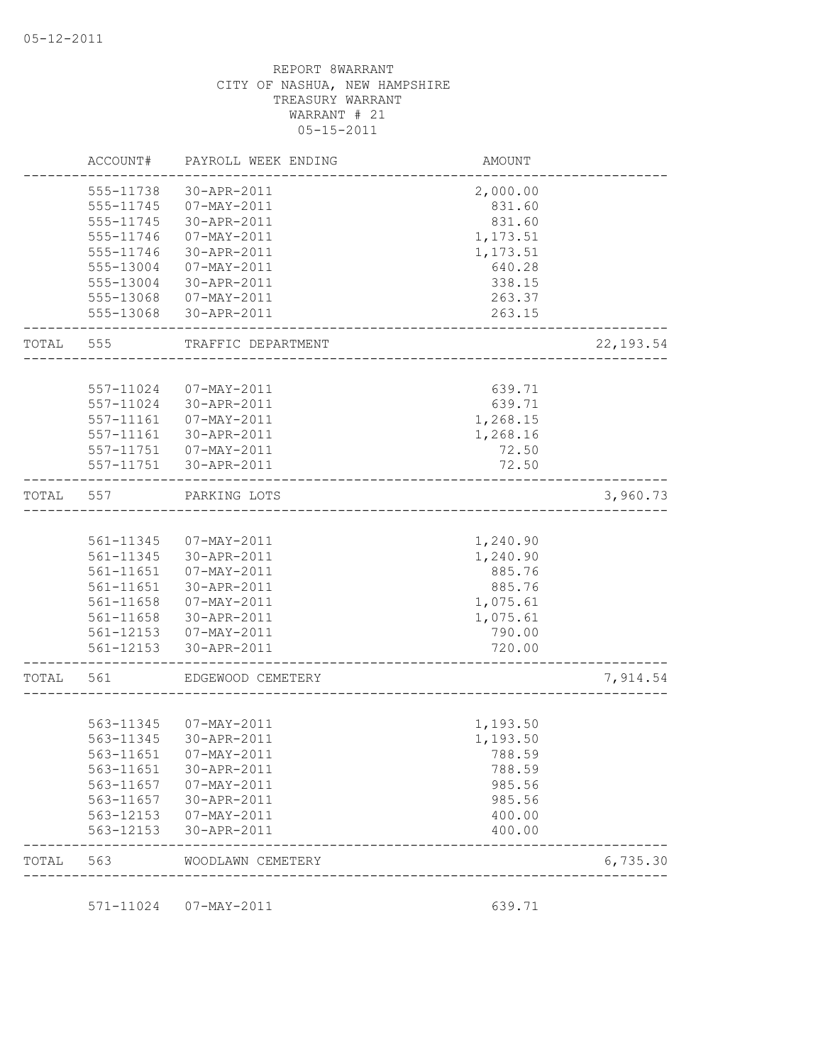REPORT 8WARRANT
CITY OF NASHUA, NEW HAMPSHIRE
TREASURY WARRANT
WARRANT # 21
05-15-2011

| | ACCOUNT# | PAYROLL WEEK ENDING | AMOUNT | |
|---|---|---|---|---|
| | 555-11738 | 30-APR-2011 | 2,000.00 | |
| | 555-11745 | 07-MAY-2011 | 831.60 | |
| | 555-11745 | 30-APR-2011 | 831.60 | |
| | 555-11746 | 07-MAY-2011 | 1,173.51 | |
| | 555-11746 | 30-APR-2011 | 1,173.51 | |
| | 555-13004 | 07-MAY-2011 | 640.28 | |
| | 555-13004 | 30-APR-2011 | 338.15 | |
| | 555-13068 | 07-MAY-2011 | 263.37 | |
| | 555-13068 | 30-APR-2011 | 263.15 | |
| TOTAL | 555 | TRAFFIC DEPARTMENT | | 22,193.54 |
| | 557-11024 | 07-MAY-2011 | 639.71 | |
| | 557-11024 | 30-APR-2011 | 639.71 | |
| | 557-11161 | 07-MAY-2011 | 1,268.15 | |
| | 557-11161 | 30-APR-2011 | 1,268.16 | |
| | 557-11751 | 07-MAY-2011 | 72.50 | |
| | 557-11751 | 30-APR-2011 | 72.50 | |
| TOTAL | 557 | PARKING LOTS | | 3,960.73 |
| | 561-11345 | 07-MAY-2011 | 1,240.90 | |
| | 561-11345 | 30-APR-2011 | 1,240.90 | |
| | 561-11651 | 07-MAY-2011 | 885.76 | |
| | 561-11651 | 30-APR-2011 | 885.76 | |
| | 561-11658 | 07-MAY-2011 | 1,075.61 | |
| | 561-11658 | 30-APR-2011 | 1,075.61 | |
| | 561-12153 | 07-MAY-2011 | 790.00 | |
| | 561-12153 | 30-APR-2011 | 720.00 | |
| TOTAL | 561 | EDGEWOOD CEMETERY | | 7,914.54 |
| | 563-11345 | 07-MAY-2011 | 1,193.50 | |
| | 563-11345 | 30-APR-2011 | 1,193.50 | |
| | 563-11651 | 07-MAY-2011 | 788.59 | |
| | 563-11651 | 30-APR-2011 | 788.59 | |
| | 563-11657 | 07-MAY-2011 | 985.56 | |
| | 563-11657 | 30-APR-2011 | 985.56 | |
| | 563-12153 | 07-MAY-2011 | 400.00 | |
| | 563-12153 | 30-APR-2011 | 400.00 | |
| TOTAL | 563 | WOODLAWN CEMETERY | | 6,735.30 |
| | 571-11024 | 07-MAY-2011 | 639.71 | |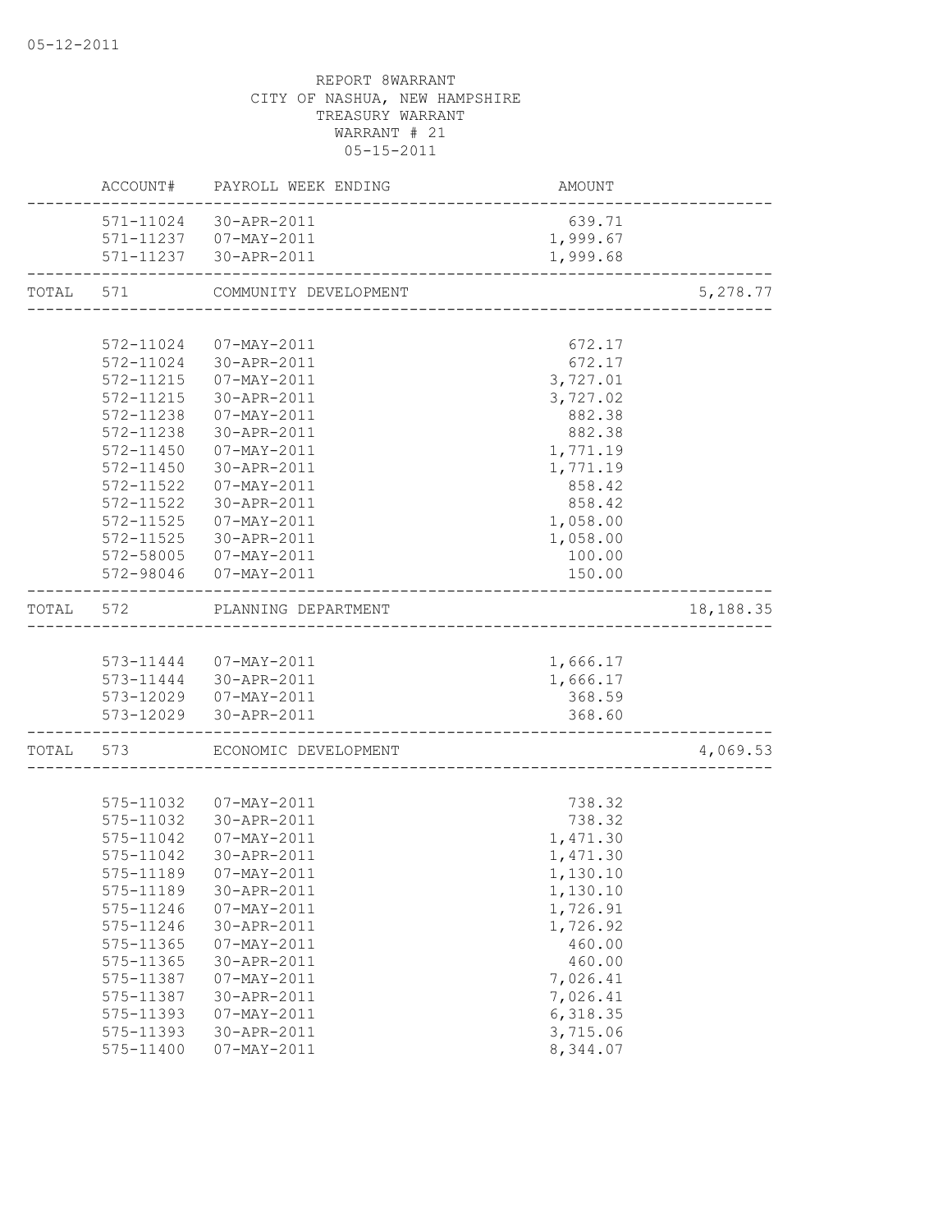05-12-2011

REPORT 8WARRANT
CITY OF NASHUA, NEW HAMPSHIRE
TREASURY WARRANT
WARRANT # 21
05-15-2011

| | ACCOUNT# | PAYROLL WEEK ENDING | AMOUNT | |
|---|---|---|---|---|
| | 571-11024 | 30-APR-2011 | 639.71 | |
| | 571-11237 | 07-MAY-2011 | 1,999.67 | |
| | 571-11237 | 30-APR-2011 | 1,999.68 | |
| TOTAL | 571 | COMMUNITY DEVELOPMENT | | 5,278.77 |
| | 572-11024 | 07-MAY-2011 | 672.17 | |
| | 572-11024 | 30-APR-2011 | 672.17 | |
| | 572-11215 | 07-MAY-2011 | 3,727.01 | |
| | 572-11215 | 30-APR-2011 | 3,727.02 | |
| | 572-11238 | 07-MAY-2011 | 882.38 | |
| | 572-11238 | 30-APR-2011 | 882.38 | |
| | 572-11450 | 07-MAY-2011 | 1,771.19 | |
| | 572-11450 | 30-APR-2011 | 1,771.19 | |
| | 572-11522 | 07-MAY-2011 | 858.42 | |
| | 572-11522 | 30-APR-2011 | 858.42 | |
| | 572-11525 | 07-MAY-2011 | 1,058.00 | |
| | 572-11525 | 30-APR-2011 | 1,058.00 | |
| | 572-58005 | 07-MAY-2011 | 100.00 | |
| | 572-98046 | 07-MAY-2011 | 150.00 | |
| TOTAL | 572 | PLANNING DEPARTMENT | | 18,188.35 |
| | 573-11444 | 07-MAY-2011 | 1,666.17 | |
| | 573-11444 | 30-APR-2011 | 1,666.17 | |
| | 573-12029 | 07-MAY-2011 | 368.59 | |
| | 573-12029 | 30-APR-2011 | 368.60 | |
| TOTAL | 573 | ECONOMIC DEVELOPMENT | | 4,069.53 |
| | 575-11032 | 07-MAY-2011 | 738.32 | |
| | 575-11032 | 30-APR-2011 | 738.32 | |
| | 575-11042 | 07-MAY-2011 | 1,471.30 | |
| | 575-11042 | 30-APR-2011 | 1,471.30 | |
| | 575-11189 | 07-MAY-2011 | 1,130.10 | |
| | 575-11189 | 30-APR-2011 | 1,130.10 | |
| | 575-11246 | 07-MAY-2011 | 1,726.91 | |
| | 575-11246 | 30-APR-2011 | 1,726.92 | |
| | 575-11365 | 07-MAY-2011 | 460.00 | |
| | 575-11365 | 30-APR-2011 | 460.00 | |
| | 575-11387 | 07-MAY-2011 | 7,026.41 | |
| | 575-11387 | 30-APR-2011 | 7,026.41 | |
| | 575-11393 | 07-MAY-2011 | 6,318.35 | |
| | 575-11393 | 30-APR-2011 | 3,715.06 | |
| | 575-11400 | 07-MAY-2011 | 8,344.07 | |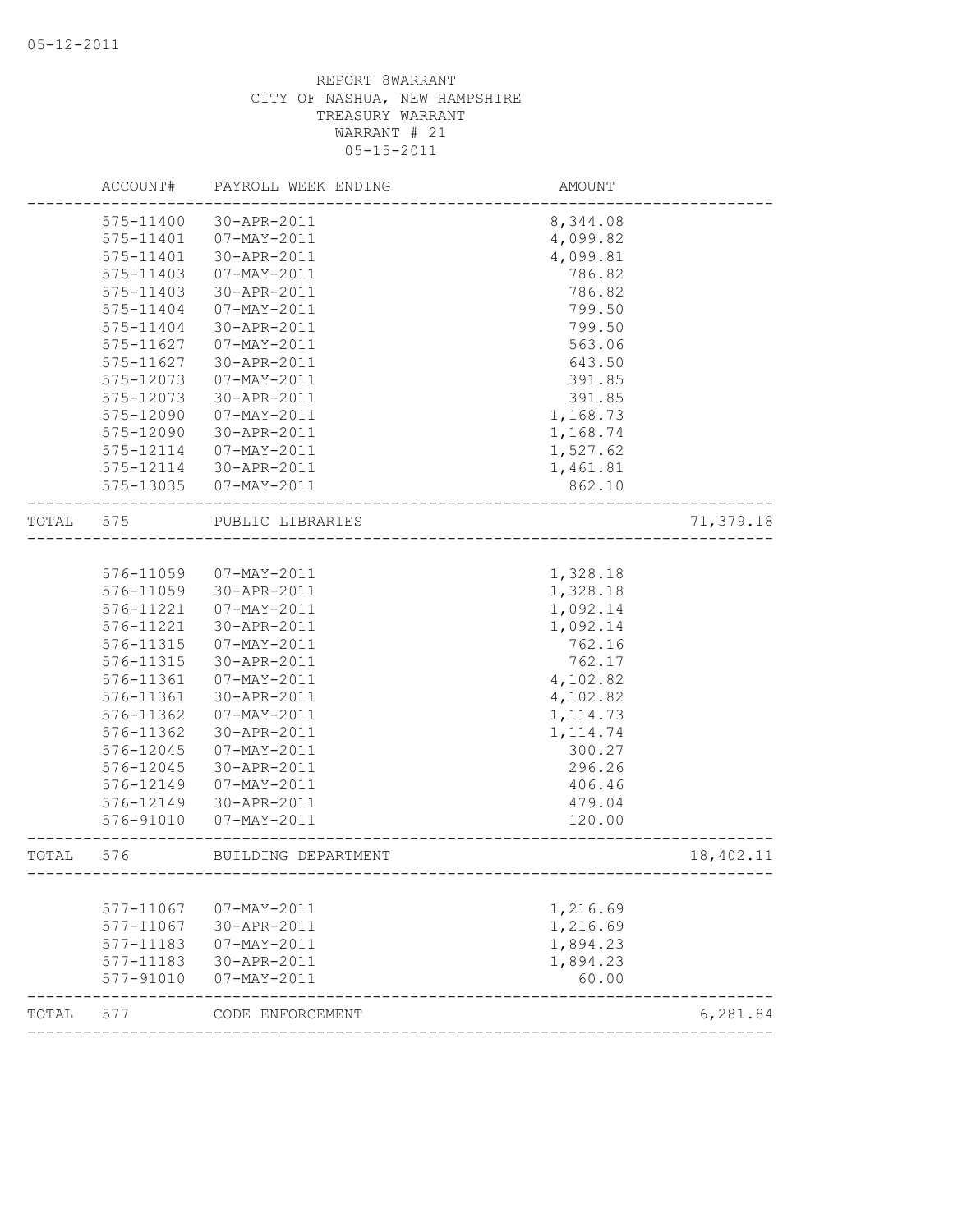REPORT 8WARRANT
CITY OF NASHUA, NEW HAMPSHIRE
TREASURY WARRANT
WARRANT # 21
05-15-2011

| | ACCOUNT# | PAYROLL WEEK ENDING | AMOUNT | |
|---|---|---|---|---|
| | 575-11400 | 30-APR-2011 | 8,344.08 | |
| | 575-11401 | 07-MAY-2011 | 4,099.82 | |
| | 575-11401 | 30-APR-2011 | 4,099.81 | |
| | 575-11403 | 07-MAY-2011 | 786.82 | |
| | 575-11403 | 30-APR-2011 | 786.82 | |
| | 575-11404 | 07-MAY-2011 | 799.50 | |
| | 575-11404 | 30-APR-2011 | 799.50 | |
| | 575-11627 | 07-MAY-2011 | 563.06 | |
| | 575-11627 | 30-APR-2011 | 643.50 | |
| | 575-12073 | 07-MAY-2011 | 391.85 | |
| | 575-12073 | 30-APR-2011 | 391.85 | |
| | 575-12090 | 07-MAY-2011 | 1,168.73 | |
| | 575-12090 | 30-APR-2011 | 1,168.74 | |
| | 575-12114 | 07-MAY-2011 | 1,527.62 | |
| | 575-12114 | 30-APR-2011 | 1,461.81 | |
| | 575-13035 | 07-MAY-2011 | 862.10 | |
| TOTAL | 575 | PUBLIC LIBRARIES | | 71,379.18 |
| | 576-11059 | 07-MAY-2011 | 1,328.18 | |
| | 576-11059 | 30-APR-2011 | 1,328.18 | |
| | 576-11221 | 07-MAY-2011 | 1,092.14 | |
| | 576-11221 | 30-APR-2011 | 1,092.14 | |
| | 576-11315 | 07-MAY-2011 | 762.16 | |
| | 576-11315 | 30-APR-2011 | 762.17 | |
| | 576-11361 | 07-MAY-2011 | 4,102.82 | |
| | 576-11361 | 30-APR-2011 | 4,102.82 | |
| | 576-11362 | 07-MAY-2011 | 1,114.73 | |
| | 576-11362 | 30-APR-2011 | 1,114.74 | |
| | 576-12045 | 07-MAY-2011 | 300.27 | |
| | 576-12045 | 30-APR-2011 | 296.26 | |
| | 576-12149 | 07-MAY-2011 | 406.46 | |
| | 576-12149 | 30-APR-2011 | 479.04 | |
| | 576-91010 | 07-MAY-2011 | 120.00 | |
| TOTAL | 576 | BUILDING DEPARTMENT | | 18,402.11 |
| | 577-11067 | 07-MAY-2011 | 1,216.69 | |
| | 577-11067 | 30-APR-2011 | 1,216.69 | |
| | 577-11183 | 07-MAY-2011 | 1,894.23 | |
| | 577-11183 | 30-APR-2011 | 1,894.23 | |
| | 577-91010 | 07-MAY-2011 | 60.00 | |
| TOTAL | 577 | CODE ENFORCEMENT | | 6,281.84 |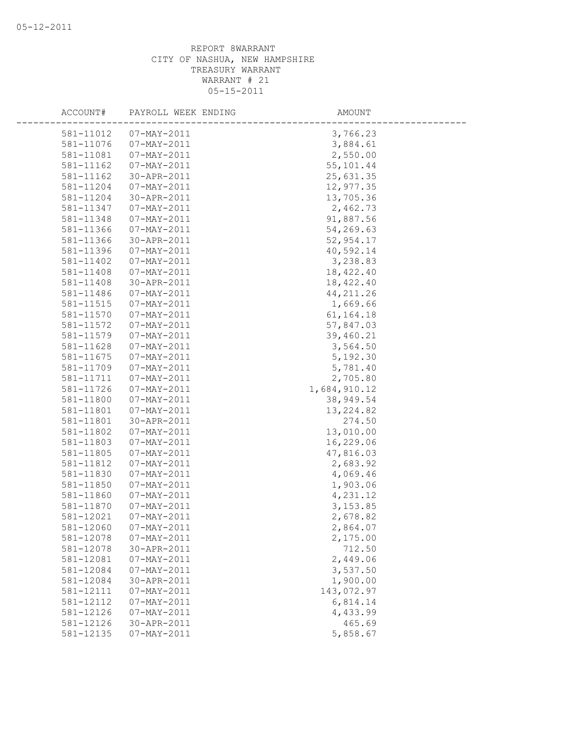REPORT 8WARRANT
CITY OF NASHUA, NEW HAMPSHIRE
TREASURY WARRANT
WARRANT # 21
05-15-2011

| ACCOUNT# | PAYROLL WEEK ENDING | AMOUNT |
|---|---|---|
| 581-11012 | 07-MAY-2011 | 3,766.23 |
| 581-11076 | 07-MAY-2011 | 3,884.61 |
| 581-11081 | 07-MAY-2011 | 2,550.00 |
| 581-11162 | 07-MAY-2011 | 55,101.44 |
| 581-11162 | 30-APR-2011 | 25,631.35 |
| 581-11204 | 07-MAY-2011 | 12,977.35 |
| 581-11204 | 30-APR-2011 | 13,705.36 |
| 581-11347 | 07-MAY-2011 | 2,462.73 |
| 581-11348 | 07-MAY-2011 | 91,887.56 |
| 581-11366 | 07-MAY-2011 | 54,269.63 |
| 581-11366 | 30-APR-2011 | 52,954.17 |
| 581-11396 | 07-MAY-2011 | 40,592.14 |
| 581-11402 | 07-MAY-2011 | 3,238.83 |
| 581-11408 | 07-MAY-2011 | 18,422.40 |
| 581-11408 | 30-APR-2011 | 18,422.40 |
| 581-11486 | 07-MAY-2011 | 44,211.26 |
| 581-11515 | 07-MAY-2011 | 1,669.66 |
| 581-11570 | 07-MAY-2011 | 61,164.18 |
| 581-11572 | 07-MAY-2011 | 57,847.03 |
| 581-11579 | 07-MAY-2011 | 39,460.21 |
| 581-11628 | 07-MAY-2011 | 3,564.50 |
| 581-11675 | 07-MAY-2011 | 5,192.30 |
| 581-11709 | 07-MAY-2011 | 5,781.40 |
| 581-11711 | 07-MAY-2011 | 2,705.80 |
| 581-11726 | 07-MAY-2011 | 1,684,910.12 |
| 581-11800 | 07-MAY-2011 | 38,949.54 |
| 581-11801 | 07-MAY-2011 | 13,224.82 |
| 581-11801 | 30-APR-2011 | 274.50 |
| 581-11802 | 07-MAY-2011 | 13,010.00 |
| 581-11803 | 07-MAY-2011 | 16,229.06 |
| 581-11805 | 07-MAY-2011 | 47,816.03 |
| 581-11812 | 07-MAY-2011 | 2,683.92 |
| 581-11830 | 07-MAY-2011 | 4,069.46 |
| 581-11850 | 07-MAY-2011 | 1,903.06 |
| 581-11860 | 07-MAY-2011 | 4,231.12 |
| 581-11870 | 07-MAY-2011 | 3,153.85 |
| 581-12021 | 07-MAY-2011 | 2,678.82 |
| 581-12060 | 07-MAY-2011 | 2,864.07 |
| 581-12078 | 07-MAY-2011 | 2,175.00 |
| 581-12078 | 30-APR-2011 | 712.50 |
| 581-12081 | 07-MAY-2011 | 2,449.06 |
| 581-12084 | 07-MAY-2011 | 3,537.50 |
| 581-12084 | 30-APR-2011 | 1,900.00 |
| 581-12111 | 07-MAY-2011 | 143,072.97 |
| 581-12112 | 07-MAY-2011 | 6,814.14 |
| 581-12126 | 07-MAY-2011 | 4,433.99 |
| 581-12126 | 30-APR-2011 | 465.69 |
| 581-12135 | 07-MAY-2011 | 5,858.67 |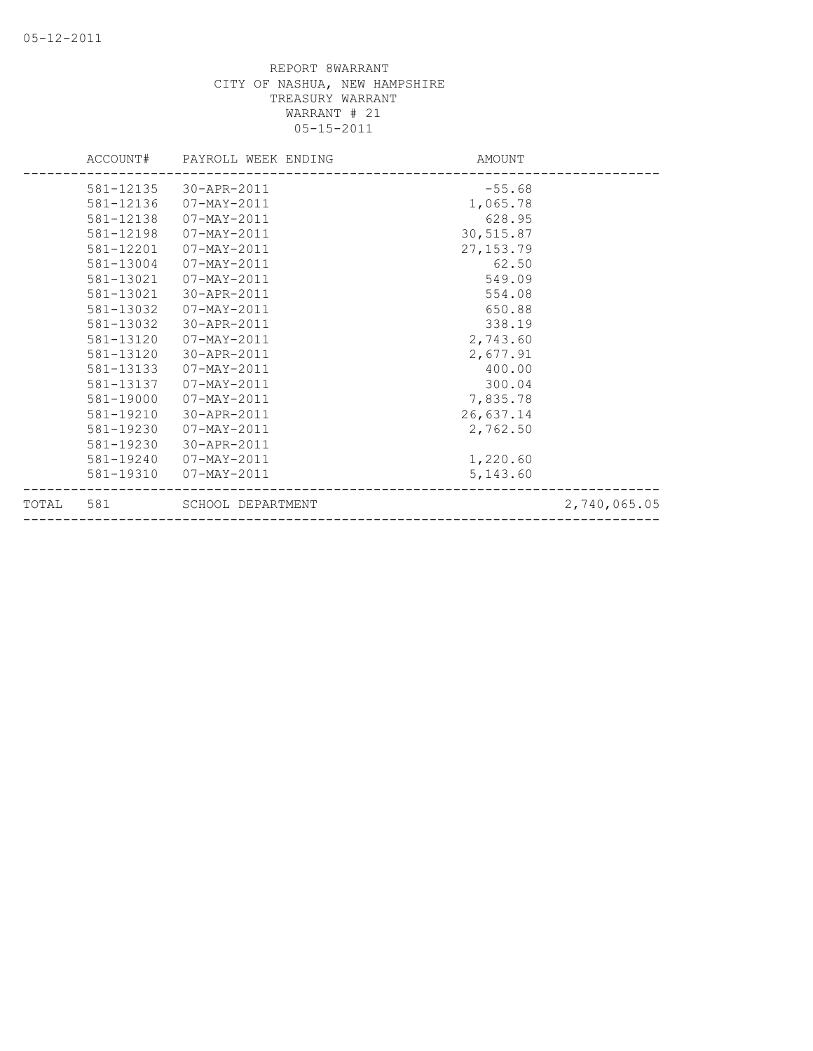REPORT 8WARRANT
CITY OF NASHUA, NEW HAMPSHIRE
TREASURY WARRANT
WARRANT # 21
05-15-2011

| | ACCOUNT# | PAYROLL WEEK ENDING | AMOUNT | |
|---|---|---|---|---|
| | 581-12135 | 30-APR-2011 | -55.68 | |
| | 581-12136 | 07-MAY-2011 | 1,065.78 | |
| | 581-12138 | 07-MAY-2011 | 628.95 | |
| | 581-12198 | 07-MAY-2011 | 30,515.87 | |
| | 581-12201 | 07-MAY-2011 | 27,153.79 | |
| | 581-13004 | 07-MAY-2011 | 62.50 | |
| | 581-13021 | 07-MAY-2011 | 549.09 | |
| | 581-13021 | 30-APR-2011 | 554.08 | |
| | 581-13032 | 07-MAY-2011 | 650.88 | |
| | 581-13032 | 30-APR-2011 | 338.19 | |
| | 581-13120 | 07-MAY-2011 | 2,743.60 | |
| | 581-13120 | 30-APR-2011 | 2,677.91 | |
| | 581-13133 | 07-MAY-2011 | 400.00 | |
| | 581-13137 | 07-MAY-2011 | 300.04 | |
| | 581-19000 | 07-MAY-2011 | 7,835.78 | |
| | 581-19210 | 30-APR-2011 | 26,637.14 | |
| | 581-19230 | 07-MAY-2011 | 2,762.50 | |
| | 581-19230 | 30-APR-2011 | | |
| | 581-19240 | 07-MAY-2011 | 1,220.60 | |
| | 581-19310 | 07-MAY-2011 | 5,143.60 | |
| TOTAL | 581 | SCHOOL DEPARTMENT | | 2,740,065.05 |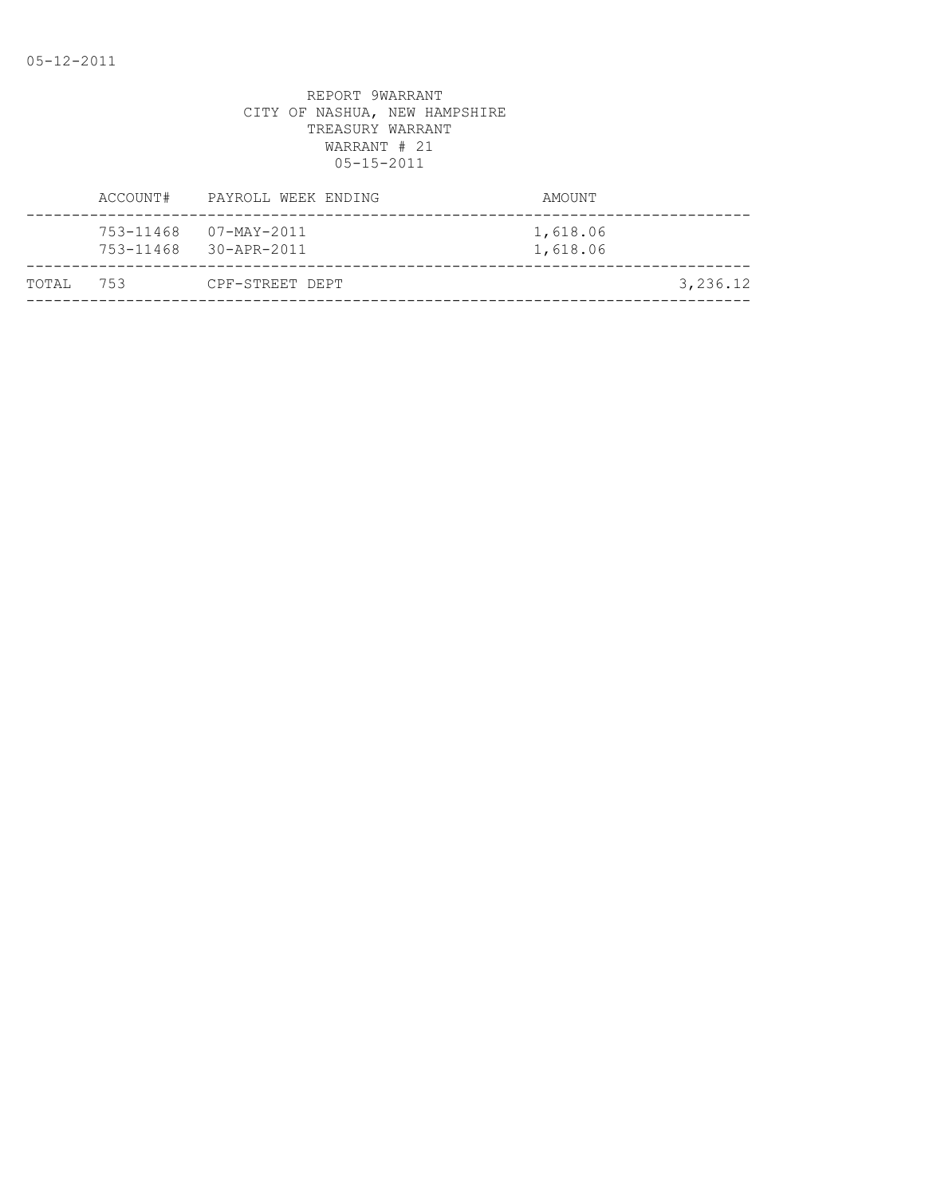REPORT 9WARRANT
CITY OF NASHUA, NEW HAMPSHIRE
TREASURY WARRANT
WARRANT # 21
05-15-2011

| | ACCOUNT# | PAYROLL WEEK ENDING | AMOUNT | |
|---|---|---|---|---|
| | 753-11468 | 07-MAY-2011 | 1,618.06 | |
| | 753-11468 | 30-APR-2011 | 1,618.06 | |
| TOTAL | 753 | CPF-STREET DEPT | | 3,236.12 |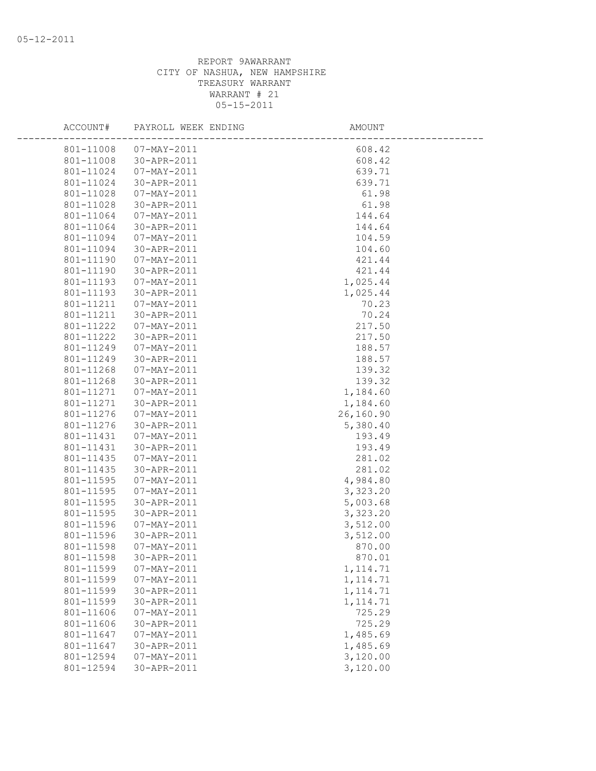REPORT 9AWARRANT
CITY OF NASHUA, NEW HAMPSHIRE
TREASURY WARRANT
WARRANT # 21
05-15-2011

| ACCOUNT# | PAYROLL WEEK ENDING | AMOUNT |
|---|---|---|
| 801-11008 | 07-MAY-2011 | 608.42 |
| 801-11008 | 30-APR-2011 | 608.42 |
| 801-11024 | 07-MAY-2011 | 639.71 |
| 801-11024 | 30-APR-2011 | 639.71 |
| 801-11028 | 07-MAY-2011 | 61.98 |
| 801-11028 | 30-APR-2011 | 61.98 |
| 801-11064 | 07-MAY-2011 | 144.64 |
| 801-11064 | 30-APR-2011 | 144.64 |
| 801-11094 | 07-MAY-2011 | 104.59 |
| 801-11094 | 30-APR-2011 | 104.60 |
| 801-11190 | 07-MAY-2011 | 421.44 |
| 801-11190 | 30-APR-2011 | 421.44 |
| 801-11193 | 07-MAY-2011 | 1,025.44 |
| 801-11193 | 30-APR-2011 | 1,025.44 |
| 801-11211 | 07-MAY-2011 | 70.23 |
| 801-11211 | 30-APR-2011 | 70.24 |
| 801-11222 | 07-MAY-2011 | 217.50 |
| 801-11222 | 30-APR-2011 | 217.50 |
| 801-11249 | 07-MAY-2011 | 188.57 |
| 801-11249 | 30-APR-2011 | 188.57 |
| 801-11268 | 07-MAY-2011 | 139.32 |
| 801-11268 | 30-APR-2011 | 139.32 |
| 801-11271 | 07-MAY-2011 | 1,184.60 |
| 801-11271 | 30-APR-2011 | 1,184.60 |
| 801-11276 | 07-MAY-2011 | 26,160.90 |
| 801-11276 | 30-APR-2011 | 5,380.40 |
| 801-11431 | 07-MAY-2011 | 193.49 |
| 801-11431 | 30-APR-2011 | 193.49 |
| 801-11435 | 07-MAY-2011 | 281.02 |
| 801-11435 | 30-APR-2011 | 281.02 |
| 801-11595 | 07-MAY-2011 | 4,984.80 |
| 801-11595 | 07-MAY-2011 | 3,323.20 |
| 801-11595 | 30-APR-2011 | 5,003.68 |
| 801-11595 | 30-APR-2011 | 3,323.20 |
| 801-11596 | 07-MAY-2011 | 3,512.00 |
| 801-11596 | 30-APR-2011 | 3,512.00 |
| 801-11598 | 07-MAY-2011 | 870.00 |
| 801-11598 | 30-APR-2011 | 870.01 |
| 801-11599 | 07-MAY-2011 | 1,114.71 |
| 801-11599 | 07-MAY-2011 | 1,114.71 |
| 801-11599 | 30-APR-2011 | 1,114.71 |
| 801-11599 | 30-APR-2011 | 1,114.71 |
| 801-11606 | 07-MAY-2011 | 725.29 |
| 801-11606 | 30-APR-2011 | 725.29 |
| 801-11647 | 07-MAY-2011 | 1,485.69 |
| 801-11647 | 30-APR-2011 | 1,485.69 |
| 801-12594 | 07-MAY-2011 | 3,120.00 |
| 801-12594 | 30-APR-2011 | 3,120.00 |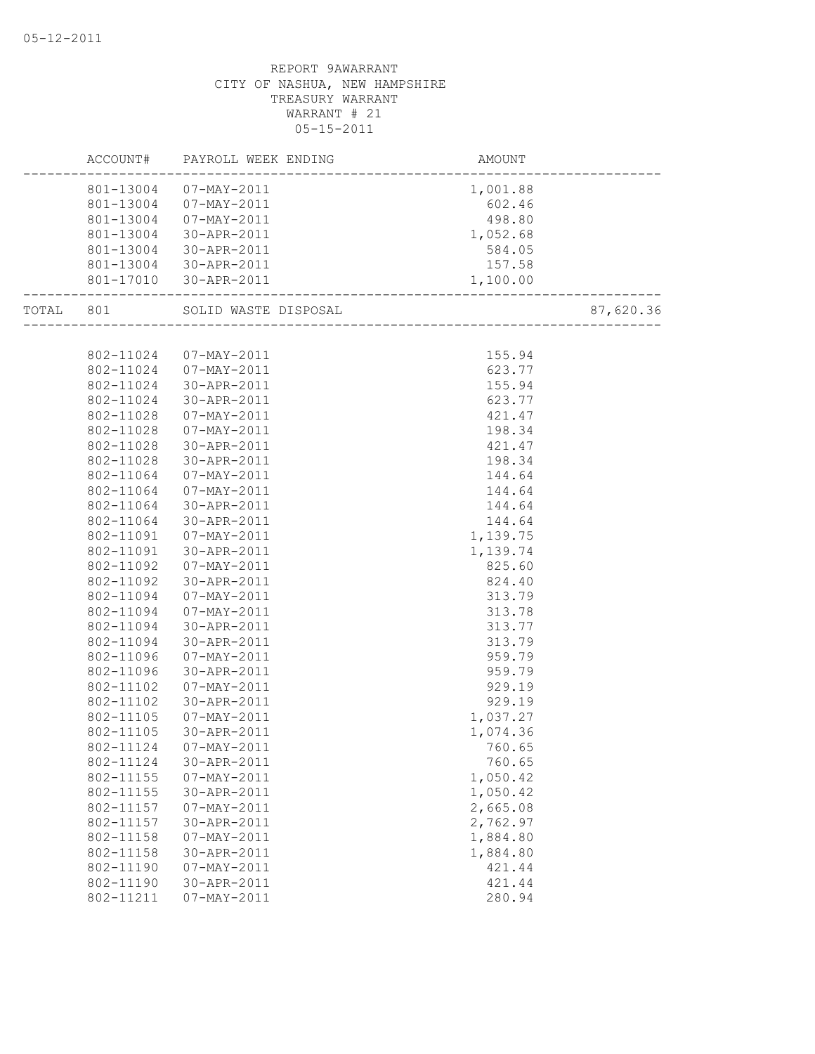05-12-2011

REPORT 9AWARRANT
CITY OF NASHUA, NEW HAMPSHIRE
TREASURY WARRANT
WARRANT # 21
05-15-2011

| | ACCOUNT# | PAYROLL WEEK ENDING | AMOUNT | |
|---|---|---|---|---|
| | 801-13004 | 07-MAY-2011 | 1,001.88 | |
| | 801-13004 | 07-MAY-2011 | 602.46 | |
| | 801-13004 | 07-MAY-2011 | 498.80 | |
| | 801-13004 | 30-APR-2011 | 1,052.68 | |
| | 801-13004 | 30-APR-2011 | 584.05 | |
| | 801-13004 | 30-APR-2011 | 157.58 | |
| | 801-17010 | 30-APR-2011 | 1,100.00 | |
| TOTAL | 801 | SOLID WASTE DISPOSAL | | 87,620.36 |
| | 802-11024 | 07-MAY-2011 | 155.94 | |
| | 802-11024 | 07-MAY-2011 | 623.77 | |
| | 802-11024 | 30-APR-2011 | 155.94 | |
| | 802-11024 | 30-APR-2011 | 623.77 | |
| | 802-11028 | 07-MAY-2011 | 421.47 | |
| | 802-11028 | 07-MAY-2011 | 198.34 | |
| | 802-11028 | 30-APR-2011 | 421.47 | |
| | 802-11028 | 30-APR-2011 | 198.34 | |
| | 802-11064 | 07-MAY-2011 | 144.64 | |
| | 802-11064 | 07-MAY-2011 | 144.64 | |
| | 802-11064 | 30-APR-2011 | 144.64 | |
| | 802-11064 | 30-APR-2011 | 144.64 | |
| | 802-11091 | 07-MAY-2011 | 1,139.75 | |
| | 802-11091 | 30-APR-2011 | 1,139.74 | |
| | 802-11092 | 07-MAY-2011 | 825.60 | |
| | 802-11092 | 30-APR-2011 | 824.40 | |
| | 802-11094 | 07-MAY-2011 | 313.79 | |
| | 802-11094 | 07-MAY-2011 | 313.78 | |
| | 802-11094 | 30-APR-2011 | 313.77 | |
| | 802-11094 | 30-APR-2011 | 313.79 | |
| | 802-11096 | 07-MAY-2011 | 959.79 | |
| | 802-11096 | 30-APR-2011 | 959.79 | |
| | 802-11102 | 07-MAY-2011 | 929.19 | |
| | 802-11102 | 30-APR-2011 | 929.19 | |
| | 802-11105 | 07-MAY-2011 | 1,037.27 | |
| | 802-11105 | 30-APR-2011 | 1,074.36 | |
| | 802-11124 | 07-MAY-2011 | 760.65 | |
| | 802-11124 | 30-APR-2011 | 760.65 | |
| | 802-11155 | 07-MAY-2011 | 1,050.42 | |
| | 802-11155 | 30-APR-2011 | 1,050.42 | |
| | 802-11157 | 07-MAY-2011 | 2,665.08 | |
| | 802-11157 | 30-APR-2011 | 2,762.97 | |
| | 802-11158 | 07-MAY-2011 | 1,884.80 | |
| | 802-11158 | 30-APR-2011 | 1,884.80 | |
| | 802-11190 | 07-MAY-2011 | 421.44 | |
| | 802-11190 | 30-APR-2011 | 421.44 | |
| | 802-11211 | 07-MAY-2011 | 280.94 | |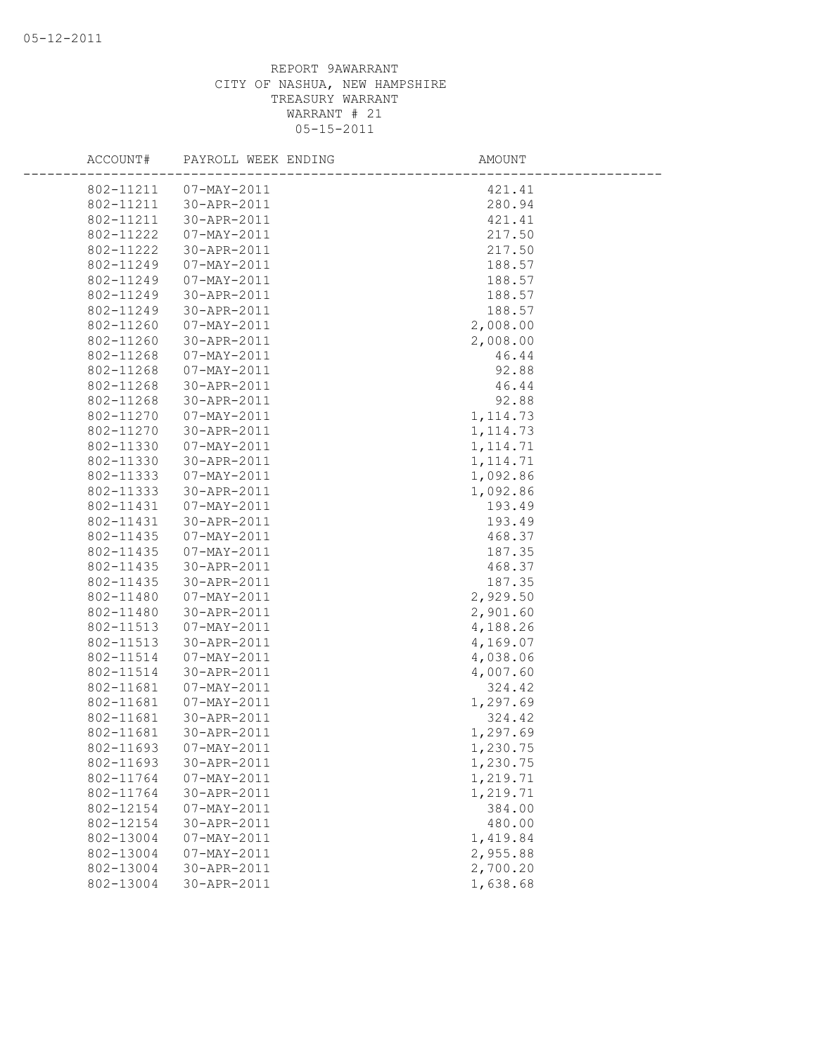REPORT 9AWARRANT
CITY OF NASHUA, NEW HAMPSHIRE
TREASURY WARRANT
WARRANT # 21
05-15-2011

| ACCOUNT# | PAYROLL WEEK ENDING | AMOUNT |
|---|---|---|
| 802-11211 | 07-MAY-2011 | 421.41 |
| 802-11211 | 30-APR-2011 | 280.94 |
| 802-11211 | 30-APR-2011 | 421.41 |
| 802-11222 | 07-MAY-2011 | 217.50 |
| 802-11222 | 30-APR-2011 | 217.50 |
| 802-11249 | 07-MAY-2011 | 188.57 |
| 802-11249 | 07-MAY-2011 | 188.57 |
| 802-11249 | 30-APR-2011 | 188.57 |
| 802-11249 | 30-APR-2011 | 188.57 |
| 802-11260 | 07-MAY-2011 | 2,008.00 |
| 802-11260 | 30-APR-2011 | 2,008.00 |
| 802-11268 | 07-MAY-2011 | 46.44 |
| 802-11268 | 07-MAY-2011 | 92.88 |
| 802-11268 | 30-APR-2011 | 46.44 |
| 802-11268 | 30-APR-2011 | 92.88 |
| 802-11270 | 07-MAY-2011 | 1,114.73 |
| 802-11270 | 30-APR-2011 | 1,114.73 |
| 802-11330 | 07-MAY-2011 | 1,114.71 |
| 802-11330 | 30-APR-2011 | 1,114.71 |
| 802-11333 | 07-MAY-2011 | 1,092.86 |
| 802-11333 | 30-APR-2011 | 1,092.86 |
| 802-11431 | 07-MAY-2011 | 193.49 |
| 802-11431 | 30-APR-2011 | 193.49 |
| 802-11435 | 07-MAY-2011 | 468.37 |
| 802-11435 | 07-MAY-2011 | 187.35 |
| 802-11435 | 30-APR-2011 | 468.37 |
| 802-11435 | 30-APR-2011 | 187.35 |
| 802-11480 | 07-MAY-2011 | 2,929.50 |
| 802-11480 | 30-APR-2011 | 2,901.60 |
| 802-11513 | 07-MAY-2011 | 4,188.26 |
| 802-11513 | 30-APR-2011 | 4,169.07 |
| 802-11514 | 07-MAY-2011 | 4,038.06 |
| 802-11514 | 30-APR-2011 | 4,007.60 |
| 802-11681 | 07-MAY-2011 | 324.42 |
| 802-11681 | 07-MAY-2011 | 1,297.69 |
| 802-11681 | 30-APR-2011 | 324.42 |
| 802-11681 | 30-APR-2011 | 1,297.69 |
| 802-11693 | 07-MAY-2011 | 1,230.75 |
| 802-11693 | 30-APR-2011 | 1,230.75 |
| 802-11764 | 07-MAY-2011 | 1,219.71 |
| 802-11764 | 30-APR-2011 | 1,219.71 |
| 802-12154 | 07-MAY-2011 | 384.00 |
| 802-12154 | 30-APR-2011 | 480.00 |
| 802-13004 | 07-MAY-2011 | 1,419.84 |
| 802-13004 | 07-MAY-2011 | 2,955.88 |
| 802-13004 | 30-APR-2011 | 2,700.20 |
| 802-13004 | 30-APR-2011 | 1,638.68 |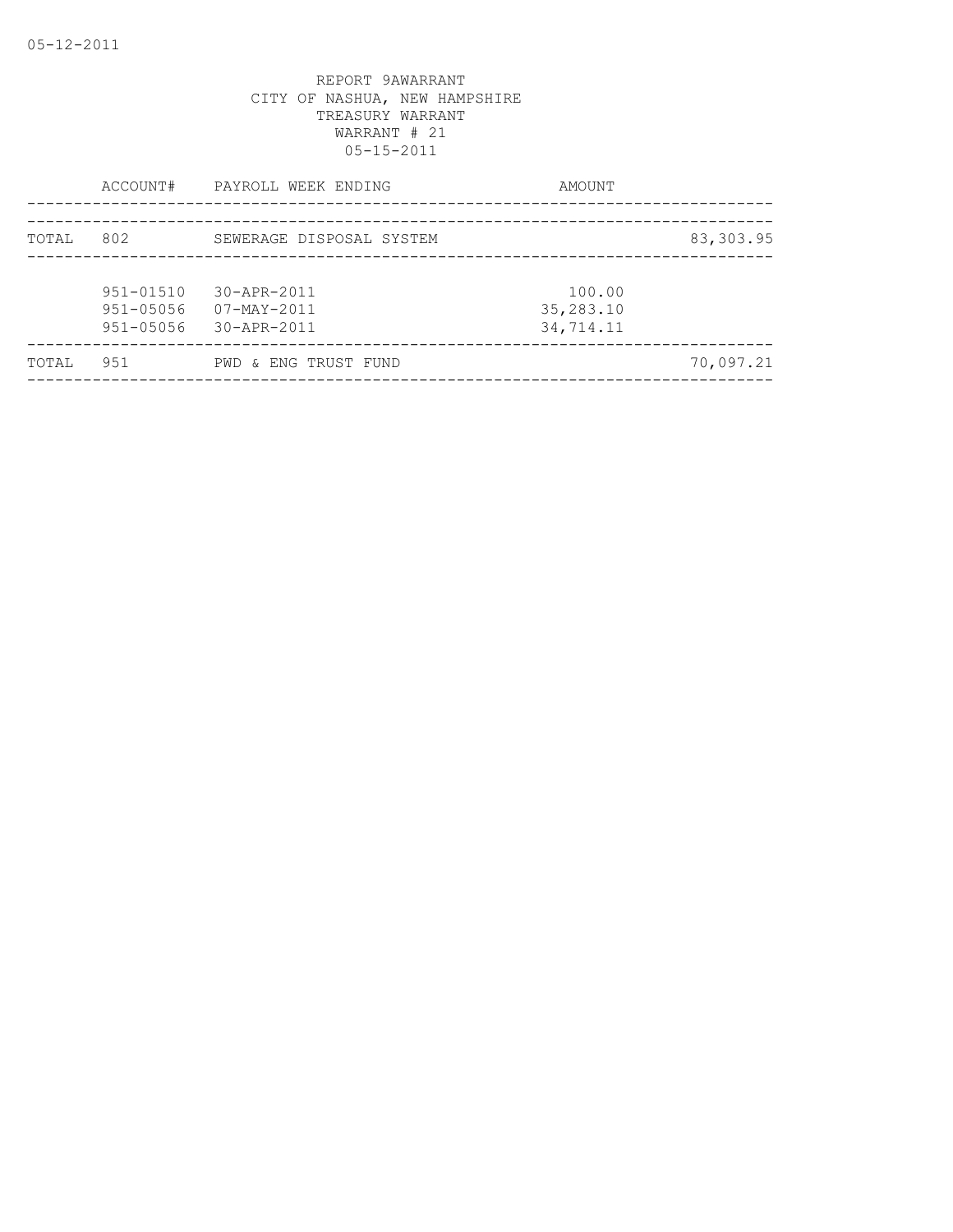05-12-2011

REPORT 9AWARRANT
CITY OF NASHUA, NEW HAMPSHIRE
TREASURY WARRANT
WARRANT # 21
05-15-2011

| | ACCOUNT# | PAYROLL WEEK ENDING | AMOUNT | |
|---|---|---|---|---|
| TOTAL | 802 | SEWERAGE DISPOSAL SYSTEM | | 83,303.95 |
| | 951-01510 | 30-APR-2011 | 100.00 | |
| | 951-05056 | 07-MAY-2011 | 35,283.10 | |
| | 951-05056 | 30-APR-2011 | 34,714.11 | |
| TOTAL | 951 | PWD & ENG TRUST FUND | | 70,097.21 |